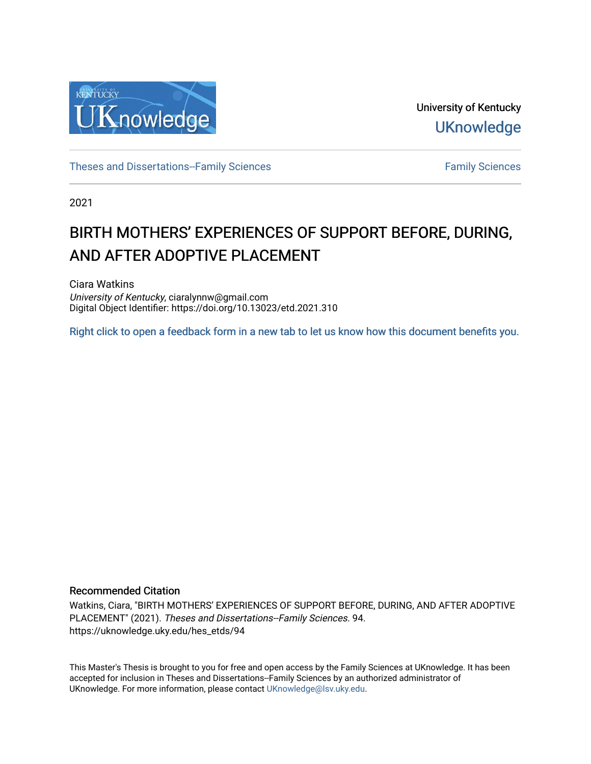University of Kentucky

UKnowledge

Theses and Dissertations--Family Sciences

Family Sciences

2021

# BIRTH MOTHERS' EXPERIENCES OF SUPPORT BEFORE, DURING, AND AFTER ADOPTIVE PLACEMENT

Ciara Watkins
*University of Kentucky*, ciaralynnw@gmail.com
Digital Object Identifier: https://doi.org/10.13023/etd.2021.310

Right click to open a feedback form in a new tab to let us know how this document benefits you.

## Recommended Citation

Watkins, Ciara, "BIRTH MOTHERS' EXPERIENCES OF SUPPORT BEFORE, DURING, AND AFTER ADOPTIVE PLACEMENT" (2021). *Theses and Dissertations--Family Sciences*. 94.
https://uknowledge.uky.edu/hes_etds/94

This Master's Thesis is brought to you for free and open access by the Family Sciences at UKnowledge. It has been accepted for inclusion in Theses and Dissertations--Family Sciences by an authorized administrator of UKnowledge. For more information, please contact UKnowledge@lsv.uky.edu.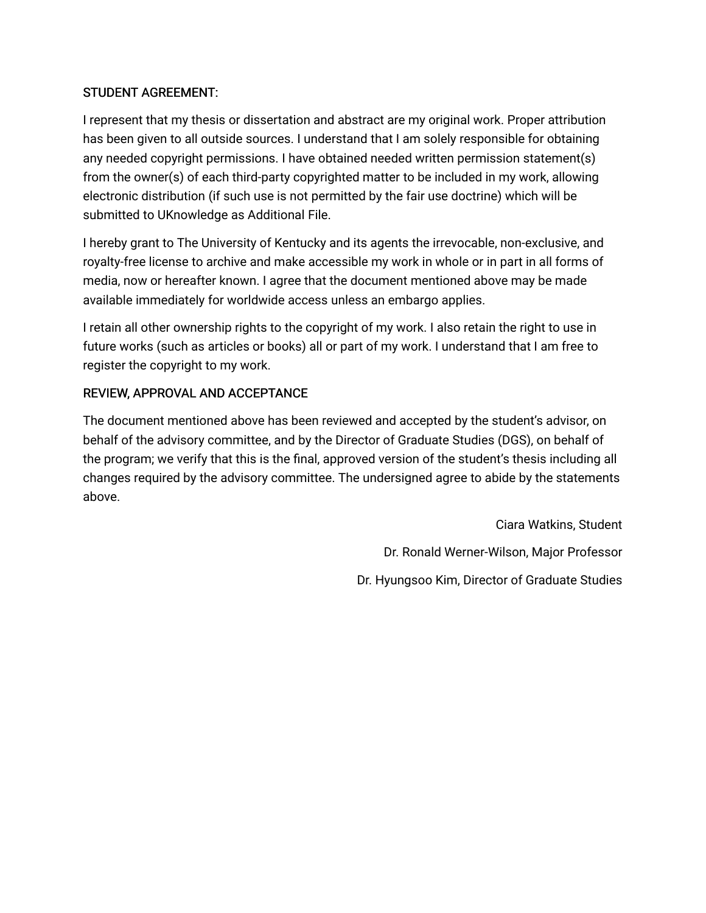STUDENT AGREEMENT:

I represent that my thesis or dissertation and abstract are my original work. Proper attribution has been given to all outside sources. I understand that I am solely responsible for obtaining any needed copyright permissions. I have obtained needed written permission statement(s) from the owner(s) of each third-party copyrighted matter to be included in my work, allowing electronic distribution (if such use is not permitted by the fair use doctrine) which will be submitted to UKnowledge as Additional File.

I hereby grant to The University of Kentucky and its agents the irrevocable, non-exclusive, and royalty-free license to archive and make accessible my work in whole or in part in all forms of media, now or hereafter known. I agree that the document mentioned above may be made available immediately for worldwide access unless an embargo applies.

I retain all other ownership rights to the copyright of my work. I also retain the right to use in future works (such as articles or books) all or part of my work. I understand that I am free to register the copyright to my work.

REVIEW, APPROVAL AND ACCEPTANCE

The document mentioned above has been reviewed and accepted by the student's advisor, on behalf of the advisory committee, and by the Director of Graduate Studies (DGS), on behalf of the program; we verify that this is the final, approved version of the student's thesis including all changes required by the advisory committee. The undersigned agree to abide by the statements above.

Ciara Watkins, Student

Dr. Ronald Werner-Wilson, Major Professor

Dr. Hyungsoo Kim, Director of Graduate Studies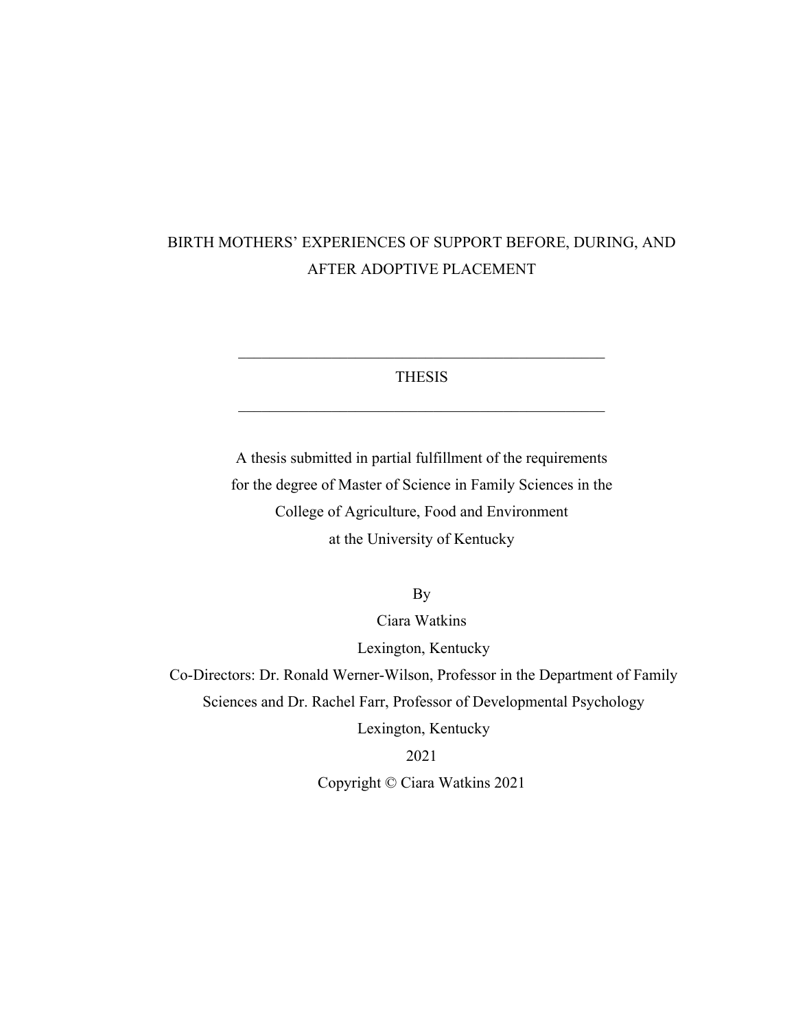# BIRTH MOTHERS' EXPERIENCES OF SUPPORT BEFORE, DURING, AND AFTER ADOPTIVE PLACEMENT

---

THESIS

---

A thesis submitted in partial fulfillment of the requirements
for the degree of Master of Science in Family Sciences in the
College of Agriculture, Food and Environment
at the University of Kentucky

By

Ciara Watkins

Lexington, Kentucky

Co-Directors: Dr. Ronald Werner-Wilson, Professor in the Department of Family Sciences and Dr. Rachel Farr, Professor of Developmental Psychology

Lexington, Kentucky

2021

Copyright © Ciara Watkins 2021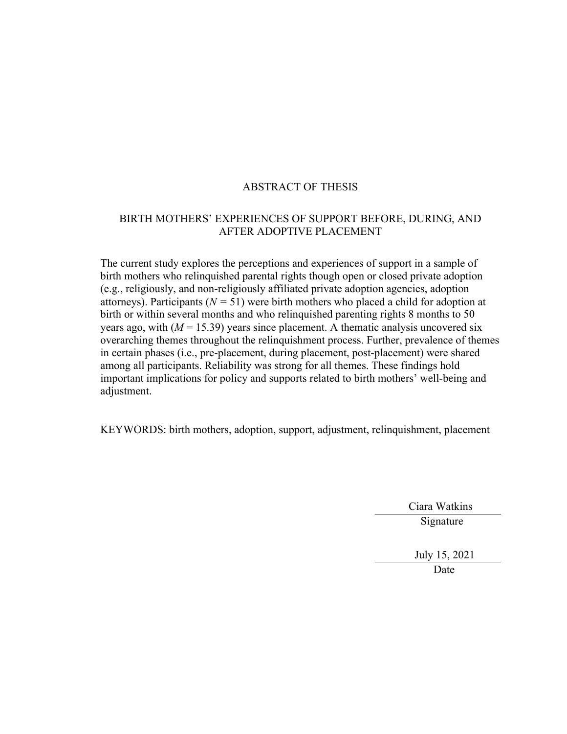# ABSTRACT OF THESIS

## BIRTH MOTHERS' EXPERIENCES OF SUPPORT BEFORE, DURING, AND AFTER ADOPTIVE PLACEMENT

The current study explores the perceptions and experiences of support in a sample of birth mothers who relinquished parental rights though open or closed private adoption (e.g., religiously, and non-religiously affiliated private adoption agencies, adoption attorneys). Participants ($N$ = 51) were birth mothers who placed a child for adoption at birth or within several months and who relinquished parenting rights 8 months to 50 years ago, with ($M$ = 15.39) years since placement. A thematic analysis uncovered six overarching themes throughout the relinquishment process. Further, prevalence of themes in certain phases (i.e., pre-placement, during placement, post-placement) were shared among all participants. Reliability was strong for all themes. These findings hold important implications for policy and supports related to birth mothers' well-being and adjustment.

KEYWORDS: birth mothers, adoption, support, adjustment, relinquishment, placement

Ciara Watkins
Signature

July 15, 2021
Date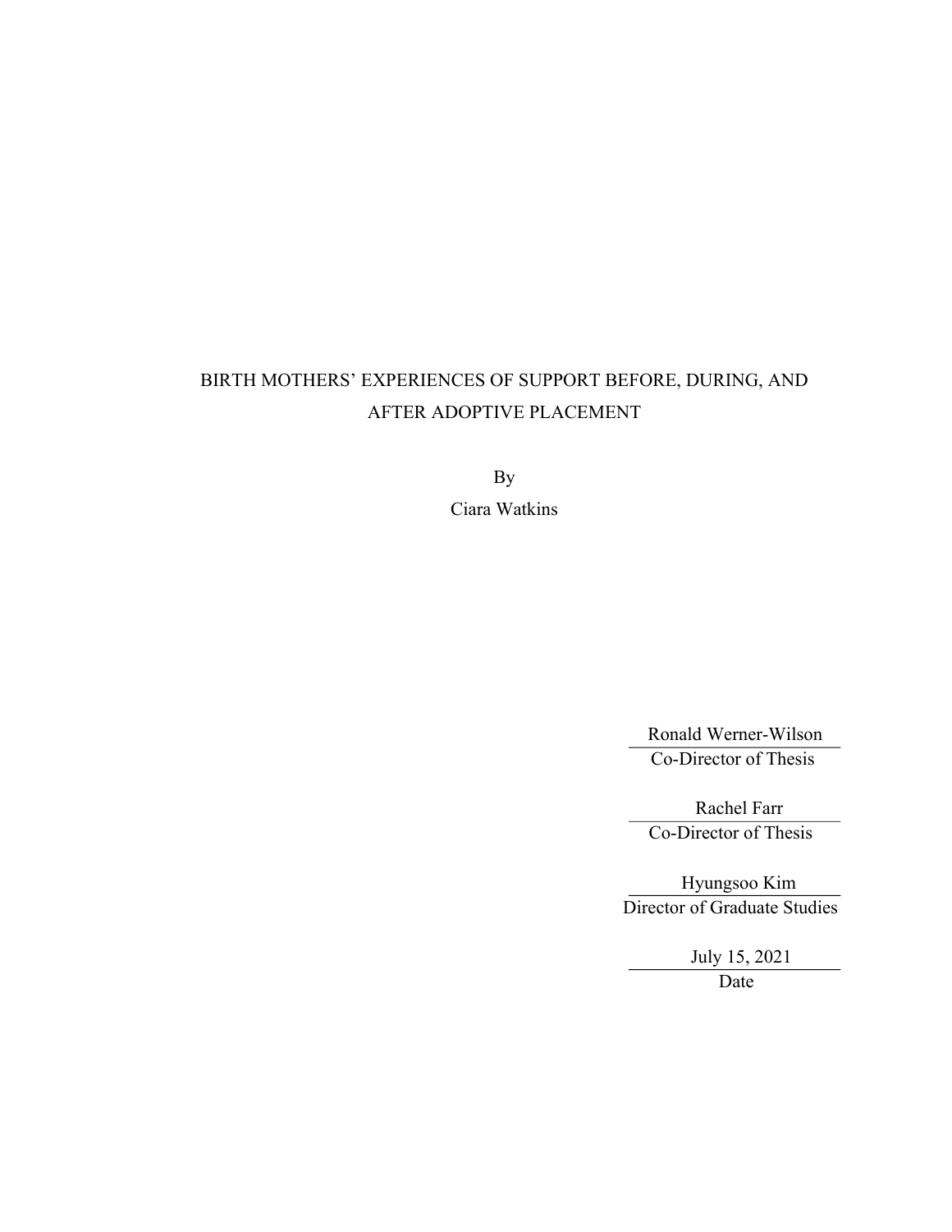BIRTH MOTHERS' EXPERIENCES OF SUPPORT BEFORE, DURING, AND AFTER ADOPTIVE PLACEMENT

By

Ciara Watkins

Ronald Werner-Wilson
Co-Director of Thesis

Rachel Farr
Co-Director of Thesis

Hyungsoo Kim
Director of Graduate Studies

July 15, 2021
Date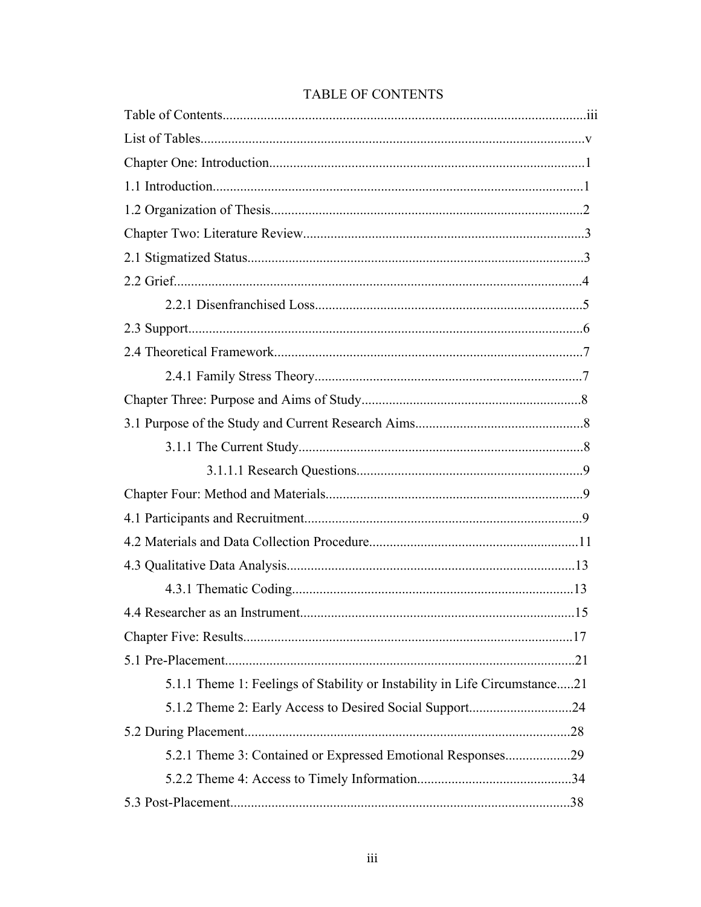# TABLE OF CONTENTS

Table of Contents....................................................................................................iii

List of Tables............................................................................................................v

Chapter One: Introduction.........................................................................................1

1.1 Introduction..........................................................................................................1

1.2 Organization of Thesis.........................................................................................2

Chapter Two: Literature Review................................................................................3

2.1 Stigmatized Status................................................................................................3

2.2 Grief.....................................................................................................................4

&nbsp;&nbsp;&nbsp;&nbsp;&nbsp;&nbsp;&nbsp;&nbsp;2.2.1 Disenfranchised Loss.............................................................................5

2.3 Support.................................................................................................................6

2.4 Theoretical Framework.........................................................................................7

&nbsp;&nbsp;&nbsp;&nbsp;&nbsp;&nbsp;&nbsp;&nbsp;2.4.1 Family Stress Theory.............................................................................7

Chapter Three: Purpose and Aims of Study...............................................................8

3.1 Purpose of the Study and Current Research Aims................................................8

&nbsp;&nbsp;&nbsp;&nbsp;&nbsp;&nbsp;&nbsp;&nbsp;3.1.1 The Current Study.................................................................................8

&nbsp;&nbsp;&nbsp;&nbsp;&nbsp;&nbsp;&nbsp;&nbsp;&nbsp;&nbsp;&nbsp;&nbsp;&nbsp;&nbsp;&nbsp;&nbsp;3.1.1.1 Research Questions.................................................................9

Chapter Four: Method and Materials..........................................................................9

4.1 Participants and Recruitment................................................................................9

4.2 Materials and Data Collection Procedure............................................................11

4.3 Qualitative Data Analysis...................................................................................13

&nbsp;&nbsp;&nbsp;&nbsp;&nbsp;&nbsp;&nbsp;&nbsp;4.3.1 Thematic Coding.................................................................................13

4.4 Researcher as an Instrument................................................................................15

Chapter Five: Results...............................................................................................17

5.1 Pre-Placement.....................................................................................................21

&nbsp;&nbsp;&nbsp;&nbsp;&nbsp;&nbsp;&nbsp;&nbsp;5.1.1 Theme 1: Feelings of Stability or Instability in Life Circumstance.....21

&nbsp;&nbsp;&nbsp;&nbsp;&nbsp;&nbsp;&nbsp;&nbsp;5.1.2 Theme 2: Early Access to Desired Social Support..............................24

5.2 During Placement...............................................................................................28

&nbsp;&nbsp;&nbsp;&nbsp;&nbsp;&nbsp;&nbsp;&nbsp;5.2.1 Theme 3: Contained or Expressed Emotional Responses...................29

&nbsp;&nbsp;&nbsp;&nbsp;&nbsp;&nbsp;&nbsp;&nbsp;5.2.2 Theme 4: Access to Timely Information.............................................34

5.3 Post-Placement...................................................................................................38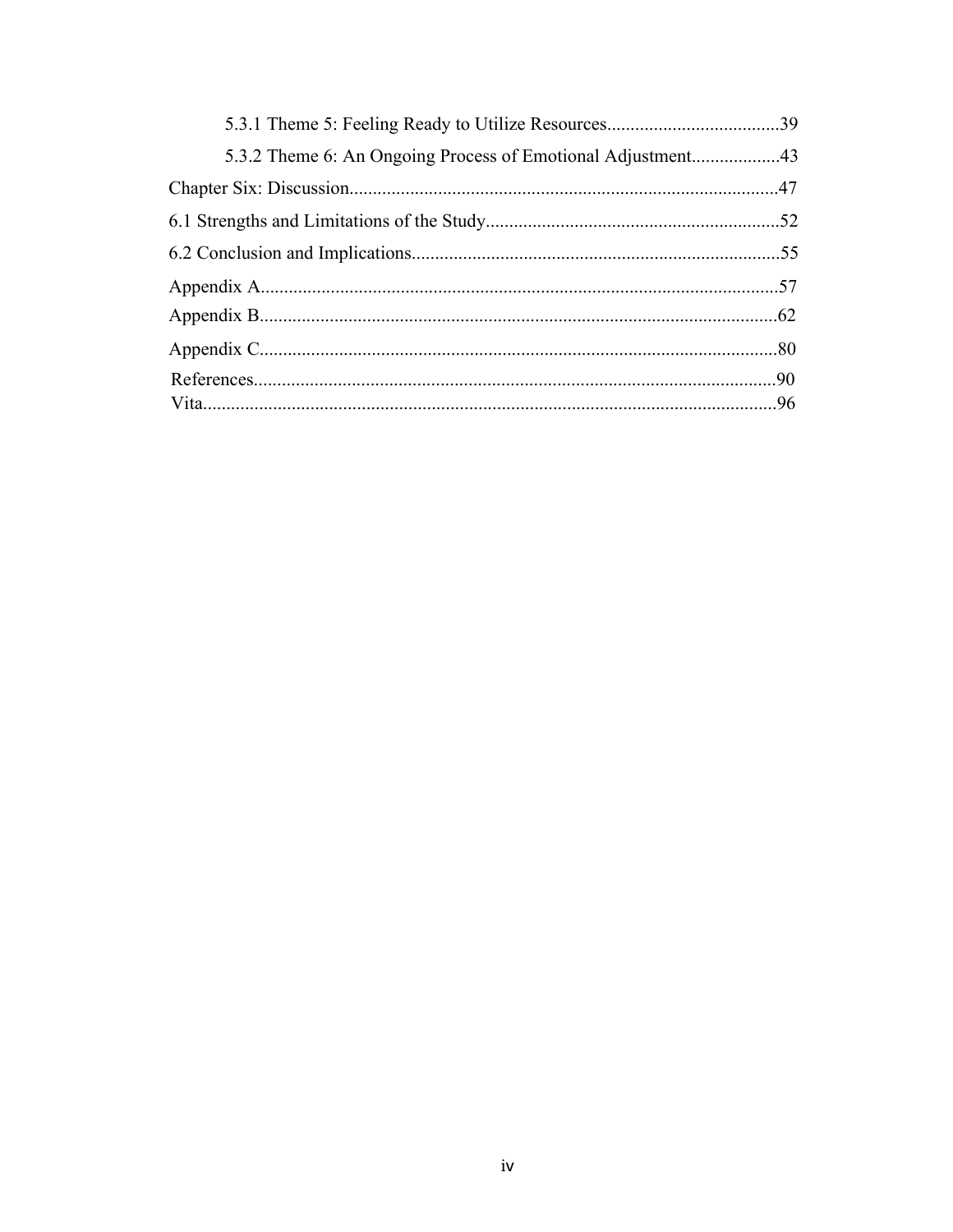5.3.1 Theme 5: Feeling Ready to Utilize Resources.....................................39

5.3.2 Theme 6: An Ongoing Process of Emotional Adjustment...................43

Chapter Six: Discussion............................................................................................47

6.1 Strengths and Limitations of the Study...............................................................52

6.2 Conclusion and Implications...............................................................................55

Appendix A..............................................................................................................57

Appendix B..............................................................................................................62

Appendix C..............................................................................................................80

References...............................................................................................................90

Vita..........................................................................................................................96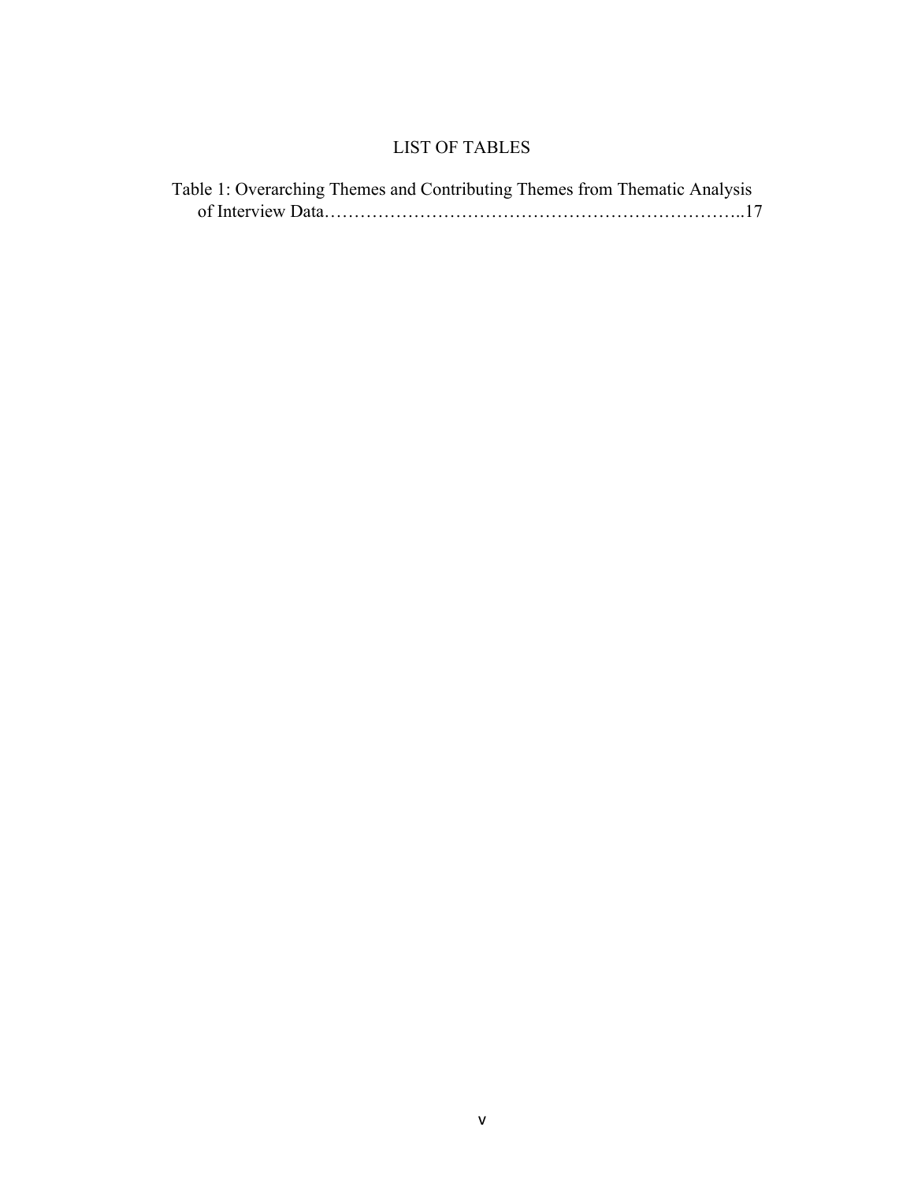# LIST OF TABLES

Table 1: Overarching Themes and Contributing Themes from Thematic Analysis of Interview Data……………………………………………………………..17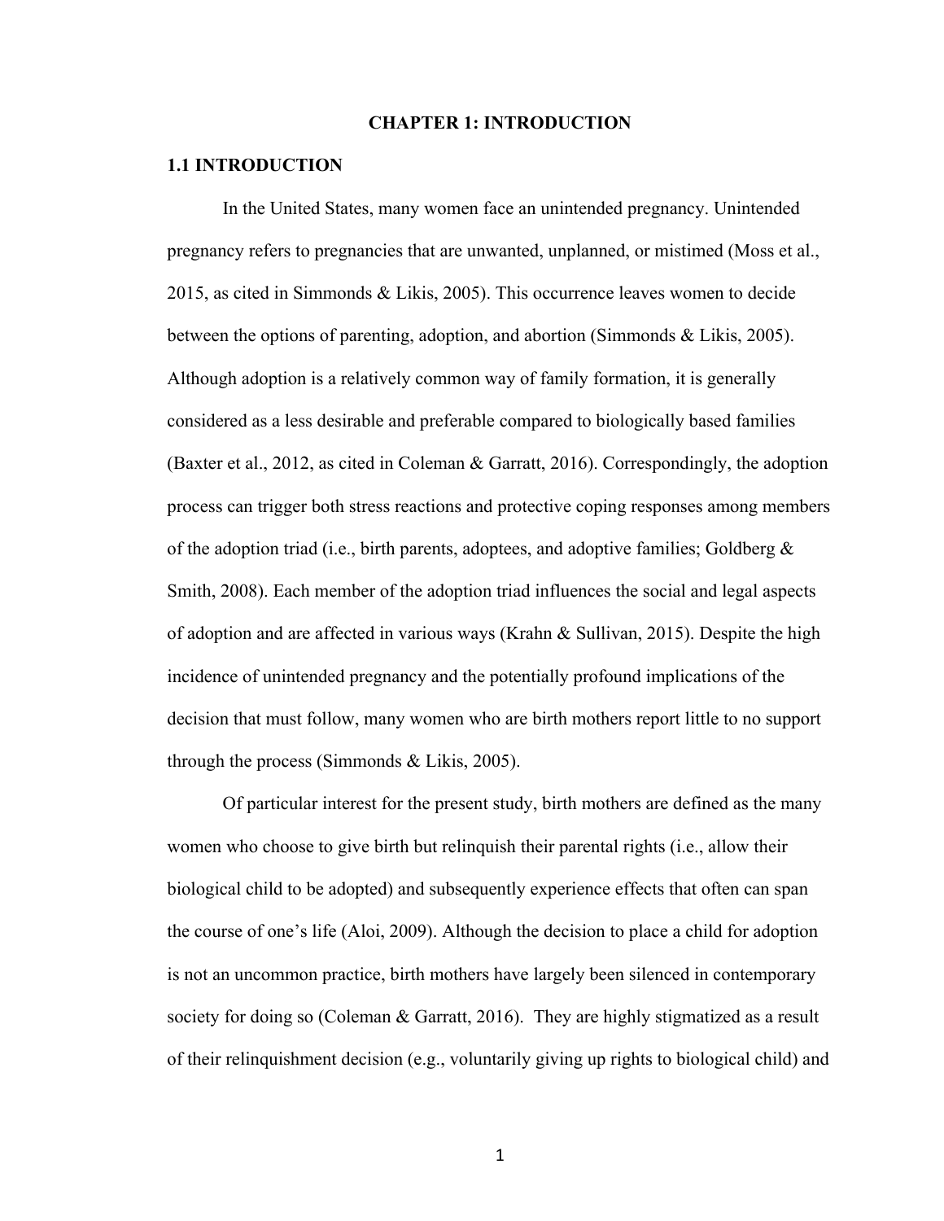# CHAPTER 1: INTRODUCTION

## 1.1 INTRODUCTION

In the United States, many women face an unintended pregnancy. Unintended pregnancy refers to pregnancies that are unwanted, unplanned, or mistimed (Moss et al., 2015, as cited in Simmonds & Likis, 2005). This occurrence leaves women to decide between the options of parenting, adoption, and abortion (Simmonds & Likis, 2005). Although adoption is a relatively common way of family formation, it is generally considered as a less desirable and preferable compared to biologically based families (Baxter et al., 2012, as cited in Coleman & Garratt, 2016). Correspondingly, the adoption process can trigger both stress reactions and protective coping responses among members of the adoption triad (i.e., birth parents, adoptees, and adoptive families; Goldberg & Smith, 2008). Each member of the adoption triad influences the social and legal aspects of adoption and are affected in various ways (Krahn & Sullivan, 2015). Despite the high incidence of unintended pregnancy and the potentially profound implications of the decision that must follow, many women who are birth mothers report little to no support through the process (Simmonds & Likis, 2005).

Of particular interest for the present study, birth mothers are defined as the many women who choose to give birth but relinquish their parental rights (i.e., allow their biological child to be adopted) and subsequently experience effects that often can span the course of one's life (Aloi, 2009). Although the decision to place a child for adoption is not an uncommon practice, birth mothers have largely been silenced in contemporary society for doing so (Coleman & Garratt, 2016). They are highly stigmatized as a result of their relinquishment decision (e.g., voluntarily giving up rights to biological child) and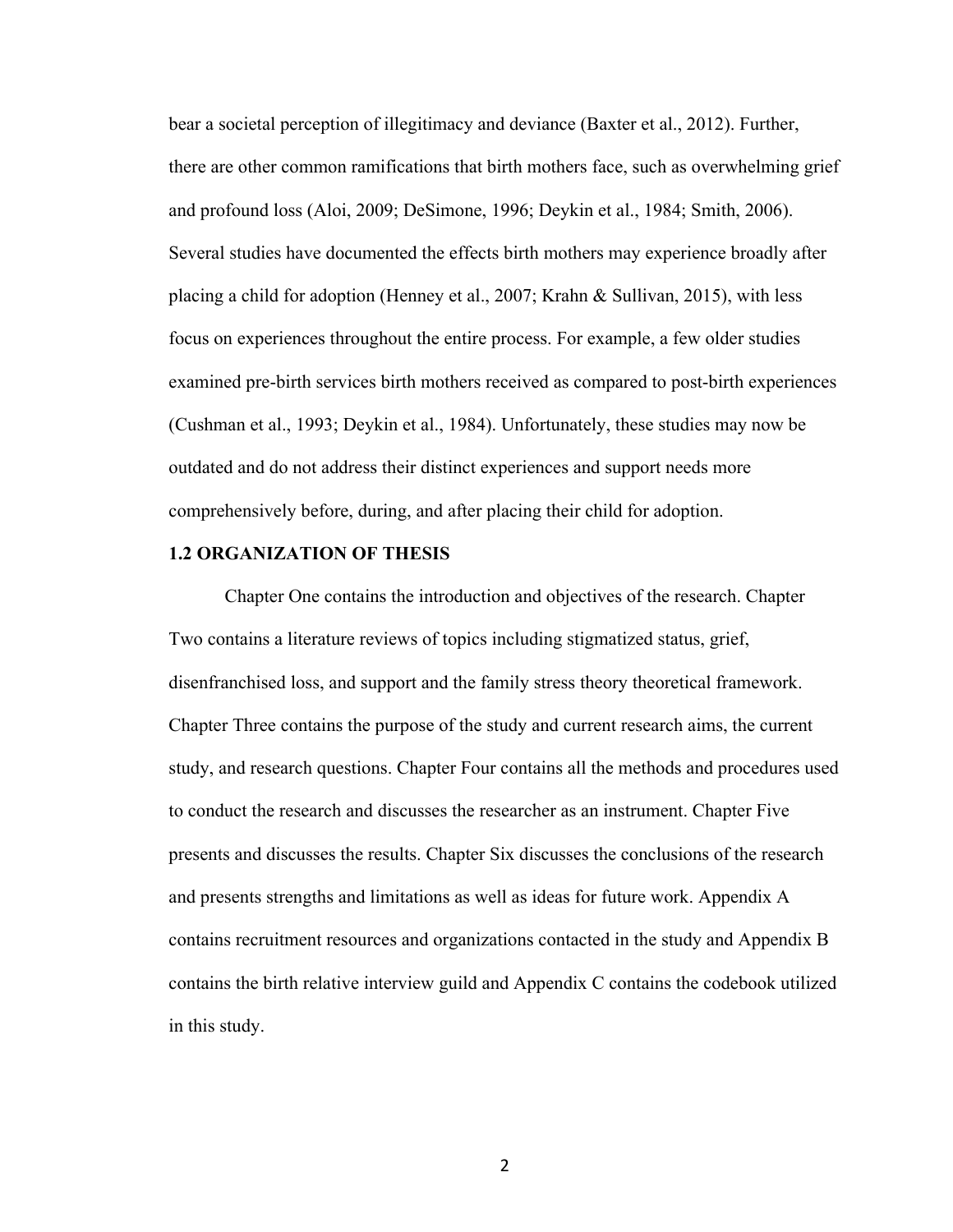bear a societal perception of illegitimacy and deviance (Baxter et al., 2012). Further, there are other common ramifications that birth mothers face, such as overwhelming grief and profound loss (Aloi, 2009; DeSimone, 1996; Deykin et al., 1984; Smith, 2006). Several studies have documented the effects birth mothers may experience broadly after placing a child for adoption (Henney et al., 2007; Krahn & Sullivan, 2015), with less focus on experiences throughout the entire process. For example, a few older studies examined pre-birth services birth mothers received as compared to post-birth experiences (Cushman et al., 1993; Deykin et al., 1984). Unfortunately, these studies may now be outdated and do not address their distinct experiences and support needs more comprehensively before, during, and after placing their child for adoption.

## 1.2 ORGANIZATION OF THESIS

Chapter One contains the introduction and objectives of the research. Chapter Two contains a literature reviews of topics including stigmatized status, grief, disenfranchised loss, and support and the family stress theory theoretical framework. Chapter Three contains the purpose of the study and current research aims, the current study, and research questions. Chapter Four contains all the methods and procedures used to conduct the research and discusses the researcher as an instrument. Chapter Five presents and discusses the results. Chapter Six discusses the conclusions of the research and presents strengths and limitations as well as ideas for future work. Appendix A contains recruitment resources and organizations contacted in the study and Appendix B contains the birth relative interview guild and Appendix C contains the codebook utilized in this study.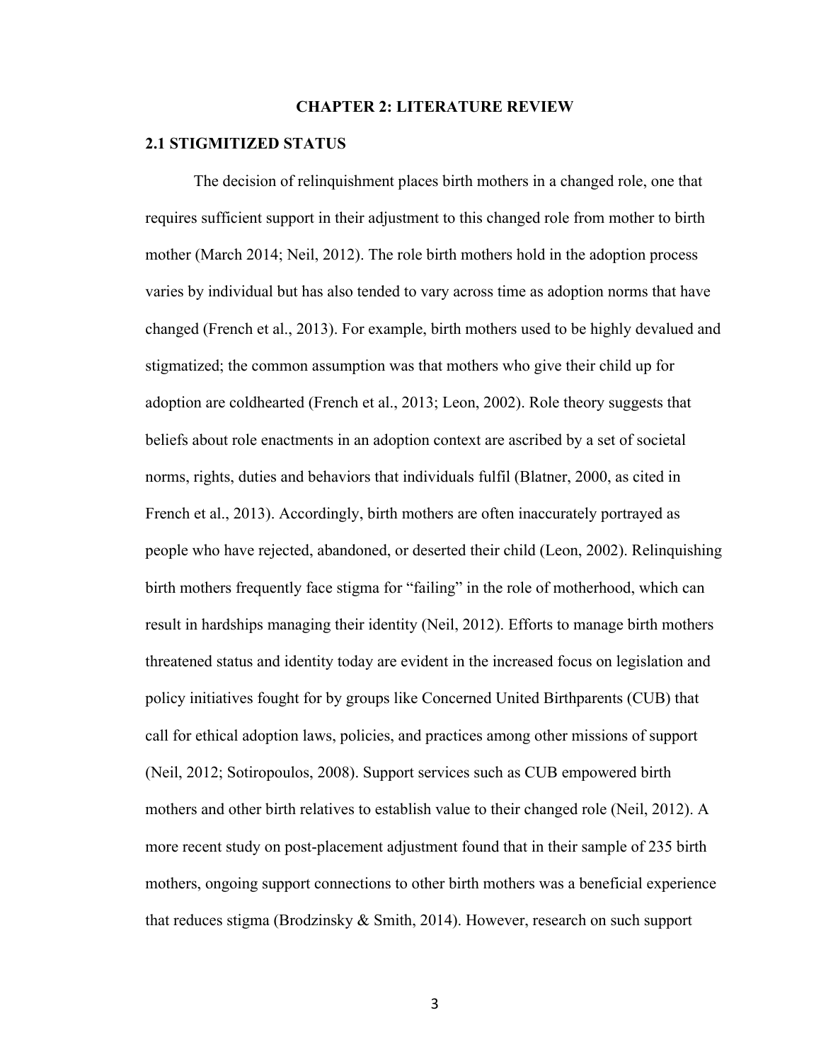# CHAPTER 2: LITERATURE REVIEW

## 2.1 STIGMITIZED STATUS

The decision of relinquishment places birth mothers in a changed role, one that requires sufficient support in their adjustment to this changed role from mother to birth mother (March 2014; Neil, 2012). The role birth mothers hold in the adoption process varies by individual but has also tended to vary across time as adoption norms that have changed (French et al., 2013). For example, birth mothers used to be highly devalued and stigmatized; the common assumption was that mothers who give their child up for adoption are coldhearted (French et al., 2013; Leon, 2002). Role theory suggests that beliefs about role enactments in an adoption context are ascribed by a set of societal norms, rights, duties and behaviors that individuals fulfil (Blatner, 2000, as cited in French et al., 2013). Accordingly, birth mothers are often inaccurately portrayed as people who have rejected, abandoned, or deserted their child (Leon, 2002). Relinquishing birth mothers frequently face stigma for "failing" in the role of motherhood, which can result in hardships managing their identity (Neil, 2012). Efforts to manage birth mothers threatened status and identity today are evident in the increased focus on legislation and policy initiatives fought for by groups like Concerned United Birthparents (CUB) that call for ethical adoption laws, policies, and practices among other missions of support (Neil, 2012; Sotiropoulos, 2008). Support services such as CUB empowered birth mothers and other birth relatives to establish value to their changed role (Neil, 2012). A more recent study on post-placement adjustment found that in their sample of 235 birth mothers, ongoing support connections to other birth mothers was a beneficial experience that reduces stigma (Brodzinsky & Smith, 2014). However, research on such support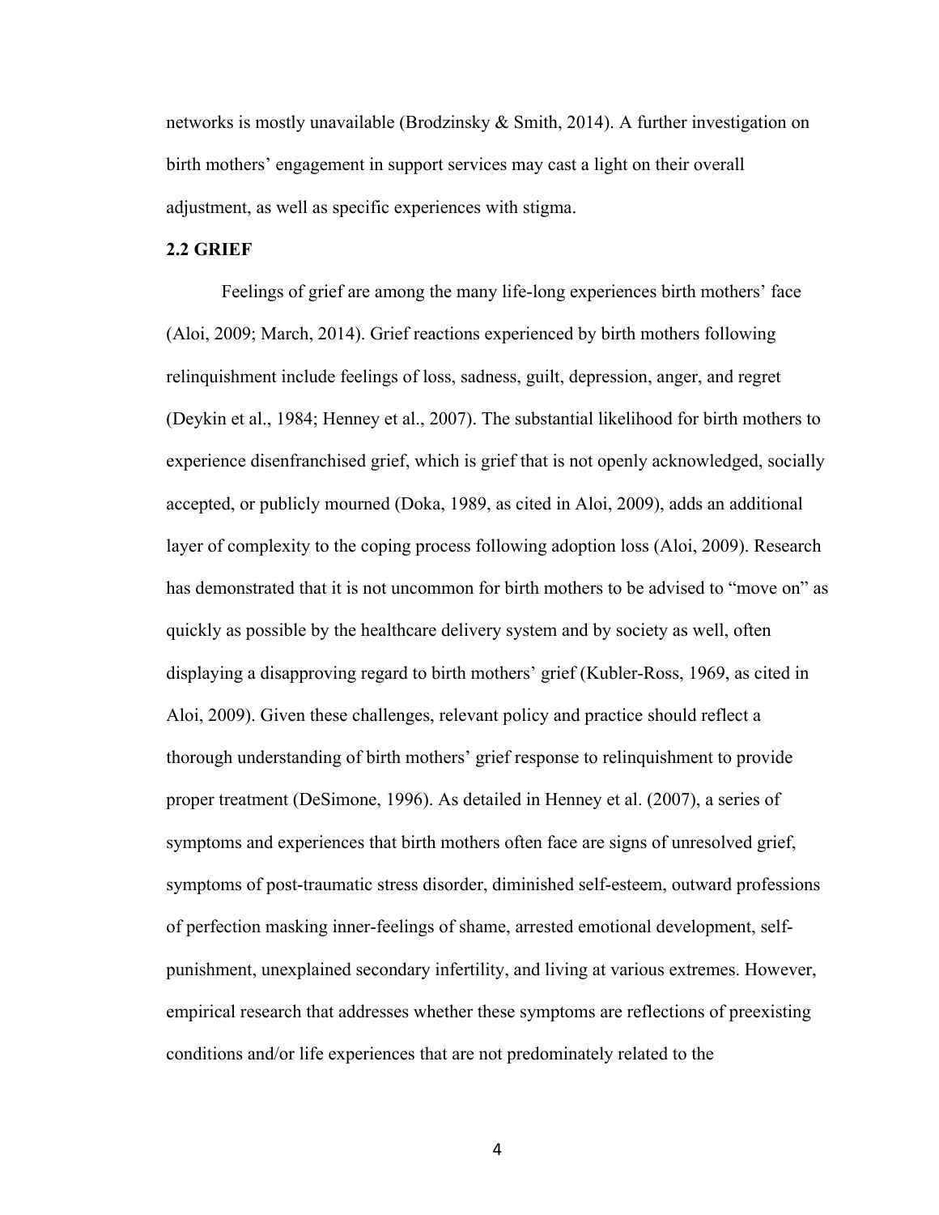networks is mostly unavailable (Brodzinsky & Smith, 2014). A further investigation on birth mothers' engagement in support services may cast a light on their overall adjustment, as well as specific experiences with stigma.

## 2.2 GRIEF

Feelings of grief are among the many life-long experiences birth mothers' face (Aloi, 2009; March, 2014). Grief reactions experienced by birth mothers following relinquishment include feelings of loss, sadness, guilt, depression, anger, and regret (Deykin et al., 1984; Henney et al., 2007). The substantial likelihood for birth mothers to experience disenfranchised grief, which is grief that is not openly acknowledged, socially accepted, or publicly mourned (Doka, 1989, as cited in Aloi, 2009), adds an additional layer of complexity to the coping process following adoption loss (Aloi, 2009). Research has demonstrated that it is not uncommon for birth mothers to be advised to "move on" as quickly as possible by the healthcare delivery system and by society as well, often displaying a disapproving regard to birth mothers' grief (Kubler-Ross, 1969, as cited in Aloi, 2009). Given these challenges, relevant policy and practice should reflect a thorough understanding of birth mothers' grief response to relinquishment to provide proper treatment (DeSimone, 1996). As detailed in Henney et al. (2007), a series of symptoms and experiences that birth mothers often face are signs of unresolved grief, symptoms of post-traumatic stress disorder, diminished self-esteem, outward professions of perfection masking inner-feelings of shame, arrested emotional development, self-punishment, unexplained secondary infertility, and living at various extremes. However, empirical research that addresses whether these symptoms are reflections of preexisting conditions and/or life experiences that are not predominately related to the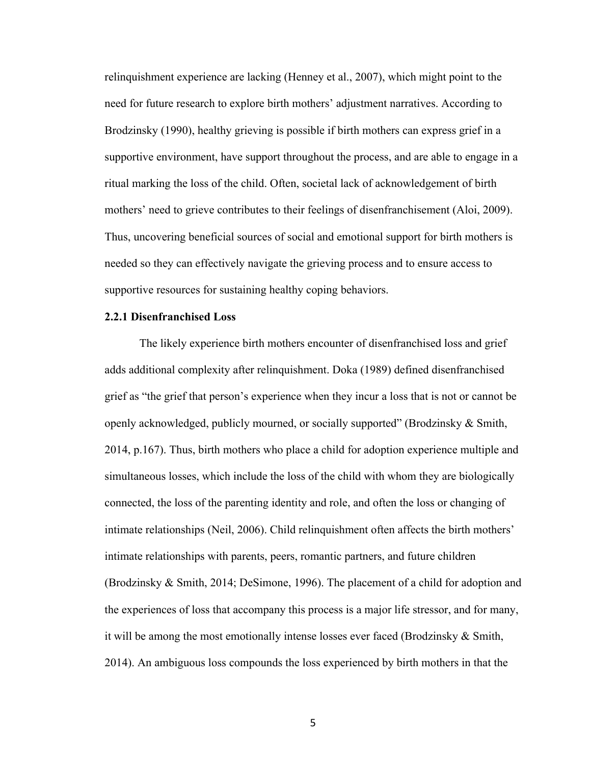relinquishment experience are lacking (Henney et al., 2007), which might point to the need for future research to explore birth mothers' adjustment narratives. According to Brodzinsky (1990), healthy grieving is possible if birth mothers can express grief in a supportive environment, have support throughout the process, and are able to engage in a ritual marking the loss of the child. Often, societal lack of acknowledgement of birth mothers' need to grieve contributes to their feelings of disenfranchisement (Aloi, 2009). Thus, uncovering beneficial sources of social and emotional support for birth mothers is needed so they can effectively navigate the grieving process and to ensure access to supportive resources for sustaining healthy coping behaviors.

### 2.2.1 Disenfranchised Loss

The likely experience birth mothers encounter of disenfranchised loss and grief adds additional complexity after relinquishment. Doka (1989) defined disenfranchised grief as "the grief that person's experience when they incur a loss that is not or cannot be openly acknowledged, publicly mourned, or socially supported" (Brodzinsky & Smith, 2014, p.167). Thus, birth mothers who place a child for adoption experience multiple and simultaneous losses, which include the loss of the child with whom they are biologically connected, the loss of the parenting identity and role, and often the loss or changing of intimate relationships (Neil, 2006). Child relinquishment often affects the birth mothers' intimate relationships with parents, peers, romantic partners, and future children (Brodzinsky & Smith, 2014; DeSimone, 1996). The placement of a child for adoption and the experiences of loss that accompany this process is a major life stressor, and for many, it will be among the most emotionally intense losses ever faced (Brodzinsky & Smith, 2014). An ambiguous loss compounds the loss experienced by birth mothers in that the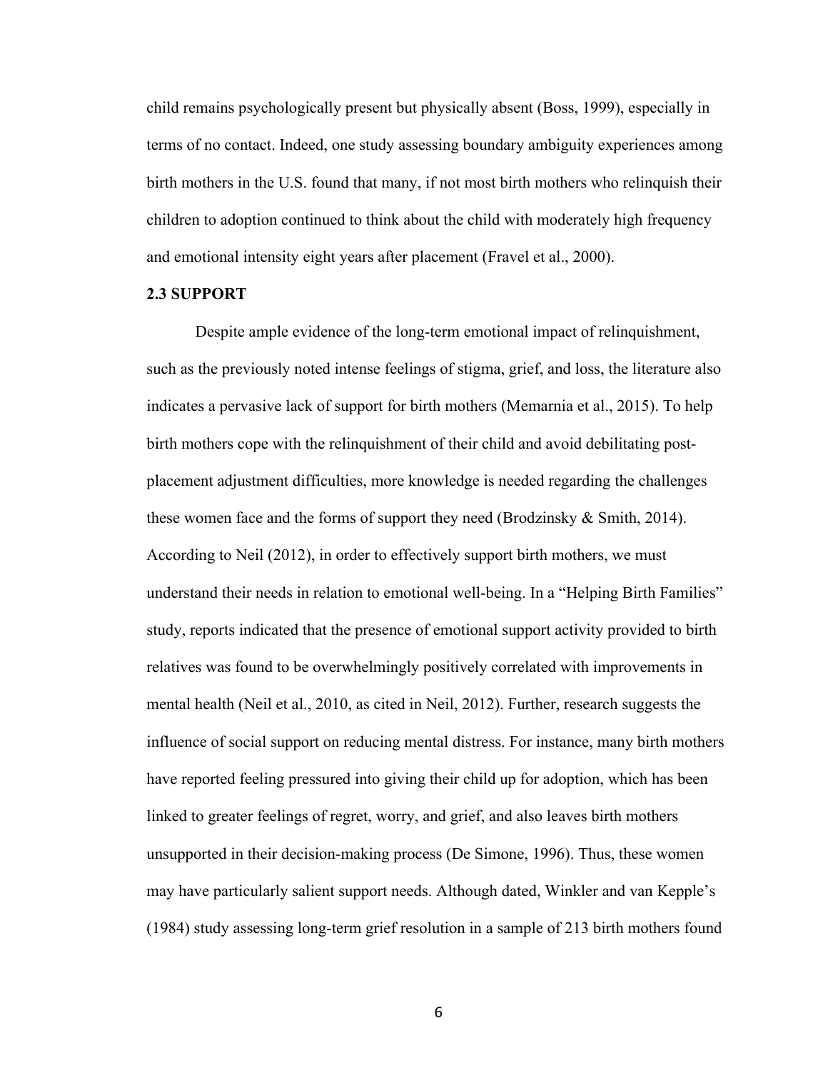child remains psychologically present but physically absent (Boss, 1999), especially in terms of no contact. Indeed, one study assessing boundary ambiguity experiences among birth mothers in the U.S. found that many, if not most birth mothers who relinquish their children to adoption continued to think about the child with moderately high frequency and emotional intensity eight years after placement (Fravel et al., 2000).

## 2.3 SUPPORT

Despite ample evidence of the long-term emotional impact of relinquishment, such as the previously noted intense feelings of stigma, grief, and loss, the literature also indicates a pervasive lack of support for birth mothers (Memarnia et al., 2015). To help birth mothers cope with the relinquishment of their child and avoid debilitating post-placement adjustment difficulties, more knowledge is needed regarding the challenges these women face and the forms of support they need (Brodzinsky & Smith, 2014). According to Neil (2012), in order to effectively support birth mothers, we must understand their needs in relation to emotional well-being. In a "Helping Birth Families" study, reports indicated that the presence of emotional support activity provided to birth relatives was found to be overwhelmingly positively correlated with improvements in mental health (Neil et al., 2010, as cited in Neil, 2012). Further, research suggests the influence of social support on reducing mental distress. For instance, many birth mothers have reported feeling pressured into giving their child up for adoption, which has been linked to greater feelings of regret, worry, and grief, and also leaves birth mothers unsupported in their decision-making process (De Simone, 1996). Thus, these women may have particularly salient support needs. Although dated, Winkler and van Kepple's (1984) study assessing long-term grief resolution in a sample of 213 birth mothers found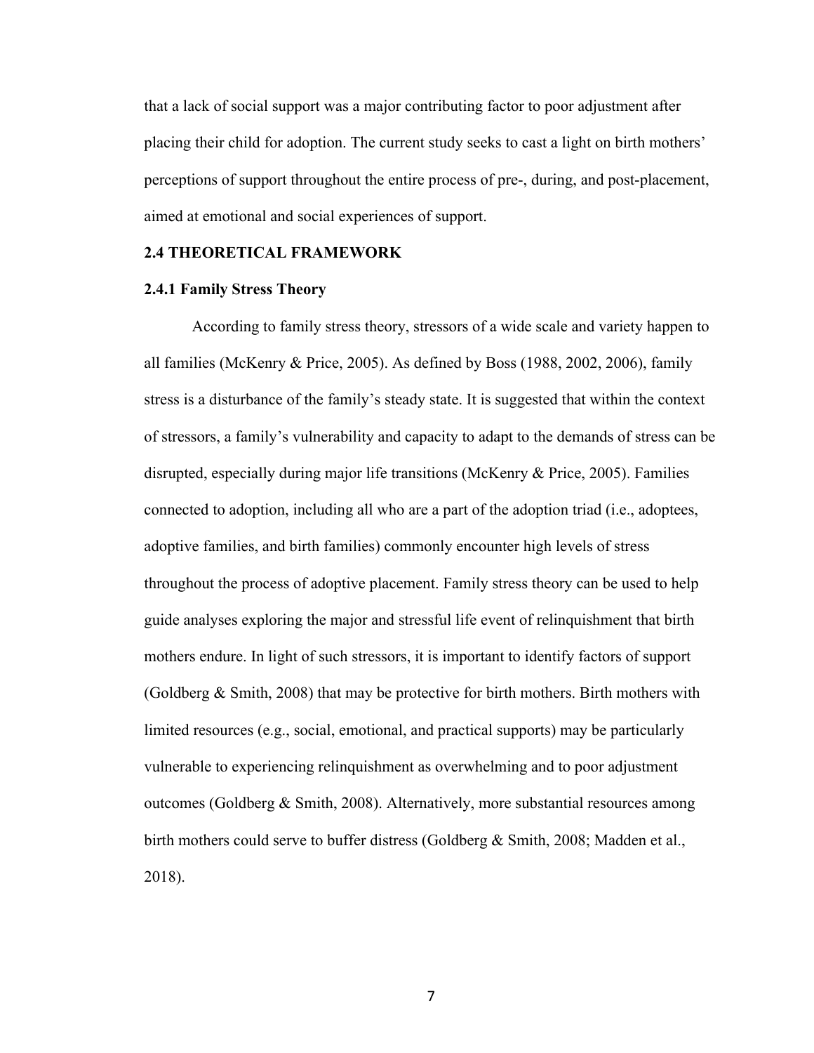that a lack of social support was a major contributing factor to poor adjustment after placing their child for adoption. The current study seeks to cast a light on birth mothers' perceptions of support throughout the entire process of pre-, during, and post-placement, aimed at emotional and social experiences of support.

## 2.4 THEORETICAL FRAMEWORK

### 2.4.1 Family Stress Theory

According to family stress theory, stressors of a wide scale and variety happen to all families (McKenry & Price, 2005). As defined by Boss (1988, 2002, 2006), family stress is a disturbance of the family's steady state. It is suggested that within the context of stressors, a family's vulnerability and capacity to adapt to the demands of stress can be disrupted, especially during major life transitions (McKenry & Price, 2005). Families connected to adoption, including all who are a part of the adoption triad (i.e., adoptees, adoptive families, and birth families) commonly encounter high levels of stress throughout the process of adoptive placement. Family stress theory can be used to help guide analyses exploring the major and stressful life event of relinquishment that birth mothers endure. In light of such stressors, it is important to identify factors of support (Goldberg & Smith, 2008) that may be protective for birth mothers. Birth mothers with limited resources (e.g., social, emotional, and practical supports) may be particularly vulnerable to experiencing relinquishment as overwhelming and to poor adjustment outcomes (Goldberg & Smith, 2008). Alternatively, more substantial resources among birth mothers could serve to buffer distress (Goldberg & Smith, 2008; Madden et al., 2018).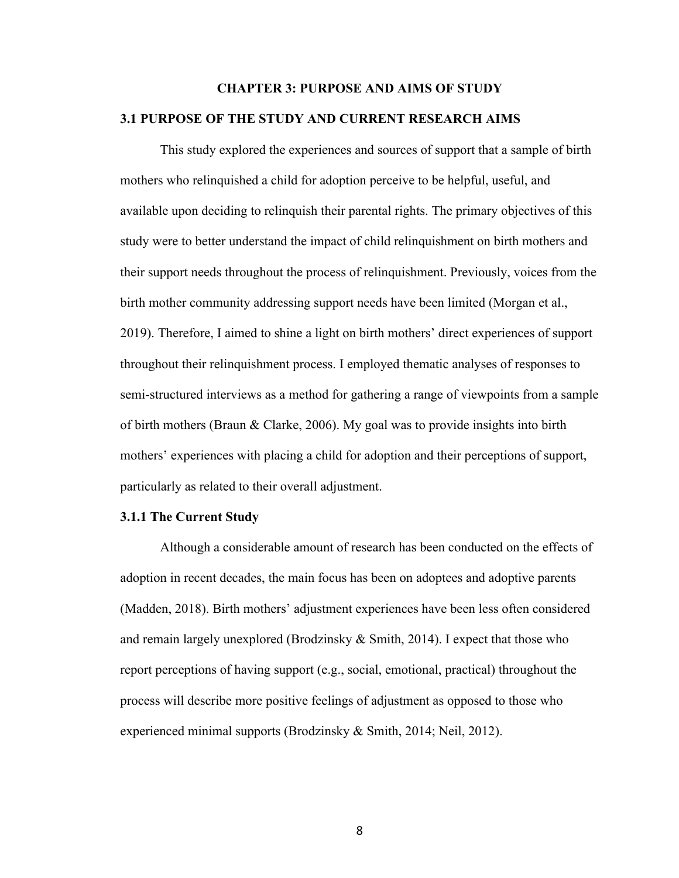# CHAPTER 3: PURPOSE AND AIMS OF STUDY

## 3.1 PURPOSE OF THE STUDY AND CURRENT RESEARCH AIMS

This study explored the experiences and sources of support that a sample of birth mothers who relinquished a child for adoption perceive to be helpful, useful, and available upon deciding to relinquish their parental rights. The primary objectives of this study were to better understand the impact of child relinquishment on birth mothers and their support needs throughout the process of relinquishment. Previously, voices from the birth mother community addressing support needs have been limited (Morgan et al., 2019). Therefore, I aimed to shine a light on birth mothers' direct experiences of support throughout their relinquishment process. I employed thematic analyses of responses to semi-structured interviews as a method for gathering a range of viewpoints from a sample of birth mothers (Braun & Clarke, 2006). My goal was to provide insights into birth mothers' experiences with placing a child for adoption and their perceptions of support, particularly as related to their overall adjustment.

### 3.1.1 The Current Study

Although a considerable amount of research has been conducted on the effects of adoption in recent decades, the main focus has been on adoptees and adoptive parents (Madden, 2018). Birth mothers' adjustment experiences have been less often considered and remain largely unexplored (Brodzinsky & Smith, 2014). I expect that those who report perceptions of having support (e.g., social, emotional, practical) throughout the process will describe more positive feelings of adjustment as opposed to those who experienced minimal supports (Brodzinsky & Smith, 2014; Neil, 2012).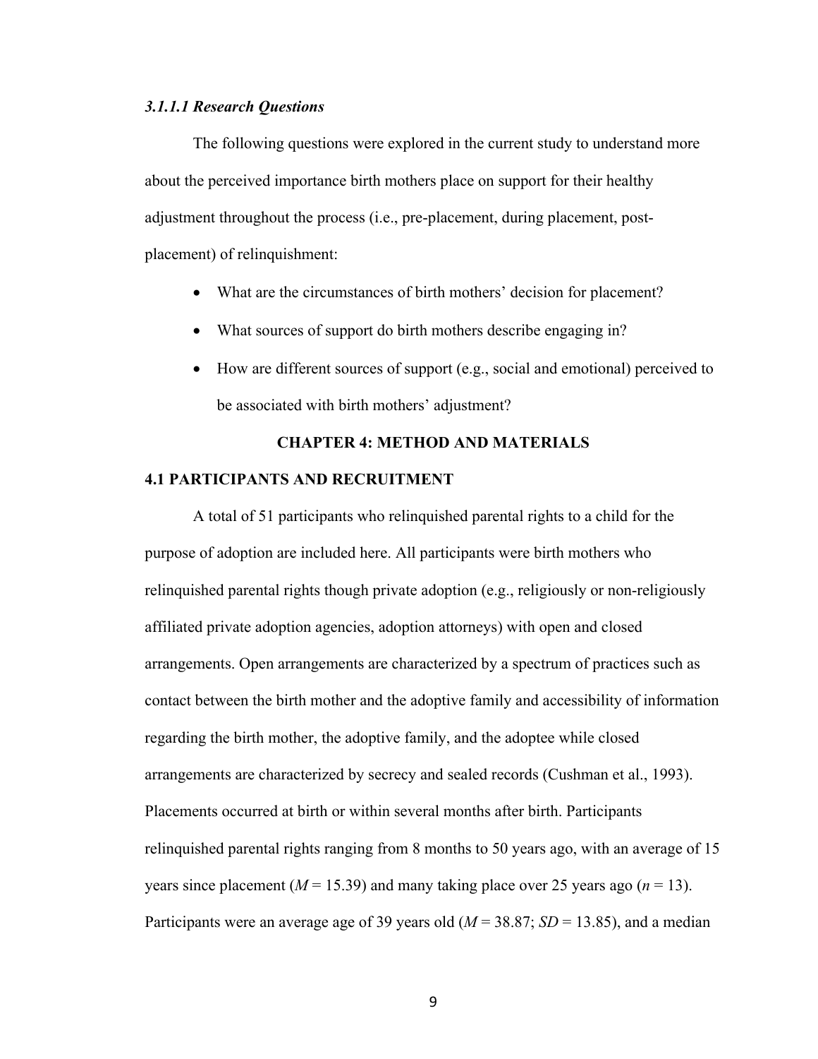#### *3.1.1.1 Research Questions*

The following questions were explored in the current study to understand more about the perceived importance birth mothers place on support for their healthy adjustment throughout the process (i.e., pre-placement, during placement, post-placement) of relinquishment:

- What are the circumstances of birth mothers' decision for placement?
- What sources of support do birth mothers describe engaging in?
- How are different sources of support (e.g., social and emotional) perceived to be associated with birth mothers' adjustment?

# CHAPTER 4: METHOD AND MATERIALS

## 4.1 PARTICIPANTS AND RECRUITMENT

A total of 51 participants who relinquished parental rights to a child for the purpose of adoption are included here. All participants were birth mothers who relinquished parental rights though private adoption (e.g., religiously or non-religiously affiliated private adoption agencies, adoption attorneys) with open and closed arrangements. Open arrangements are characterized by a spectrum of practices such as contact between the birth mother and the adoptive family and accessibility of information regarding the birth mother, the adoptive family, and the adoptee while closed arrangements are characterized by secrecy and sealed records (Cushman et al., 1993). Placements occurred at birth or within several months after birth. Participants relinquished parental rights ranging from 8 months to 50 years ago, with an average of 15 years since placement ($M$ = 15.39) and many taking place over 25 years ago ($n$ = 13). Participants were an average age of 39 years old ($M$ = 38.87; $SD$ = 13.85), and a median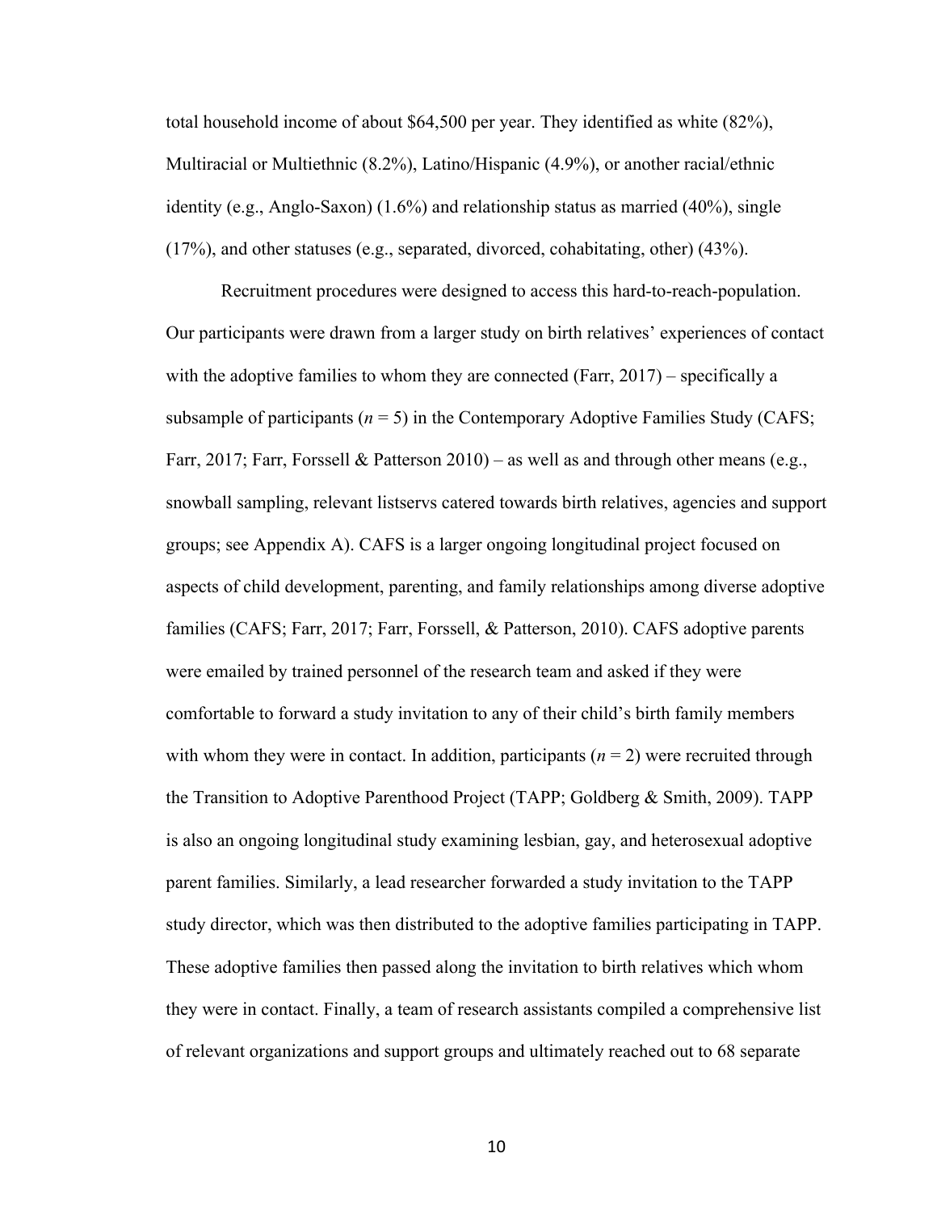total household income of about $64,500 per year. They identified as white (82%), Multiracial or Multiethnic (8.2%), Latino/Hispanic (4.9%), or another racial/ethnic identity (e.g., Anglo-Saxon) (1.6%) and relationship status as married (40%), single (17%), and other statuses (e.g., separated, divorced, cohabitating, other) (43%).

Recruitment procedures were designed to access this hard-to-reach-population. Our participants were drawn from a larger study on birth relatives' experiences of contact with the adoptive families to whom they are connected (Farr, 2017) – specifically a subsample of participants (*n* = 5) in the Contemporary Adoptive Families Study (CAFS; Farr, 2017; Farr, Forssell & Patterson 2010) – as well as and through other means (e.g., snowball sampling, relevant listservs catered towards birth relatives, agencies and support groups; see Appendix A). CAFS is a larger ongoing longitudinal project focused on aspects of child development, parenting, and family relationships among diverse adoptive families (CAFS; Farr, 2017; Farr, Forssell, & Patterson, 2010). CAFS adoptive parents were emailed by trained personnel of the research team and asked if they were comfortable to forward a study invitation to any of their child's birth family members with whom they were in contact. In addition, participants (*n* = 2) were recruited through the Transition to Adoptive Parenthood Project (TAPP; Goldberg & Smith, 2009). TAPP is also an ongoing longitudinal study examining lesbian, gay, and heterosexual adoptive parent families. Similarly, a lead researcher forwarded a study invitation to the TAPP study director, which was then distributed to the adoptive families participating in TAPP. These adoptive families then passed along the invitation to birth relatives which whom they were in contact. Finally, a team of research assistants compiled a comprehensive list of relevant organizations and support groups and ultimately reached out to 68 separate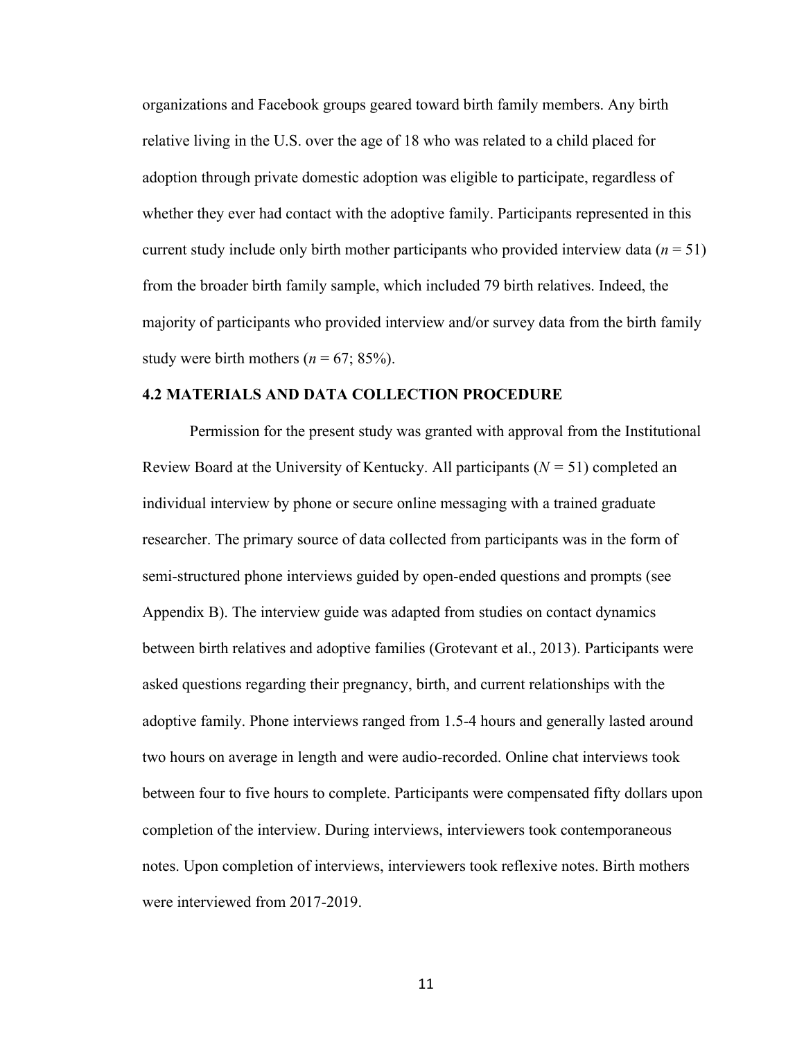organizations and Facebook groups geared toward birth family members. Any birth relative living in the U.S. over the age of 18 who was related to a child placed for adoption through private domestic adoption was eligible to participate, regardless of whether they ever had contact with the adoptive family. Participants represented in this current study include only birth mother participants who provided interview data ($n$ = 51) from the broader birth family sample, which included 79 birth relatives. Indeed, the majority of participants who provided interview and/or survey data from the birth family study were birth mothers ($n$ = 67; 85%).

### 4.2 MATERIALS AND DATA COLLECTION PROCEDURE

Permission for the present study was granted with approval from the Institutional Review Board at the University of Kentucky. All participants ($N$ = 51) completed an individual interview by phone or secure online messaging with a trained graduate researcher. The primary source of data collected from participants was in the form of semi-structured phone interviews guided by open-ended questions and prompts (see Appendix B). The interview guide was adapted from studies on contact dynamics between birth relatives and adoptive families (Grotevant et al., 2013). Participants were asked questions regarding their pregnancy, birth, and current relationships with the adoptive family. Phone interviews ranged from 1.5-4 hours and generally lasted around two hours on average in length and were audio-recorded. Online chat interviews took between four to five hours to complete. Participants were compensated fifty dollars upon completion of the interview. During interviews, interviewers took contemporaneous notes. Upon completion of interviews, interviewers took reflexive notes. Birth mothers were interviewed from 2017-2019.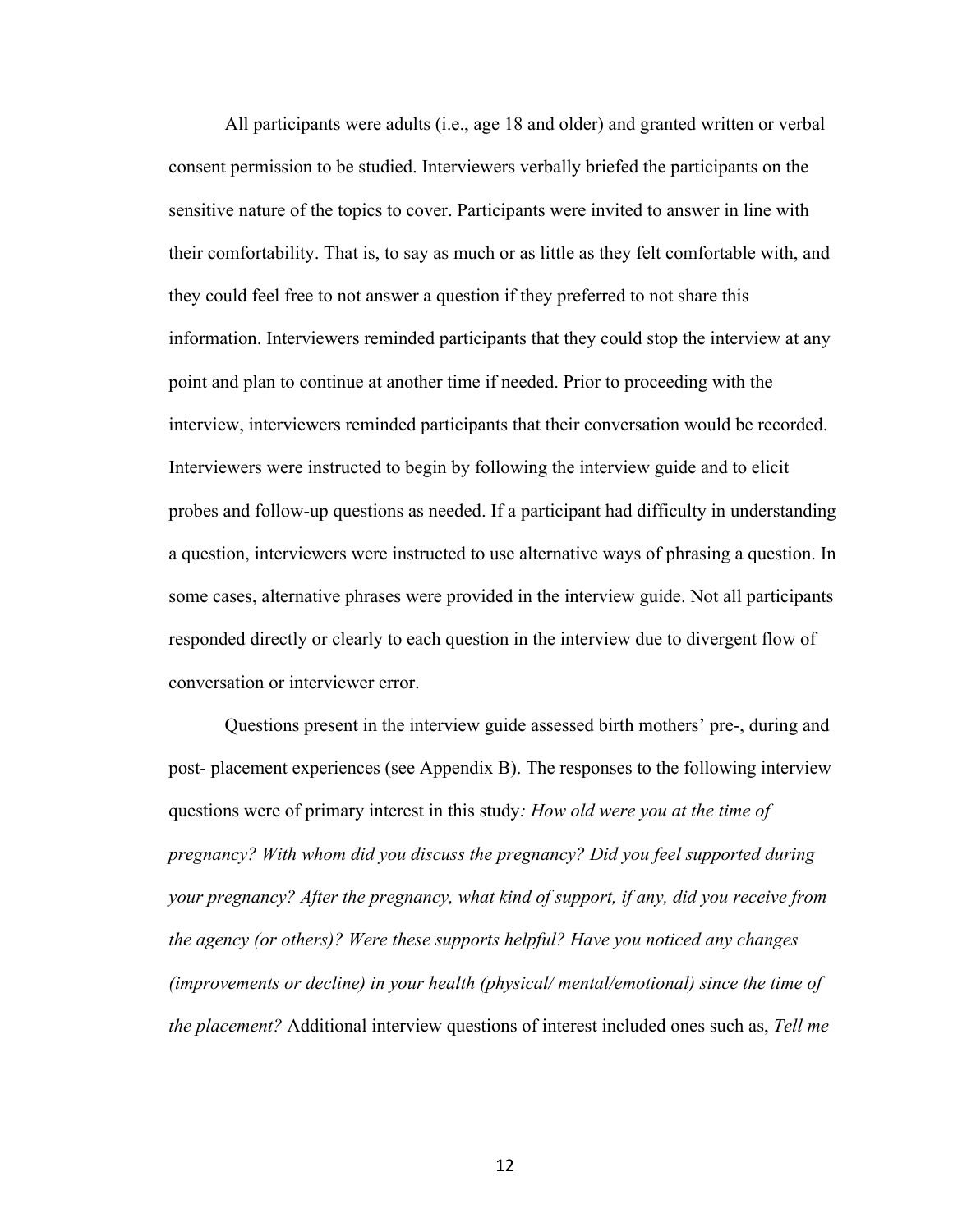All participants were adults (i.e., age 18 and older) and granted written or verbal consent permission to be studied. Interviewers verbally briefed the participants on the sensitive nature of the topics to cover. Participants were invited to answer in line with their comfortability. That is, to say as much or as little as they felt comfortable with, and they could feel free to not answer a question if they preferred to not share this information. Interviewers reminded participants that they could stop the interview at any point and plan to continue at another time if needed. Prior to proceeding with the interview, interviewers reminded participants that their conversation would be recorded. Interviewers were instructed to begin by following the interview guide and to elicit probes and follow-up questions as needed. If a participant had difficulty in understanding a question, interviewers were instructed to use alternative ways of phrasing a question. In some cases, alternative phrases were provided in the interview guide. Not all participants responded directly or clearly to each question in the interview due to divergent flow of conversation or interviewer error.

Questions present in the interview guide assessed birth mothers' pre-, during and post- placement experiences (see Appendix B). The responses to the following interview questions were of primary interest in this study*: How old were you at the time of pregnancy? With whom did you discuss the pregnancy? Did you feel supported during your pregnancy? After the pregnancy, what kind of support, if any, did you receive from the agency (or others)? Were these supports helpful? Have you noticed any changes (improvements or decline) in your health (physical/ mental/emotional) since the time of the placement?* Additional interview questions of interest included ones such as, *Tell me*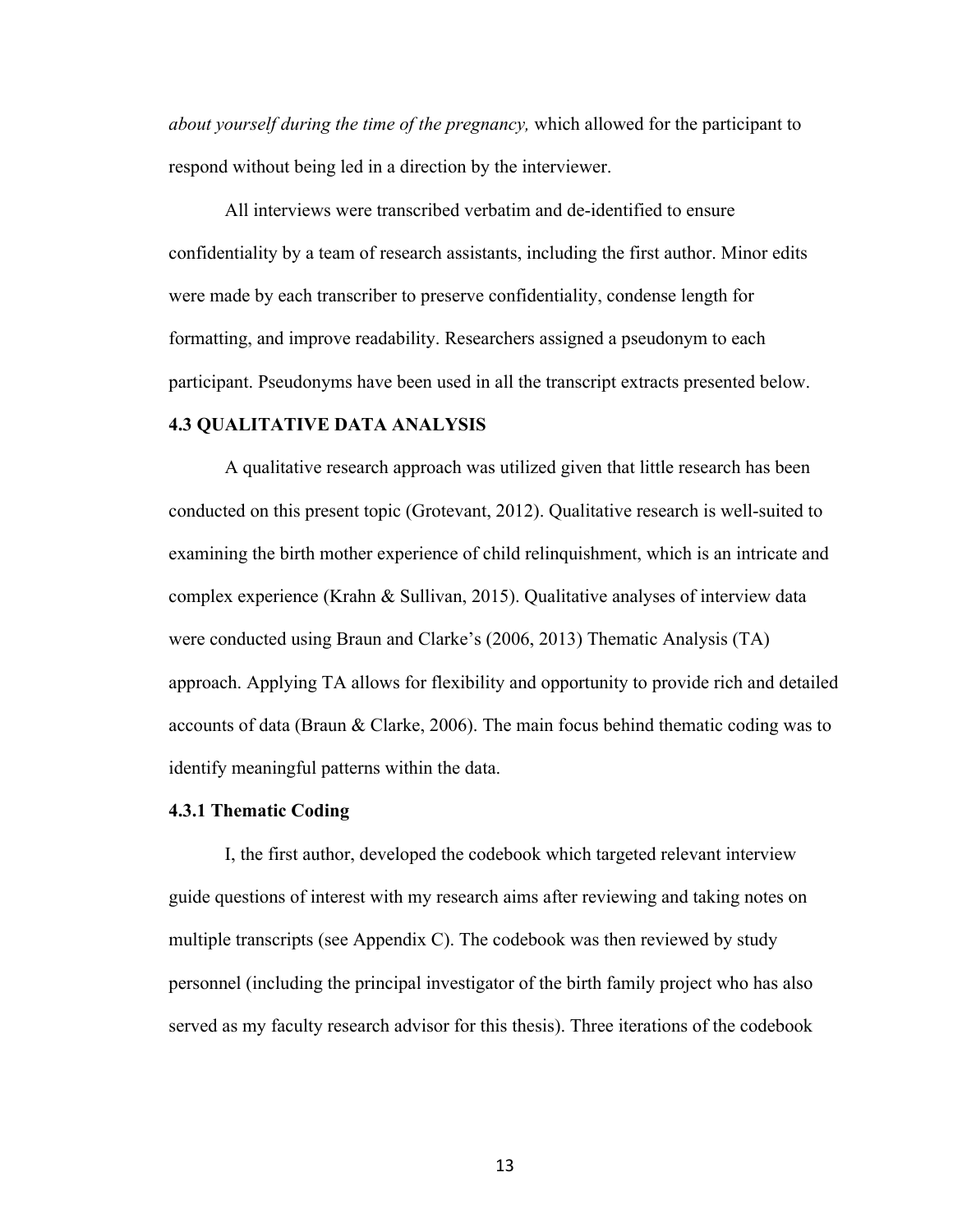*about yourself during the time of the pregnancy,* which allowed for the participant to respond without being led in a direction by the interviewer.

All interviews were transcribed verbatim and de-identified to ensure confidentiality by a team of research assistants, including the first author. Minor edits were made by each transcriber to preserve confidentiality, condense length for formatting, and improve readability. Researchers assigned a pseudonym to each participant. Pseudonyms have been used in all the transcript extracts presented below.

### 4.3 QUALITATIVE DATA ANALYSIS

A qualitative research approach was utilized given that little research has been conducted on this present topic (Grotevant, 2012). Qualitative research is well-suited to examining the birth mother experience of child relinquishment, which is an intricate and complex experience (Krahn & Sullivan, 2015). Qualitative analyses of interview data were conducted using Braun and Clarke's (2006, 2013) Thematic Analysis (TA) approach. Applying TA allows for flexibility and opportunity to provide rich and detailed accounts of data (Braun & Clarke, 2006). The main focus behind thematic coding was to identify meaningful patterns within the data.

#### 4.3.1 Thematic Coding

I, the first author, developed the codebook which targeted relevant interview guide questions of interest with my research aims after reviewing and taking notes on multiple transcripts (see Appendix C). The codebook was then reviewed by study personnel (including the principal investigator of the birth family project who has also served as my faculty research advisor for this thesis). Three iterations of the codebook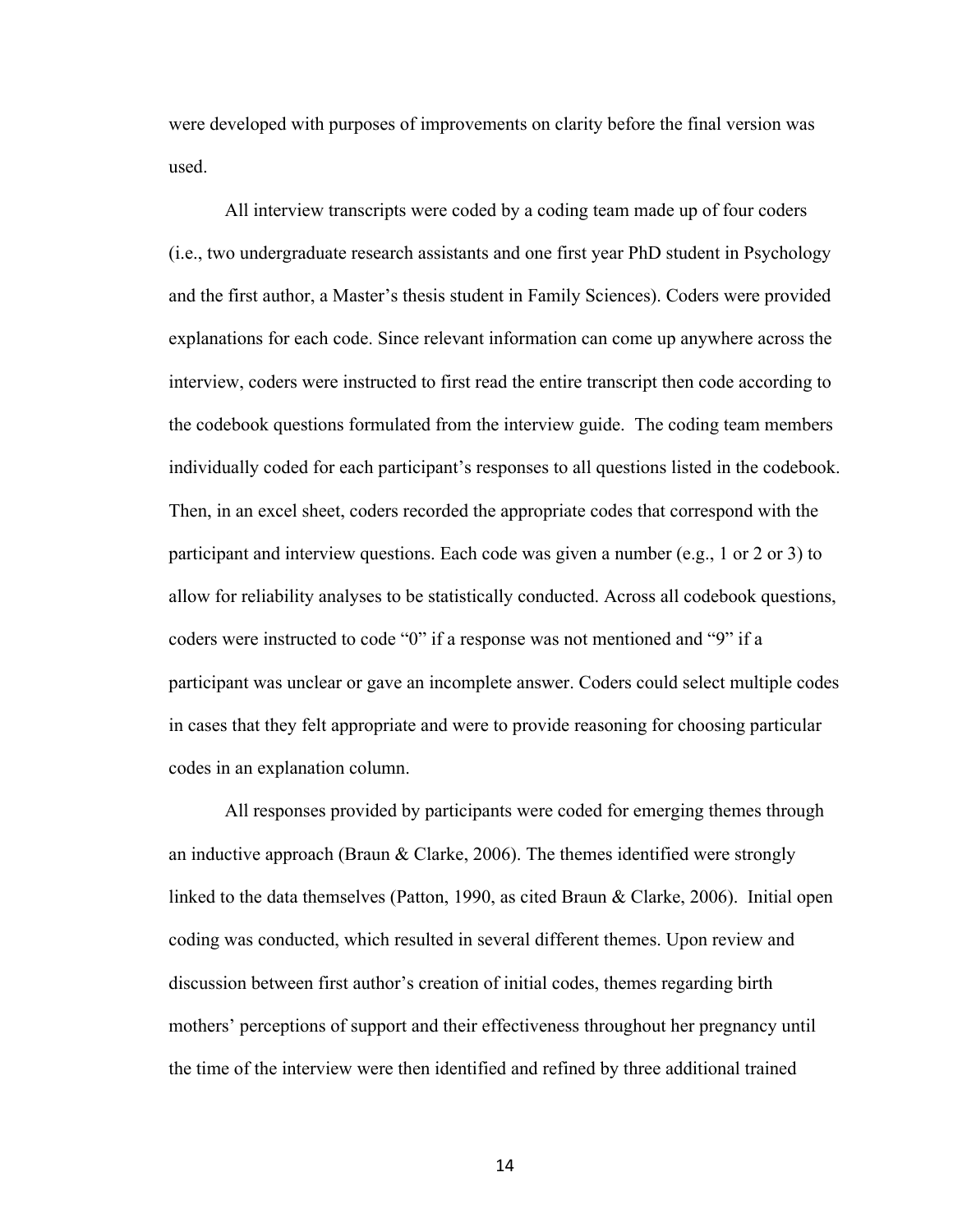were developed with purposes of improvements on clarity before the final version was used.

All interview transcripts were coded by a coding team made up of four coders (i.e., two undergraduate research assistants and one first year PhD student in Psychology and the first author, a Master's thesis student in Family Sciences). Coders were provided explanations for each code. Since relevant information can come up anywhere across the interview, coders were instructed to first read the entire transcript then code according to the codebook questions formulated from the interview guide. The coding team members individually coded for each participant's responses to all questions listed in the codebook. Then, in an excel sheet, coders recorded the appropriate codes that correspond with the participant and interview questions. Each code was given a number (e.g., 1 or 2 or 3) to allow for reliability analyses to be statistically conducted. Across all codebook questions, coders were instructed to code "0" if a response was not mentioned and "9" if a participant was unclear or gave an incomplete answer. Coders could select multiple codes in cases that they felt appropriate and were to provide reasoning for choosing particular codes in an explanation column.

All responses provided by participants were coded for emerging themes through an inductive approach (Braun & Clarke, 2006). The themes identified were strongly linked to the data themselves (Patton, 1990, as cited Braun & Clarke, 2006). Initial open coding was conducted, which resulted in several different themes. Upon review and discussion between first author's creation of initial codes, themes regarding birth mothers' perceptions of support and their effectiveness throughout her pregnancy until the time of the interview were then identified and refined by three additional trained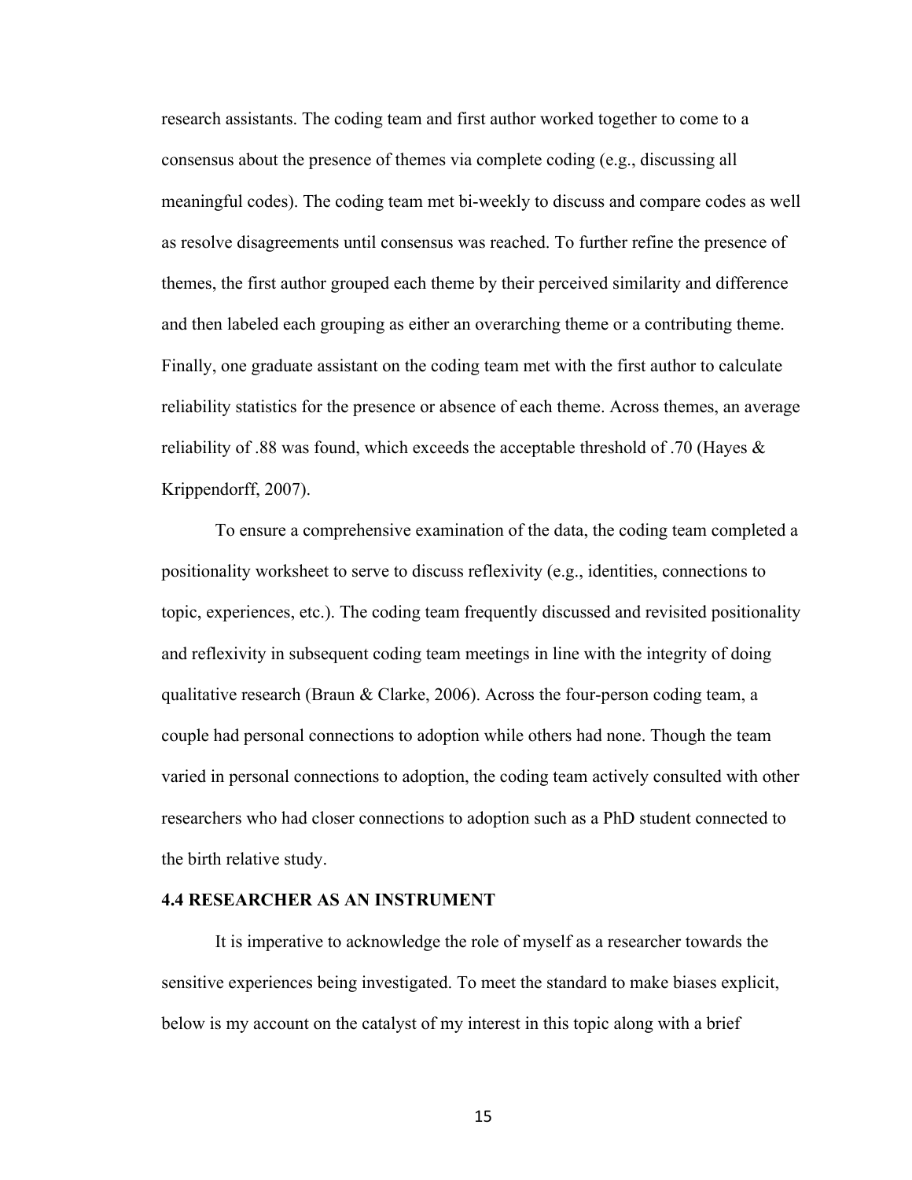research assistants. The coding team and first author worked together to come to a consensus about the presence of themes via complete coding (e.g., discussing all meaningful codes). The coding team met bi-weekly to discuss and compare codes as well as resolve disagreements until consensus was reached. To further refine the presence of themes, the first author grouped each theme by their perceived similarity and difference and then labeled each grouping as either an overarching theme or a contributing theme. Finally, one graduate assistant on the coding team met with the first author to calculate reliability statistics for the presence or absence of each theme. Across themes, an average reliability of .88 was found, which exceeds the acceptable threshold of .70 (Hayes & Krippendorff, 2007).

To ensure a comprehensive examination of the data, the coding team completed a positionality worksheet to serve to discuss reflexivity (e.g., identities, connections to topic, experiences, etc.). The coding team frequently discussed and revisited positionality and reflexivity in subsequent coding team meetings in line with the integrity of doing qualitative research (Braun & Clarke, 2006). Across the four-person coding team, a couple had personal connections to adoption while others had none. Though the team varied in personal connections to adoption, the coding team actively consulted with other researchers who had closer connections to adoption such as a PhD student connected to the birth relative study.

### 4.4 RESEARCHER AS AN INSTRUMENT

It is imperative to acknowledge the role of myself as a researcher towards the sensitive experiences being investigated. To meet the standard to make biases explicit, below is my account on the catalyst of my interest in this topic along with a brief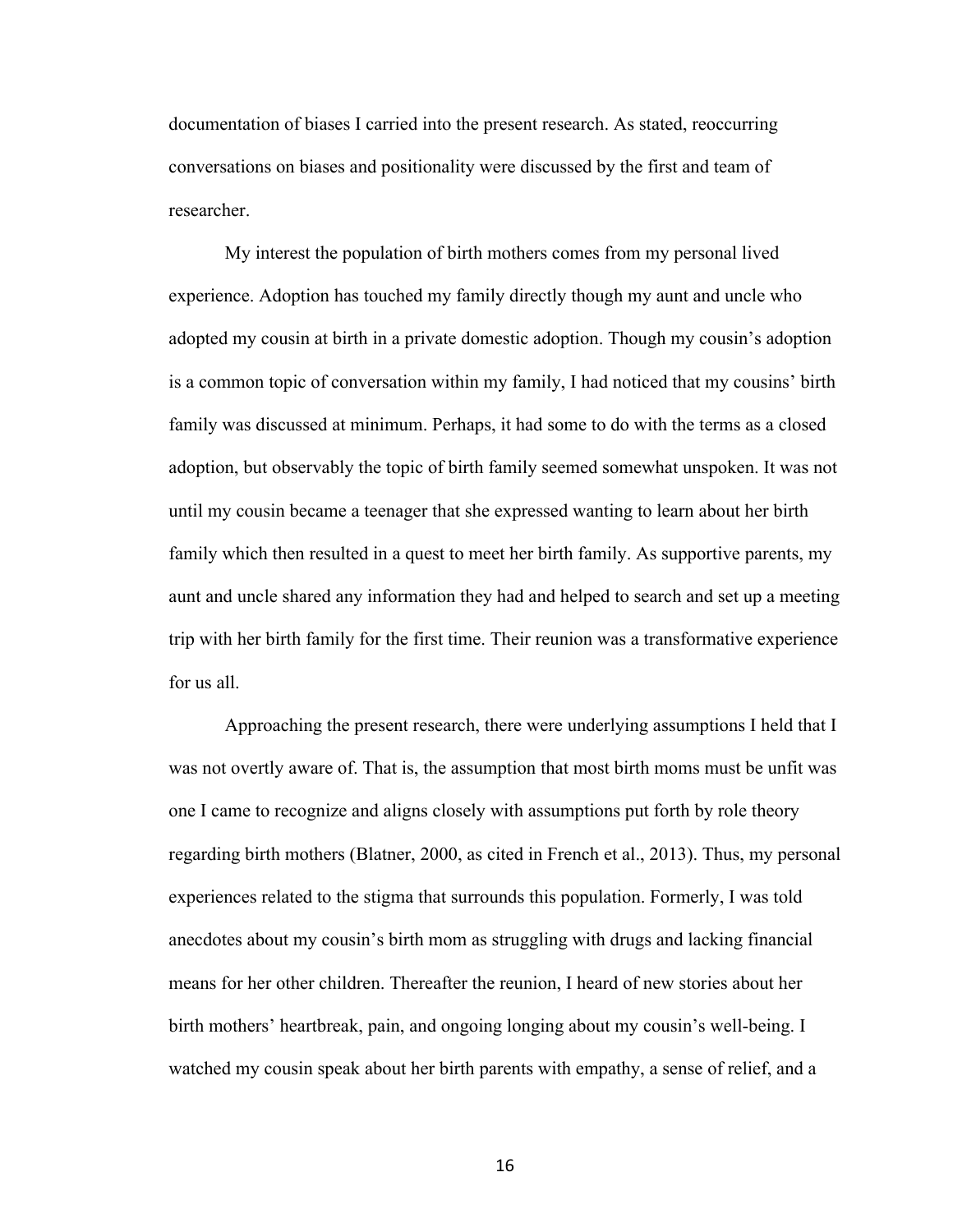documentation of biases I carried into the present research. As stated, reoccurring conversations on biases and positionality were discussed by the first and team of researcher.

My interest the population of birth mothers comes from my personal lived experience. Adoption has touched my family directly though my aunt and uncle who adopted my cousin at birth in a private domestic adoption. Though my cousin's adoption is a common topic of conversation within my family, I had noticed that my cousins' birth family was discussed at minimum. Perhaps, it had some to do with the terms as a closed adoption, but observably the topic of birth family seemed somewhat unspoken. It was not until my cousin became a teenager that she expressed wanting to learn about her birth family which then resulted in a quest to meet her birth family. As supportive parents, my aunt and uncle shared any information they had and helped to search and set up a meeting trip with her birth family for the first time. Their reunion was a transformative experience for us all.

Approaching the present research, there were underlying assumptions I held that I was not overtly aware of. That is, the assumption that most birth moms must be unfit was one I came to recognize and aligns closely with assumptions put forth by role theory regarding birth mothers (Blatner, 2000, as cited in French et al., 2013). Thus, my personal experiences related to the stigma that surrounds this population. Formerly, I was told anecdotes about my cousin's birth mom as struggling with drugs and lacking financial means for her other children. Thereafter the reunion, I heard of new stories about her birth mothers' heartbreak, pain, and ongoing longing about my cousin's well-being. I watched my cousin speak about her birth parents with empathy, a sense of relief, and a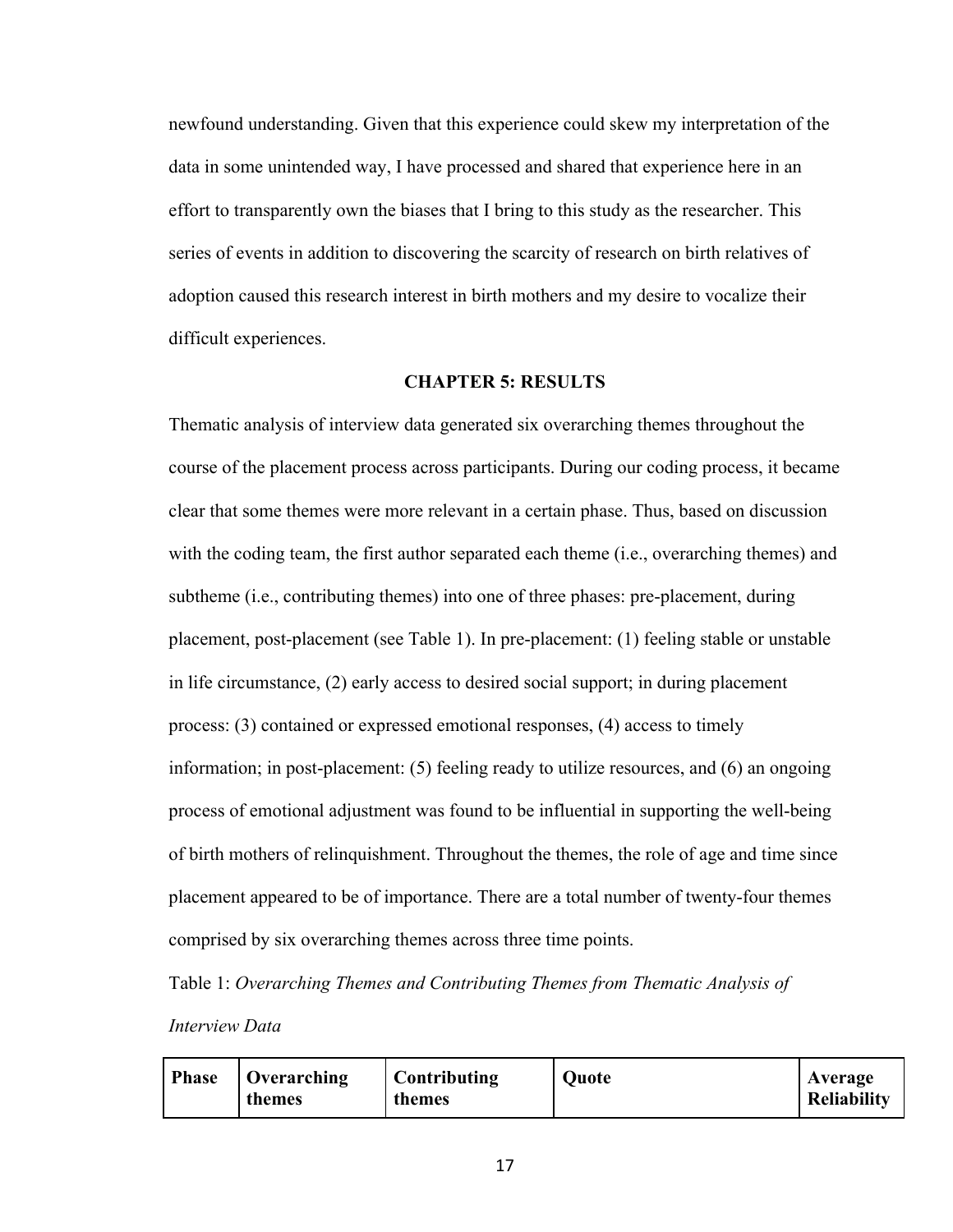newfound understanding. Given that this experience could skew my interpretation of the data in some unintended way, I have processed and shared that experience here in an effort to transparently own the biases that I bring to this study as the researcher. This series of events in addition to discovering the scarcity of research on birth relatives of adoption caused this research interest in birth mothers and my desire to vocalize their difficult experiences.

## CHAPTER 5: RESULTS

Thematic analysis of interview data generated six overarching themes throughout the course of the placement process across participants. During our coding process, it became clear that some themes were more relevant in a certain phase. Thus, based on discussion with the coding team, the first author separated each theme (i.e., overarching themes) and subtheme (i.e., contributing themes) into one of three phases: pre-placement, during placement, post-placement (see Table 1). In pre-placement: (1) feeling stable or unstable in life circumstance, (2) early access to desired social support; in during placement process: (3) contained or expressed emotional responses, (4) access to timely information; in post-placement: (5) feeling ready to utilize resources, and (6) an ongoing process of emotional adjustment was found to be influential in supporting the well-being of birth mothers of relinquishment. Throughout the themes, the role of age and time since placement appeared to be of importance. There are a total number of twenty-four themes comprised by six overarching themes across three time points.

Table 1: *Overarching Themes and Contributing Themes from Thematic Analysis of Interview Data*

| Phase | Overarching themes | Contributing themes | Quote | Average Reliability |
|---|---|---|---|---|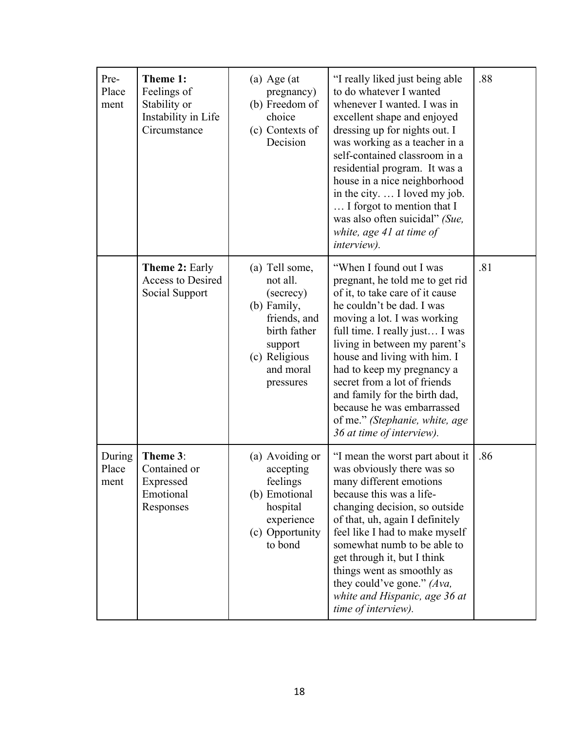| | | | | |
|---|---|---|---|---|
| Pre-Placement | **Theme 1:** Feelings of Stability or Instability in Life Circumstance | (a) Age (at pregnancy) (b) Freedom of choice (c) Contexts of Decision | "I really liked just being able to do whatever I wanted whenever I wanted. I was in excellent shape and enjoyed dressing up for nights out. I was working as a teacher in a self-contained classroom in a residential program. It was a house in a nice neighborhood in the city. … I loved my job. … I forgot to mention that I was also often suicidal" *(Sue, white, age 41 at time of interview).* | .88 |
| | **Theme 2:** Early Access to Desired Social Support | (a) Tell some, not all. (secrecy) (b) Family, friends, and birth father support (c) Religious and moral pressures | "When I found out I was pregnant, he told me to get rid of it, to take care of it cause he couldn't be dad. I was moving a lot. I was working full time. I really just… I was living in between my parent's house and living with him. I had to keep my pregnancy a secret from a lot of friends and family for the birth dad, because he was embarrassed of me." *(Stephanie, white, age 36 at time of interview).* | .81 |
| During Placement | **Theme 3**: Contained or Expressed Emotional Responses | (a) Avoiding or accepting feelings (b) Emotional hospital experience (c) Opportunity to bond | "I mean the worst part about it was obviously there was so many different emotions because this was a life-changing decision, so outside of that, uh, again I definitely feel like I had to make myself somewhat numb to be able to get through it, but I think things went as smoothly as they could've gone." *(Ava, white and Hispanic, age 36 at time of interview).* | .86 |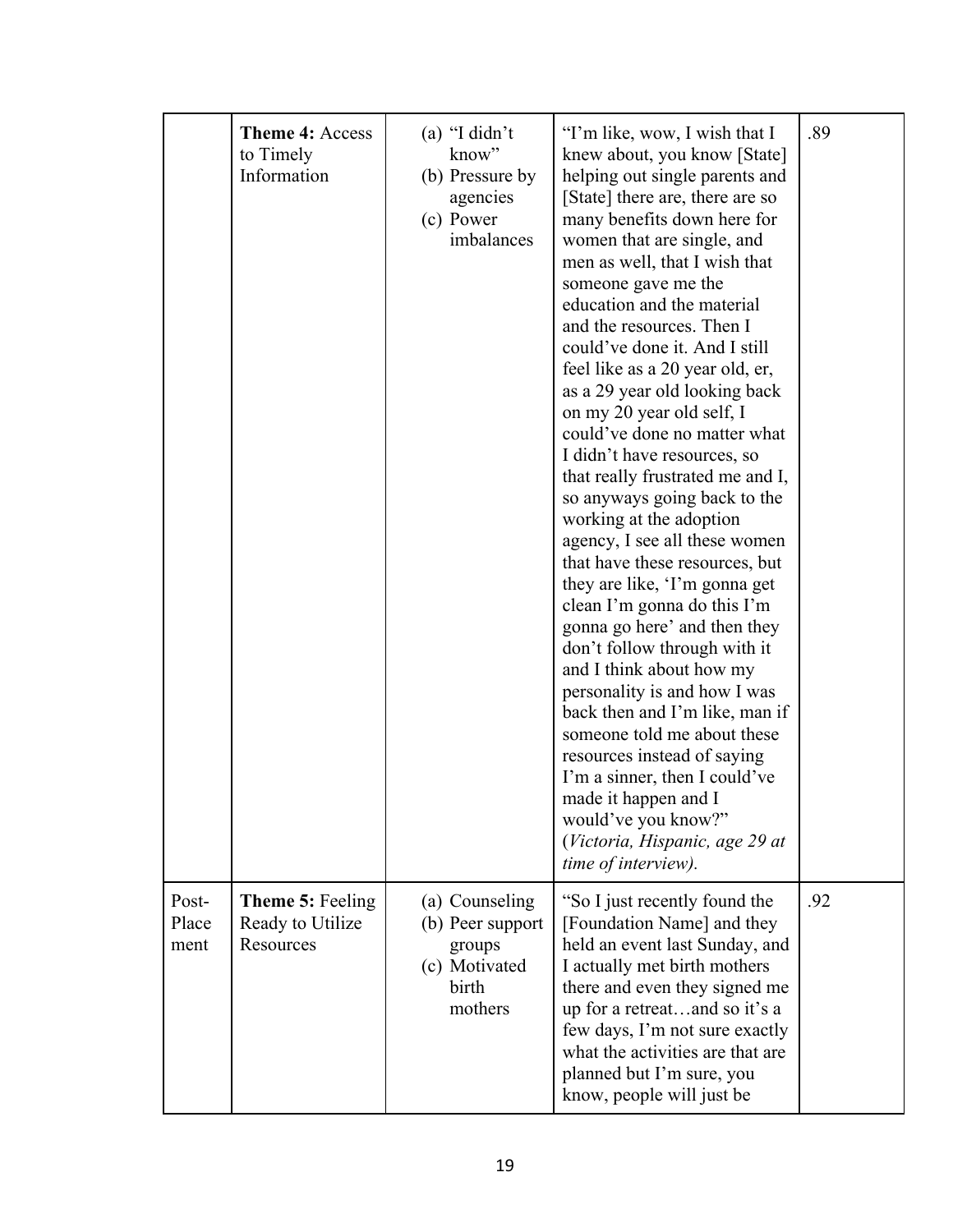| | | | | |
|---|---|---|---|---|
| | **Theme 4:** Access to Timely Information | (a) "I didn't know"<br>(b) Pressure by agencies<br>(c) Power imbalances | "I'm like, wow, I wish that I knew about, you know [State] helping out single parents and [State] there are, there are so many benefits down here for women that are single, and men as well, that I wish that someone gave me the education and the material and the resources. Then I could've done it. And I still feel like as a 20 year old, er, as a 29 year old looking back on my 20 year old self, I could've done no matter what I didn't have resources, so that really frustrated me and I, so anyways going back to the working at the adoption agency, I see all these women that have these resources, but they are like, 'I'm gonna get clean I'm gonna do this I'm gonna go here' and then they don't follow through with it and I think about how my personality is and how I was back then and I'm like, man if someone told me about these resources instead of saying I'm a sinner, then I could've made it happen and I would've you know?" (*Victoria, Hispanic, age 29 at time of interview).* | .89 |
| Post-Placement | **Theme 5:** Feeling Ready to Utilize Resources | (a) Counseling<br>(b) Peer support groups<br>(c) Motivated birth mothers | "So I just recently found the [Foundation Name] and they held an event last Sunday, and I actually met birth mothers there and even they signed me up for a retreat…and so it's a few days, I'm not sure exactly what the activities are that are planned but I'm sure, you know, people will just be | .92 |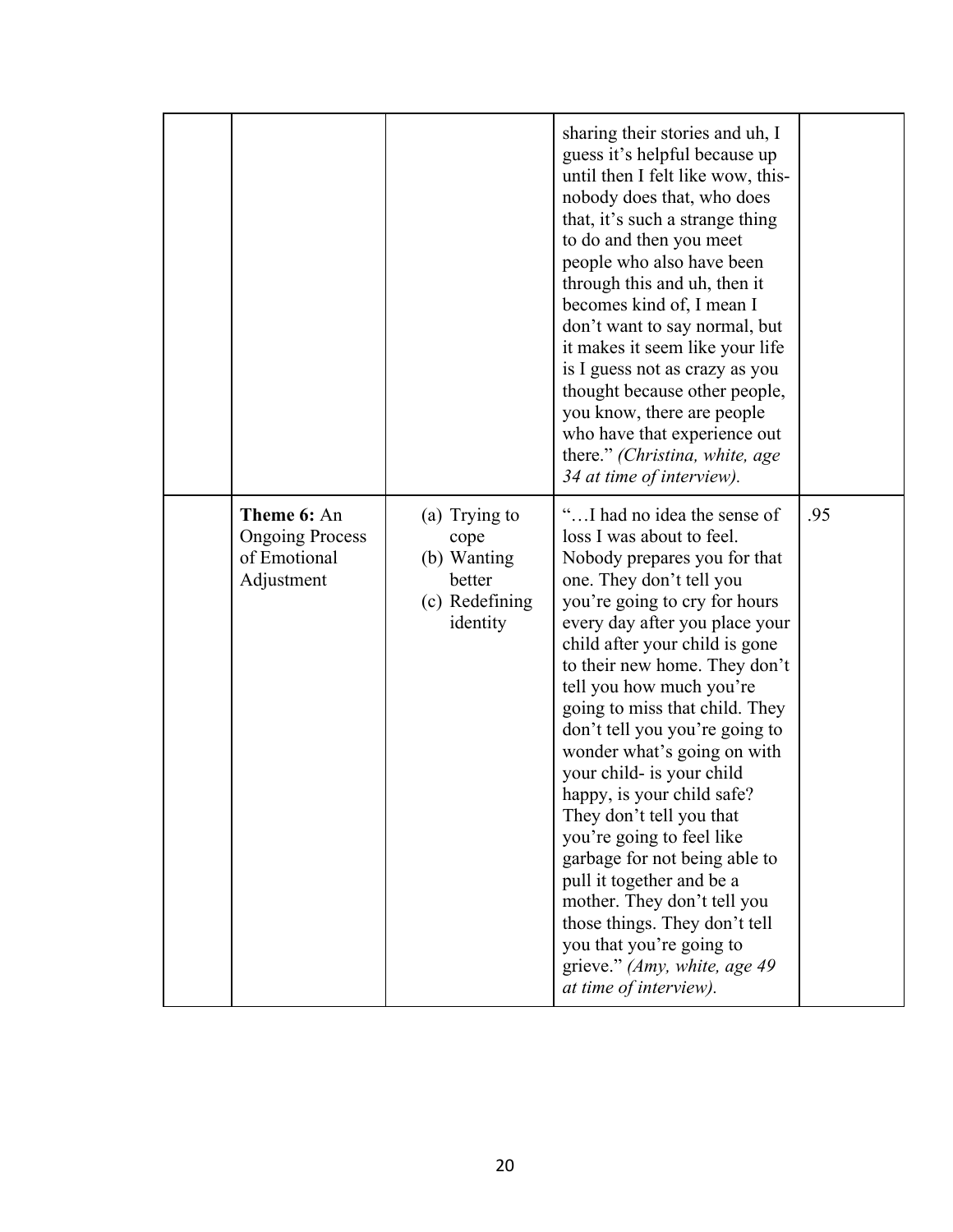| | | | | |
|---|---|---|---|---|
| | | | sharing their stories and uh, I guess it's helpful because up until then I felt like wow, this- nobody does that, who does that, it's such a strange thing to do and then you meet people who also have been through this and uh, then it becomes kind of, I mean I don't want to say normal, but it makes it seem like your life is I guess not as crazy as you thought because other people, you know, there are people who have that experience out there." *(Christina, white, age 34 at time of interview).* | |
| | **Theme 6:** An Ongoing Process of Emotional Adjustment | (a) Trying to cope (b) Wanting better (c) Redefining identity | "…I had no idea the sense of loss I was about to feel. Nobody prepares you for that one. They don't tell you you're going to cry for hours every day after you place your child after your child is gone to their new home. They don't tell you how much you're going to miss that child. They don't tell you you're going to wonder what's going on with your child- is your child happy, is your child safe? They don't tell you that you're going to feel like garbage for not being able to pull it together and be a mother. They don't tell you those things. They don't tell you that you're going to grieve." *(Amy, white, age 49 at time of interview).* | .95 |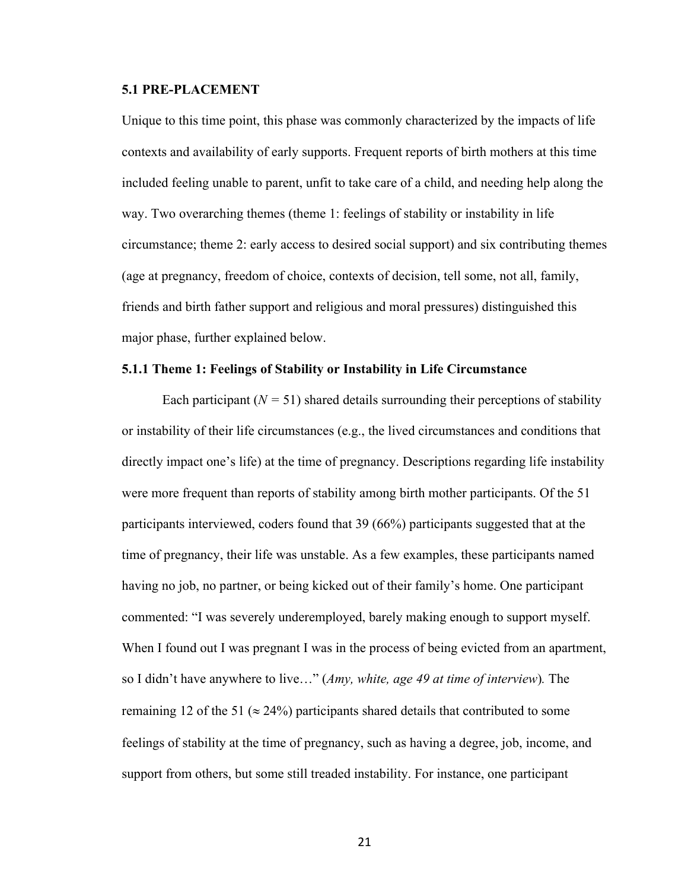### 5.1 PRE-PLACEMENT

Unique to this time point, this phase was commonly characterized by the impacts of life contexts and availability of early supports. Frequent reports of birth mothers at this time included feeling unable to parent, unfit to take care of a child, and needing help along the way. Two overarching themes (theme 1: feelings of stability or instability in life circumstance; theme 2: early access to desired social support) and six contributing themes (age at pregnancy, freedom of choice, contexts of decision, tell some, not all, family, friends and birth father support and religious and moral pressures) distinguished this major phase, further explained below.

#### 5.1.1 Theme 1: Feelings of Stability or Instability in Life Circumstance

Each participant ($N$ = 51) shared details surrounding their perceptions of stability or instability of their life circumstances (e.g., the lived circumstances and conditions that directly impact one's life) at the time of pregnancy. Descriptions regarding life instability were more frequent than reports of stability among birth mother participants. Of the 51 participants interviewed, coders found that 39 (66%) participants suggested that at the time of pregnancy, their life was unstable. As a few examples, these participants named having no job, no partner, or being kicked out of their family's home. One participant commented: "I was severely underemployed, barely making enough to support myself. When I found out I was pregnant I was in the process of being evicted from an apartment, so I didn't have anywhere to live…" (*Amy, white, age 49 at time of interview*). The remaining 12 of the 51 ($\approx$ 24%) participants shared details that contributed to some feelings of stability at the time of pregnancy, such as having a degree, job, income, and support from others, but some still treaded instability. For instance, one participant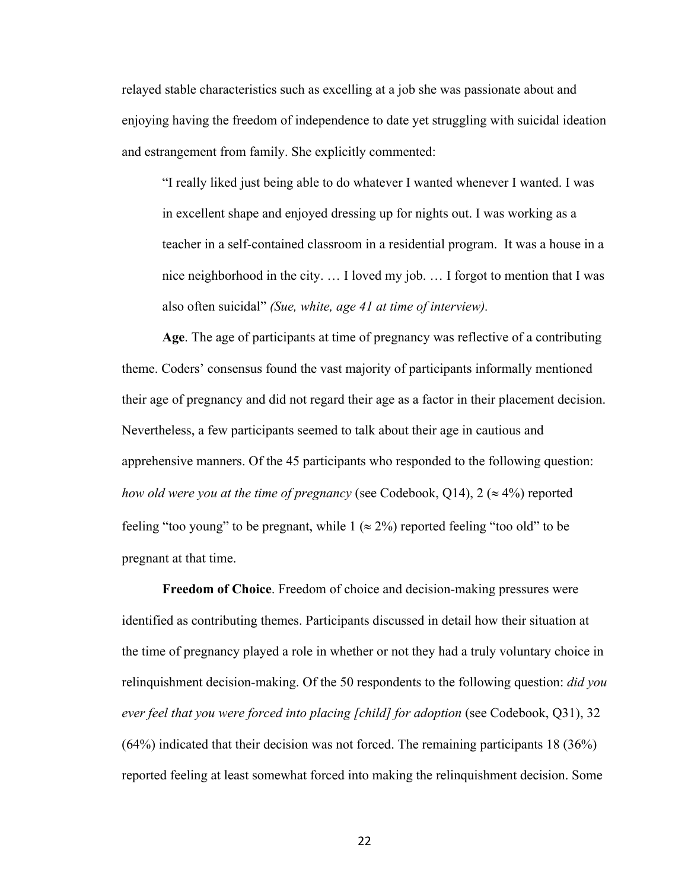relayed stable characteristics such as excelling at a job she was passionate about and enjoying having the freedom of independence to date yet struggling with suicidal ideation and estrangement from family. She explicitly commented:

> "I really liked just being able to do whatever I wanted whenever I wanted. I was in excellent shape and enjoyed dressing up for nights out. I was working as a teacher in a self-contained classroom in a residential program. It was a house in a nice neighborhood in the city. … I loved my job. … I forgot to mention that I was also often suicidal" *(Sue, white, age 41 at time of interview).*

**Age**. The age of participants at time of pregnancy was reflective of a contributing theme. Coders' consensus found the vast majority of participants informally mentioned their age of pregnancy and did not regard their age as a factor in their placement decision. Nevertheless, a few participants seemed to talk about their age in cautious and apprehensive manners. Of the 45 participants who responded to the following question: *how old were you at the time of pregnancy* (see Codebook, Q14), 2 ($\approx$ 4%) reported feeling "too young" to be pregnant, while 1 ($\approx$ 2%) reported feeling "too old" to be pregnant at that time.

**Freedom of Choice**. Freedom of choice and decision-making pressures were identified as contributing themes. Participants discussed in detail how their situation at the time of pregnancy played a role in whether or not they had a truly voluntary choice in relinquishment decision-making. Of the 50 respondents to the following question: *did you ever feel that you were forced into placing [child] for adoption* (see Codebook, Q31), 32 (64%) indicated that their decision was not forced. The remaining participants 18 (36%) reported feeling at least somewhat forced into making the relinquishment decision. Some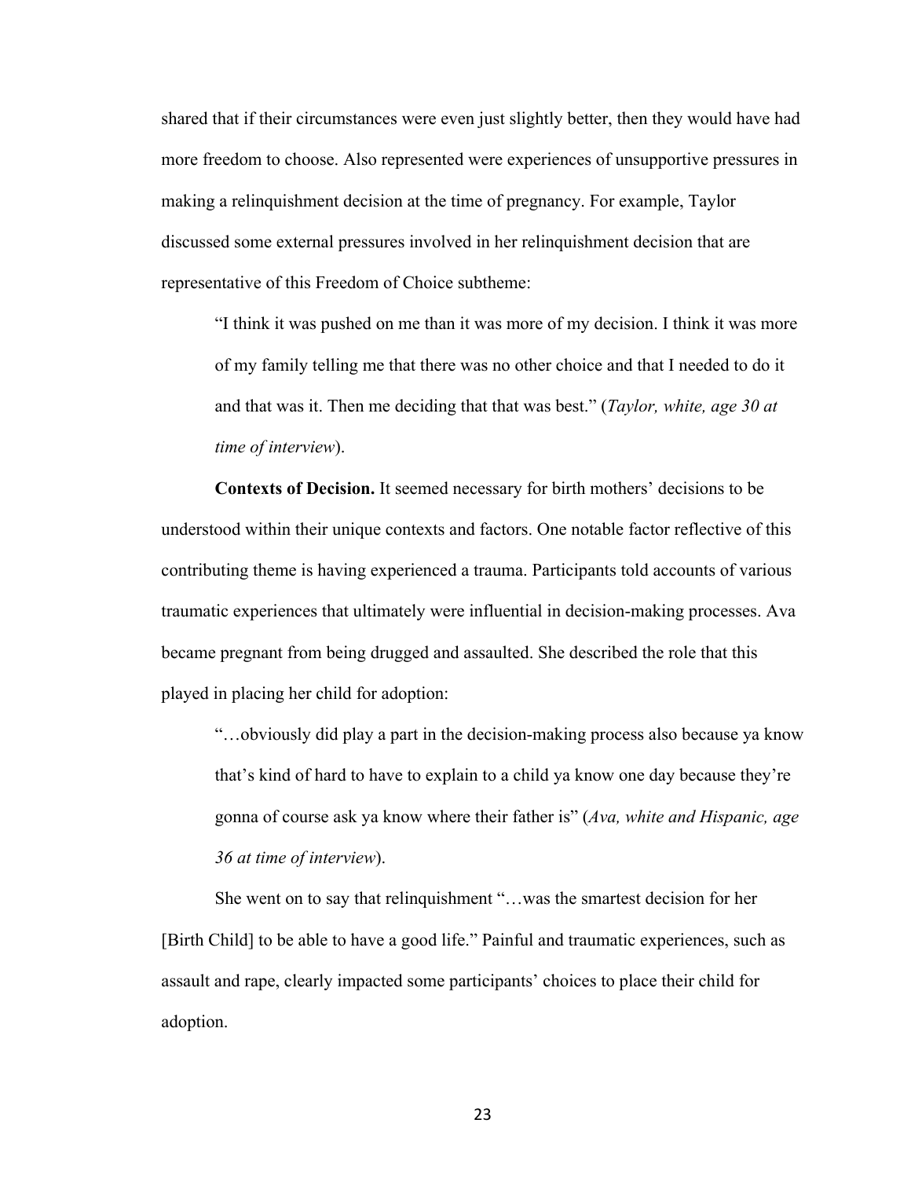shared that if their circumstances were even just slightly better, then they would have had more freedom to choose. Also represented were experiences of unsupportive pressures in making a relinquishment decision at the time of pregnancy. For example, Taylor discussed some external pressures involved in her relinquishment decision that are representative of this Freedom of Choice subtheme:

> "I think it was pushed on me than it was more of my decision. I think it was more of my family telling me that there was no other choice and that I needed to do it and that was it. Then me deciding that that was best." (*Taylor, white, age 30 at time of interview*).

**Contexts of Decision.** It seemed necessary for birth mothers' decisions to be understood within their unique contexts and factors. One notable factor reflective of this contributing theme is having experienced a trauma. Participants told accounts of various traumatic experiences that ultimately were influential in decision-making processes. Ava became pregnant from being drugged and assaulted. She described the role that this played in placing her child for adoption:

> "…obviously did play a part in the decision-making process also because ya know that's kind of hard to have to explain to a child ya know one day because they're gonna of course ask ya know where their father is" (*Ava, white and Hispanic, age 36 at time of interview*).

She went on to say that relinquishment "…was the smartest decision for her [Birth Child] to be able to have a good life." Painful and traumatic experiences, such as assault and rape, clearly impacted some participants' choices to place their child for adoption.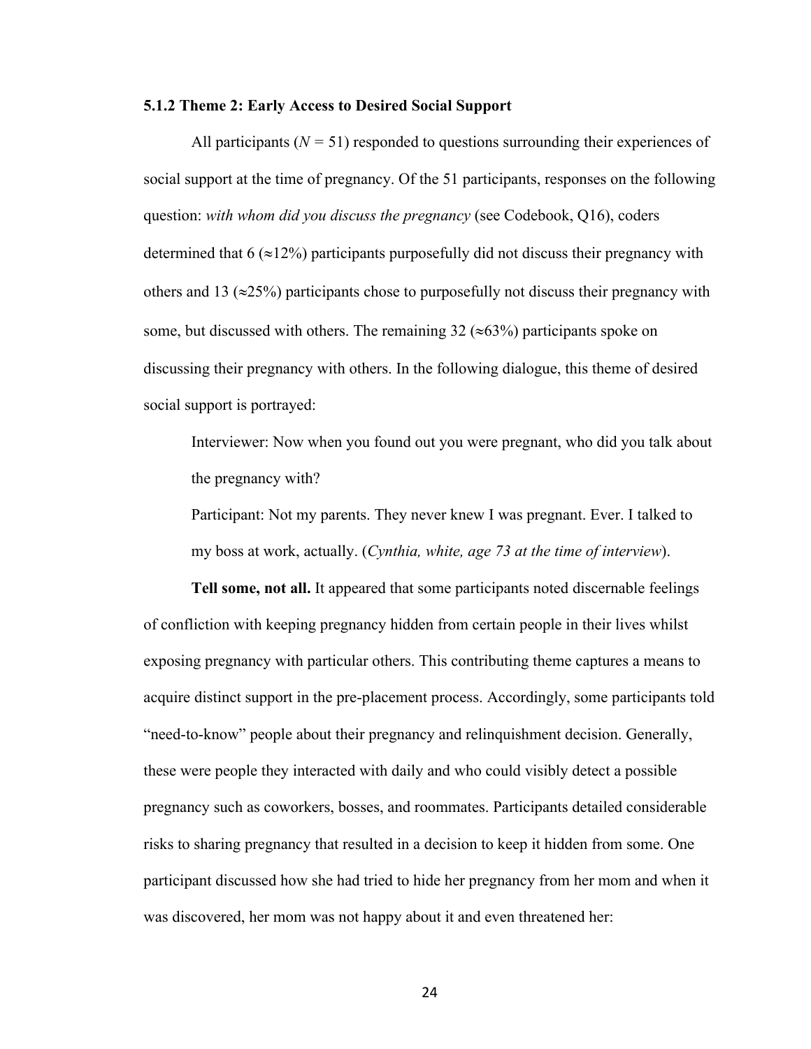### 5.1.2 Theme 2: Early Access to Desired Social Support

All participants ($N = 51$) responded to questions surrounding their experiences of social support at the time of pregnancy. Of the 51 participants, responses on the following question: *with whom did you discuss the pregnancy* (see Codebook, Q16), coders determined that 6 ($\approx$12%) participants purposefully did not discuss their pregnancy with others and 13 ($\approx$25%) participants chose to purposefully not discuss their pregnancy with some, but discussed with others. The remaining 32 ($\approx$63%) participants spoke on discussing their pregnancy with others. In the following dialogue, this theme of desired social support is portrayed:

> Interviewer: Now when you found out you were pregnant, who did you talk about the pregnancy with?
>
> Participant: Not my parents. They never knew I was pregnant. Ever. I talked to my boss at work, actually. (*Cynthia, white, age 73 at the time of interview*).

**Tell some, not all.** It appeared that some participants noted discernable feelings of confliction with keeping pregnancy hidden from certain people in their lives whilst exposing pregnancy with particular others. This contributing theme captures a means to acquire distinct support in the pre-placement process. Accordingly, some participants told "need-to-know" people about their pregnancy and relinquishment decision. Generally, these were people they interacted with daily and who could visibly detect a possible pregnancy such as coworkers, bosses, and roommates. Participants detailed considerable risks to sharing pregnancy that resulted in a decision to keep it hidden from some. One participant discussed how she had tried to hide her pregnancy from her mom and when it was discovered, her mom was not happy about it and even threatened her: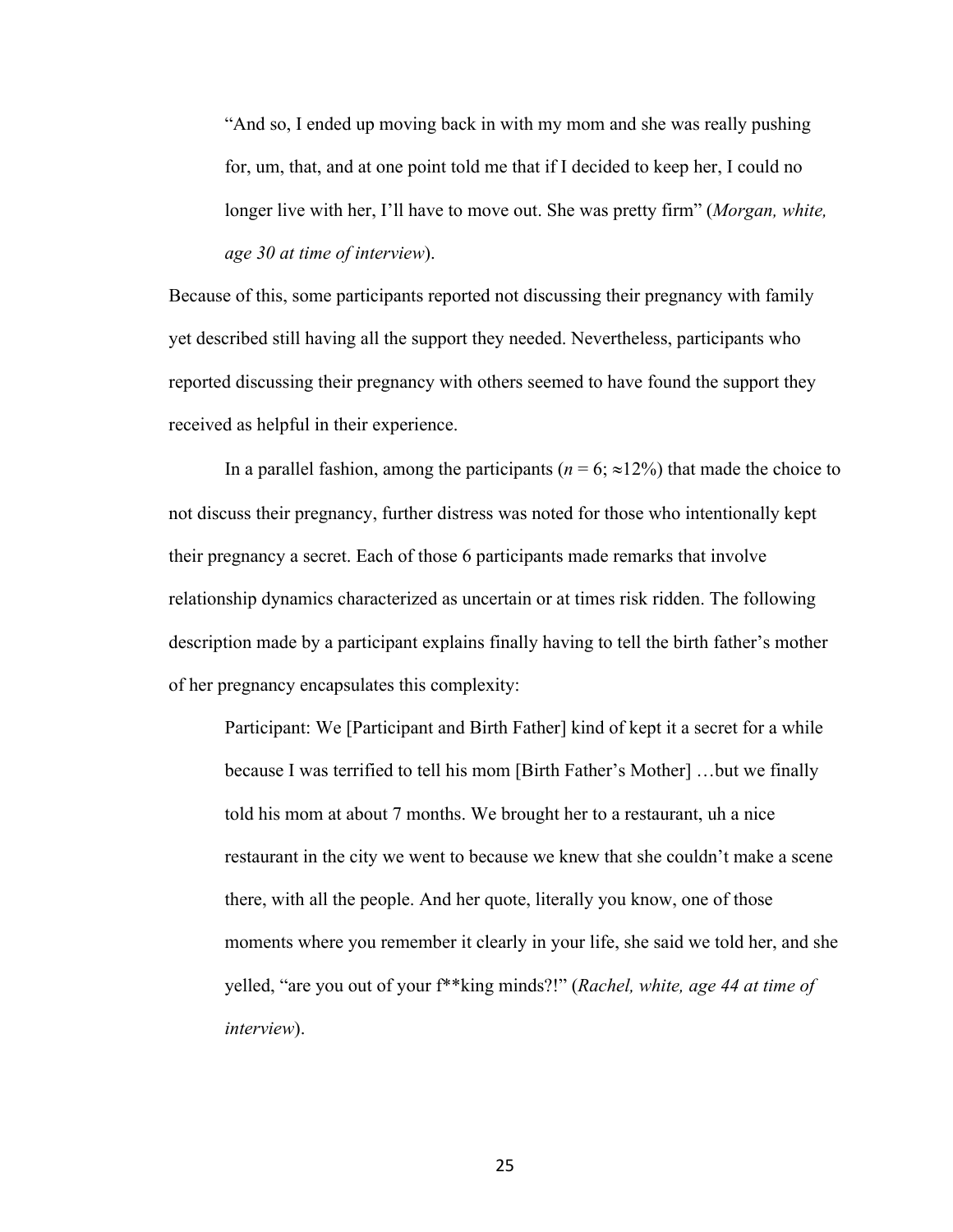> “And so, I ended up moving back in with my mom and she was really pushing for, um, that, and at one point told me that if I decided to keep her, I could no longer live with her, I’ll have to move out. She was pretty firm” (*Morgan, white, age 30 at time of interview*).

Because of this, some participants reported not discussing their pregnancy with family yet described still having all the support they needed. Nevertheless, participants who reported discussing their pregnancy with others seemed to have found the support they received as helpful in their experience.

In a parallel fashion, among the participants ($n = 6$; $\approx 12\%$) that made the choice to not discuss their pregnancy, further distress was noted for those who intentionally kept their pregnancy a secret. Each of those 6 participants made remarks that involve relationship dynamics characterized as uncertain or at times risk ridden. The following description made by a participant explains finally having to tell the birth father’s mother of her pregnancy encapsulates this complexity:

> Participant: We [Participant and Birth Father] kind of kept it a secret for a while because I was terrified to tell his mom [Birth Father’s Mother] …but we finally told his mom at about 7 months. We brought her to a restaurant, uh a nice restaurant in the city we went to because we knew that she couldn’t make a scene there, with all the people. And her quote, literally you know, one of those moments where you remember it clearly in your life, she said we told her, and she yelled, “are you out of your f**king minds?!” (*Rachel, white, age 44 at time of interview*).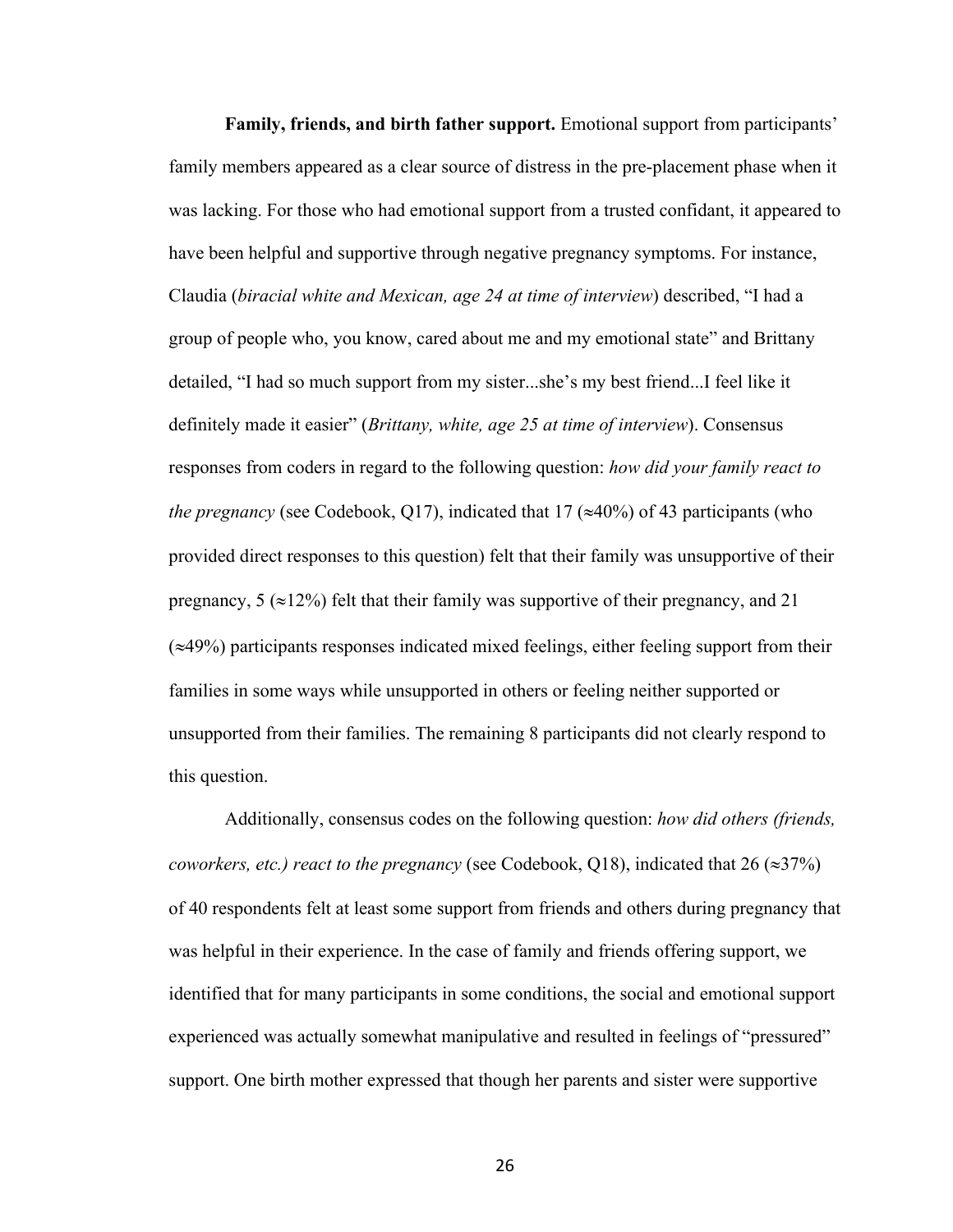**Family, friends, and birth father support.** Emotional support from participants' family members appeared as a clear source of distress in the pre-placement phase when it was lacking. For those who had emotional support from a trusted confidant, it appeared to have been helpful and supportive through negative pregnancy symptoms. For instance, Claudia (*biracial white and Mexican, age 24 at time of interview*) described, "I had a group of people who, you know, cared about me and my emotional state" and Brittany detailed, "I had so much support from my sister...she's my best friend...I feel like it definitely made it easier" (*Brittany, white, age 25 at time of interview*). Consensus responses from coders in regard to the following question: *how did your family react to the pregnancy* (see Codebook, Q17), indicated that 17 (≈40%) of 43 participants (who provided direct responses to this question) felt that their family was unsupportive of their pregnancy, 5 (≈12%) felt that their family was supportive of their pregnancy, and 21 (≈49%) participants responses indicated mixed feelings, either feeling support from their families in some ways while unsupported in others or feeling neither supported or unsupported from their families. The remaining 8 participants did not clearly respond to this question.

Additionally, consensus codes on the following question: *how did others (friends, coworkers, etc.) react to the pregnancy* (see Codebook, Q18), indicated that 26 (≈37%) of 40 respondents felt at least some support from friends and others during pregnancy that was helpful in their experience. In the case of family and friends offering support, we identified that for many participants in some conditions, the social and emotional support experienced was actually somewhat manipulative and resulted in feelings of "pressured" support. One birth mother expressed that though her parents and sister were supportive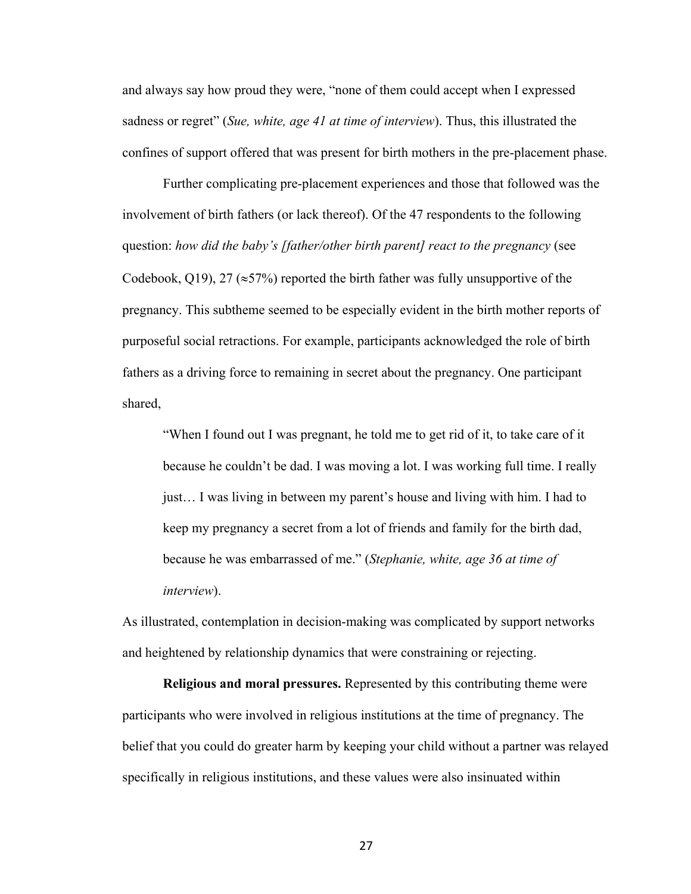and always say how proud they were, "none of them could accept when I expressed sadness or regret" (*Sue, white, age 41 at time of interview*). Thus, this illustrated the confines of support offered that was present for birth mothers in the pre-placement phase.

Further complicating pre-placement experiences and those that followed was the involvement of birth fathers (or lack thereof). Of the 47 respondents to the following question: *how did the baby's [father/other birth parent] react to the pregnancy* (see Codebook, Q19), 27 ($\approx$57%) reported the birth father was fully unsupportive of the pregnancy. This subtheme seemed to be especially evident in the birth mother reports of purposeful social retractions. For example, participants acknowledged the role of birth fathers as a driving force to remaining in secret about the pregnancy. One participant shared,

> "When I found out I was pregnant, he told me to get rid of it, to take care of it because he couldn't be dad. I was moving a lot. I was working full time. I really just… I was living in between my parent's house and living with him. I had to keep my pregnancy a secret from a lot of friends and family for the birth dad, because he was embarrassed of me." (*Stephanie, white, age 36 at time of interview*).

As illustrated, contemplation in decision-making was complicated by support networks and heightened by relationship dynamics that were constraining or rejecting.

**Religious and moral pressures.** Represented by this contributing theme were participants who were involved in religious institutions at the time of pregnancy. The belief that you could do greater harm by keeping your child without a partner was relayed specifically in religious institutions, and these values were also insinuated within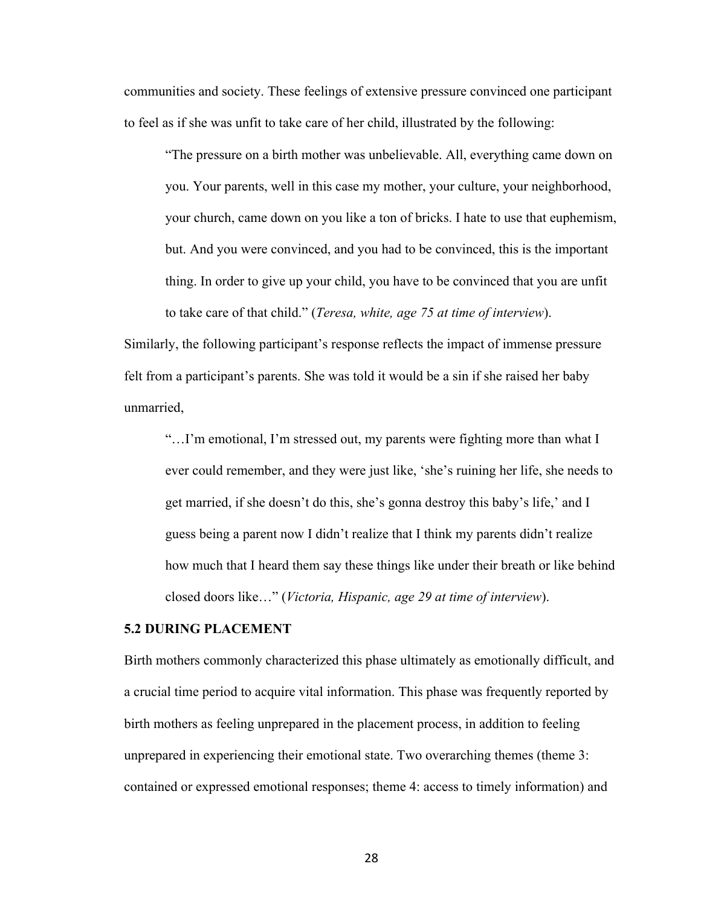communities and society. These feelings of extensive pressure convinced one participant to feel as if she was unfit to take care of her child, illustrated by the following:

> "The pressure on a birth mother was unbelievable. All, everything came down on you. Your parents, well in this case my mother, your culture, your neighborhood, your church, came down on you like a ton of bricks. I hate to use that euphemism, but. And you were convinced, and you had to be convinced, this is the important thing. In order to give up your child, you have to be convinced that you are unfit to take care of that child." (*Teresa, white, age 75 at time of interview*).

Similarly, the following participant's response reflects the impact of immense pressure felt from a participant's parents. She was told it would be a sin if she raised her baby unmarried,

> "…I'm emotional, I'm stressed out, my parents were fighting more than what I ever could remember, and they were just like, 'she's ruining her life, she needs to get married, if she doesn't do this, she's gonna destroy this baby's life,' and I guess being a parent now I didn't realize that I think my parents didn't realize how much that I heard them say these things like under their breath or like behind closed doors like…" (*Victoria, Hispanic, age 29 at time of interview*).

### 5.2 DURING PLACEMENT

Birth mothers commonly characterized this phase ultimately as emotionally difficult, and a crucial time period to acquire vital information. This phase was frequently reported by birth mothers as feeling unprepared in the placement process, in addition to feeling unprepared in experiencing their emotional state. Two overarching themes (theme 3: contained or expressed emotional responses; theme 4: access to timely information) and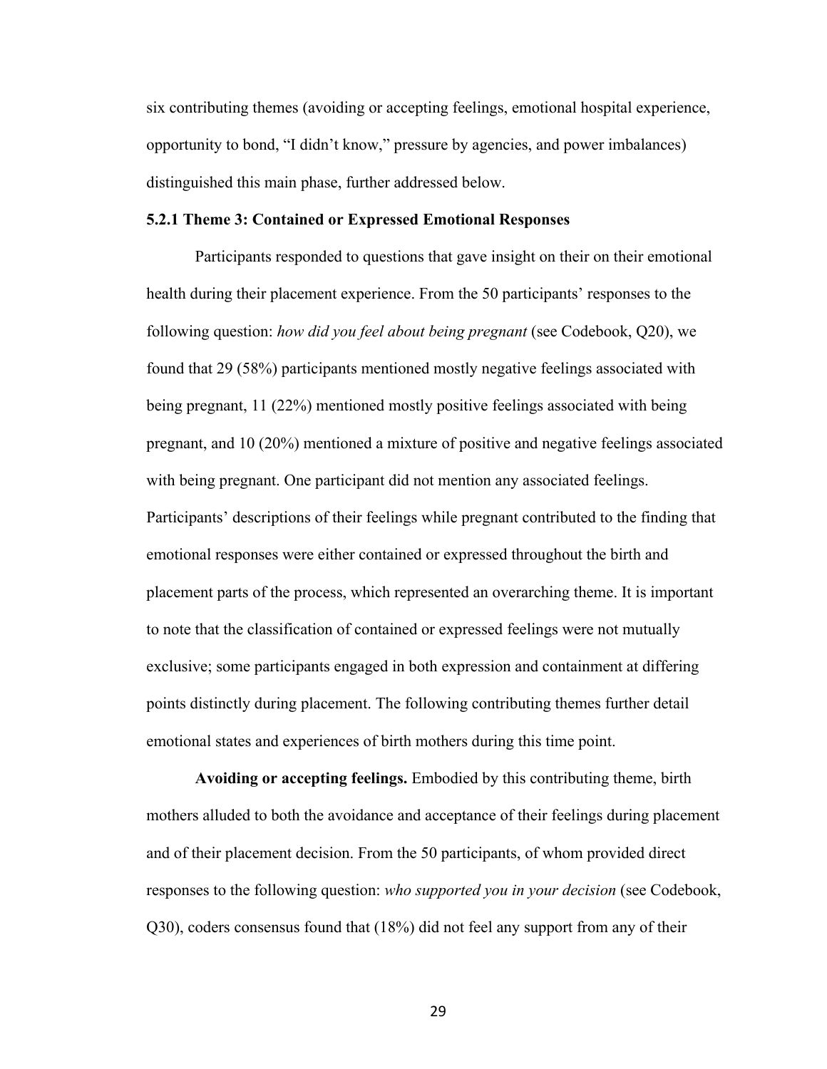six contributing themes (avoiding or accepting feelings, emotional hospital experience, opportunity to bond, "I didn't know," pressure by agencies, and power imbalances) distinguished this main phase, further addressed below.

### 5.2.1 Theme 3: Contained or Expressed Emotional Responses

Participants responded to questions that gave insight on their on their emotional health during their placement experience. From the 50 participants' responses to the following question: *how did you feel about being pregnant* (see Codebook, Q20), we found that 29 (58%) participants mentioned mostly negative feelings associated with being pregnant, 11 (22%) mentioned mostly positive feelings associated with being pregnant, and 10 (20%) mentioned a mixture of positive and negative feelings associated with being pregnant. One participant did not mention any associated feelings. Participants' descriptions of their feelings while pregnant contributed to the finding that emotional responses were either contained or expressed throughout the birth and placement parts of the process, which represented an overarching theme. It is important to note that the classification of contained or expressed feelings were not mutually exclusive; some participants engaged in both expression and containment at differing points distinctly during placement. The following contributing themes further detail emotional states and experiences of birth mothers during this time point.

**Avoiding or accepting feelings.** Embodied by this contributing theme, birth mothers alluded to both the avoidance and acceptance of their feelings during placement and of their placement decision. From the 50 participants, of whom provided direct responses to the following question: *who supported you in your decision* (see Codebook, Q30), coders consensus found that (18%) did not feel any support from any of their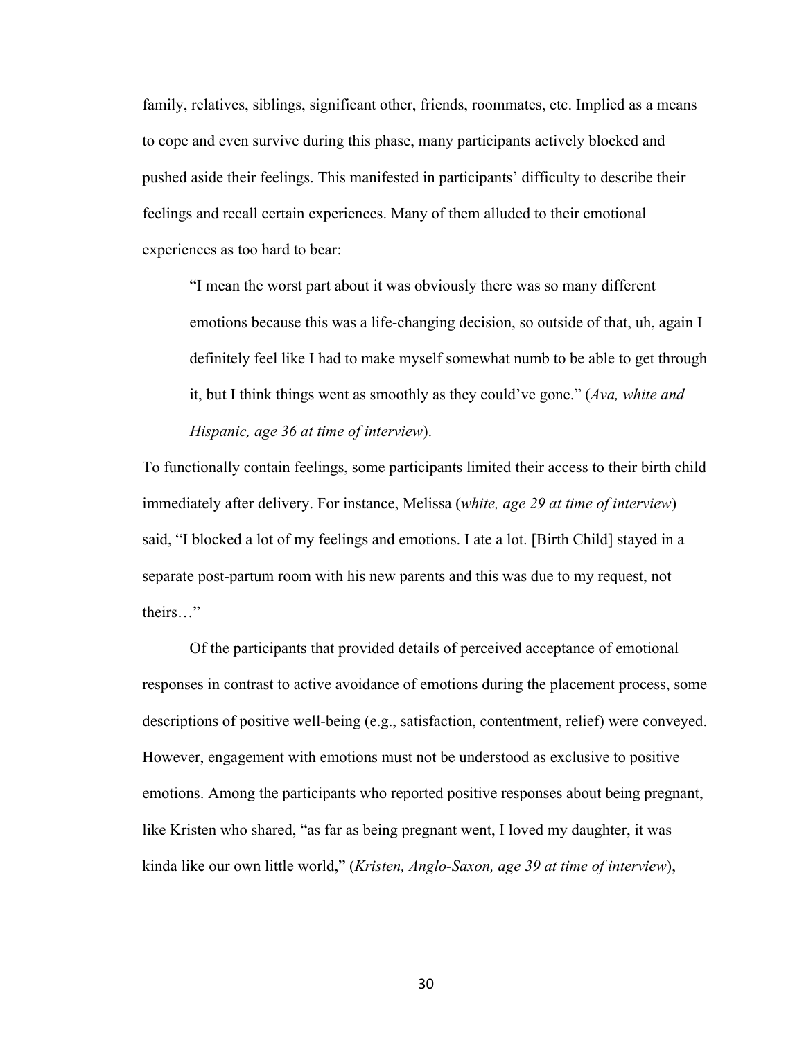family, relatives, siblings, significant other, friends, roommates, etc. Implied as a means to cope and even survive during this phase, many participants actively blocked and pushed aside their feelings. This manifested in participants' difficulty to describe their feelings and recall certain experiences. Many of them alluded to their emotional experiences as too hard to bear:

> "I mean the worst part about it was obviously there was so many different emotions because this was a life-changing decision, so outside of that, uh, again I definitely feel like I had to make myself somewhat numb to be able to get through it, but I think things went as smoothly as they could've gone." (*Ava, white and Hispanic, age 36 at time of interview*).

To functionally contain feelings, some participants limited their access to their birth child immediately after delivery. For instance, Melissa (*white, age 29 at time of interview*) said, "I blocked a lot of my feelings and emotions. I ate a lot. [Birth Child] stayed in a separate post-partum room with his new parents and this was due to my request, not theirs…"

Of the participants that provided details of perceived acceptance of emotional responses in contrast to active avoidance of emotions during the placement process, some descriptions of positive well-being (e.g., satisfaction, contentment, relief) were conveyed. However, engagement with emotions must not be understood as exclusive to positive emotions. Among the participants who reported positive responses about being pregnant, like Kristen who shared, "as far as being pregnant went, I loved my daughter, it was kinda like our own little world," (*Kristen, Anglo-Saxon, age 39 at time of interview*),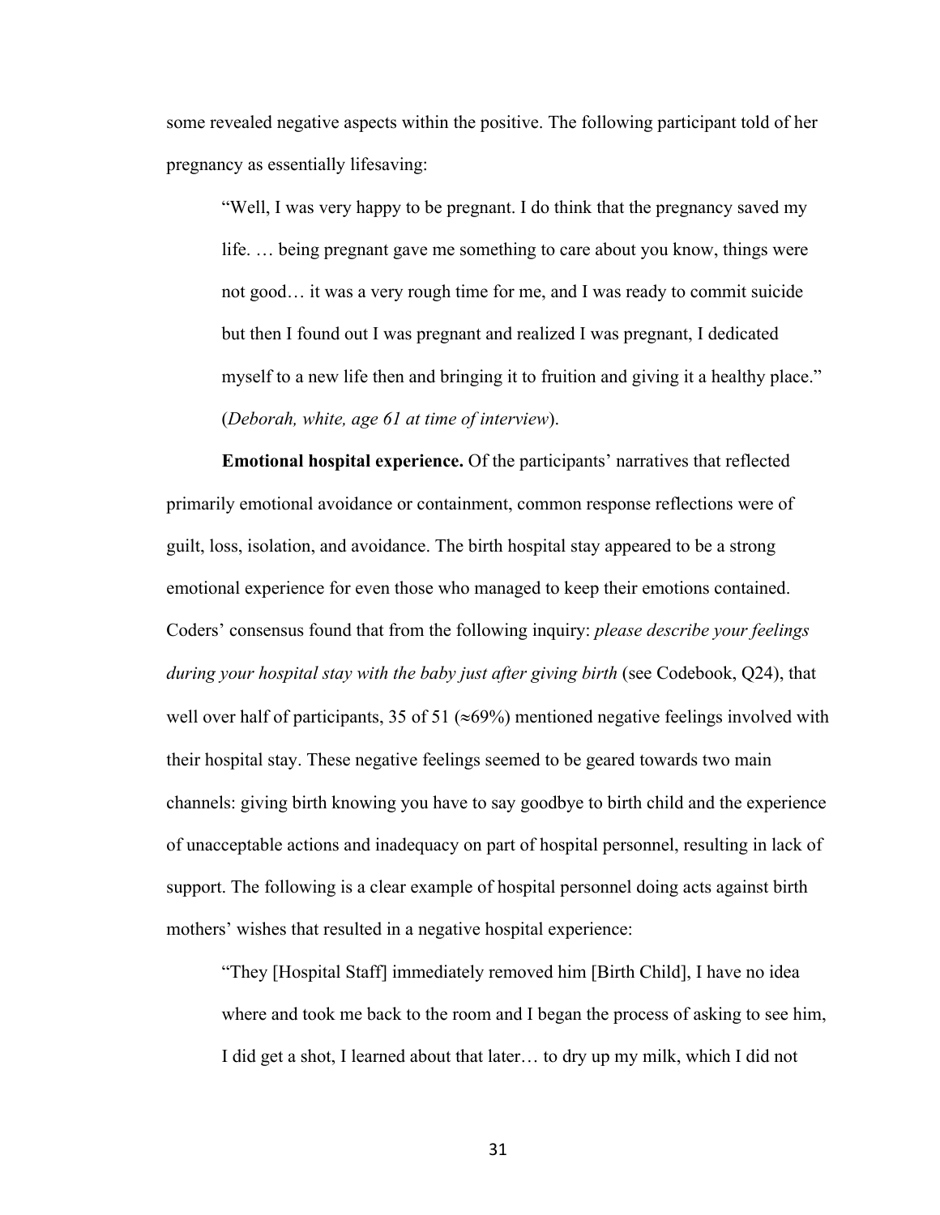some revealed negative aspects within the positive. The following participant told of her pregnancy as essentially lifesaving:

> "Well, I was very happy to be pregnant. I do think that the pregnancy saved my life. … being pregnant gave me something to care about you know, things were not good… it was a very rough time for me, and I was ready to commit suicide but then I found out I was pregnant and realized I was pregnant, I dedicated myself to a new life then and bringing it to fruition and giving it a healthy place." (*Deborah, white, age 61 at time of interview*).

**Emotional hospital experience.** Of the participants' narratives that reflected primarily emotional avoidance or containment, common response reflections were of guilt, loss, isolation, and avoidance. The birth hospital stay appeared to be a strong emotional experience for even those who managed to keep their emotions contained. Coders' consensus found that from the following inquiry: *please describe your feelings during your hospital stay with the baby just after giving birth* (see Codebook, Q24), that well over half of participants, 35 of 51 (≈69%) mentioned negative feelings involved with their hospital stay. These negative feelings seemed to be geared towards two main channels: giving birth knowing you have to say goodbye to birth child and the experience of unacceptable actions and inadequacy on part of hospital personnel, resulting in lack of support. The following is a clear example of hospital personnel doing acts against birth mothers' wishes that resulted in a negative hospital experience:

> "They [Hospital Staff] immediately removed him [Birth Child], I have no idea where and took me back to the room and I began the process of asking to see him, I did get a shot, I learned about that later… to dry up my milk, which I did not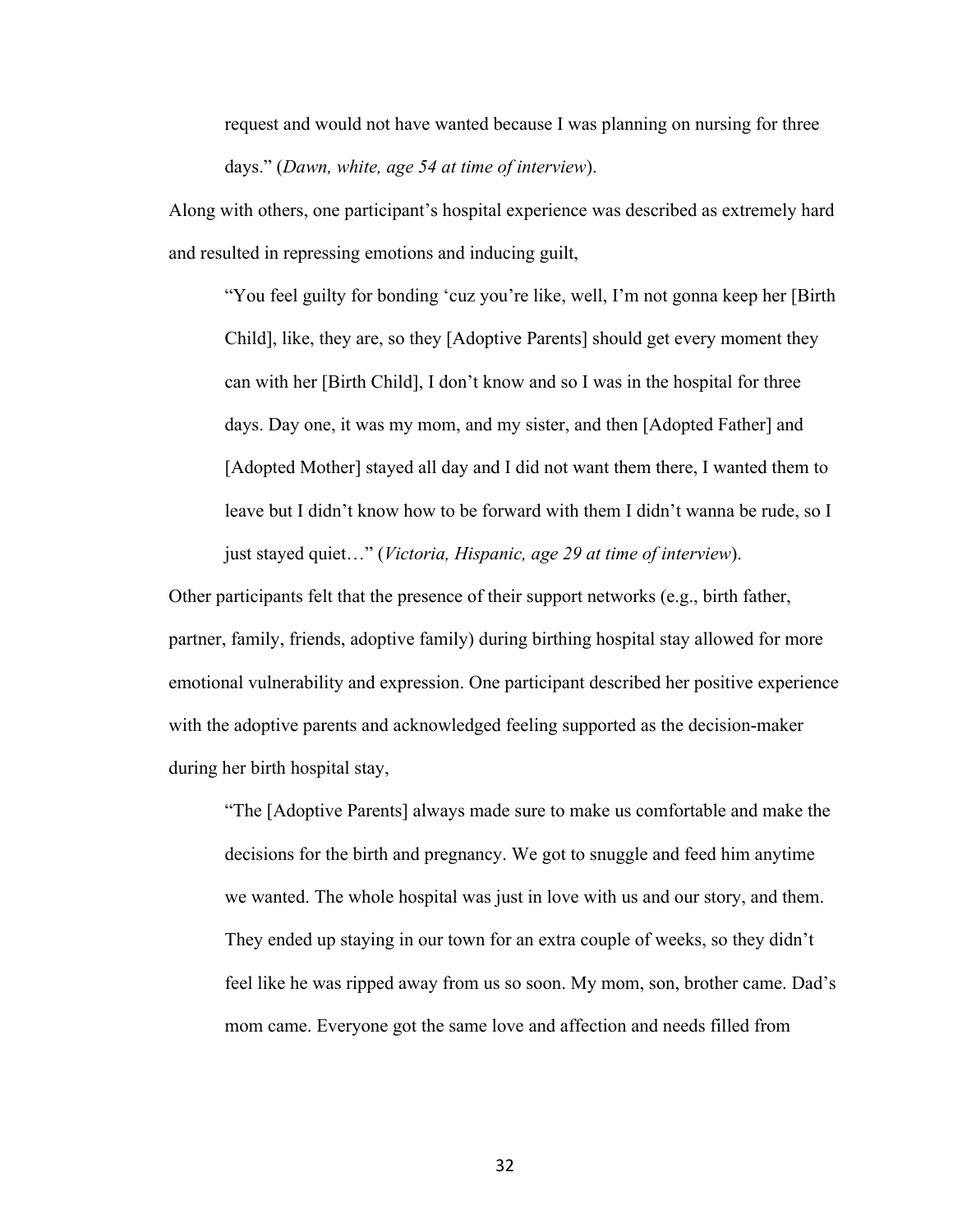> request and would not have wanted because I was planning on nursing for three days." (*Dawn, white, age 54 at time of interview*).

Along with others, one participant's hospital experience was described as extremely hard and resulted in repressing emotions and inducing guilt,

> "You feel guilty for bonding 'cuz you're like, well, I'm not gonna keep her [Birth Child], like, they are, so they [Adoptive Parents] should get every moment they can with her [Birth Child], I don't know and so I was in the hospital for three days. Day one, it was my mom, and my sister, and then [Adopted Father] and [Adopted Mother] stayed all day and I did not want them there, I wanted them to leave but I didn't know how to be forward with them I didn't wanna be rude, so I just stayed quiet…" (*Victoria, Hispanic, age 29 at time of interview*).

Other participants felt that the presence of their support networks (e.g., birth father, partner, family, friends, adoptive family) during birthing hospital stay allowed for more emotional vulnerability and expression. One participant described her positive experience with the adoptive parents and acknowledged feeling supported as the decision-maker during her birth hospital stay,

> "The [Adoptive Parents] always made sure to make us comfortable and make the decisions for the birth and pregnancy. We got to snuggle and feed him anytime we wanted. The whole hospital was just in love with us and our story, and them. They ended up staying in our town for an extra couple of weeks, so they didn't feel like he was ripped away from us so soon. My mom, son, brother came. Dad's mom came. Everyone got the same love and affection and needs filled from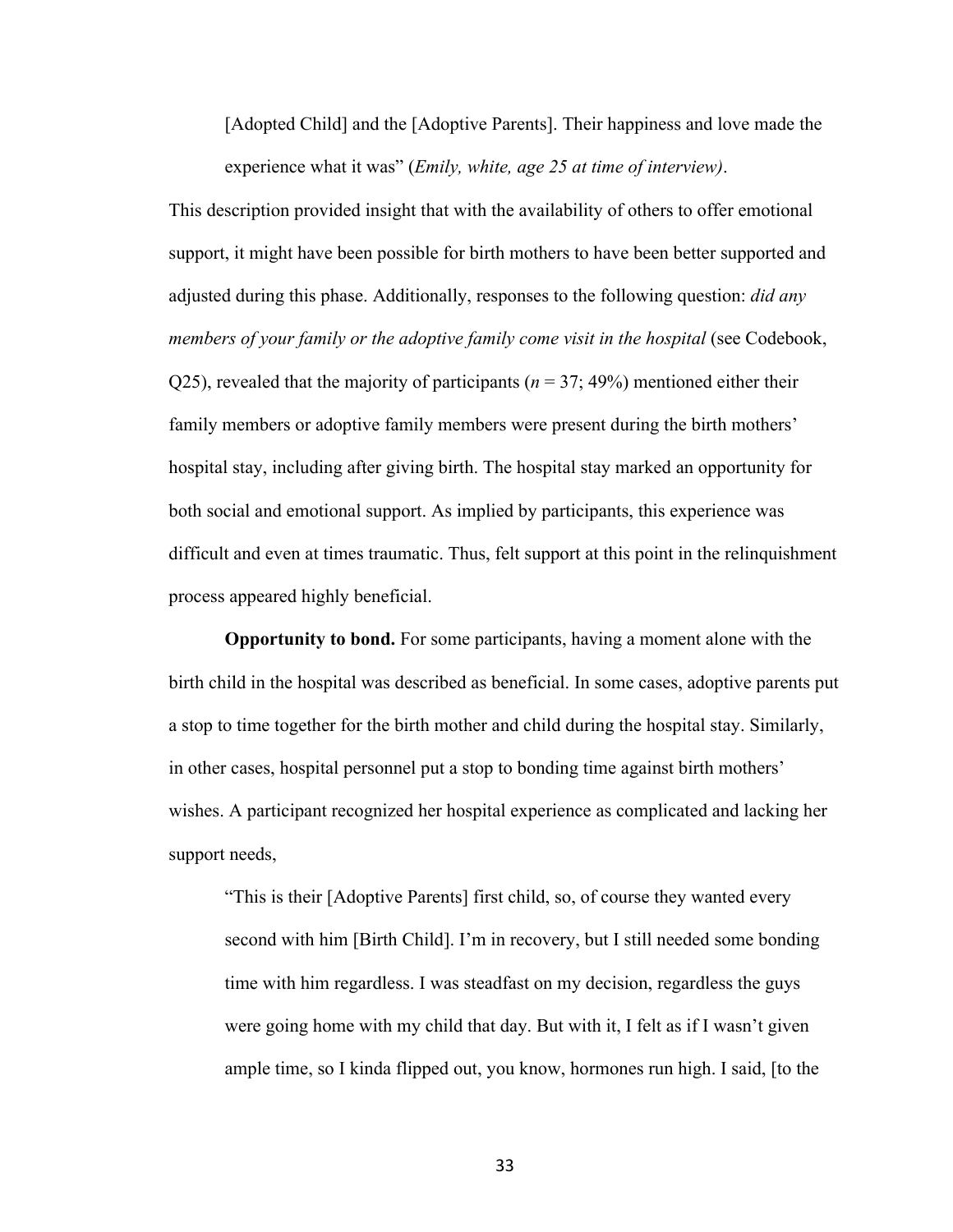> [Adopted Child] and the [Adoptive Parents]. Their happiness and love made the experience what it was" (*Emily, white, age 25 at time of interview)*.

This description provided insight that with the availability of others to offer emotional support, it might have been possible for birth mothers to have been better supported and adjusted during this phase. Additionally, responses to the following question: *did any members of your family or the adoptive family come visit in the hospital* (see Codebook, Q25), revealed that the majority of participants (*n* = 37; 49%) mentioned either their family members or adoptive family members were present during the birth mothers' hospital stay, including after giving birth. The hospital stay marked an opportunity for both social and emotional support. As implied by participants, this experience was difficult and even at times traumatic. Thus, felt support at this point in the relinquishment process appeared highly beneficial.

**Opportunity to bond.** For some participants, having a moment alone with the birth child in the hospital was described as beneficial. In some cases, adoptive parents put a stop to time together for the birth mother and child during the hospital stay. Similarly, in other cases, hospital personnel put a stop to bonding time against birth mothers' wishes. A participant recognized her hospital experience as complicated and lacking her support needs,

> "This is their [Adoptive Parents] first child, so, of course they wanted every second with him [Birth Child]. I'm in recovery, but I still needed some bonding time with him regardless. I was steadfast on my decision, regardless the guys were going home with my child that day. But with it, I felt as if I wasn't given ample time, so I kinda flipped out, you know, hormones run high. I said, [to the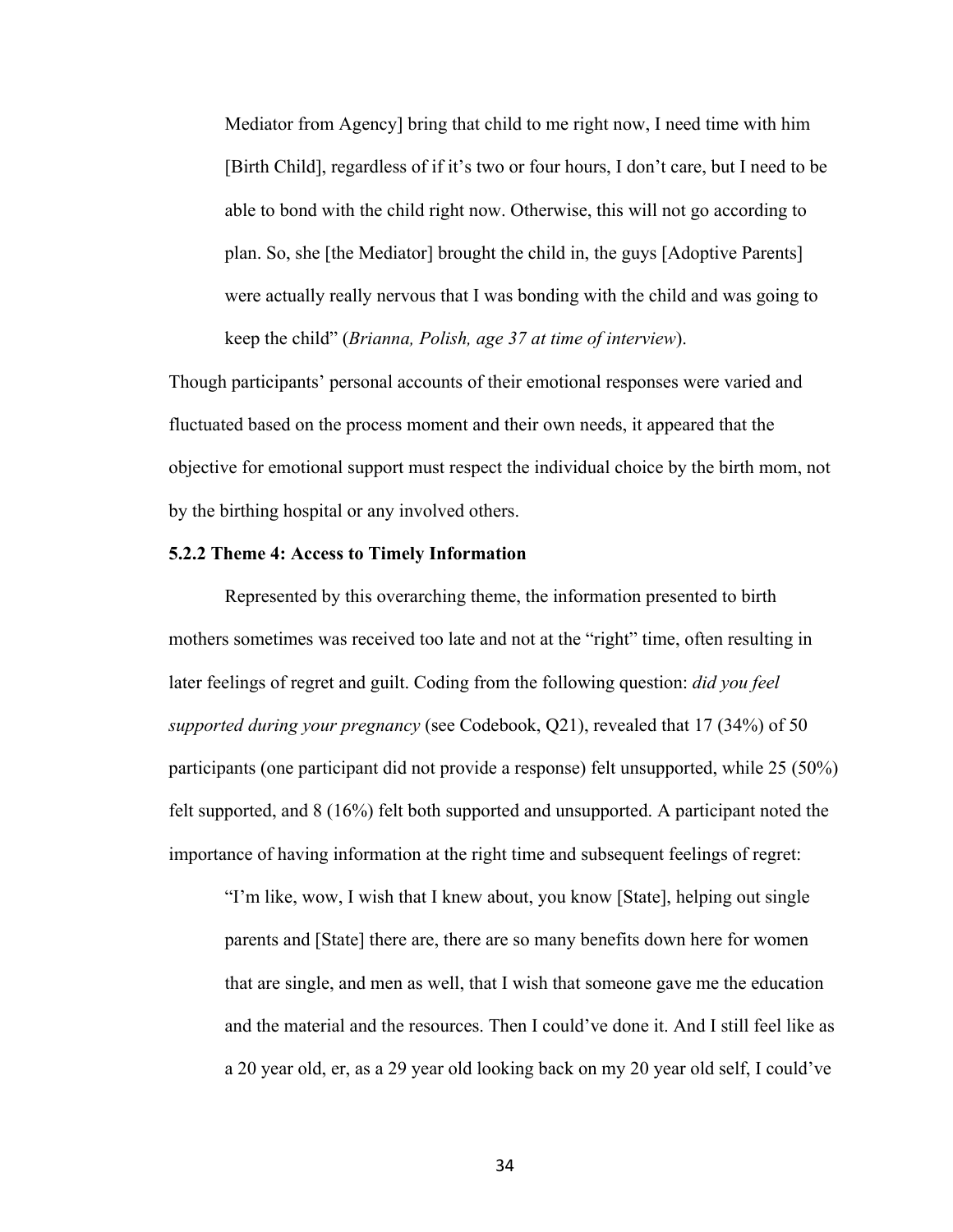Mediator from Agency] bring that child to me right now, I need time with him [Birth Child], regardless of if it's two or four hours, I don't care, but I need to be able to bond with the child right now. Otherwise, this will not go according to plan. So, she [the Mediator] brought the child in, the guys [Adoptive Parents] were actually really nervous that I was bonding with the child and was going to keep the child" (*Brianna, Polish, age 37 at time of interview*).

Though participants' personal accounts of their emotional responses were varied and fluctuated based on the process moment and their own needs, it appeared that the objective for emotional support must respect the individual choice by the birth mom, not by the birthing hospital or any involved others.

### 5.2.2 Theme 4: Access to Timely Information

Represented by this overarching theme, the information presented to birth mothers sometimes was received too late and not at the "right" time, often resulting in later feelings of regret and guilt. Coding from the following question: *did you feel supported during your pregnancy* (see Codebook, Q21), revealed that 17 (34%) of 50 participants (one participant did not provide a response) felt unsupported, while 25 (50%) felt supported, and 8 (16%) felt both supported and unsupported. A participant noted the importance of having information at the right time and subsequent feelings of regret:

> "I'm like, wow, I wish that I knew about, you know [State], helping out single parents and [State] there are, there are so many benefits down here for women that are single, and men as well, that I wish that someone gave me the education and the material and the resources. Then I could've done it. And I still feel like as a 20 year old, er, as a 29 year old looking back on my 20 year old self, I could've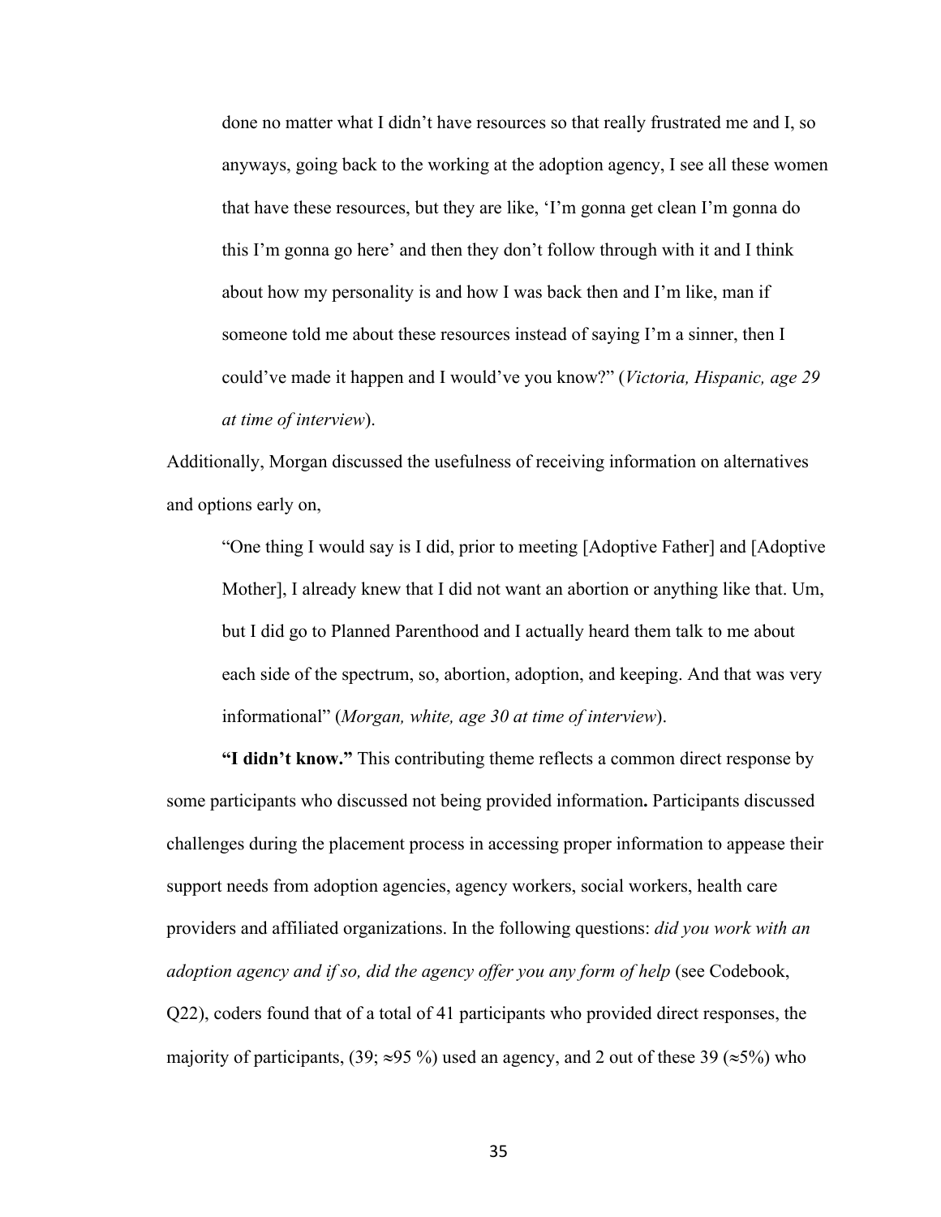> done no matter what I didn't have resources so that really frustrated me and I, so anyways, going back to the working at the adoption agency, I see all these women that have these resources, but they are like, 'I'm gonna get clean I'm gonna do this I'm gonna go here' and then they don't follow through with it and I think about how my personality is and how I was back then and I'm like, man if someone told me about these resources instead of saying I'm a sinner, then I could've made it happen and I would've you know?" (*Victoria, Hispanic, age 29 at time of interview*).

Additionally, Morgan discussed the usefulness of receiving information on alternatives and options early on,

> "One thing I would say is I did, prior to meeting [Adoptive Father] and [Adoptive Mother], I already knew that I did not want an abortion or anything like that. Um, but I did go to Planned Parenthood and I actually heard them talk to me about each side of the spectrum, so, abortion, adoption, and keeping. And that was very informational" (*Morgan, white, age 30 at time of interview*).

**"I didn't know."** This contributing theme reflects a common direct response by some participants who discussed not being provided information**.** Participants discussed challenges during the placement process in accessing proper information to appease their support needs from adoption agencies, agency workers, social workers, health care providers and affiliated organizations. In the following questions: *did you work with an adoption agency and if so, did the agency offer you any form of help* (see Codebook, Q22), coders found that of a total of 41 participants who provided direct responses, the majority of participants, (39; ≈95 %) used an agency, and 2 out of these 39 (≈5%) who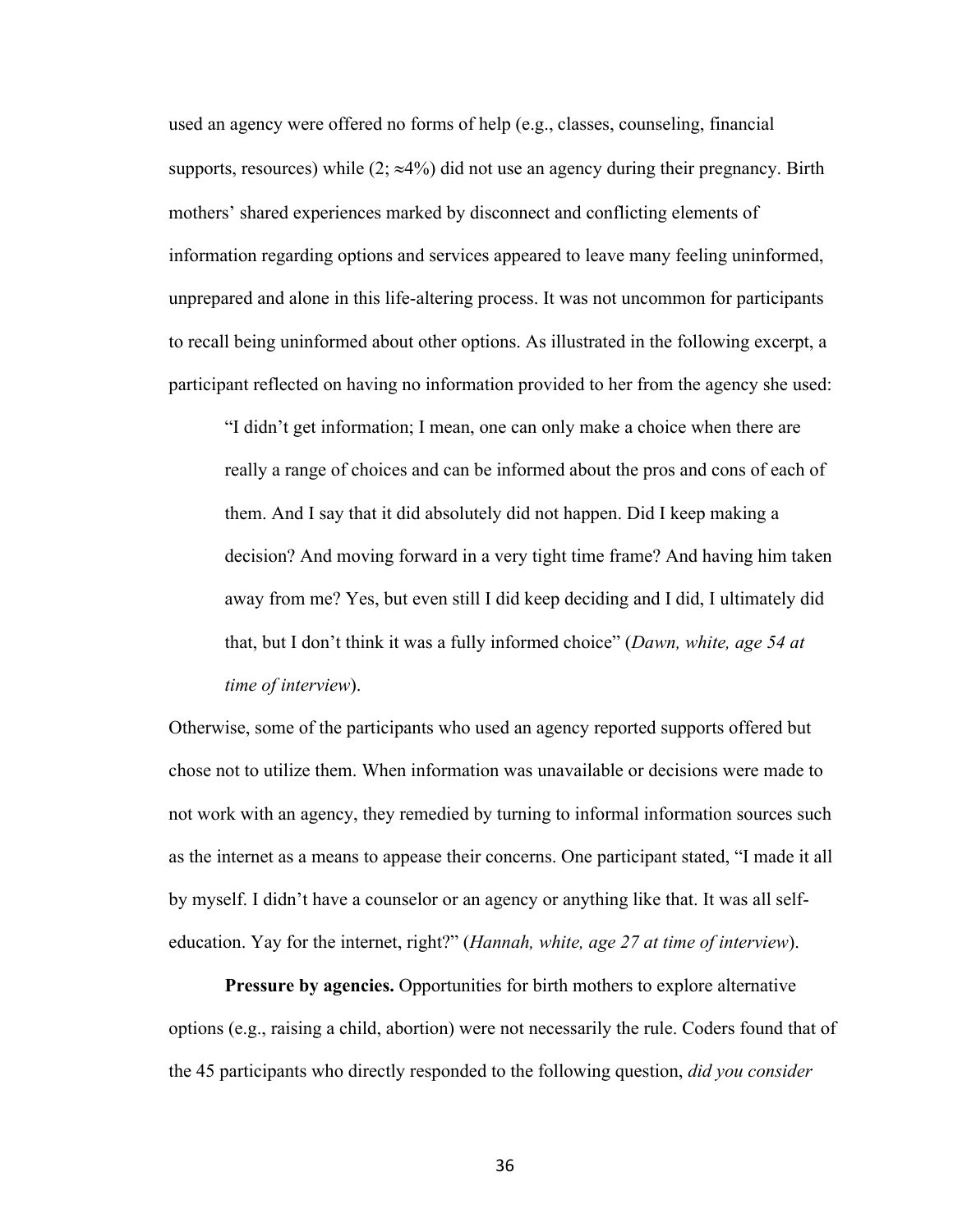used an agency were offered no forms of help (e.g., classes, counseling, financial supports, resources) while (2; $\approx$4%) did not use an agency during their pregnancy. Birth mothers' shared experiences marked by disconnect and conflicting elements of information regarding options and services appeared to leave many feeling uninformed, unprepared and alone in this life-altering process. It was not uncommon for participants to recall being uninformed about other options. As illustrated in the following excerpt, a participant reflected on having no information provided to her from the agency she used:

> "I didn't get information; I mean, one can only make a choice when there are really a range of choices and can be informed about the pros and cons of each of them. And I say that it did absolutely did not happen. Did I keep making a decision? And moving forward in a very tight time frame? And having him taken away from me? Yes, but even still I did keep deciding and I did, I ultimately did that, but I don't think it was a fully informed choice" (*Dawn, white, age 54 at time of interview*).

Otherwise, some of the participants who used an agency reported supports offered but chose not to utilize them. When information was unavailable or decisions were made to not work with an agency, they remedied by turning to informal information sources such as the internet as a means to appease their concerns. One participant stated, "I made it all by myself. I didn't have a counselor or an agency or anything like that. It was all self-education. Yay for the internet, right?" (*Hannah, white, age 27 at time of interview*).

**Pressure by agencies.** Opportunities for birth mothers to explore alternative options (e.g., raising a child, abortion) were not necessarily the rule. Coders found that of the 45 participants who directly responded to the following question, *did you consider*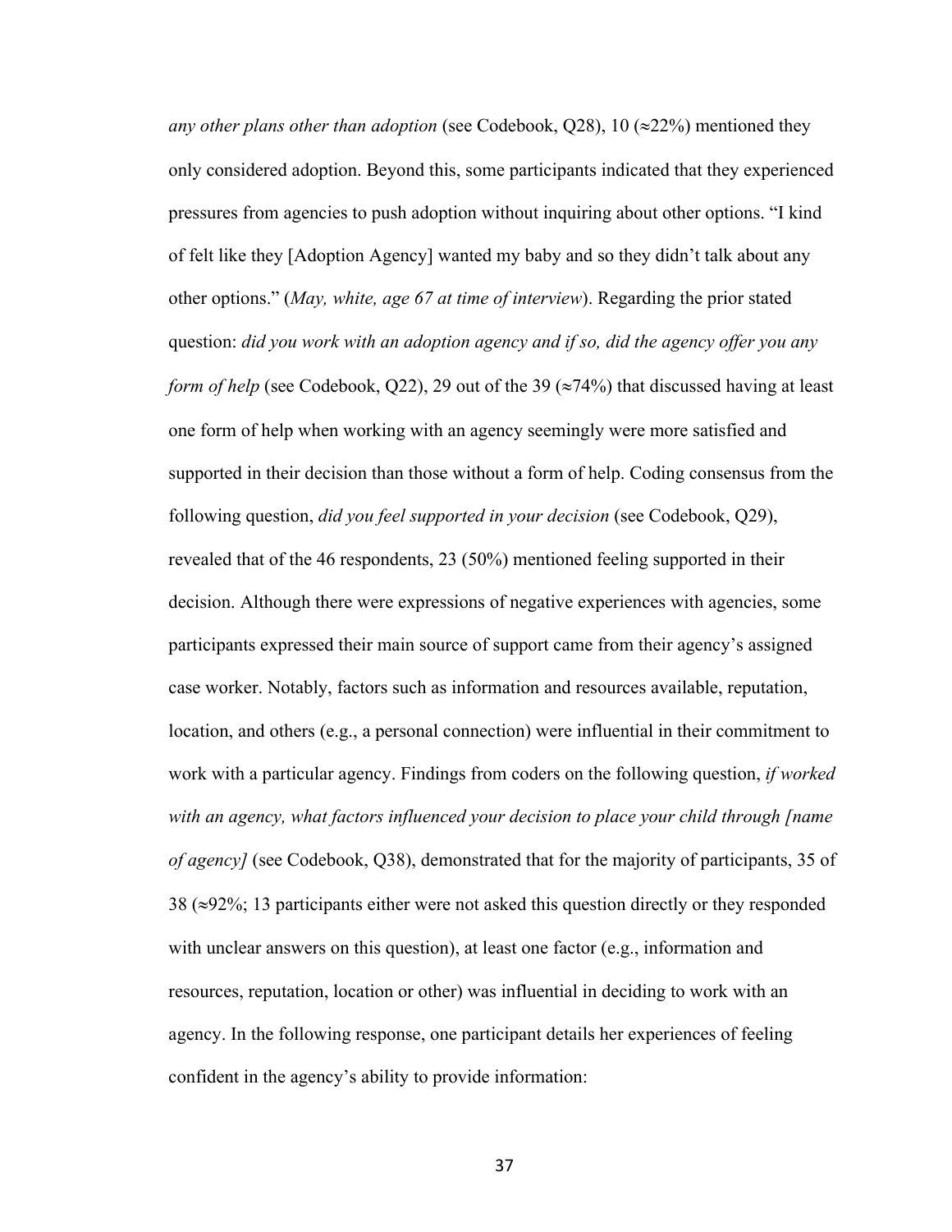*any other plans other than adoption* (see Codebook, Q28), 10 (≈22%) mentioned they only considered adoption. Beyond this, some participants indicated that they experienced pressures from agencies to push adoption without inquiring about other options. "I kind of felt like they [Adoption Agency] wanted my baby and so they didn't talk about any other options." (*May, white, age 67 at time of interview*). Regarding the prior stated question: *did you work with an adoption agency and if so, did the agency offer you any form of help* (see Codebook, Q22), 29 out of the 39 (≈74%) that discussed having at least one form of help when working with an agency seemingly were more satisfied and supported in their decision than those without a form of help. Coding consensus from the following question, *did you feel supported in your decision* (see Codebook, Q29), revealed that of the 46 respondents, 23 (50%) mentioned feeling supported in their decision. Although there were expressions of negative experiences with agencies, some participants expressed their main source of support came from their agency's assigned case worker. Notably, factors such as information and resources available, reputation, location, and others (e.g., a personal connection) were influential in their commitment to work with a particular agency. Findings from coders on the following question, *if worked with an agency, what factors influenced your decision to place your child through [name of agency]* (see Codebook, Q38), demonstrated that for the majority of participants, 35 of 38 (≈92%; 13 participants either were not asked this question directly or they responded with unclear answers on this question), at least one factor (e.g., information and resources, reputation, location or other) was influential in deciding to work with an agency. In the following response, one participant details her experiences of feeling confident in the agency's ability to provide information: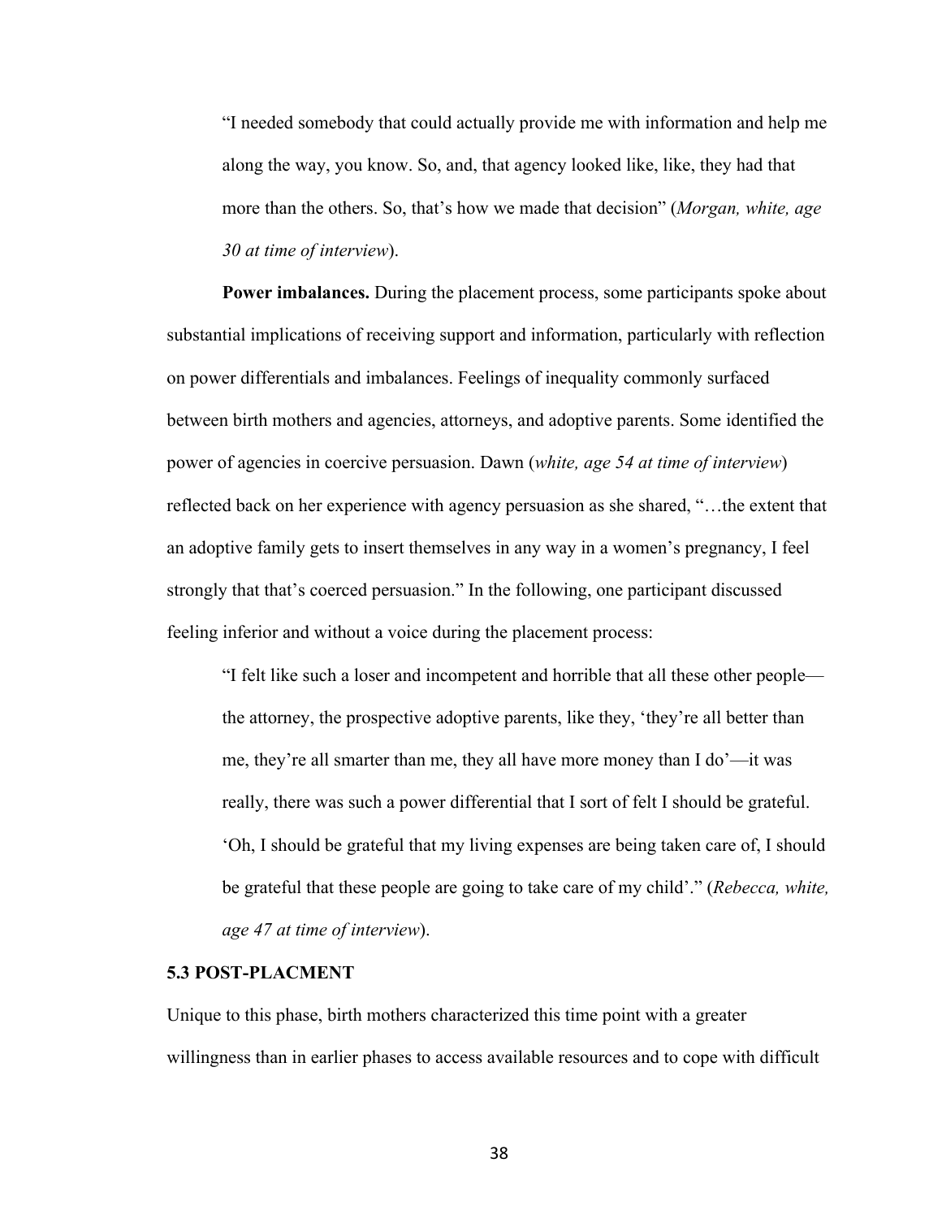> "I needed somebody that could actually provide me with information and help me along the way, you know. So, and, that agency looked like, like, they had that more than the others. So, that's how we made that decision" (*Morgan, white, age 30 at time of interview*).

**Power imbalances.** During the placement process, some participants spoke about substantial implications of receiving support and information, particularly with reflection on power differentials and imbalances. Feelings of inequality commonly surfaced between birth mothers and agencies, attorneys, and adoptive parents. Some identified the power of agencies in coercive persuasion. Dawn (*white, age 54 at time of interview*) reflected back on her experience with agency persuasion as she shared, "…the extent that an adoptive family gets to insert themselves in any way in a women's pregnancy, I feel strongly that that's coerced persuasion." In the following, one participant discussed feeling inferior and without a voice during the placement process:

> "I felt like such a loser and incompetent and horrible that all these other people—the attorney, the prospective adoptive parents, like they, 'they're all better than me, they're all smarter than me, they all have more money than I do'—it was really, there was such a power differential that I sort of felt I should be grateful. 'Oh, I should be grateful that my living expenses are being taken care of, I should be grateful that these people are going to take care of my child'." (*Rebecca, white, age 47 at time of interview*).

### 5.3 POST-PLACMENT

Unique to this phase, birth mothers characterized this time point with a greater willingness than in earlier phases to access available resources and to cope with difficult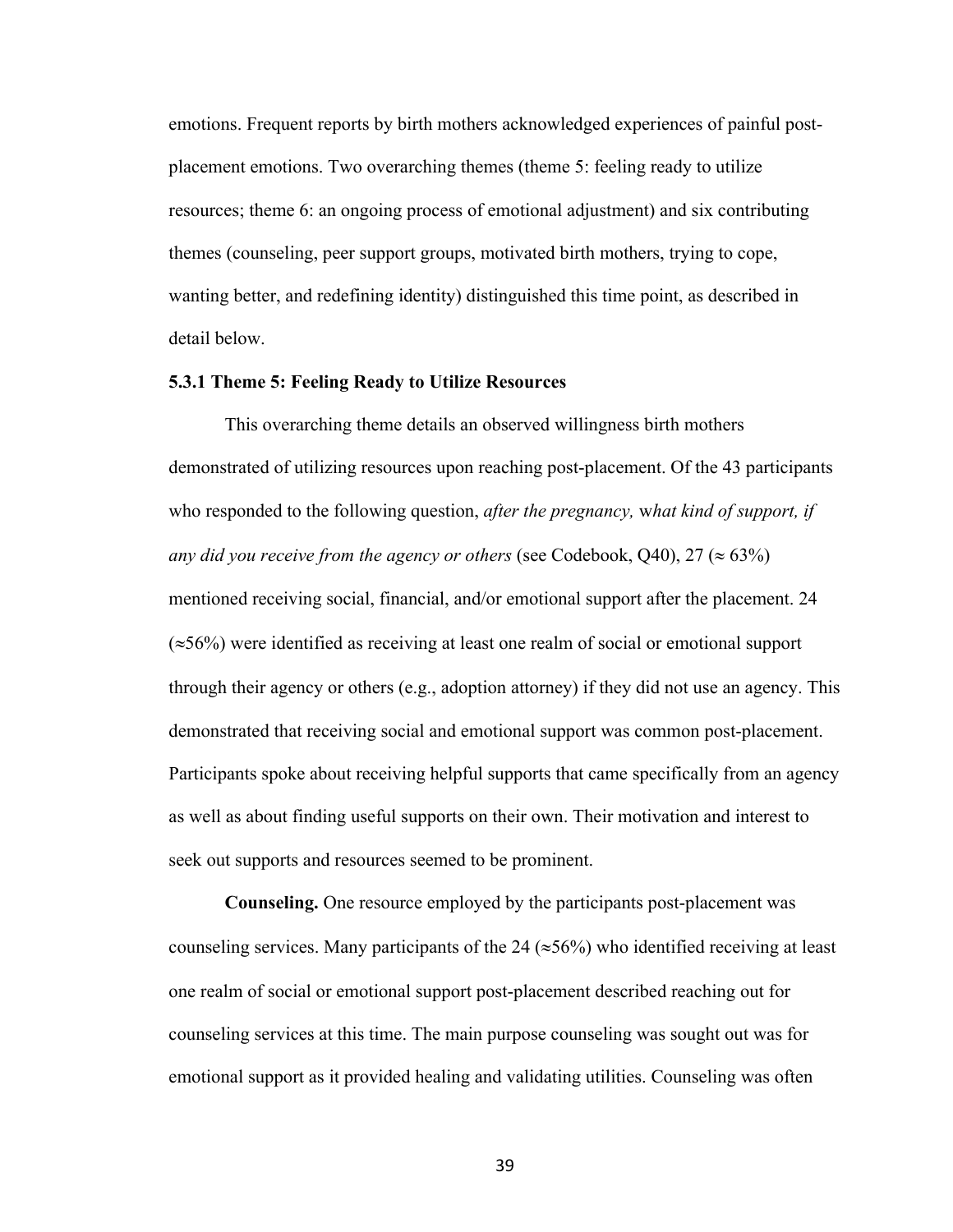emotions. Frequent reports by birth mothers acknowledged experiences of painful post-placement emotions. Two overarching themes (theme 5: feeling ready to utilize resources; theme 6: an ongoing process of emotional adjustment) and six contributing themes (counseling, peer support groups, motivated birth mothers, trying to cope, wanting better, and redefining identity) distinguished this time point, as described in detail below.

### 5.3.1 Theme 5: Feeling Ready to Utilize Resources

This overarching theme details an observed willingness birth mothers demonstrated of utilizing resources upon reaching post-placement. Of the 43 participants who responded to the following question, *after the pregnancy,* w*hat kind of support, if any did you receive from the agency or others* (see Codebook, Q40), 27 ($\approx$ 63%) mentioned receiving social, financial, and/or emotional support after the placement. 24 ($\approx$56%) were identified as receiving at least one realm of social or emotional support through their agency or others (e.g., adoption attorney) if they did not use an agency. This demonstrated that receiving social and emotional support was common post-placement. Participants spoke about receiving helpful supports that came specifically from an agency as well as about finding useful supports on their own. Their motivation and interest to seek out supports and resources seemed to be prominent.

**Counseling.** One resource employed by the participants post-placement was counseling services. Many participants of the 24 ($\approx$56%) who identified receiving at least one realm of social or emotional support post-placement described reaching out for counseling services at this time. The main purpose counseling was sought out was for emotional support as it provided healing and validating utilities. Counseling was often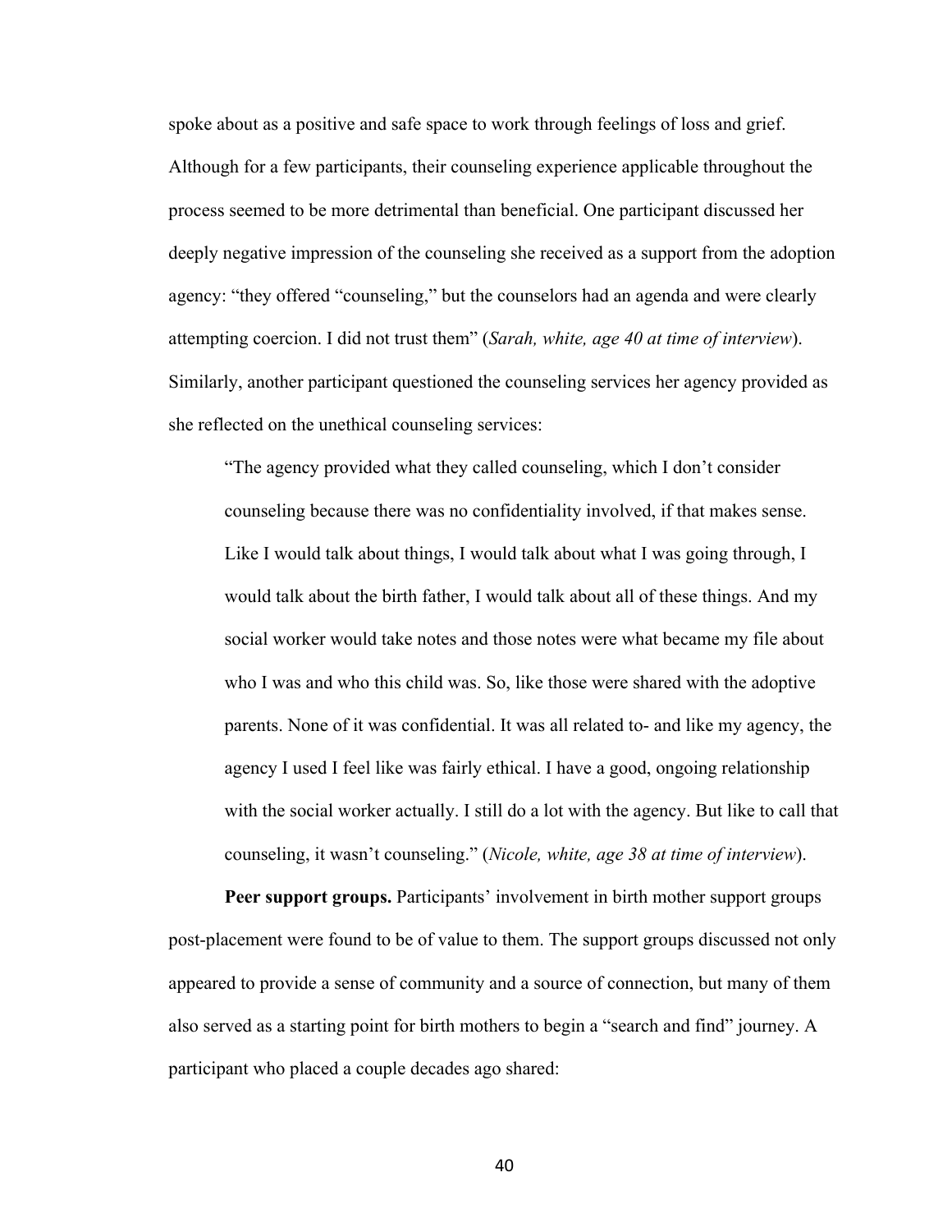spoke about as a positive and safe space to work through feelings of loss and grief. Although for a few participants, their counseling experience applicable throughout the process seemed to be more detrimental than beneficial. One participant discussed her deeply negative impression of the counseling she received as a support from the adoption agency: "they offered "counseling," but the counselors had an agenda and were clearly attempting coercion. I did not trust them" (*Sarah, white, age 40 at time of interview*). Similarly, another participant questioned the counseling services her agency provided as she reflected on the unethical counseling services:

> "The agency provided what they called counseling, which I don't consider counseling because there was no confidentiality involved, if that makes sense. Like I would talk about things, I would talk about what I was going through, I would talk about the birth father, I would talk about all of these things. And my social worker would take notes and those notes were what became my file about who I was and who this child was. So, like those were shared with the adoptive parents. None of it was confidential. It was all related to- and like my agency, the agency I used I feel like was fairly ethical. I have a good, ongoing relationship with the social worker actually. I still do a lot with the agency. But like to call that counseling, it wasn't counseling." (*Nicole, white, age 38 at time of interview*).

**Peer support groups.** Participants' involvement in birth mother support groups post-placement were found to be of value to them. The support groups discussed not only appeared to provide a sense of community and a source of connection, but many of them also served as a starting point for birth mothers to begin a "search and find" journey. A participant who placed a couple decades ago shared: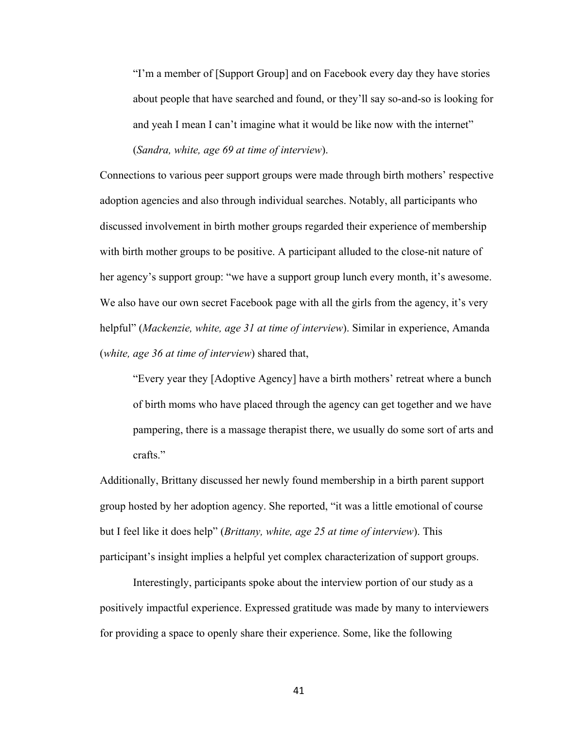> "I'm a member of [Support Group] and on Facebook every day they have stories about people that have searched and found, or they'll say so-and-so is looking for and yeah I mean I can't imagine what it would be like now with the internet" (*Sandra, white, age 69 at time of interview*).

Connections to various peer support groups were made through birth mothers' respective adoption agencies and also through individual searches. Notably, all participants who discussed involvement in birth mother groups regarded their experience of membership with birth mother groups to be positive. A participant alluded to the close-nit nature of her agency's support group: "we have a support group lunch every month, it's awesome. We also have our own secret Facebook page with all the girls from the agency, it's very helpful" (*Mackenzie, white, age 31 at time of interview*). Similar in experience, Amanda (*white, age 36 at time of interview*) shared that,

> "Every year they [Adoptive Agency] have a birth mothers' retreat where a bunch of birth moms who have placed through the agency can get together and we have pampering, there is a massage therapist there, we usually do some sort of arts and crafts."

Additionally, Brittany discussed her newly found membership in a birth parent support group hosted by her adoption agency. She reported, "it was a little emotional of course but I feel like it does help" (*Brittany, white, age 25 at time of interview*). This participant's insight implies a helpful yet complex characterization of support groups.

Interestingly, participants spoke about the interview portion of our study as a positively impactful experience. Expressed gratitude was made by many to interviewers for providing a space to openly share their experience. Some, like the following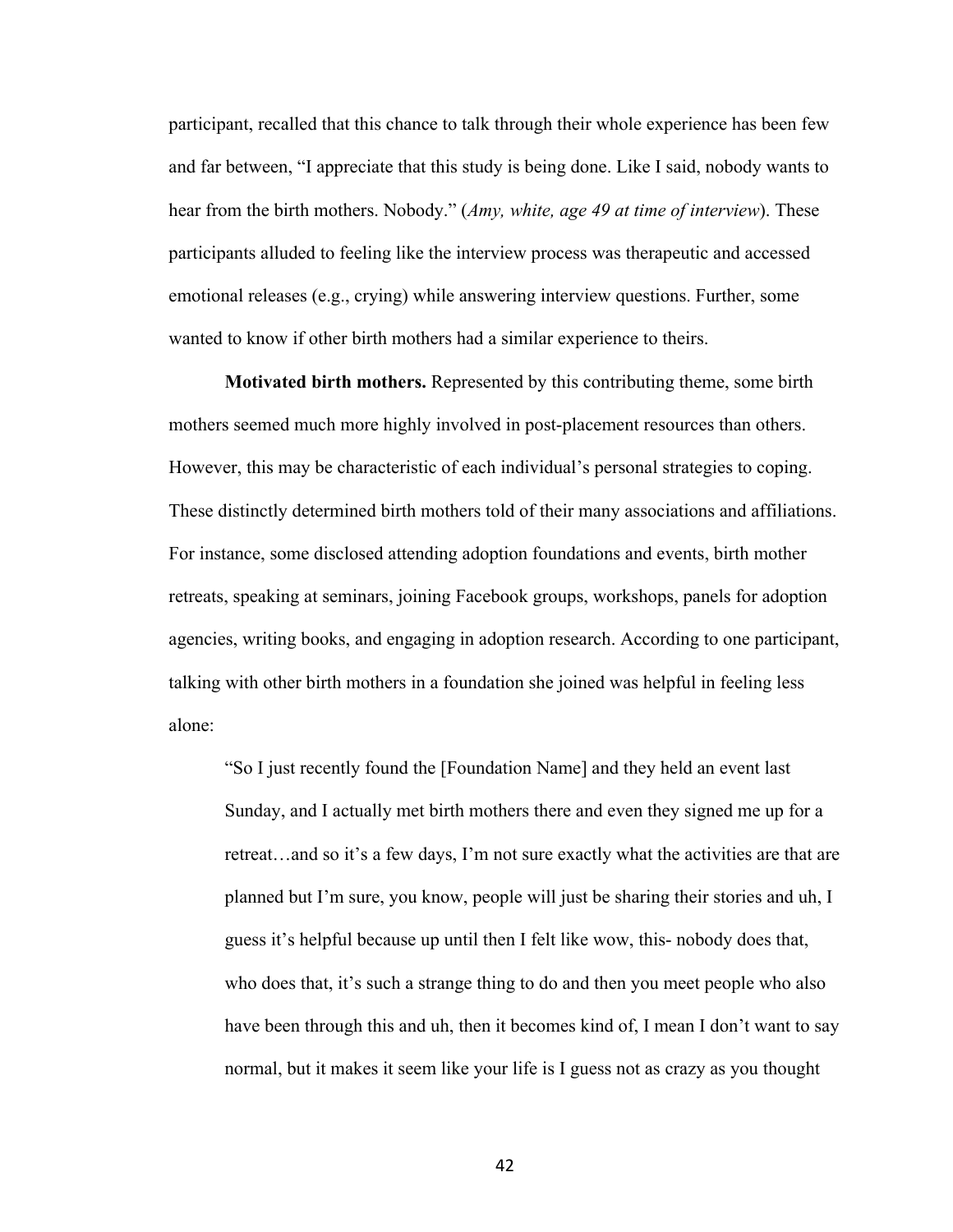participant, recalled that this chance to talk through their whole experience has been few and far between, "I appreciate that this study is being done. Like I said, nobody wants to hear from the birth mothers. Nobody." (*Amy, white, age 49 at time of interview*). These participants alluded to feeling like the interview process was therapeutic and accessed emotional releases (e.g., crying) while answering interview questions. Further, some wanted to know if other birth mothers had a similar experience to theirs.

**Motivated birth mothers.** Represented by this contributing theme, some birth mothers seemed much more highly involved in post-placement resources than others. However, this may be characteristic of each individual's personal strategies to coping. These distinctly determined birth mothers told of their many associations and affiliations. For instance, some disclosed attending adoption foundations and events, birth mother retreats, speaking at seminars, joining Facebook groups, workshops, panels for adoption agencies, writing books, and engaging in adoption research. According to one participant, talking with other birth mothers in a foundation she joined was helpful in feeling less alone:

> "So I just recently found the [Foundation Name] and they held an event last Sunday, and I actually met birth mothers there and even they signed me up for a retreat…and so it's a few days, I'm not sure exactly what the activities are that are planned but I'm sure, you know, people will just be sharing their stories and uh, I guess it's helpful because up until then I felt like wow, this- nobody does that, who does that, it's such a strange thing to do and then you meet people who also have been through this and uh, then it becomes kind of, I mean I don't want to say normal, but it makes it seem like your life is I guess not as crazy as you thought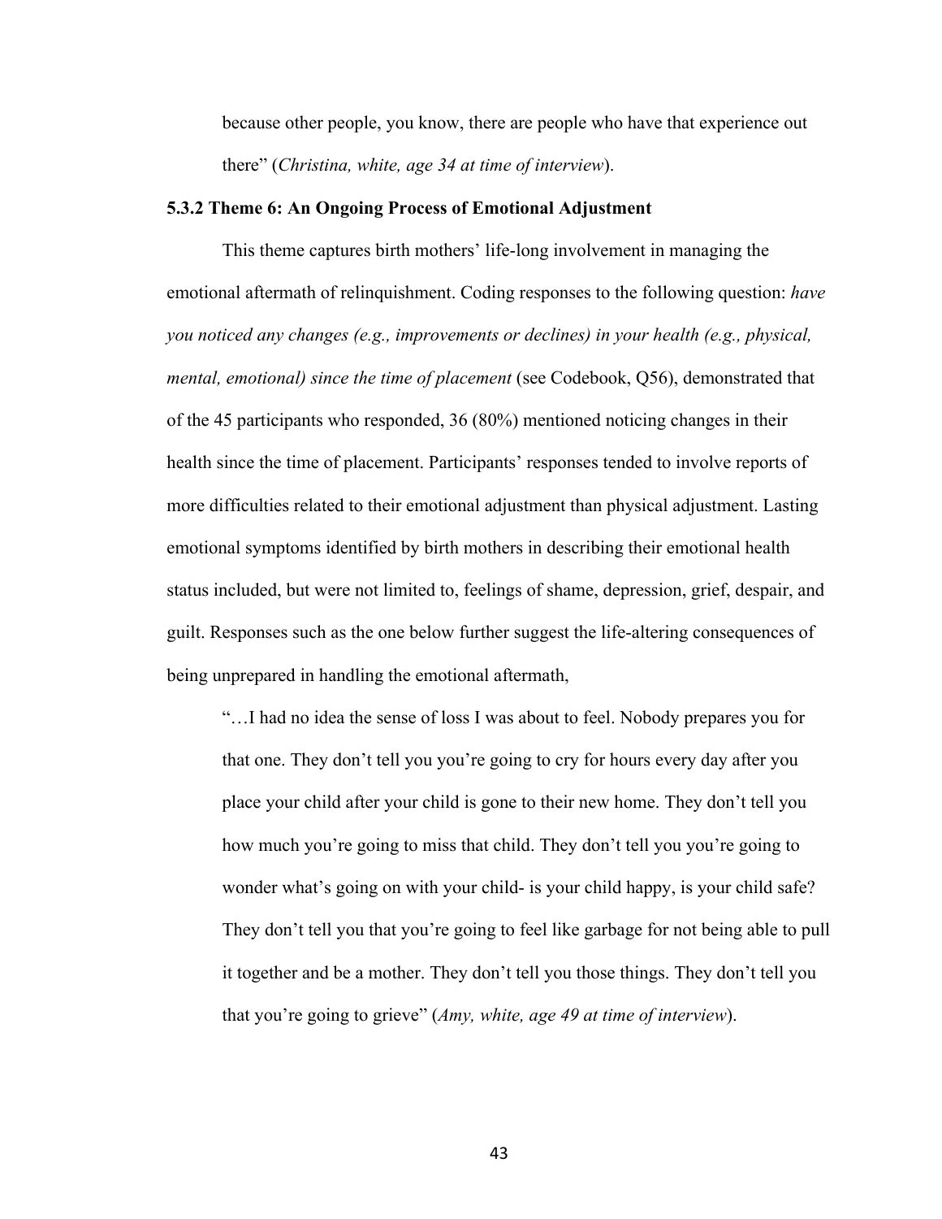> because other people, you know, there are people who have that experience out there" (*Christina, white, age 34 at time of interview*).

### 5.3.2 Theme 6: An Ongoing Process of Emotional Adjustment

This theme captures birth mothers' life-long involvement in managing the emotional aftermath of relinquishment. Coding responses to the following question: *have you noticed any changes (e.g., improvements or declines) in your health (e.g., physical, mental, emotional) since the time of placement* (see Codebook, Q56), demonstrated that of the 45 participants who responded, 36 (80%) mentioned noticing changes in their health since the time of placement. Participants' responses tended to involve reports of more difficulties related to their emotional adjustment than physical adjustment. Lasting emotional symptoms identified by birth mothers in describing their emotional health status included, but were not limited to, feelings of shame, depression, grief, despair, and guilt. Responses such as the one below further suggest the life-altering consequences of being unprepared in handling the emotional aftermath,

> "…I had no idea the sense of loss I was about to feel. Nobody prepares you for that one. They don't tell you you're going to cry for hours every day after you place your child after your child is gone to their new home. They don't tell you how much you're going to miss that child. They don't tell you you're going to wonder what's going on with your child- is your child happy, is your child safe? They don't tell you that you're going to feel like garbage for not being able to pull it together and be a mother. They don't tell you those things. They don't tell you that you're going to grieve" (*Amy, white, age 49 at time of interview*).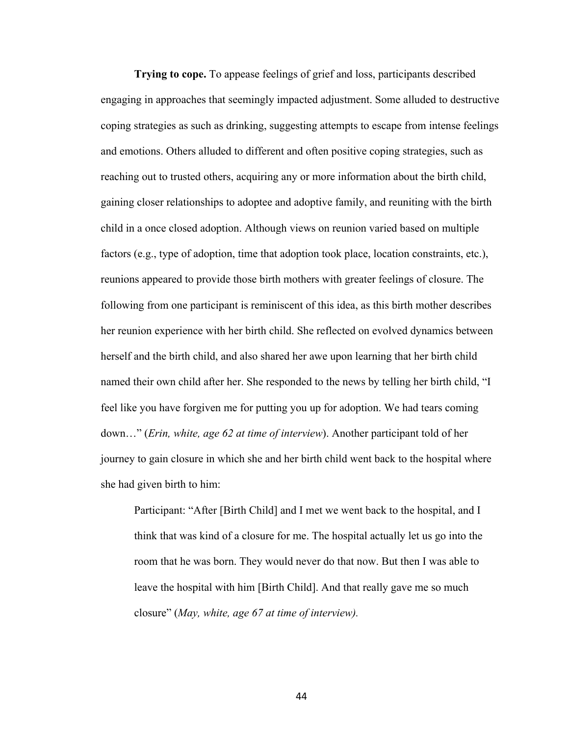**Trying to cope.** To appease feelings of grief and loss, participants described engaging in approaches that seemingly impacted adjustment. Some alluded to destructive coping strategies as such as drinking, suggesting attempts to escape from intense feelings and emotions. Others alluded to different and often positive coping strategies, such as reaching out to trusted others, acquiring any or more information about the birth child, gaining closer relationships to adoptee and adoptive family, and reuniting with the birth child in a once closed adoption. Although views on reunion varied based on multiple factors (e.g., type of adoption, time that adoption took place, location constraints, etc.), reunions appeared to provide those birth mothers with greater feelings of closure. The following from one participant is reminiscent of this idea, as this birth mother describes her reunion experience with her birth child. She reflected on evolved dynamics between herself and the birth child, and also shared her awe upon learning that her birth child named their own child after her. She responded to the news by telling her birth child, "I feel like you have forgiven me for putting you up for adoption. We had tears coming down…" (*Erin, white, age 62 at time of interview*). Another participant told of her journey to gain closure in which she and her birth child went back to the hospital where she had given birth to him:

> Participant: "After [Birth Child] and I met we went back to the hospital, and I think that was kind of a closure for me. The hospital actually let us go into the room that he was born. They would never do that now. But then I was able to leave the hospital with him [Birth Child]. And that really gave me so much closure" (*May, white, age 67 at time of interview).*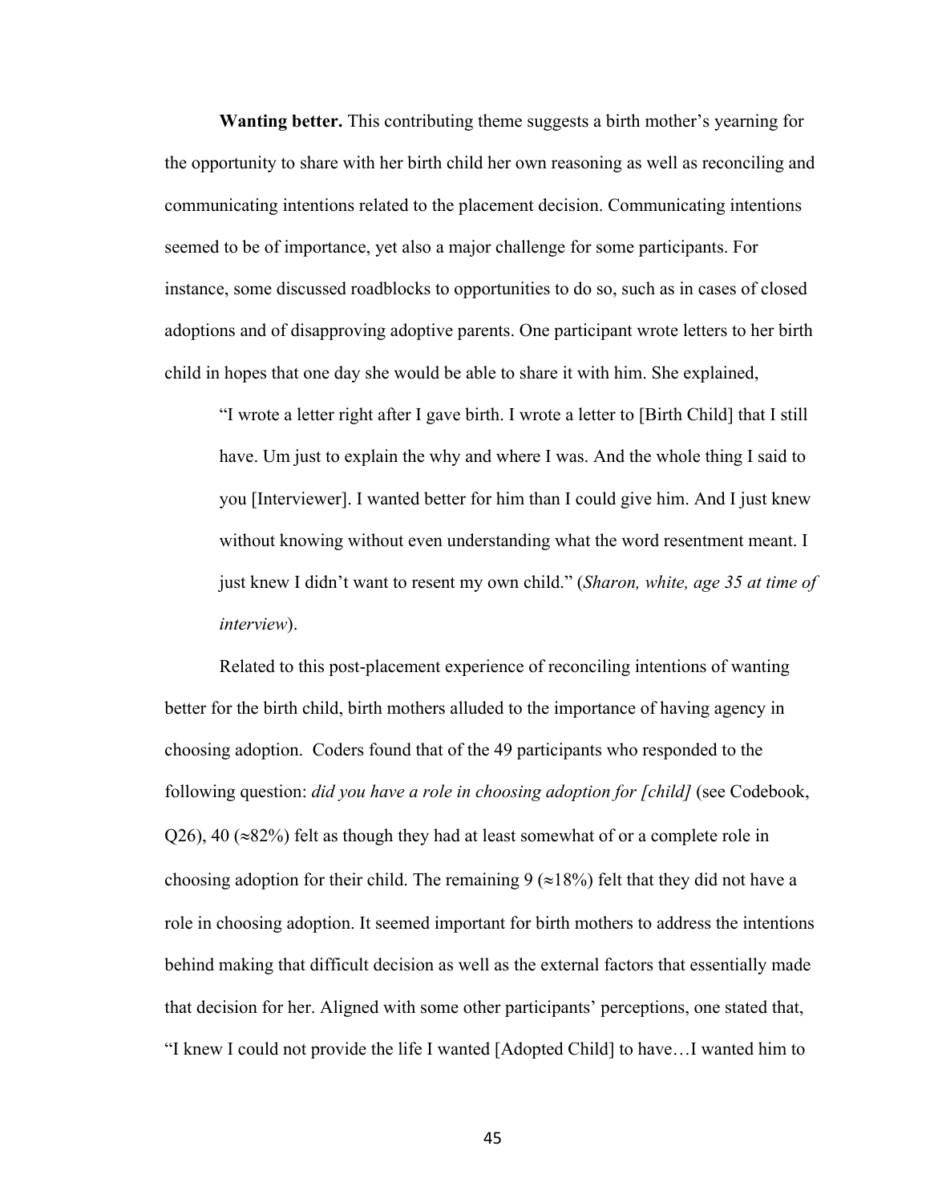**Wanting better.** This contributing theme suggests a birth mother's yearning for the opportunity to share with her birth child her own reasoning as well as reconciling and communicating intentions related to the placement decision. Communicating intentions seemed to be of importance, yet also a major challenge for some participants. For instance, some discussed roadblocks to opportunities to do so, such as in cases of closed adoptions and of disapproving adoptive parents. One participant wrote letters to her birth child in hopes that one day she would be able to share it with him. She explained,

> "I wrote a letter right after I gave birth. I wrote a letter to [Birth Child] that I still have. Um just to explain the why and where I was. And the whole thing I said to you [Interviewer]. I wanted better for him than I could give him. And I just knew without knowing without even understanding what the word resentment meant. I just knew I didn't want to resent my own child." (*Sharon, white, age 35 at time of interview*).

Related to this post-placement experience of reconciling intentions of wanting better for the birth child, birth mothers alluded to the importance of having agency in choosing adoption. Coders found that of the 49 participants who responded to the following question: *did you have a role in choosing adoption for [child]* (see Codebook, Q26), 40 (≈82%) felt as though they had at least somewhat of or a complete role in choosing adoption for their child. The remaining 9 (≈18%) felt that they did not have a role in choosing adoption. It seemed important for birth mothers to address the intentions behind making that difficult decision as well as the external factors that essentially made that decision for her. Aligned with some other participants' perceptions, one stated that, "I knew I could not provide the life I wanted [Adopted Child] to have…I wanted him to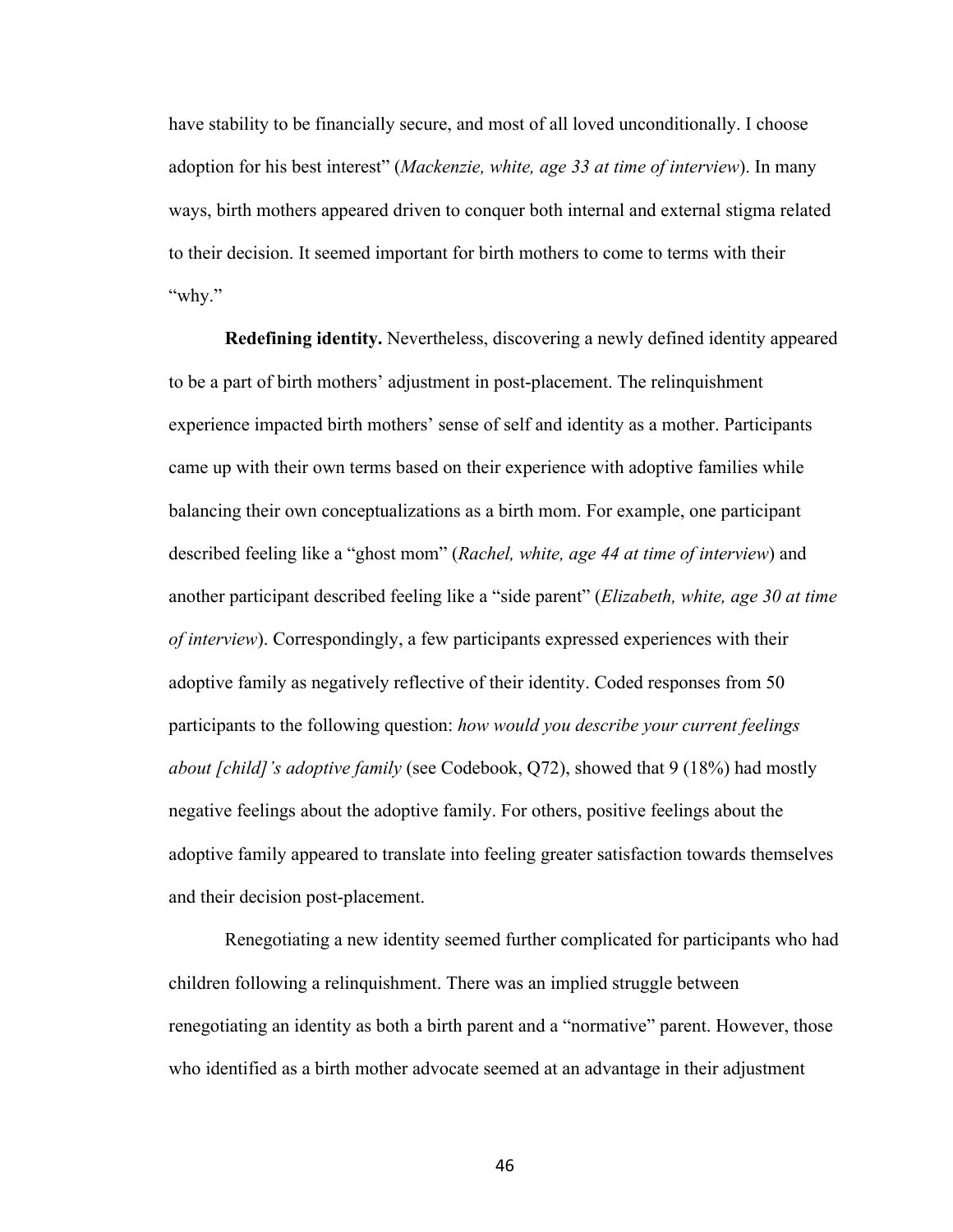have stability to be financially secure, and most of all loved unconditionally. I choose adoption for his best interest" (*Mackenzie, white, age 33 at time of interview*). In many ways, birth mothers appeared driven to conquer both internal and external stigma related to their decision. It seemed important for birth mothers to come to terms with their "why."

**Redefining identity.** Nevertheless, discovering a newly defined identity appeared to be a part of birth mothers' adjustment in post-placement. The relinquishment experience impacted birth mothers' sense of self and identity as a mother. Participants came up with their own terms based on their experience with adoptive families while balancing their own conceptualizations as a birth mom. For example, one participant described feeling like a "ghost mom" (*Rachel, white, age 44 at time of interview*) and another participant described feeling like a "side parent" (*Elizabeth, white, age 30 at time of interview*). Correspondingly, a few participants expressed experiences with their adoptive family as negatively reflective of their identity. Coded responses from 50 participants to the following question: *how would you describe your current feelings about [child]'s adoptive family* (see Codebook, Q72), showed that 9 (18%) had mostly negative feelings about the adoptive family. For others, positive feelings about the adoptive family appeared to translate into feeling greater satisfaction towards themselves and their decision post-placement.

Renegotiating a new identity seemed further complicated for participants who had children following a relinquishment. There was an implied struggle between renegotiating an identity as both a birth parent and a "normative" parent. However, those who identified as a birth mother advocate seemed at an advantage in their adjustment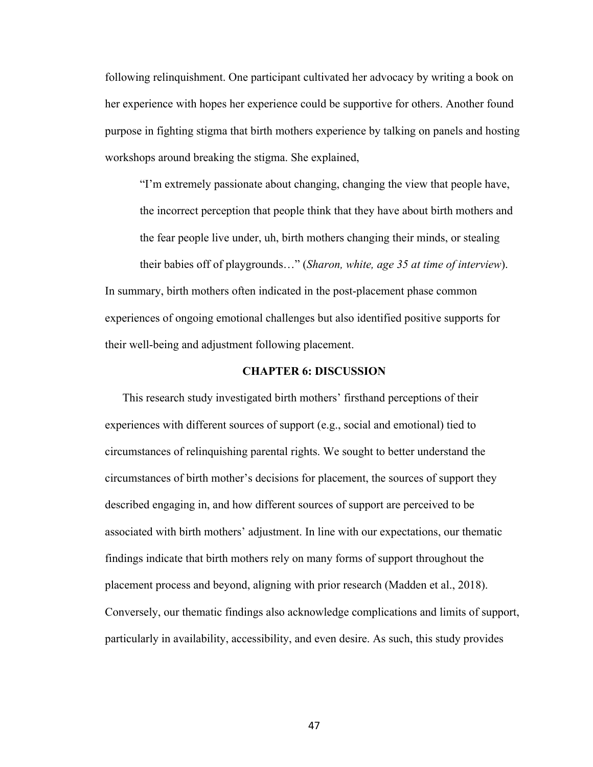following relinquishment. One participant cultivated her advocacy by writing a book on her experience with hopes her experience could be supportive for others. Another found purpose in fighting stigma that birth mothers experience by talking on panels and hosting workshops around breaking the stigma. She explained,

> "I'm extremely passionate about changing, changing the view that people have, the incorrect perception that people think that they have about birth mothers and the fear people live under, uh, birth mothers changing their minds, or stealing their babies off of playgrounds…" (*Sharon, white, age 35 at time of interview*).

In summary, birth mothers often indicated in the post-placement phase common experiences of ongoing emotional challenges but also identified positive supports for their well-being and adjustment following placement.

# CHAPTER 6: DISCUSSION

This research study investigated birth mothers' firsthand perceptions of their experiences with different sources of support (e.g., social and emotional) tied to circumstances of relinquishing parental rights. We sought to better understand the circumstances of birth mother's decisions for placement, the sources of support they described engaging in, and how different sources of support are perceived to be associated with birth mothers' adjustment. In line with our expectations, our thematic findings indicate that birth mothers rely on many forms of support throughout the placement process and beyond, aligning with prior research (Madden et al., 2018). Conversely, our thematic findings also acknowledge complications and limits of support, particularly in availability, accessibility, and even desire. As such, this study provides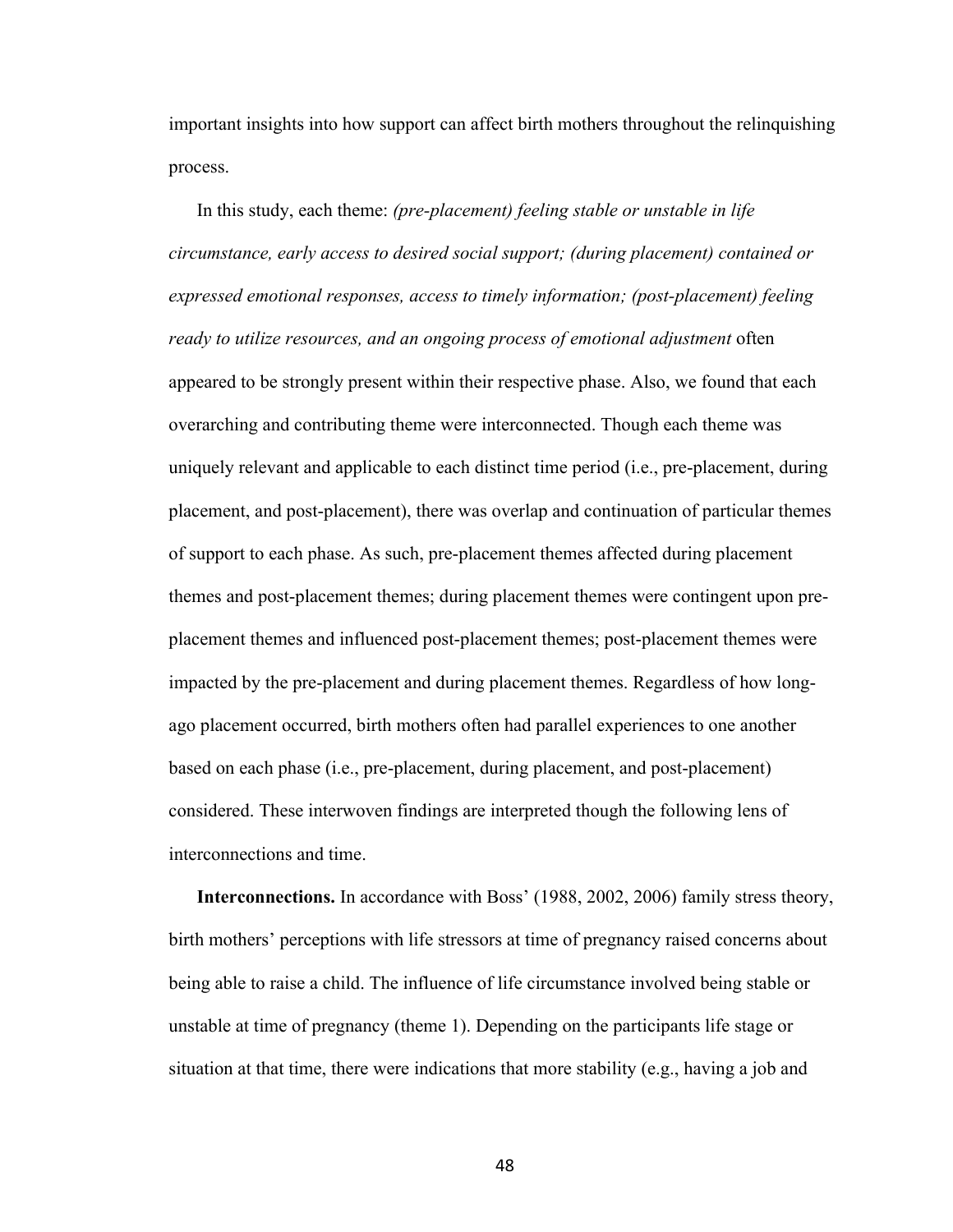important insights into how support can affect birth mothers throughout the relinquishing process.

In this study, each theme: *(pre-placement) feeling stable or unstable in life circumstance, early access to desired social support; (during placement) contained or expressed emotional responses, access to timely information; (post-placement) feeling ready to utilize resources, and an ongoing process of emotional adjustment* often appeared to be strongly present within their respective phase. Also, we found that each overarching and contributing theme were interconnected. Though each theme was uniquely relevant and applicable to each distinct time period (i.e., pre-placement, during placement, and post-placement), there was overlap and continuation of particular themes of support to each phase. As such, pre-placement themes affected during placement themes and post-placement themes; during placement themes were contingent upon pre-placement themes and influenced post-placement themes; post-placement themes were impacted by the pre-placement and during placement themes. Regardless of how long-ago placement occurred, birth mothers often had parallel experiences to one another based on each phase (i.e., pre-placement, during placement, and post-placement) considered. These interwoven findings are interpreted though the following lens of interconnections and time.

**Interconnections.** In accordance with Boss' (1988, 2002, 2006) family stress theory, birth mothers' perceptions with life stressors at time of pregnancy raised concerns about being able to raise a child. The influence of life circumstance involved being stable or unstable at time of pregnancy (theme 1). Depending on the participants life stage or situation at that time, there were indications that more stability (e.g., having a job and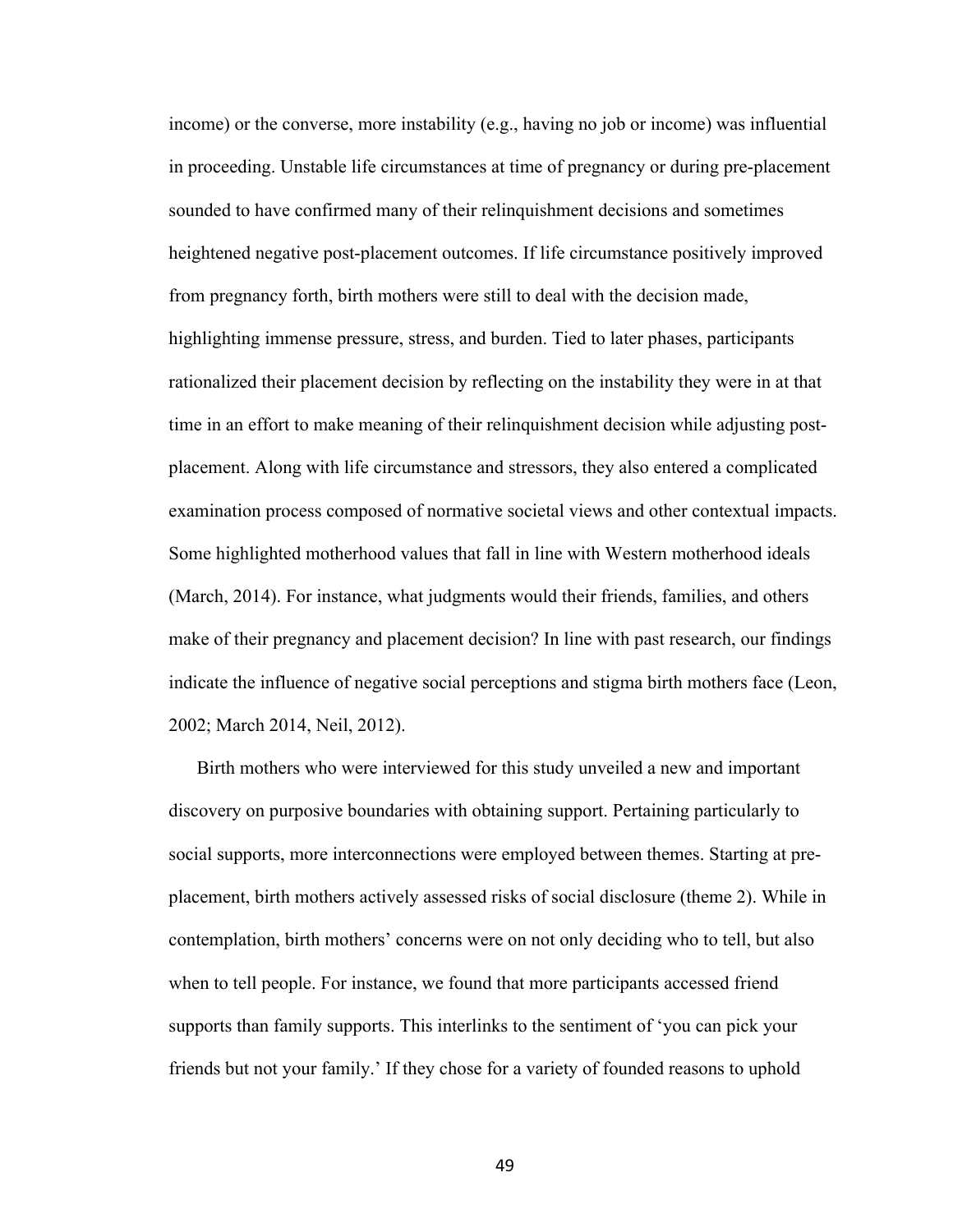income) or the converse, more instability (e.g., having no job or income) was influential in proceeding. Unstable life circumstances at time of pregnancy or during pre-placement sounded to have confirmed many of their relinquishment decisions and sometimes heightened negative post-placement outcomes. If life circumstance positively improved from pregnancy forth, birth mothers were still to deal with the decision made, highlighting immense pressure, stress, and burden. Tied to later phases, participants rationalized their placement decision by reflecting on the instability they were in at that time in an effort to make meaning of their relinquishment decision while adjusting post-placement. Along with life circumstance and stressors, they also entered a complicated examination process composed of normative societal views and other contextual impacts. Some highlighted motherhood values that fall in line with Western motherhood ideals (March, 2014). For instance, what judgments would their friends, families, and others make of their pregnancy and placement decision? In line with past research, our findings indicate the influence of negative social perceptions and stigma birth mothers face (Leon, 2002; March 2014, Neil, 2012).

Birth mothers who were interviewed for this study unveiled a new and important discovery on purposive boundaries with obtaining support. Pertaining particularly to social supports, more interconnections were employed between themes. Starting at pre-placement, birth mothers actively assessed risks of social disclosure (theme 2). While in contemplation, birth mothers' concerns were on not only deciding who to tell, but also when to tell people. For instance, we found that more participants accessed friend supports than family supports. This interlinks to the sentiment of 'you can pick your friends but not your family.' If they chose for a variety of founded reasons to uphold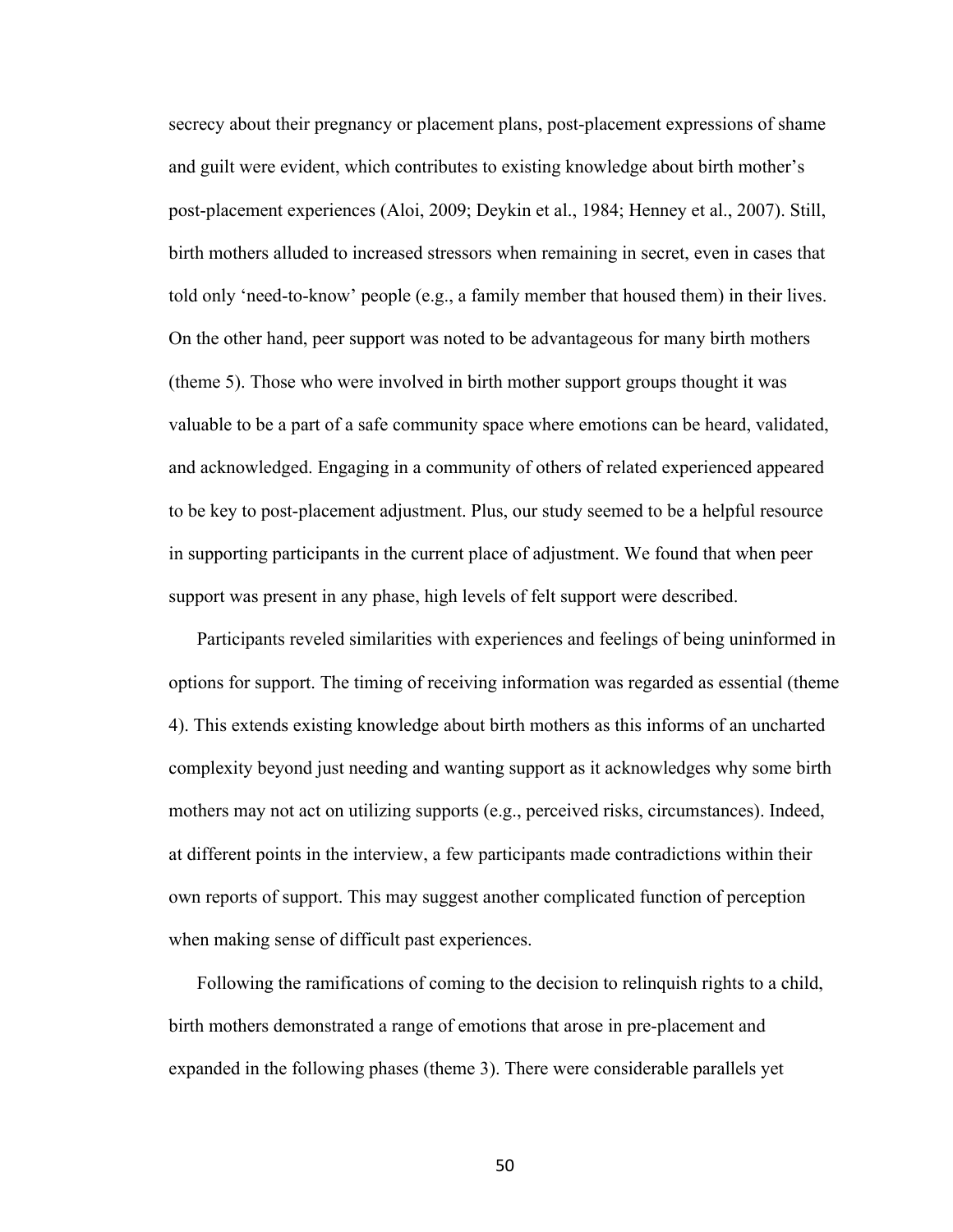secrecy about their pregnancy or placement plans, post-placement expressions of shame and guilt were evident, which contributes to existing knowledge about birth mother's post-placement experiences (Aloi, 2009; Deykin et al., 1984; Henney et al., 2007). Still, birth mothers alluded to increased stressors when remaining in secret, even in cases that told only 'need-to-know' people (e.g., a family member that housed them) in their lives. On the other hand, peer support was noted to be advantageous for many birth mothers (theme 5). Those who were involved in birth mother support groups thought it was valuable to be a part of a safe community space where emotions can be heard, validated, and acknowledged. Engaging in a community of others of related experienced appeared to be key to post-placement adjustment. Plus, our study seemed to be a helpful resource in supporting participants in the current place of adjustment. We found that when peer support was present in any phase, high levels of felt support were described.

Participants reveled similarities with experiences and feelings of being uninformed in options for support. The timing of receiving information was regarded as essential (theme 4). This extends existing knowledge about birth mothers as this informs of an uncharted complexity beyond just needing and wanting support as it acknowledges why some birth mothers may not act on utilizing supports (e.g., perceived risks, circumstances). Indeed, at different points in the interview, a few participants made contradictions within their own reports of support. This may suggest another complicated function of perception when making sense of difficult past experiences.

Following the ramifications of coming to the decision to relinquish rights to a child, birth mothers demonstrated a range of emotions that arose in pre-placement and expanded in the following phases (theme 3). There were considerable parallels yet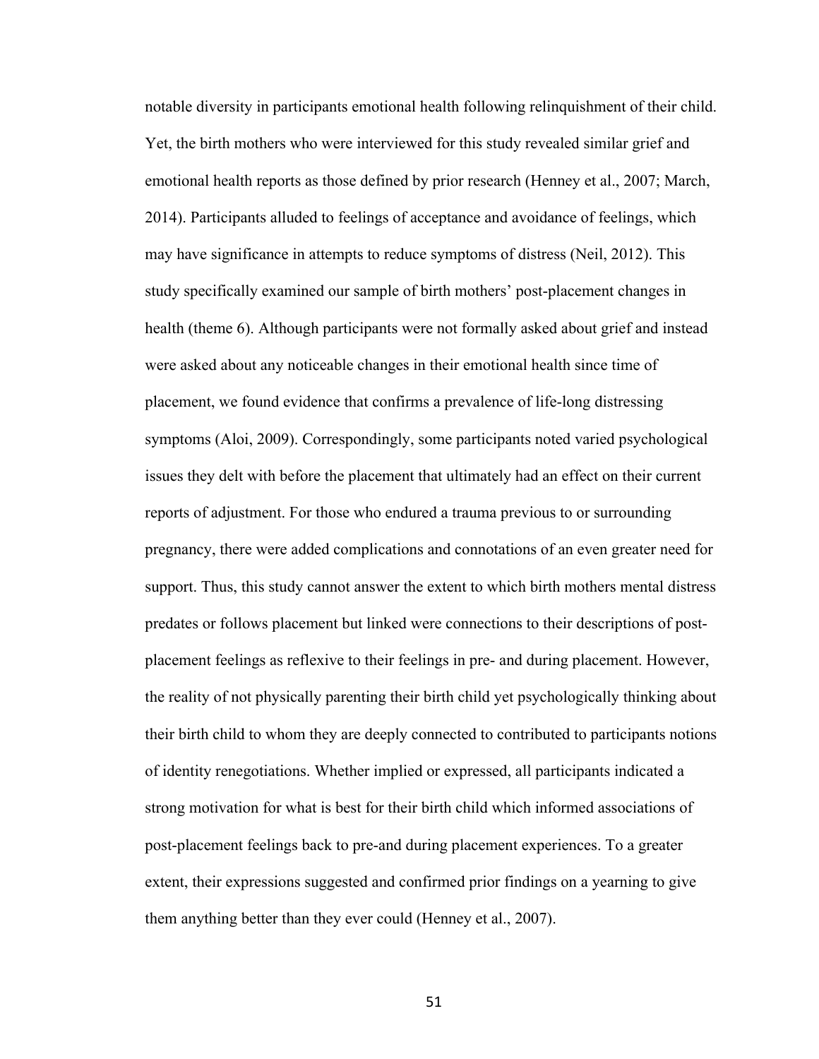notable diversity in participants emotional health following relinquishment of their child. Yet, the birth mothers who were interviewed for this study revealed similar grief and emotional health reports as those defined by prior research (Henney et al., 2007; March, 2014). Participants alluded to feelings of acceptance and avoidance of feelings, which may have significance in attempts to reduce symptoms of distress (Neil, 2012). This study specifically examined our sample of birth mothers' post-placement changes in health (theme 6). Although participants were not formally asked about grief and instead were asked about any noticeable changes in their emotional health since time of placement, we found evidence that confirms a prevalence of life-long distressing symptoms (Aloi, 2009). Correspondingly, some participants noted varied psychological issues they delt with before the placement that ultimately had an effect on their current reports of adjustment. For those who endured a trauma previous to or surrounding pregnancy, there were added complications and connotations of an even greater need for support. Thus, this study cannot answer the extent to which birth mothers mental distress predates or follows placement but linked were connections to their descriptions of post-placement feelings as reflexive to their feelings in pre- and during placement. However, the reality of not physically parenting their birth child yet psychologically thinking about their birth child to whom they are deeply connected to contributed to participants notions of identity renegotiations. Whether implied or expressed, all participants indicated a strong motivation for what is best for their birth child which informed associations of post-placement feelings back to pre-and during placement experiences. To a greater extent, their expressions suggested and confirmed prior findings on a yearning to give them anything better than they ever could (Henney et al., 2007).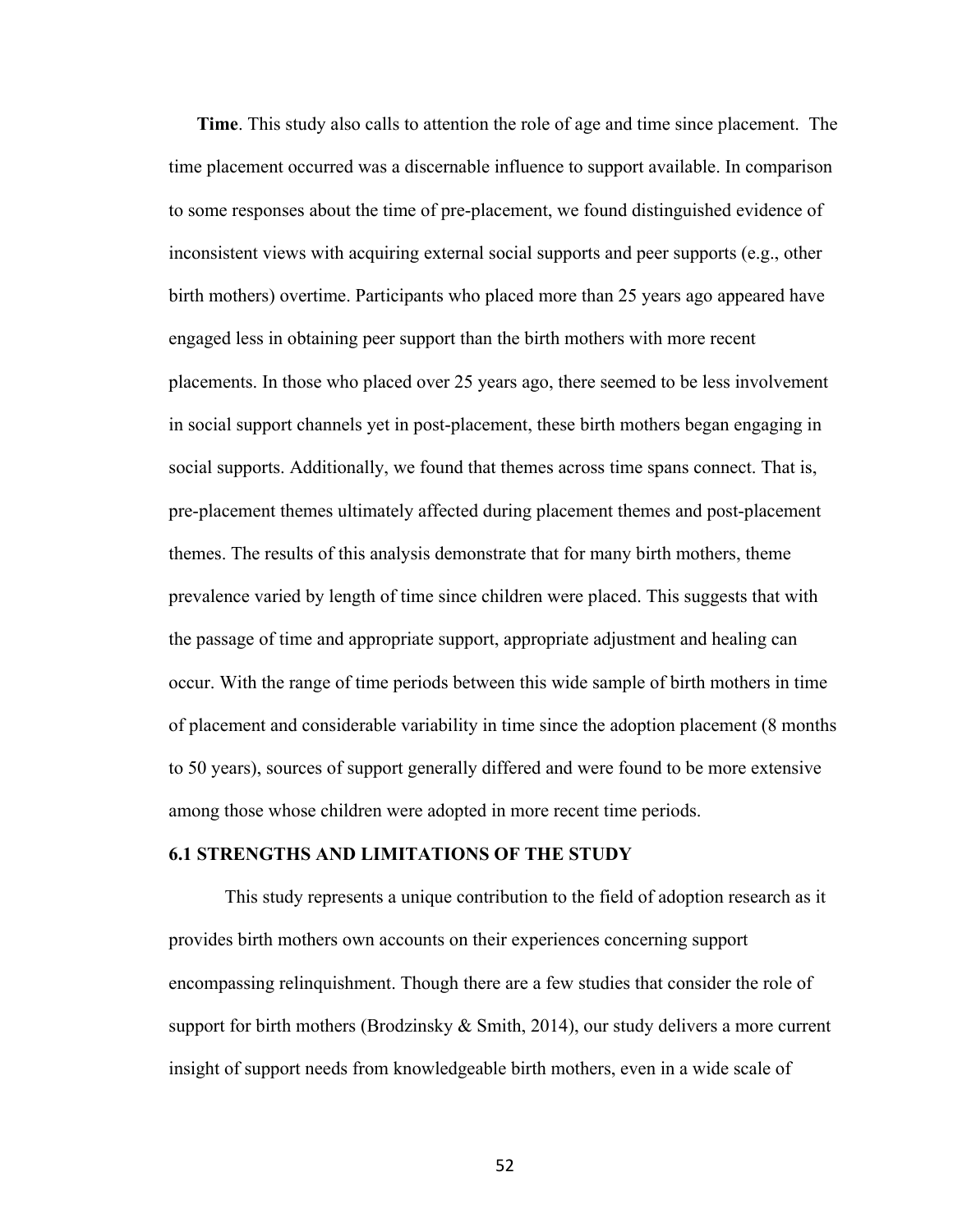**Time**. This study also calls to attention the role of age and time since placement. The time placement occurred was a discernable influence to support available. In comparison to some responses about the time of pre-placement, we found distinguished evidence of inconsistent views with acquiring external social supports and peer supports (e.g., other birth mothers) overtime. Participants who placed more than 25 years ago appeared have engaged less in obtaining peer support than the birth mothers with more recent placements. In those who placed over 25 years ago, there seemed to be less involvement in social support channels yet in post-placement, these birth mothers began engaging in social supports. Additionally, we found that themes across time spans connect. That is, pre-placement themes ultimately affected during placement themes and post-placement themes. The results of this analysis demonstrate that for many birth mothers, theme prevalence varied by length of time since children were placed. This suggests that with the passage of time and appropriate support, appropriate adjustment and healing can occur. With the range of time periods between this wide sample of birth mothers in time of placement and considerable variability in time since the adoption placement (8 months to 50 years), sources of support generally differed and were found to be more extensive among those whose children were adopted in more recent time periods.

## 6.1 STRENGTHS AND LIMITATIONS OF THE STUDY

This study represents a unique contribution to the field of adoption research as it provides birth mothers own accounts on their experiences concerning support encompassing relinquishment. Though there are a few studies that consider the role of support for birth mothers (Brodzinsky & Smith, 2014), our study delivers a more current insight of support needs from knowledgeable birth mothers, even in a wide scale of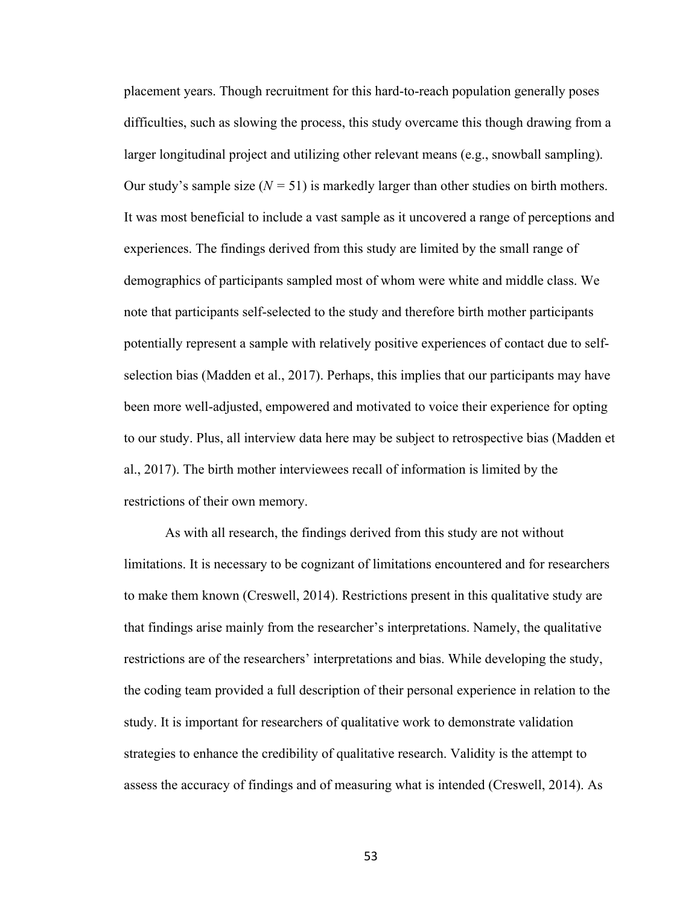placement years. Though recruitment for this hard-to-reach population generally poses difficulties, such as slowing the process, this study overcame this though drawing from a larger longitudinal project and utilizing other relevant means (e.g., snowball sampling). Our study's sample size ($N$ = 51) is markedly larger than other studies on birth mothers. It was most beneficial to include a vast sample as it uncovered a range of perceptions and experiences. The findings derived from this study are limited by the small range of demographics of participants sampled most of whom were white and middle class. We note that participants self-selected to the study and therefore birth mother participants potentially represent a sample with relatively positive experiences of contact due to self-selection bias (Madden et al., 2017). Perhaps, this implies that our participants may have been more well-adjusted, empowered and motivated to voice their experience for opting to our study. Plus, all interview data here may be subject to retrospective bias (Madden et al., 2017). The birth mother interviewees recall of information is limited by the restrictions of their own memory.

As with all research, the findings derived from this study are not without limitations. It is necessary to be cognizant of limitations encountered and for researchers to make them known (Creswell, 2014). Restrictions present in this qualitative study are that findings arise mainly from the researcher's interpretations. Namely, the qualitative restrictions are of the researchers' interpretations and bias. While developing the study, the coding team provided a full description of their personal experience in relation to the study. It is important for researchers of qualitative work to demonstrate validation strategies to enhance the credibility of qualitative research. Validity is the attempt to assess the accuracy of findings and of measuring what is intended (Creswell, 2014). As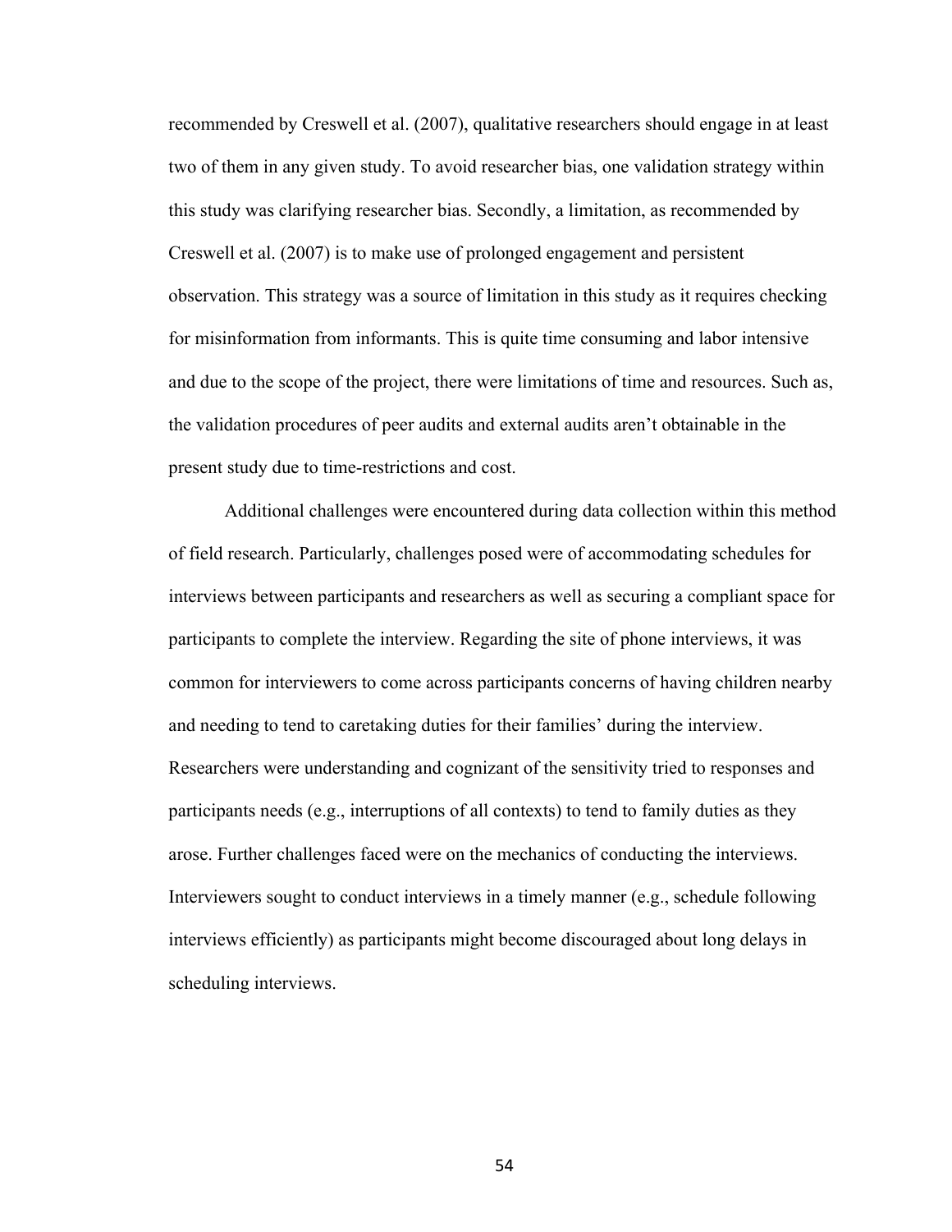recommended by Creswell et al. (2007), qualitative researchers should engage in at least two of them in any given study. To avoid researcher bias, one validation strategy within this study was clarifying researcher bias. Secondly, a limitation, as recommended by Creswell et al. (2007) is to make use of prolonged engagement and persistent observation. This strategy was a source of limitation in this study as it requires checking for misinformation from informants. This is quite time consuming and labor intensive and due to the scope of the project, there were limitations of time and resources. Such as, the validation procedures of peer audits and external audits aren't obtainable in the present study due to time-restrictions and cost.

Additional challenges were encountered during data collection within this method of field research. Particularly, challenges posed were of accommodating schedules for interviews between participants and researchers as well as securing a compliant space for participants to complete the interview. Regarding the site of phone interviews, it was common for interviewers to come across participants concerns of having children nearby and needing to tend to caretaking duties for their families' during the interview. Researchers were understanding and cognizant of the sensitivity tried to responses and participants needs (e.g., interruptions of all contexts) to tend to family duties as they arose. Further challenges faced were on the mechanics of conducting the interviews. Interviewers sought to conduct interviews in a timely manner (e.g., schedule following interviews efficiently) as participants might become discouraged about long delays in scheduling interviews.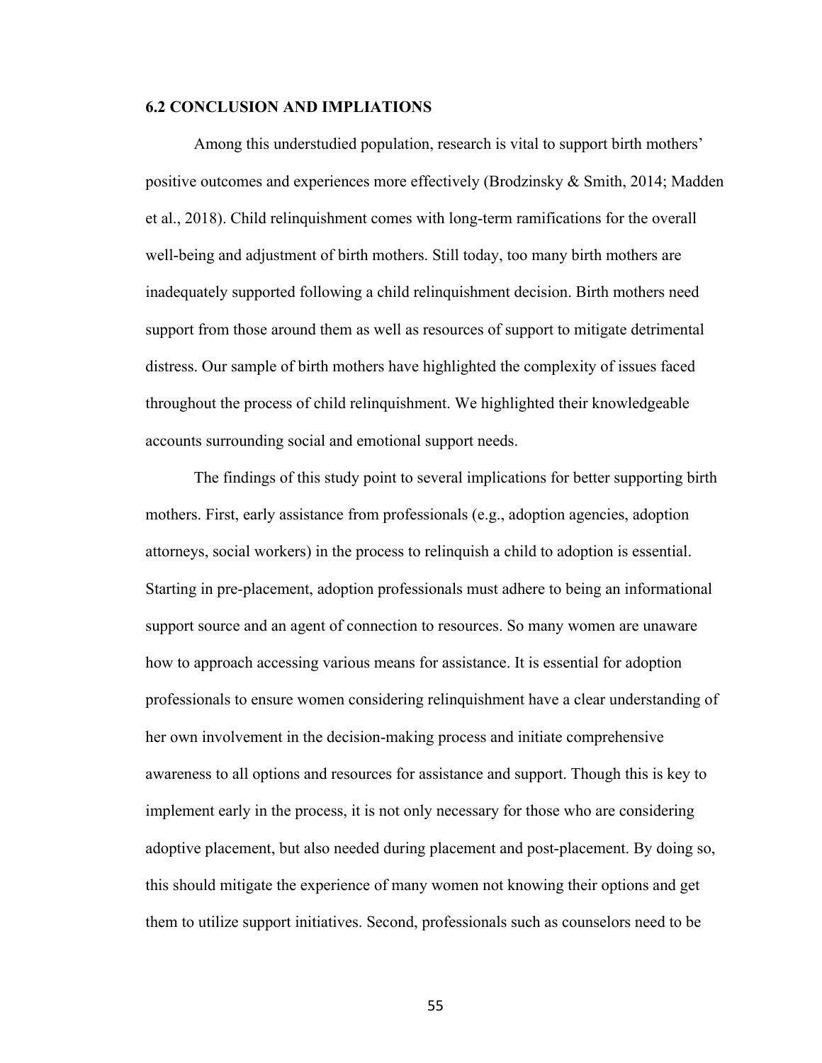## 6.2 CONCLUSION AND IMPLIATIONS

Among this understudied population, research is vital to support birth mothers' positive outcomes and experiences more effectively (Brodzinsky & Smith, 2014; Madden et al., 2018). Child relinquishment comes with long-term ramifications for the overall well-being and adjustment of birth mothers. Still today, too many birth mothers are inadequately supported following a child relinquishment decision. Birth mothers need support from those around them as well as resources of support to mitigate detrimental distress. Our sample of birth mothers have highlighted the complexity of issues faced throughout the process of child relinquishment. We highlighted their knowledgeable accounts surrounding social and emotional support needs.

The findings of this study point to several implications for better supporting birth mothers. First, early assistance from professionals (e.g., adoption agencies, adoption attorneys, social workers) in the process to relinquish a child to adoption is essential. Starting in pre-placement, adoption professionals must adhere to being an informational support source and an agent of connection to resources. So many women are unaware how to approach accessing various means for assistance. It is essential for adoption professionals to ensure women considering relinquishment have a clear understanding of her own involvement in the decision-making process and initiate comprehensive awareness to all options and resources for assistance and support. Though this is key to implement early in the process, it is not only necessary for those who are considering adoptive placement, but also needed during placement and post-placement. By doing so, this should mitigate the experience of many women not knowing their options and get them to utilize support initiatives. Second, professionals such as counselors need to be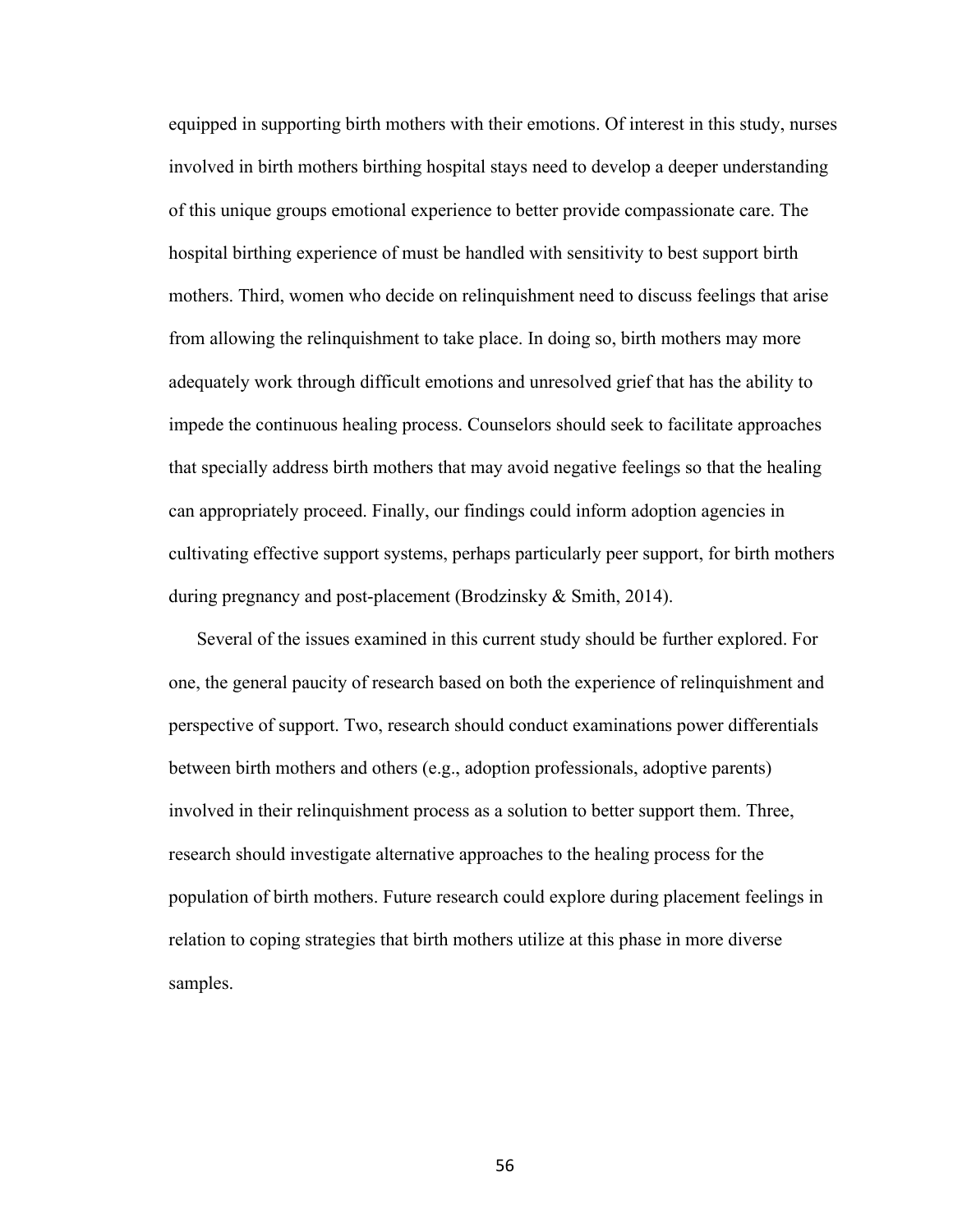equipped in supporting birth mothers with their emotions. Of interest in this study, nurses involved in birth mothers birthing hospital stays need to develop a deeper understanding of this unique groups emotional experience to better provide compassionate care. The hospital birthing experience of must be handled with sensitivity to best support birth mothers. Third, women who decide on relinquishment need to discuss feelings that arise from allowing the relinquishment to take place. In doing so, birth mothers may more adequately work through difficult emotions and unresolved grief that has the ability to impede the continuous healing process. Counselors should seek to facilitate approaches that specially address birth mothers that may avoid negative feelings so that the healing can appropriately proceed. Finally, our findings could inform adoption agencies in cultivating effective support systems, perhaps particularly peer support, for birth mothers during pregnancy and post-placement (Brodzinsky & Smith, 2014).

Several of the issues examined in this current study should be further explored. For one, the general paucity of research based on both the experience of relinquishment and perspective of support. Two, research should conduct examinations power differentials between birth mothers and others (e.g., adoption professionals, adoptive parents) involved in their relinquishment process as a solution to better support them. Three, research should investigate alternative approaches to the healing process for the population of birth mothers. Future research could explore during placement feelings in relation to coping strategies that birth mothers utilize at this phase in more diverse samples.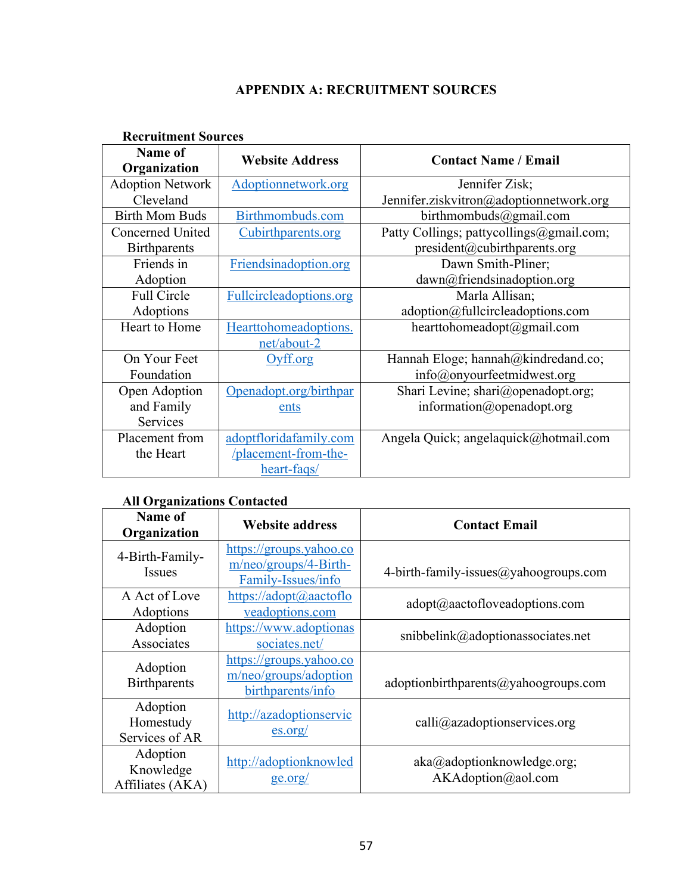# APPENDIX A: RECRUITMENT SOURCES

**Recruitment Sources**

| Name of Organization | Website Address | Contact Name / Email |
|---|---|---|
| Adoption Network Cleveland | Adoptionnetwork.org | Jennifer Zisk; Jennifer.ziskvitron@adoptionnetwork.org |
| Birth Mom Buds | Birthmombuds.com | birthmombuds@gmail.com |
| Concerned United Birthparents | Cubirthparents.org | Patty Collings; pattycollings@gmail.com; president@cubirthparents.org |
| Friends in Adoption | Friendsinadoption.org | Dawn Smith-Pliner; dawn@friendsinadoption.org |
| Full Circle Adoptions | Fullcircleadoptions.org | Marla Allisan; adoption@fullcircleadoptions.com |
| Heart to Home | Hearttohomeadoptions.net/about-2 | hearttohomeadopt@gmail.com |
| On Your Feet Foundation | Oyff.org | Hannah Eloge; hannah@kindredand.co; info@onyourfeetmidwest.org |
| Open Adoption and Family Services | Openadopt.org/birthparents | Shari Levine; shari@openadopt.org; information@openadopt.org |
| Placement from the Heart | adoptfloridafamily.com/placement-from-the-heart-faqs/ | Angela Quick; angelaquick@hotmail.com |

**All Organizations Contacted**

| Name of Organization | Website address | Contact Email |
|---|---|---|
| 4-Birth-Family-Issues | https://groups.yahoo.com/neo/groups/4-Birth-Family-Issues/info | 4-birth-family-issues@yahoogroups.com |
| A Act of Love Adoptions | https://adopt@aactofloveadoptions.com | adopt@aactofloveadoptions.com |
| Adoption Associates | https://www.adoptionassociates.net/ | snibbelink@adoptionassociates.net |
| Adoption Birthparents | https://groups.yahoo.com/neo/groups/adoptionbirthparents/info | adoptionbirthparents@yahoogroups.com |
| Adoption Homestudy Services of AR | http://azadoptionservices.org/ | calli@azadoptionservices.org |
| Adoption Knowledge Affiliates (AKA) | http://adoptionknowledge.org/ | aka@adoptionknowledge.org; AKAdoption@aol.com |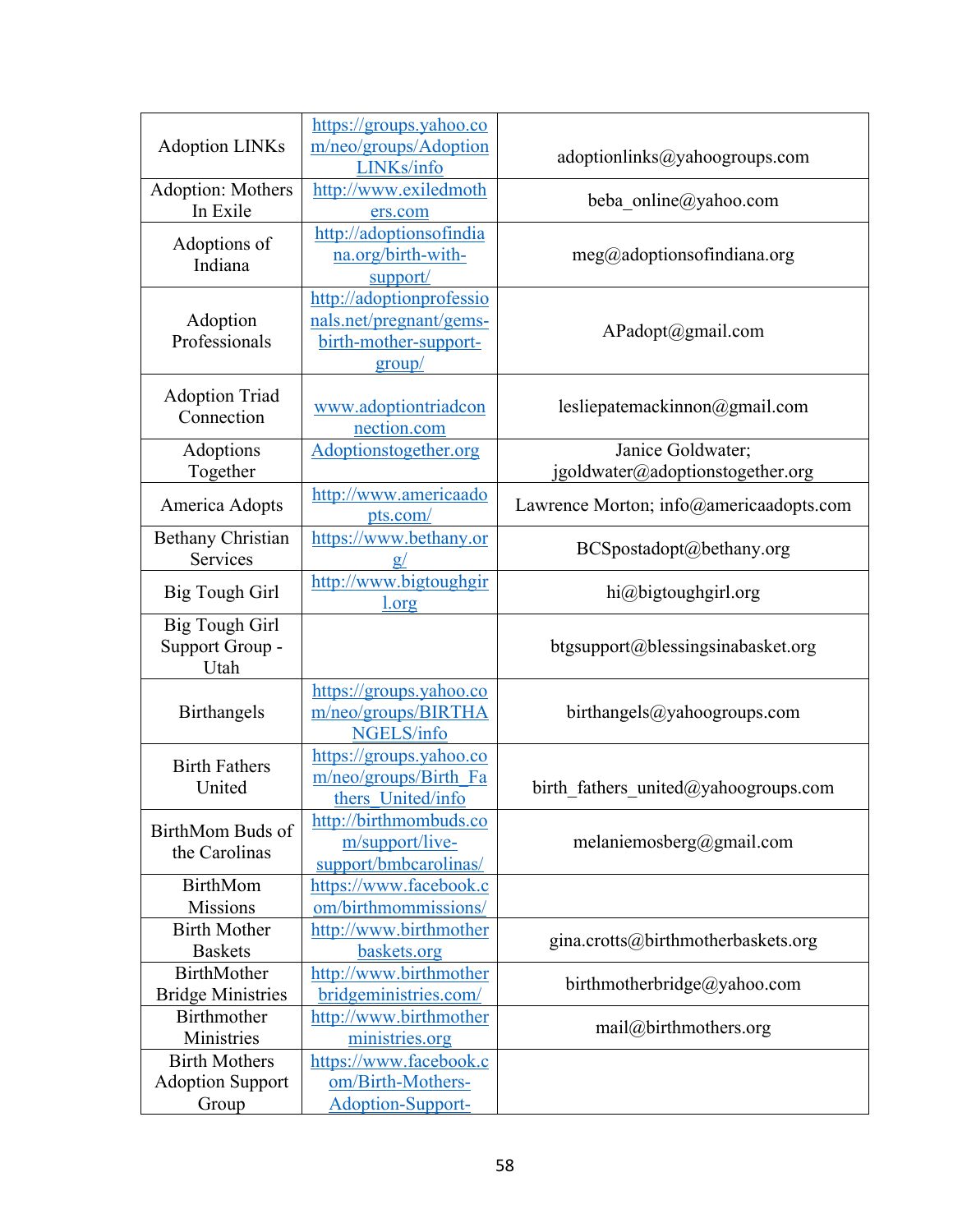| | | |
|---|---|---|
| Adoption LINKs | https://groups.yahoo.com/neo/groups/AdoptionLINKs/info | adoptionlinks@yahoogroups.com |
| Adoption: Mothers In Exile | http://www.exiledmothers.com | beba_online@yahoo.com |
| Adoptions of Indiana | http://adoptionsofindiana.org/birth-with-support/ | meg@adoptionsofindiana.org |
| Adoption Professionals | http://adoptionprofessionals.net/pregnant/gems-birth-mother-support-group/ | APadopt@gmail.com |
| Adoption Triad Connection | www.adoptiontriadconnection.com | lesliepatemackinnon@gmail.com |
| Adoptions Together | Adoptionstogether.org | Janice Goldwater; jgoldwater@adoptionstogether.org |
| America Adopts | http://www.americaadopts.com/ | Lawrence Morton; info@americaadopts.com |
| Bethany Christian Services | https://www.bethany.org/ | BCSpostadopt@bethany.org |
| Big Tough Girl | http://www.bigtoughgirl.org | hi@bigtoughgirl.org |
| Big Tough Girl Support Group - Utah | | btgsupport@blessingsinabasket.org |
| Birthangels | https://groups.yahoo.com/neo/groups/BIRTHANGELS/info | birthangels@yahoogroups.com |
| Birth Fathers United | https://groups.yahoo.com/neo/groups/Birth_Fathers_United/info | birth_fathers_united@yahoogroups.com |
| BirthMom Buds of the Carolinas | http://birthmombuds.com/support/live-support/bmbcarolinas/ | melaniemosberg@gmail.com |
| BirthMom Missions | https://www.facebook.com/birthmommissions/ | |
| Birth Mother Baskets | http://www.birthmotherbaskets.org | gina.crotts@birthmotherbaskets.org |
| BirthMother Bridge Ministries | http://www.birthmotherbridgeministries.com/ | birthmotherbridge@yahoo.com |
| Birthmother Ministries | http://www.birthmotherministries.org | mail@birthmothers.org |
| Birth Mothers Adoption Support Group | https://www.facebook.com/Birth-Mothers-Adoption-Support- | |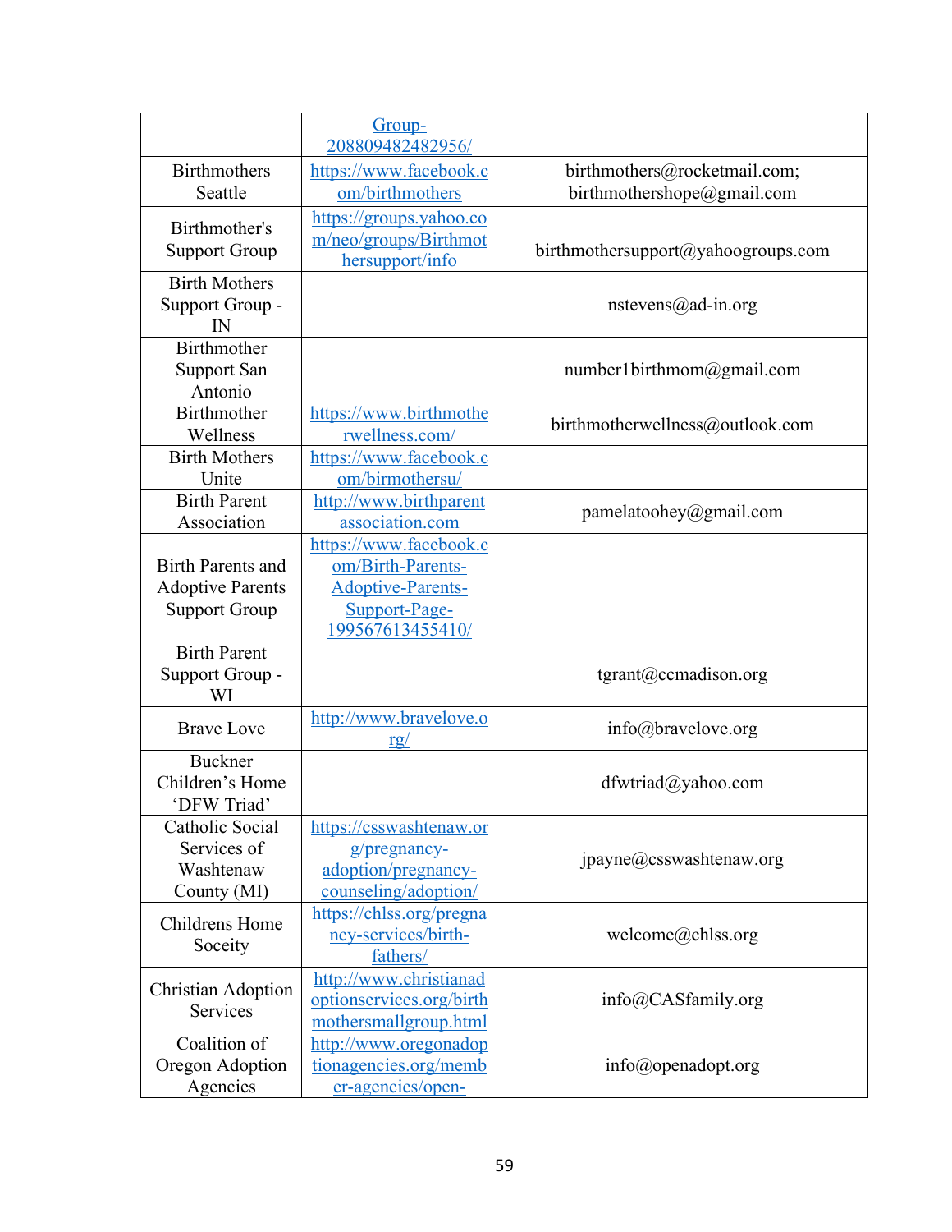| | | |
|---|---|---|
| | Group-208809482482956/ | |
| Birthmothers Seattle | https://www.facebook.com/birthmothers | birthmothers@rocketmail.com; birthmothershope@gmail.com |
| Birthmother's Support Group | https://groups.yahoo.com/neo/groups/Birthmothersupport/info | birthmothersupport@yahoogroups.com |
| Birth Mothers Support Group - IN | | nstevens@ad-in.org |
| Birthmother Support San Antonio | | number1birthmom@gmail.com |
| Birthmother Wellness | https://www.birthmotherwellness.com/ | birthmotherwellness@outlook.com |
| Birth Mothers Unite | https://www.facebook.com/birmothersu/ | |
| Birth Parent Association | http://www.birthparentassociation.com | pamelatoohey@gmail.com |
| Birth Parents and Adoptive Parents Support Group | https://www.facebook.com/Birth-Parents-Adoptive-Parents-Support-Page-199567613455410/ | |
| Birth Parent Support Group - WI | | tgrant@ccmadison.org |
| Brave Love | http://www.bravelove.org/ | info@bravelove.org |
| Buckner Children's Home 'DFW Triad' | | dfwtriad@yahoo.com |
| Catholic Social Services of Washtenaw County (MI) | https://csswashtenaw.org/pregnancy-adoption/pregnancy-counseling/adoption/ | jpayne@csswashtenaw.org |
| Childrens Home Soceity | https://chlss.org/pregnancy-services/birth-fathers/ | welcome@chlss.org |
| Christian Adoption Services | http://www.christianadoptionservices.org/birthmothersmallgroup.html | info@CASfamily.org |
| Coalition of Oregon Adoption Agencies | http://www.oregonadoptionagencies.org/member-agencies/open- | info@openadopt.org |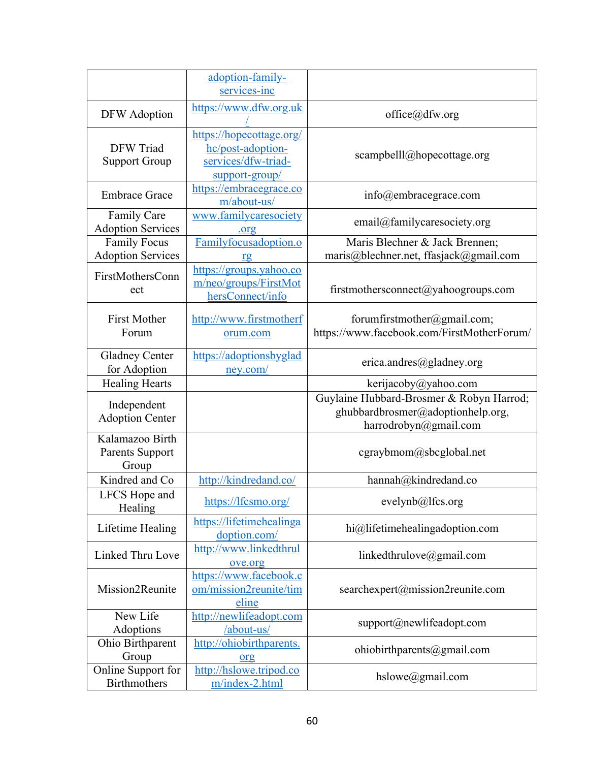|  |  |  |
|---|---|---|
|  | adoption-family-services-inc |  |
| DFW Adoption | https://www.dfw.org.uk/ | office@dfw.org |
| DFW Triad Support Group | https://hopecottage.org/hc/post-adoption-services/dfw-triad-support-group/ | scampbelll@hopecottage.org |
| Embrace Grace | https://embracegrace.com/about-us/ | info@embracegrace.com |
| Family Care Adoption Services | www.familycaresociety.org | email@familycaresociety.org |
| Family Focus Adoption Services | Familyfocusadoption.org | Maris Blechner & Jack Brennen; maris@blechner.net, ffasjack@gmail.com |
| FirstMothersConnect | https://groups.yahoo.com/neo/groups/FirstMothersConnect/info | firstmothersconnect@yahoogroups.com |
| First Mother Forum | http://www.firstmotherforum.com | forumfirstmother@gmail.com; https://www.facebook.com/FirstMotherForum/ |
| Gladney Center for Adoption | https://adoptionsbygladney.com/ | erica.andres@gladney.org |
| Healing Hearts |  | kerijacoby@yahoo.com |
| Independent Adoption Center |  | Guylaine Hubbard-Brosmer & Robyn Harrod; ghubbardbrosmer@adoptionhelp.org, harrodrobyn@gmail.com |
| Kalamazoo Birth Parents Support Group |  | cgraybmom@sbcglobal.net |
| Kindred and Co | http://kindredand.co/ | hannah@kindredand.co |
| LFCS Hope and Healing | https://lfcsmo.org/ | evelynb@lfcs.org |
| Lifetime Healing | https://lifetimehealingadoption.com/ | hi@lifetimehealingadoption.com |
| Linked Thru Love | http://www.linkedthrulove.org | linkedthrulove@gmail.com |
| Mission2Reunite | https://www.facebook.com/mission2reunite/timeline | searchexpert@mission2reunite.com |
| New Life Adoptions | http://newlifeadopt.com/about-us/ | support@newlifeadopt.com |
| Ohio Birthparent Group | http://ohiobirthparents.org | ohiobirthparents@gmail.com |
| Online Support for Birthmothers | http://hslowe.tripod.com/index-2.html | hslowe@gmail.com |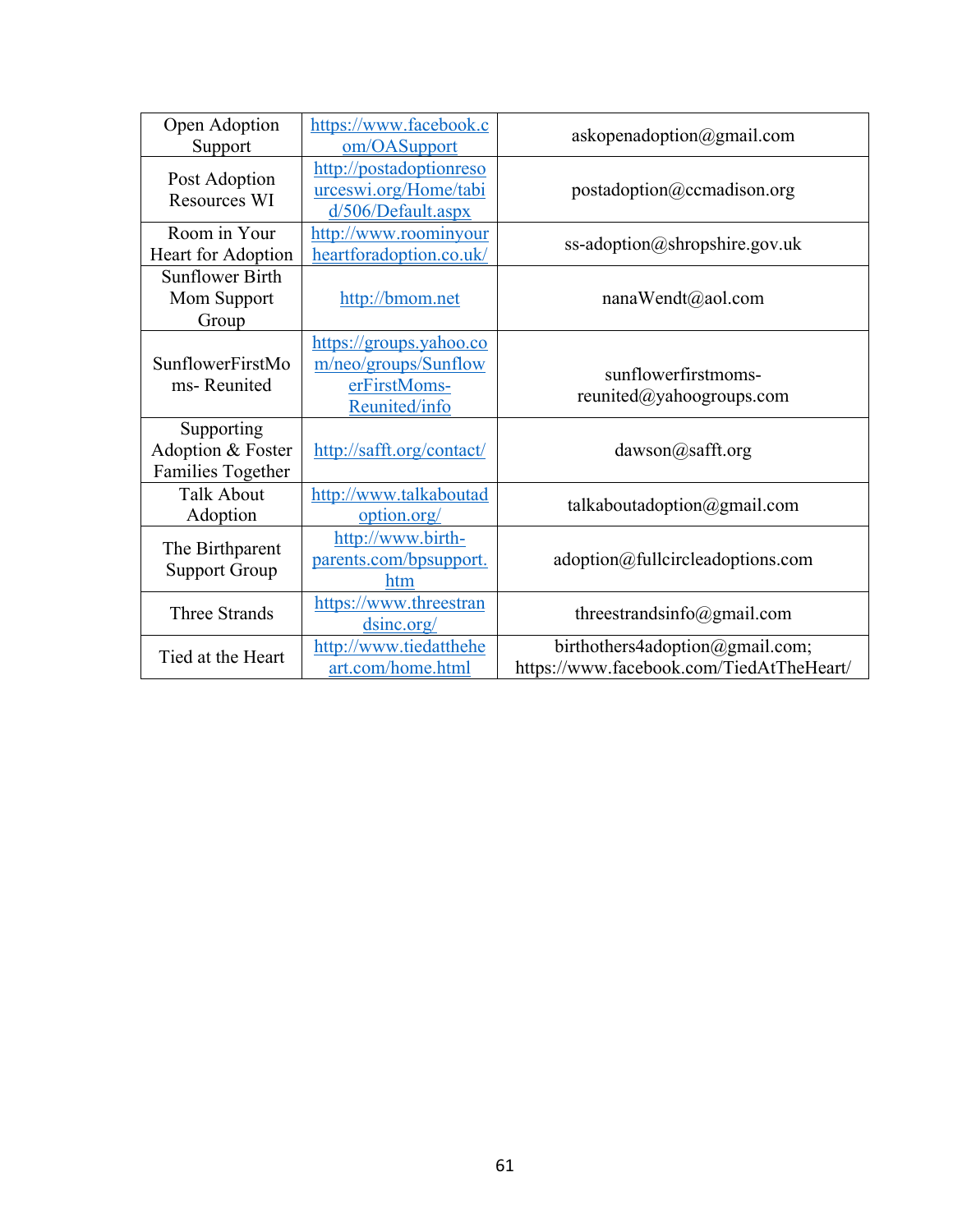| Open Adoption Support | https://www.facebook.com/OASupport | askopenadoption@gmail.com |
|---|---|---|
| Post Adoption Resources WI | http://postadoptionresourceswi.org/Home/tabid/506/Default.aspx | postadoption@ccmadison.org |
| Room in Your Heart for Adoption | http://www.roominyourheartforadoption.co.uk/ | ss-adoption@shropshire.gov.uk |
| Sunflower Birth Mom Support Group | http://bmom.net | nanaWendt@aol.com |
| SunflowerFirstMoms- Reunited | https://groups.yahoo.com/neo/groups/SunflowerFirstMoms-Reunited/info | sunflowerfirstmoms-reunited@yahoogroups.com |
| Supporting Adoption & Foster Families Together | http://safft.org/contact/ | dawson@safft.org |
| Talk About Adoption | http://www.talkaboutadoption.org/ | talkaboutadoption@gmail.com |
| The Birthparent Support Group | http://www.birth-parents.com/bpsupport.htm | adoption@fullcircleadoptions.com |
| Three Strands | https://www.threestrandsinc.org/ | threestrandsinfo@gmail.com |
| Tied at the Heart | http://www.tiedattheheart.com/home.html | birthothers4adoption@gmail.com; https://www.facebook.com/TiedAtTheHeart/ |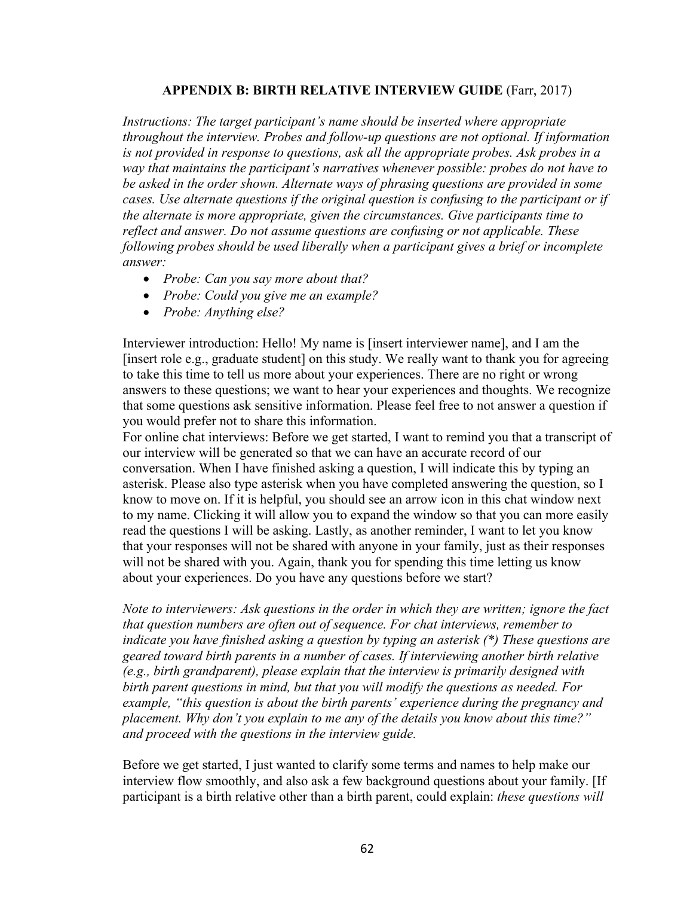**APPENDIX B: BIRTH RELATIVE INTERVIEW GUIDE** (Farr, 2017)

*Instructions: The target participant's name should be inserted where appropriate throughout the interview. Probes and follow-up questions are not optional. If information is not provided in response to questions, ask all the appropriate probes. Ask probes in a way that maintains the participant's narratives whenever possible: probes do not have to be asked in the order shown. Alternate ways of phrasing questions are provided in some cases. Use alternate questions if the original question is confusing to the participant or if the alternate is more appropriate, given the circumstances. Give participants time to reflect and answer. Do not assume questions are confusing or not applicable. These following probes should be used liberally when a participant gives a brief or incomplete answer:*

- *Probe: Can you say more about that?*
- *Probe: Could you give me an example?*
- *Probe: Anything else?*

Interviewer introduction: Hello! My name is [insert interviewer name], and I am the [insert role e.g., graduate student] on this study. We really want to thank you for agreeing to take this time to tell us more about your experiences. There are no right or wrong answers to these questions; we want to hear your experiences and thoughts. We recognize that some questions ask sensitive information. Please feel free to not answer a question if you would prefer not to share this information.

For online chat interviews: Before we get started, I want to remind you that a transcript of our interview will be generated so that we can have an accurate record of our conversation. When I have finished asking a question, I will indicate this by typing an asterisk. Please also type asterisk when you have completed answering the question, so I know to move on. If it is helpful, you should see an arrow icon in this chat window next to my name. Clicking it will allow you to expand the window so that you can more easily read the questions I will be asking. Lastly, as another reminder, I want to let you know that your responses will not be shared with anyone in your family, just as their responses will not be shared with you. Again, thank you for spending this time letting us know about your experiences. Do you have any questions before we start?

*Note to interviewers: Ask questions in the order in which they are written; ignore the fact that question numbers are often out of sequence. For chat interviews, remember to indicate you have finished asking a question by typing an asterisk (*) These questions are geared toward birth parents in a number of cases. If interviewing another birth relative (e.g., birth grandparent), please explain that the interview is primarily designed with birth parent questions in mind, but that you will modify the questions as needed. For example, "this question is about the birth parents' experience during the pregnancy and placement. Why don't you explain to me any of the details you know about this time?" and proceed with the questions in the interview guide.*

Before we get started, I just wanted to clarify some terms and names to help make our interview flow smoothly, and also ask a few background questions about your family. [If participant is a birth relative other than a birth parent, could explain: *these questions will*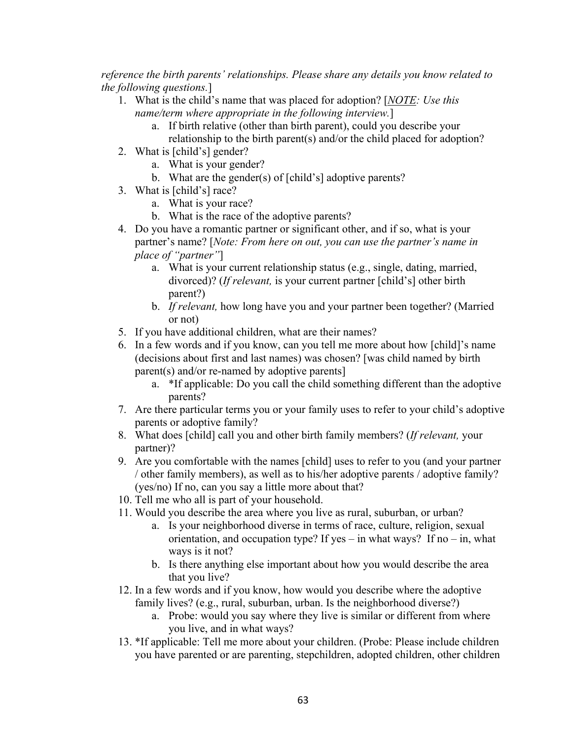*reference the birth parents' relationships. Please share any details you know related to the following questions.*]

1. What is the child's name that was placed for adoption? [*__NOTE__: Use this name/term where appropriate in the following interview.*]
    a. If birth relative (other than birth parent), could you describe your relationship to the birth parent(s) and/or the child placed for adoption?
2. What is [child's] gender?
    a. What is your gender?
    b. What are the gender(s) of [child's] adoptive parents?
3. What is [child's] race?
    a. What is your race?
    b. What is the race of the adoptive parents?
4. Do you have a romantic partner or significant other, and if so, what is your partner's name? [*Note: From here on out, you can use the partner's name in place of "partner"*]
    a. What is your current relationship status (e.g., single, dating, married, divorced)? (*If relevant,* is your current partner [child's] other birth parent?)
    b. *If relevant,* how long have you and your partner been together? (Married or not)
5. If you have additional children, what are their names?
6. In a few words and if you know, can you tell me more about how [child]'s name (decisions about first and last names) was chosen? [was child named by birth parent(s) and/or re-named by adoptive parents]
    a. *If applicable: Do you call the child something different than the adoptive parents?
7. Are there particular terms you or your family uses to refer to your child's adoptive parents or adoptive family?
8. What does [child] call you and other birth family members? (*If relevant,* your partner)?
9. Are you comfortable with the names [child] uses to refer to you (and your partner / other family members), as well as to his/her adoptive parents / adoptive family? (yes/no) If no, can you say a little more about that?
10. Tell me who all is part of your household.
11. Would you describe the area where you live as rural, suburban, or urban?
    a. Is your neighborhood diverse in terms of race, culture, religion, sexual orientation, and occupation type? If yes – in what ways? If no – in, what ways is it not?
    b. Is there anything else important about how you would describe the area that you live?
12. In a few words and if you know, how would you describe where the adoptive family lives? (e.g., rural, suburban, urban. Is the neighborhood diverse?)
    a. Probe: would you say where they live is similar or different from where you live, and in what ways?
13. *If applicable: Tell me more about your children. (Probe: Please include children you have parented or are parenting, stepchildren, adopted children, other children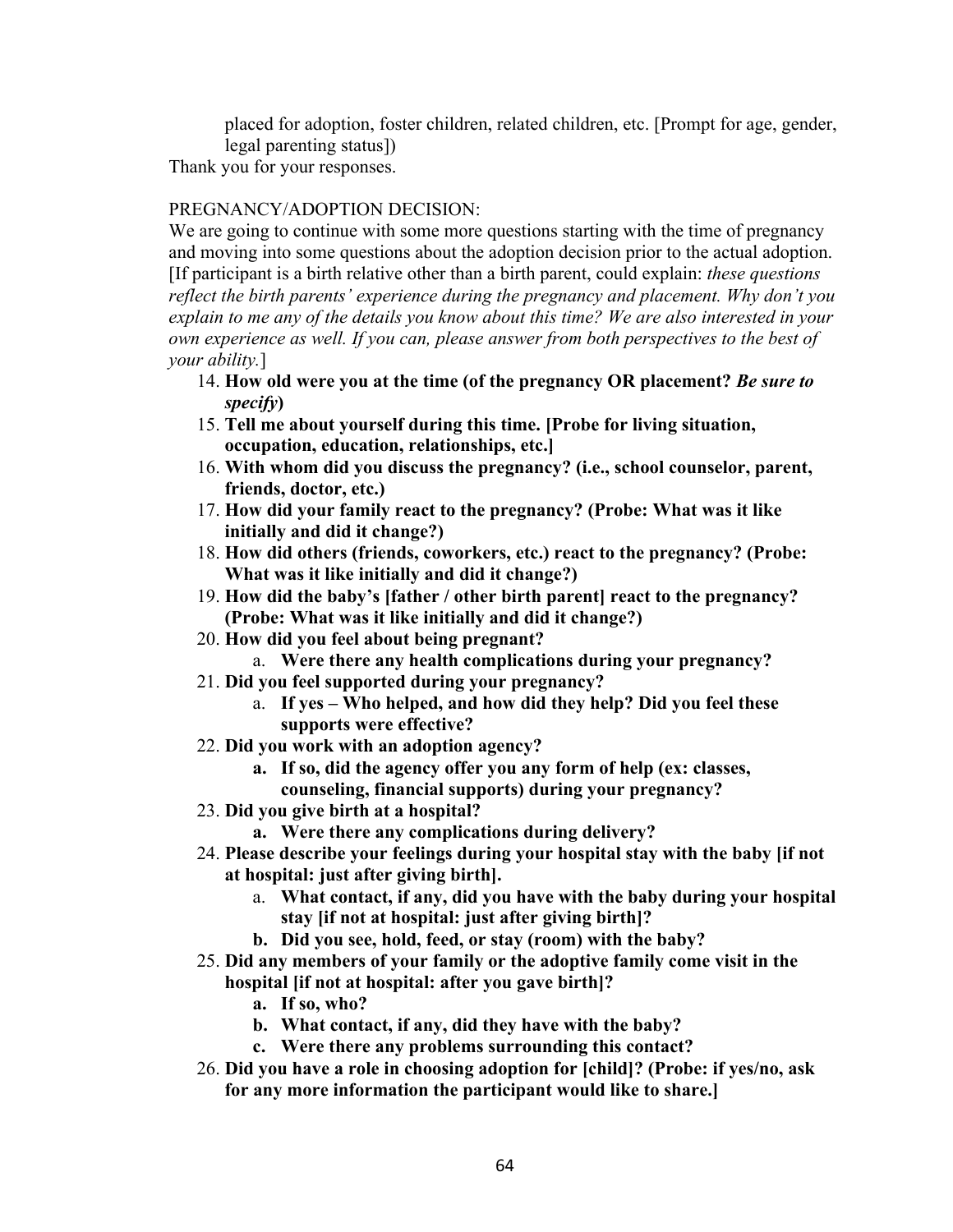placed for adoption, foster children, related children, etc. [Prompt for age, gender, legal parenting status])

Thank you for your responses.

PREGNANCY/ADOPTION DECISION:

We are going to continue with some more questions starting with the time of pregnancy and moving into some questions about the adoption decision prior to the actual adoption. [If participant is a birth relative other than a birth parent, could explain: *these questions reflect the birth parents' experience during the pregnancy and placement. Why don't you explain to me any of the details you know about this time? We are also interested in your own experience as well. If you can, please answer from both perspectives to the best of your ability.*]

14. **How old were you at the time (of the pregnancy OR placement? *Be sure to specify*)**
15. **Tell me about yourself during this time. [Probe for living situation, occupation, education, relationships, etc.]**
16. **With whom did you discuss the pregnancy? (i.e., school counselor, parent, friends, doctor, etc.)**
17. **How did your family react to the pregnancy? (Probe: What was it like initially and did it change?)**
18. **How did others (friends, coworkers, etc.) react to the pregnancy? (Probe: What was it like initially and did it change?)**
19. **How did the baby's [father / other birth parent] react to the pregnancy? (Probe: What was it like initially and did it change?)**
20. **How did you feel about being pregnant?**
    a. **Were there any health complications during your pregnancy?**
21. **Did you feel supported during your pregnancy?**
    a. **If yes – Who helped, and how did they help? Did you feel these supports were effective?**
22. **Did you work with an adoption agency?**
    a. **If so, did the agency offer you any form of help (ex: classes, counseling, financial supports) during your pregnancy?**
23. **Did you give birth at a hospital?**
    a. **Were there any complications during delivery?**
24. **Please describe your feelings during your hospital stay with the baby [if not at hospital: just after giving birth].**
    a. **What contact, if any, did you have with the baby during your hospital stay [if not at hospital: just after giving birth]?**
    b. **Did you see, hold, feed, or stay (room) with the baby?**
25. **Did any members of your family or the adoptive family come visit in the hospital [if not at hospital: after you gave birth]?**
    a. **If so, who?**
    b. **What contact, if any, did they have with the baby?**
    c. **Were there any problems surrounding this contact?**
26. **Did you have a role in choosing adoption for [child]? (Probe: if yes/no, ask for any more information the participant would like to share.]**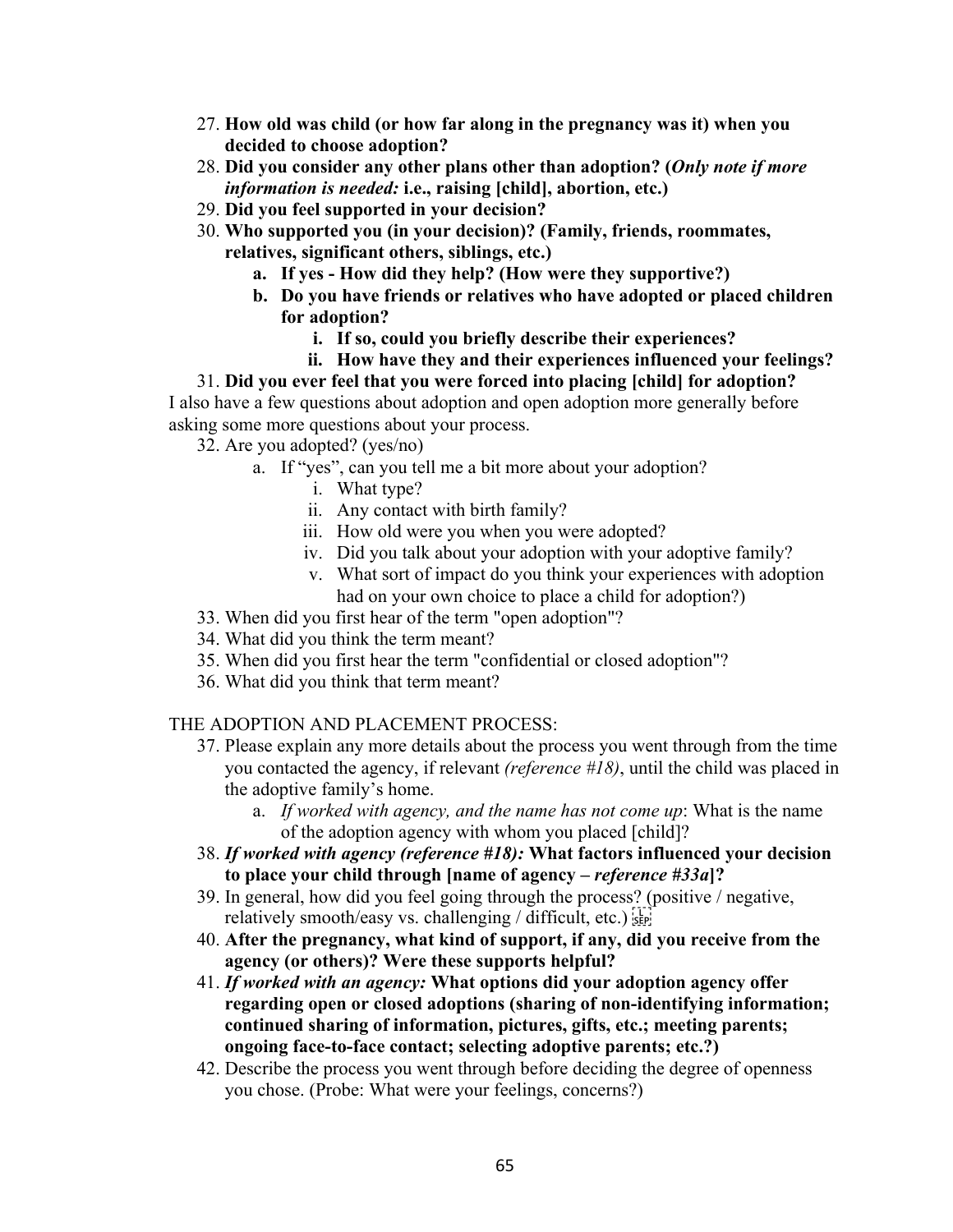27. **How old was child (or how far along in the pregnancy was it) when you decided to choose adoption?**
28. **Did you consider any other plans other than adoption? (*Only note if more information is needed:* i.e., raising [child], abortion, etc.)**
29. **Did you feel supported in your decision?**
30. **Who supported you (in your decision)? (Family, friends, roommates, relatives, significant others, siblings, etc.)**
    a. **If yes - How did they help? (How were they supportive?)**
    b. **Do you have friends or relatives who have adopted or placed children for adoption?**
        i. **If so, could you briefly describe their experiences?**
        ii. **How have they and their experiences influenced your feelings?**
31. **Did you ever feel that you were forced into placing [child] for adoption?**

I also have a few questions about adoption and open adoption more generally before asking some more questions about your process.

32. Are you adopted? (yes/no)
    a. If "yes", can you tell me a bit more about your adoption?
        i. What type?
        ii. Any contact with birth family?
        iii. How old were you when you were adopted?
        iv. Did you talk about your adoption with your adoptive family?
        v. What sort of impact do you think your experiences with adoption had on your own choice to place a child for adoption?)
33. When did you first hear of the term "open adoption"?
34. What did you think the term meant?
35. When did you first hear the term "confidential or closed adoption"?
36. What did you think that term meant?

THE ADOPTION AND PLACEMENT PROCESS:

37. Please explain any more details about the process you went through from the time you contacted the agency, if relevant *(reference #18)*, until the child was placed in the adoptive family's home.
    a. *If worked with agency, and the name has not come up*: What is the name of the adoption agency with whom you placed [child]?
38. ***If worked with agency (reference #18):*** **What factors influenced your decision to place your child through [name of agency – *reference #33a*]?**
39. In general, how did you feel going through the process? (positive / negative, relatively smooth/easy vs. challenging / difficult, etc.)
40. **After the pregnancy, what kind of support, if any, did you receive from the agency (or others)? Were these supports helpful?**
41. ***If worked with an agency:*** **What options did your adoption agency offer regarding open or closed adoptions (sharing of non-identifying information; continued sharing of information, pictures, gifts, etc.; meeting parents; ongoing face-to-face contact; selecting adoptive parents; etc.?)**
42. Describe the process you went through before deciding the degree of openness you chose. (Probe: What were your feelings, concerns?)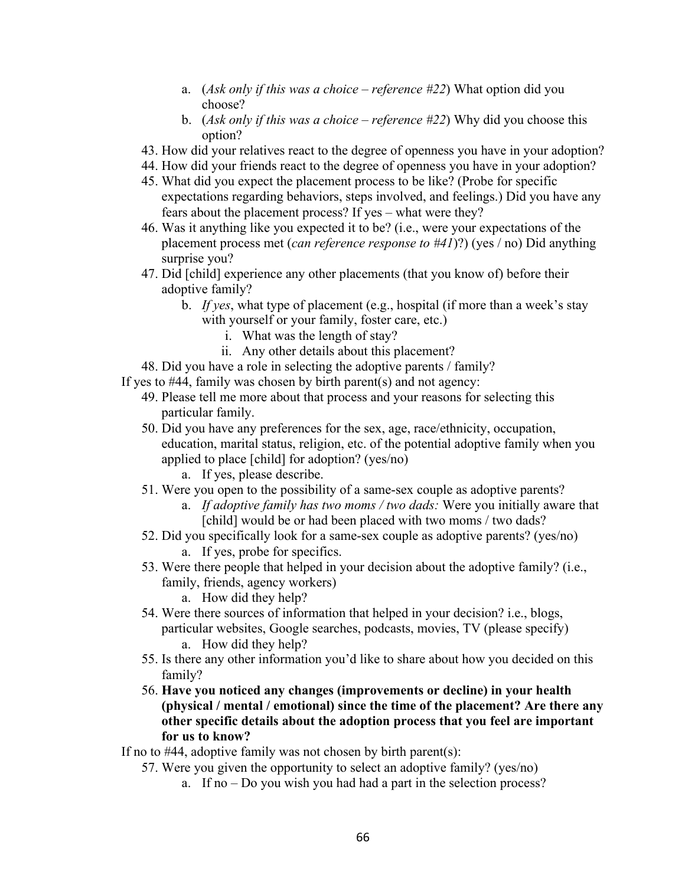a. (*Ask only if this was a choice – reference #22*) What option did you choose?
   b. (*Ask only if this was a choice – reference #22*) Why did you choose this option?

43. How did your relatives react to the degree of openness you have in your adoption?
44. How did your friends react to the degree of openness you have in your adoption?
45. What did you expect the placement process to be like? (Probe for specific expectations regarding behaviors, steps involved, and feelings.) Did you have any fears about the placement process? If yes – what were they?
46. Was it anything like you expected it to be? (i.e., were your expectations of the placement process met (*can reference response to #41*)?) (yes / no) Did anything surprise you?
47. Did [child] experience any other placements (that you know of) before their adoptive family?
    b. *If yes*, what type of placement (e.g., hospital (if more than a week's stay with yourself or your family, foster care, etc.)
       i. What was the length of stay?
       ii. Any other details about this placement?
48. Did you have a role in selecting the adoptive parents / family?

If yes to #44, family was chosen by birth parent(s) and not agency:

49. Please tell me more about that process and your reasons for selecting this particular family.
50. Did you have any preferences for the sex, age, race/ethnicity, occupation, education, marital status, religion, etc. of the potential adoptive family when you applied to place [child] for adoption? (yes/no)
    a. If yes, please describe.
51. Were you open to the possibility of a same-sex couple as adoptive parents?
    a. *If adoptive family has two moms / two dads:* Were you initially aware that [child] would be or had been placed with two moms / two dads?
52. Did you specifically look for a same-sex couple as adoptive parents? (yes/no)
    a. If yes, probe for specifics.
53. Were there people that helped in your decision about the adoptive family? (i.e., family, friends, agency workers)
    a. How did they help?
54. Were there sources of information that helped in your decision? i.e., blogs, particular websites, Google searches, podcasts, movies, TV (please specify)
    a. How did they help?
55. Is there any other information you'd like to share about how you decided on this family?
56. **Have you noticed any changes (improvements or decline) in your health (physical / mental / emotional) since the time of the placement? Are there any other specific details about the adoption process that you feel are important for us to know?**

If no to #44, adoptive family was not chosen by birth parent(s):

57. Were you given the opportunity to select an adoptive family? (yes/no)
    a. If no – Do you wish you had had a part in the selection process?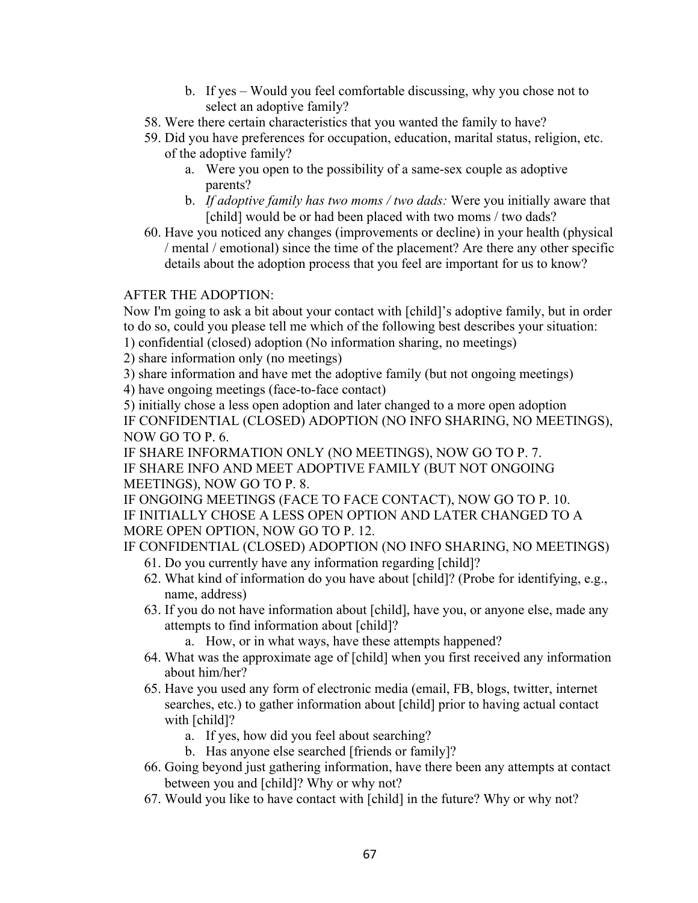b. If yes – Would you feel comfortable discussing, why you chose not to select an adoptive family?

58. Were there certain characteristics that you wanted the family to have?
59. Did you have preferences for occupation, education, marital status, religion, etc. of the adoptive family?
    a. Were you open to the possibility of a same-sex couple as adoptive parents?
    b. *If adoptive family has two moms / two dads:* Were you initially aware that [child] would be or had been placed with two moms / two dads?
60. Have you noticed any changes (improvements or decline) in your health (physical / mental / emotional) since the time of the placement? Are there any other specific details about the adoption process that you feel are important for us to know?

AFTER THE ADOPTION:

Now I'm going to ask a bit about your contact with [child]'s adoptive family, but in order to do so, could you please tell me which of the following best describes your situation:

1) confidential (closed) adoption (No information sharing, no meetings)
2) share information only (no meetings)
3) share information and have met the adoptive family (but not ongoing meetings)
4) have ongoing meetings (face-to-face contact)
5) initially chose a less open adoption and later changed to a more open adoption

IF CONFIDENTIAL (CLOSED) ADOPTION (NO INFO SHARING, NO MEETINGS), NOW GO TO P. 6.

IF SHARE INFORMATION ONLY (NO MEETINGS), NOW GO TO P. 7.

IF SHARE INFO AND MEET ADOPTIVE FAMILY (BUT NOT ONGOING MEETINGS), NOW GO TO P. 8.

IF ONGOING MEETINGS (FACE TO FACE CONTACT), NOW GO TO P. 10.

IF INITIALLY CHOSE A LESS OPEN OPTION AND LATER CHANGED TO A MORE OPEN OPTION, NOW GO TO P. 12.

IF CONFIDENTIAL (CLOSED) ADOPTION (NO INFO SHARING, NO MEETINGS)

61. Do you currently have any information regarding [child]?
62. What kind of information do you have about [child]? (Probe for identifying, e.g., name, address)
63. If you do not have information about [child], have you, or anyone else, made any attempts to find information about [child]?
    a. How, or in what ways, have these attempts happened?
64. What was the approximate age of [child] when you first received any information about him/her?
65. Have you used any form of electronic media (email, FB, blogs, twitter, internet searches, etc.) to gather information about [child] prior to having actual contact with [child]?
    a. If yes, how did you feel about searching?
    b. Has anyone else searched [friends or family]?
66. Going beyond just gathering information, have there been any attempts at contact between you and [child]? Why or why not?
67. Would you like to have contact with [child] in the future? Why or why not?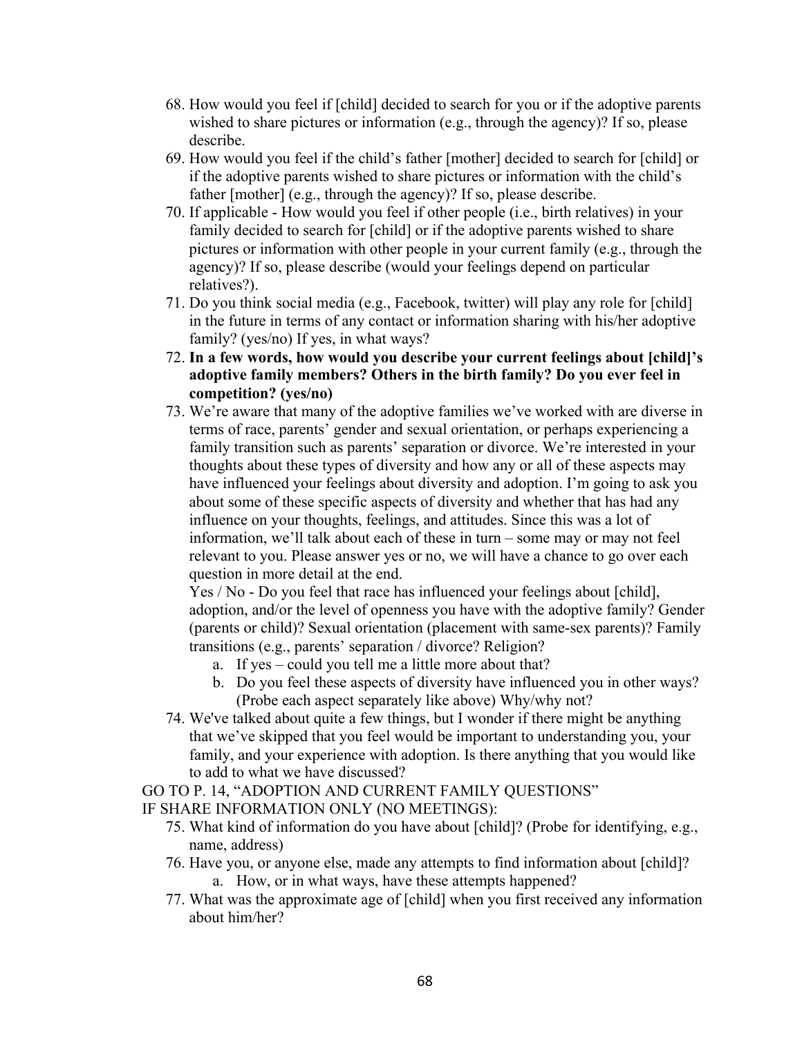68. How would you feel if [child] decided to search for you or if the adoptive parents wished to share pictures or information (e.g., through the agency)? If so, please describe.
69. How would you feel if the child's father [mother] decided to search for [child] or if the adoptive parents wished to share pictures or information with the child's father [mother] (e.g., through the agency)? If so, please describe.
70. If applicable - How would you feel if other people (i.e., birth relatives) in your family decided to search for [child] or if the adoptive parents wished to share pictures or information with other people in your current family (e.g., through the agency)? If so, please describe (would your feelings depend on particular relatives?).
71. Do you think social media (e.g., Facebook, twitter) will play any role for [child] in the future in terms of any contact or information sharing with his/her adoptive family? (yes/no) If yes, in what ways?
72. **In a few words, how would you describe your current feelings about [child]'s adoptive family members? Others in the birth family? Do you ever feel in competition? (yes/no)**
73. We're aware that many of the adoptive families we've worked with are diverse in terms of race, parents' gender and sexual orientation, or perhaps experiencing a family transition such as parents' separation or divorce. We're interested in your thoughts about these types of diversity and how any or all of these aspects may have influenced your feelings about diversity and adoption. I'm going to ask you about some of these specific aspects of diversity and whether that has had any influence on your thoughts, feelings, and attitudes. Since this was a lot of information, we'll talk about each of these in turn – some may or may not feel relevant to you. Please answer yes or no, we will have a chance to go over each question in more detail at the end.

    Yes / No - Do you feel that race has influenced your feelings about [child], adoption, and/or the level of openness you have with the adoptive family? Gender (parents or child)? Sexual orientation (placement with same-sex parents)? Family transitions (e.g., parents' separation / divorce? Religion?
    a. If yes – could you tell me a little more about that?
    b. Do you feel these aspects of diversity have influenced you in other ways? (Probe each aspect separately like above) Why/why not?
74. We've talked about quite a few things, but I wonder if there might be anything that we've skipped that you feel would be important to understanding you, your family, and your experience with adoption. Is there anything that you would like to add to what we have discussed?

GO TO P. 14, "ADOPTION AND CURRENT FAMILY QUESTIONS"

IF SHARE INFORMATION ONLY (NO MEETINGS):

75. What kind of information do you have about [child]? (Probe for identifying, e.g., name, address)
76. Have you, or anyone else, made any attempts to find information about [child]?
    a. How, or in what ways, have these attempts happened?
77. What was the approximate age of [child] when you first received any information about him/her?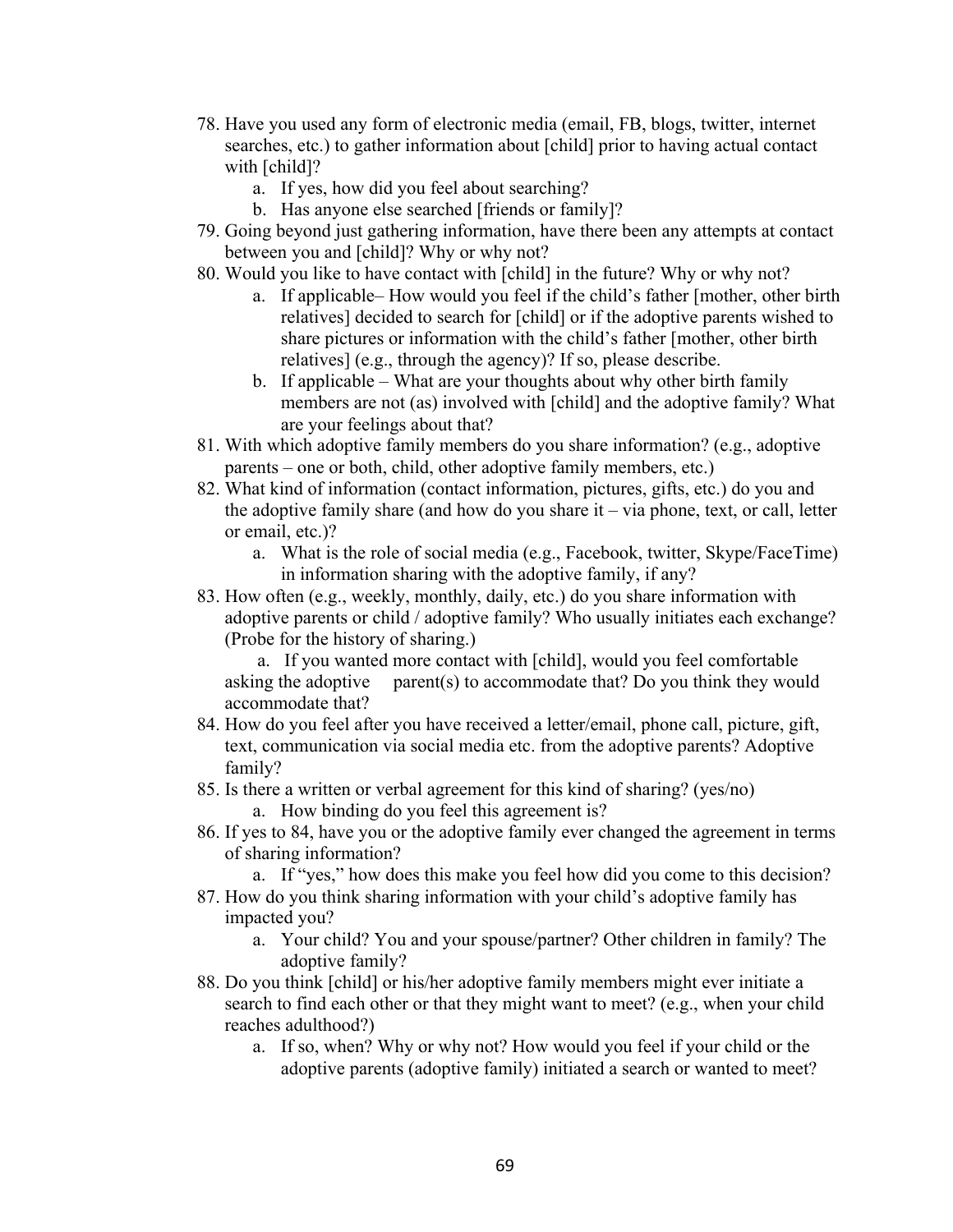78. Have you used any form of electronic media (email, FB, blogs, twitter, internet searches, etc.) to gather information about [child] prior to having actual contact with [child]?
    a. If yes, how did you feel about searching?
    b. Has anyone else searched [friends or family]?
79. Going beyond just gathering information, have there been any attempts at contact between you and [child]? Why or why not?
80. Would you like to have contact with [child] in the future? Why or why not?
    a. If applicable– How would you feel if the child's father [mother, other birth relatives] decided to search for [child] or if the adoptive parents wished to share pictures or information with the child's father [mother, other birth relatives] (e.g., through the agency)? If so, please describe.
    b. If applicable – What are your thoughts about why other birth family members are not (as) involved with [child] and the adoptive family? What are your feelings about that?
81. With which adoptive family members do you share information? (e.g., adoptive parents – one or both, child, other adoptive family members, etc.)
82. What kind of information (contact information, pictures, gifts, etc.) do you and the adoptive family share (and how do you share it – via phone, text, or call, letter or email, etc.)?
    a. What is the role of social media (e.g., Facebook, twitter, Skype/FaceTime) in information sharing with the adoptive family, if any?
83. How often (e.g., weekly, monthly, daily, etc.) do you share information with adoptive parents or child / adoptive family? Who usually initiates each exchange? (Probe for the history of sharing.)
    a. If you wanted more contact with [child], would you feel comfortable asking the adoptive parent(s) to accommodate that? Do you think they would accommodate that?
84. How do you feel after you have received a letter/email, phone call, picture, gift, text, communication via social media etc. from the adoptive parents? Adoptive family?
85. Is there a written or verbal agreement for this kind of sharing? (yes/no)
    a. How binding do you feel this agreement is?
86. If yes to 84, have you or the adoptive family ever changed the agreement in terms of sharing information?
    a. If "yes," how does this make you feel how did you come to this decision?
87. How do you think sharing information with your child's adoptive family has impacted you?
    a. Your child? You and your spouse/partner? Other children in family? The adoptive family?
88. Do you think [child] or his/her adoptive family members might ever initiate a search to find each other or that they might want to meet? (e.g., when your child reaches adulthood?)
    a. If so, when? Why or why not? How would you feel if your child or the adoptive parents (adoptive family) initiated a search or wanted to meet?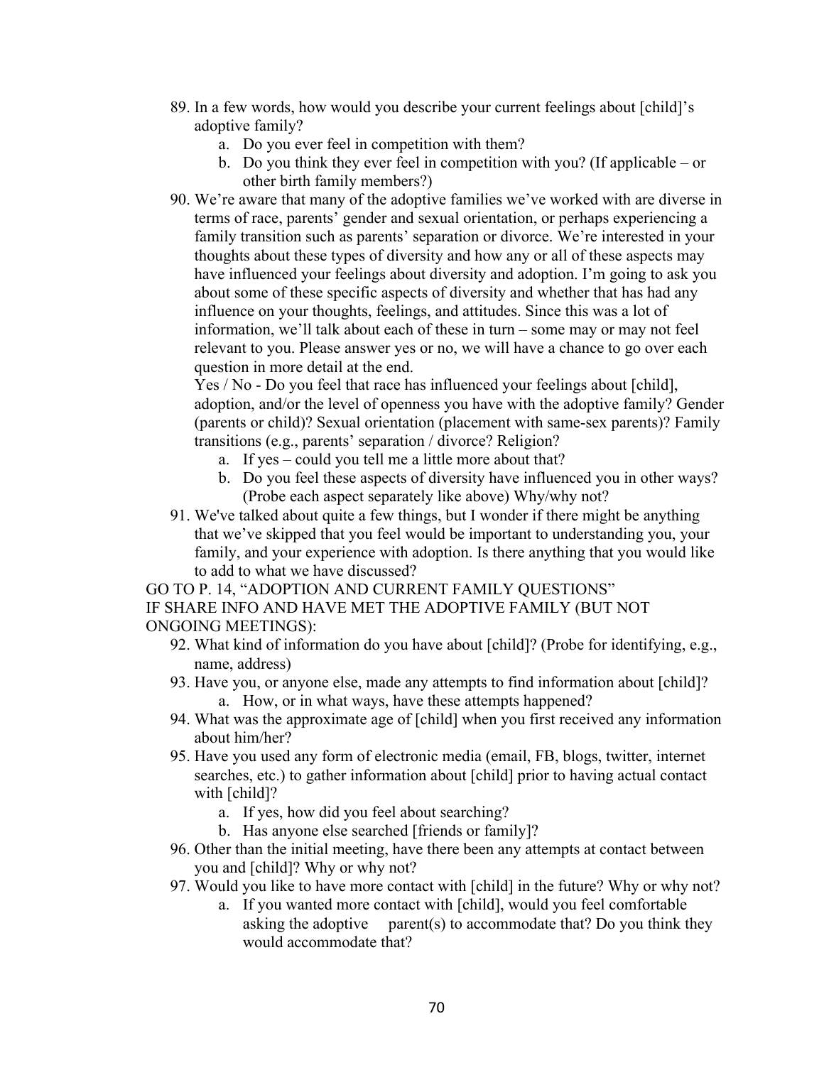89. In a few words, how would you describe your current feelings about [child]'s adoptive family?
    a. Do you ever feel in competition with them?
    b. Do you think they ever feel in competition with you? (If applicable – or other birth family members?)
90. We're aware that many of the adoptive families we've worked with are diverse in terms of race, parents' gender and sexual orientation, or perhaps experiencing a family transition such as parents' separation or divorce. We're interested in your thoughts about these types of diversity and how any or all of these aspects may have influenced your feelings about diversity and adoption. I'm going to ask you about some of these specific aspects of diversity and whether that has had any influence on your thoughts, feelings, and attitudes. Since this was a lot of information, we'll talk about each of these in turn – some may or may not feel relevant to you. Please answer yes or no, we will have a chance to go over each question in more detail at the end.
    Yes / No - Do you feel that race has influenced your feelings about [child], adoption, and/or the level of openness you have with the adoptive family? Gender (parents or child)? Sexual orientation (placement with same-sex parents)? Family transitions (e.g., parents' separation / divorce? Religion?
    a. If yes – could you tell me a little more about that?
    b. Do you feel these aspects of diversity have influenced you in other ways? (Probe each aspect separately like above) Why/why not?
91. We've talked about quite a few things, but I wonder if there might be anything that we've skipped that you feel would be important to understanding you, your family, and your experience with adoption. Is there anything that you would like to add to what we have discussed?

GO TO P. 14, "ADOPTION AND CURRENT FAMILY QUESTIONS"
IF SHARE INFO AND HAVE MET THE ADOPTIVE FAMILY (BUT NOT ONGOING MEETINGS):

92. What kind of information do you have about [child]? (Probe for identifying, e.g., name, address)
93. Have you, or anyone else, made any attempts to find information about [child]?
    a. How, or in what ways, have these attempts happened?
94. What was the approximate age of [child] when you first received any information about him/her?
95. Have you used any form of electronic media (email, FB, blogs, twitter, internet searches, etc.) to gather information about [child] prior to having actual contact with [child]?
    a. If yes, how did you feel about searching?
    b. Has anyone else searched [friends or family]?
96. Other than the initial meeting, have there been any attempts at contact between you and [child]? Why or why not?
97. Would you like to have more contact with [child] in the future? Why or why not?
    a. If you wanted more contact with [child], would you feel comfortable asking the adoptive parent(s) to accommodate that? Do you think they would accommodate that?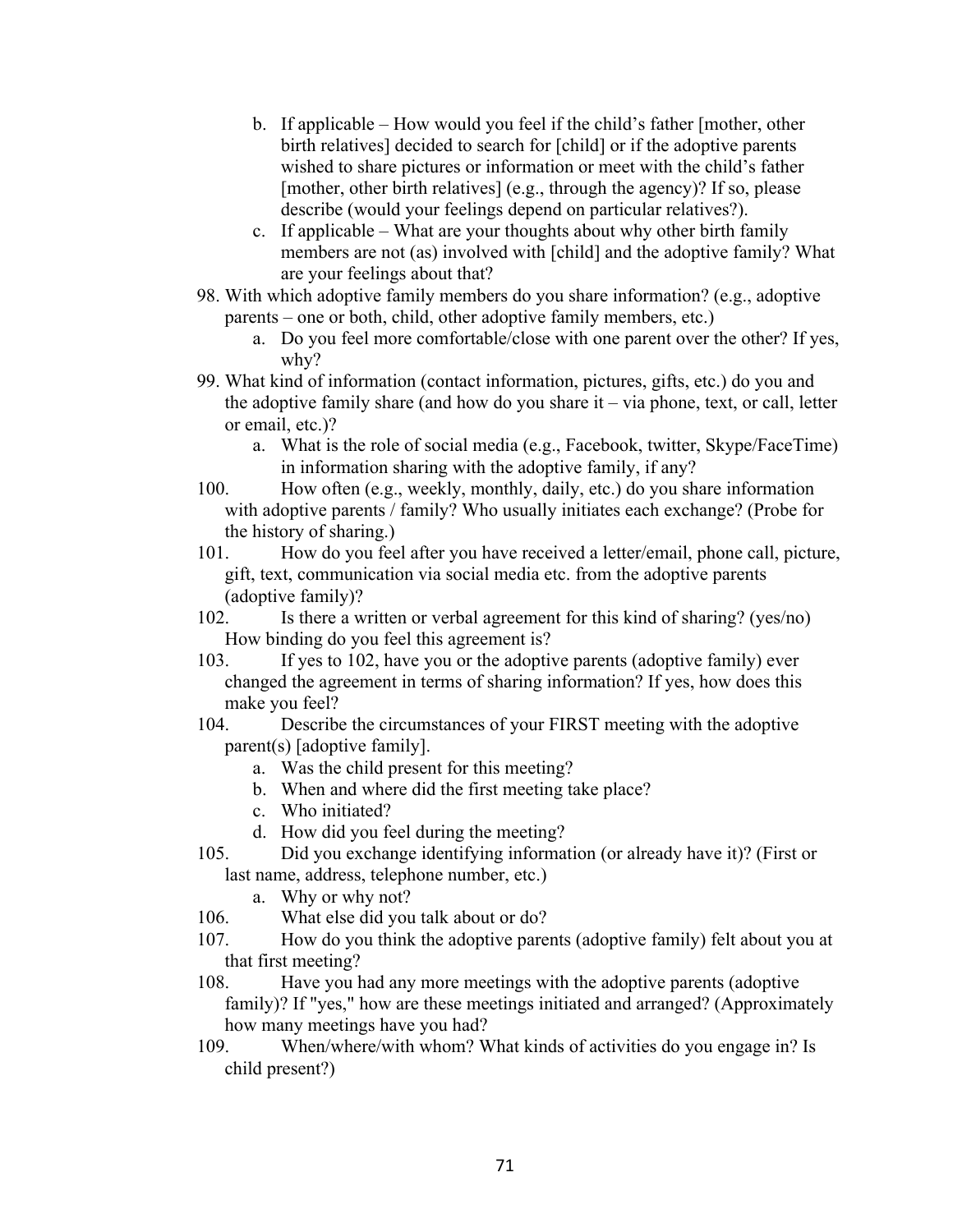b. If applicable – How would you feel if the child's father [mother, other birth relatives] decided to search for [child] or if the adoptive parents wished to share pictures or information or meet with the child's father [mother, other birth relatives] (e.g., through the agency)? If so, please describe (would your feelings depend on particular relatives?).
   c. If applicable – What are your thoughts about why other birth family members are not (as) involved with [child] and the adoptive family? What are your feelings about that?

98. With which adoptive family members do you share information? (e.g., adoptive parents – one or both, child, other adoptive family members, etc.)
    a. Do you feel more comfortable/close with one parent over the other? If yes, why?
99. What kind of information (contact information, pictures, gifts, etc.) do you and the adoptive family share (and how do you share it – via phone, text, or call, letter or email, etc.)?
    a. What is the role of social media (e.g., Facebook, twitter, Skype/FaceTime) in information sharing with the adoptive family, if any?
100. How often (e.g., weekly, monthly, daily, etc.) do you share information with adoptive parents / family? Who usually initiates each exchange? (Probe for the history of sharing.)
101. How do you feel after you have received a letter/email, phone call, picture, gift, text, communication via social media etc. from the adoptive parents (adoptive family)?
102. Is there a written or verbal agreement for this kind of sharing? (yes/no) How binding do you feel this agreement is?
103. If yes to 102, have you or the adoptive parents (adoptive family) ever changed the agreement in terms of sharing information? If yes, how does this make you feel?
104. Describe the circumstances of your FIRST meeting with the adoptive parent(s) [adoptive family].
    a. Was the child present for this meeting?
    b. When and where did the first meeting take place?
    c. Who initiated?
    d. How did you feel during the meeting?
105. Did you exchange identifying information (or already have it)? (First or last name, address, telephone number, etc.)
    a. Why or why not?
106. What else did you talk about or do?
107. How do you think the adoptive parents (adoptive family) felt about you at that first meeting?
108. Have you had any more meetings with the adoptive parents (adoptive family)? If "yes," how are these meetings initiated and arranged? (Approximately how many meetings have you had?
109. When/where/with whom? What kinds of activities do you engage in? Is child present?)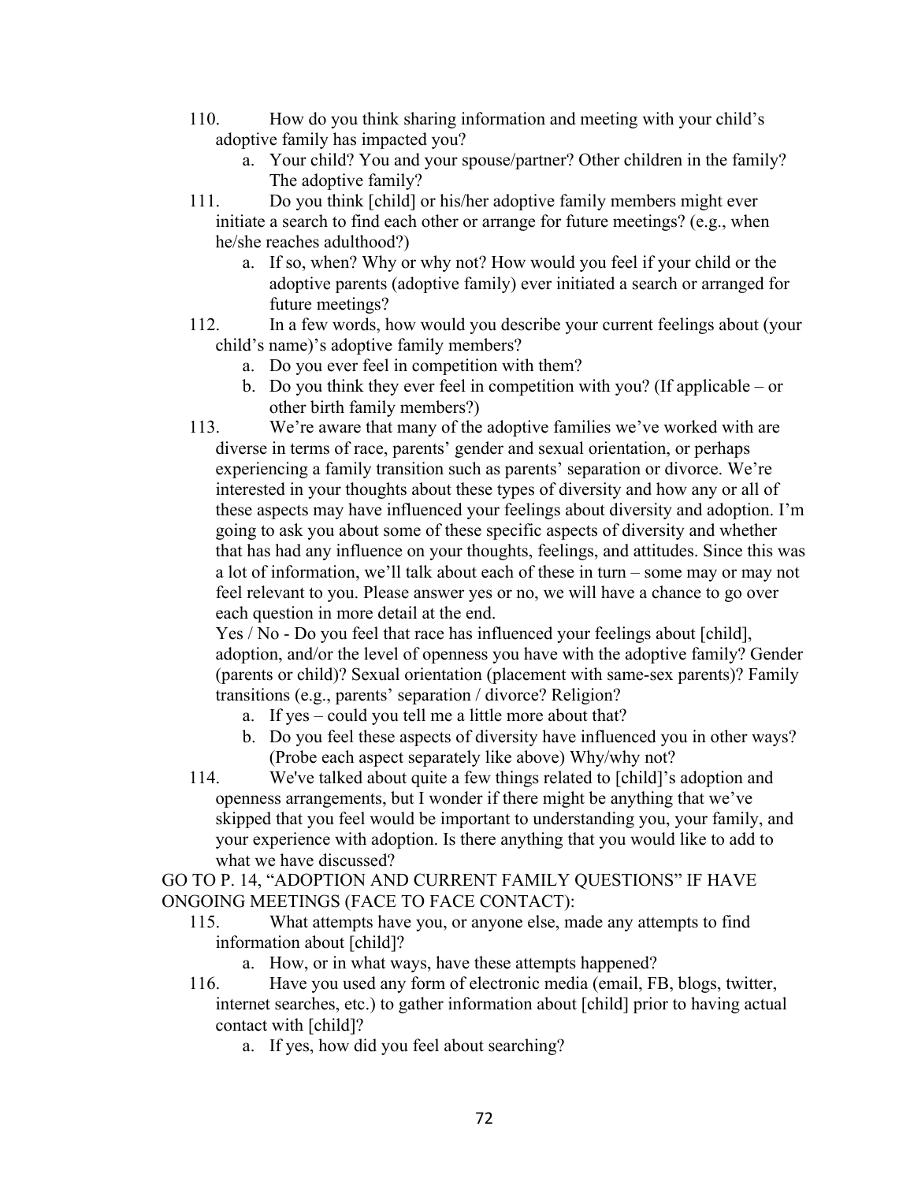110. How do you think sharing information and meeting with your child's adoptive family has impacted you?
    a. Your child? You and your spouse/partner? Other children in the family? The adoptive family?

111. Do you think [child] or his/her adoptive family members might ever initiate a search to find each other or arrange for future meetings? (e.g., when he/she reaches adulthood?)
    a. If so, when? Why or why not? How would you feel if your child or the adoptive parents (adoptive family) ever initiated a search or arranged for future meetings?

112. In a few words, how would you describe your current feelings about (your child's name)'s adoptive family members?
    a. Do you ever feel in competition with them?
    b. Do you think they ever feel in competition with you? (If applicable – or other birth family members?)

113. We're aware that many of the adoptive families we've worked with are diverse in terms of race, parents' gender and sexual orientation, or perhaps experiencing a family transition such as parents' separation or divorce. We're interested in your thoughts about these types of diversity and how any or all of these aspects may have influenced your feelings about diversity and adoption. I'm going to ask you about some of these specific aspects of diversity and whether that has had any influence on your thoughts, feelings, and attitudes. Since this was a lot of information, we'll talk about each of these in turn – some may or may not feel relevant to you. Please answer yes or no, we will have a chance to go over each question in more detail at the end.

    Yes / No - Do you feel that race has influenced your feelings about [child], adoption, and/or the level of openness you have with the adoptive family? Gender (parents or child)? Sexual orientation (placement with same-sex parents)? Family transitions (e.g., parents' separation / divorce? Religion?
    a. If yes – could you tell me a little more about that?
    b. Do you feel these aspects of diversity have influenced you in other ways? (Probe each aspect separately like above) Why/why not?

114. We've talked about quite a few things related to [child]'s adoption and openness arrangements, but I wonder if there might be anything that we've skipped that you feel would be important to understanding you, your family, and your experience with adoption. Is there anything that you would like to add to what we have discussed?

GO TO P. 14, "ADOPTION AND CURRENT FAMILY QUESTIONS" IF HAVE ONGOING MEETINGS (FACE TO FACE CONTACT):

115. What attempts have you, or anyone else, made any attempts to find information about [child]?
    a. How, or in what ways, have these attempts happened?

116. Have you used any form of electronic media (email, FB, blogs, twitter, internet searches, etc.) to gather information about [child] prior to having actual contact with [child]?
    a. If yes, how did you feel about searching?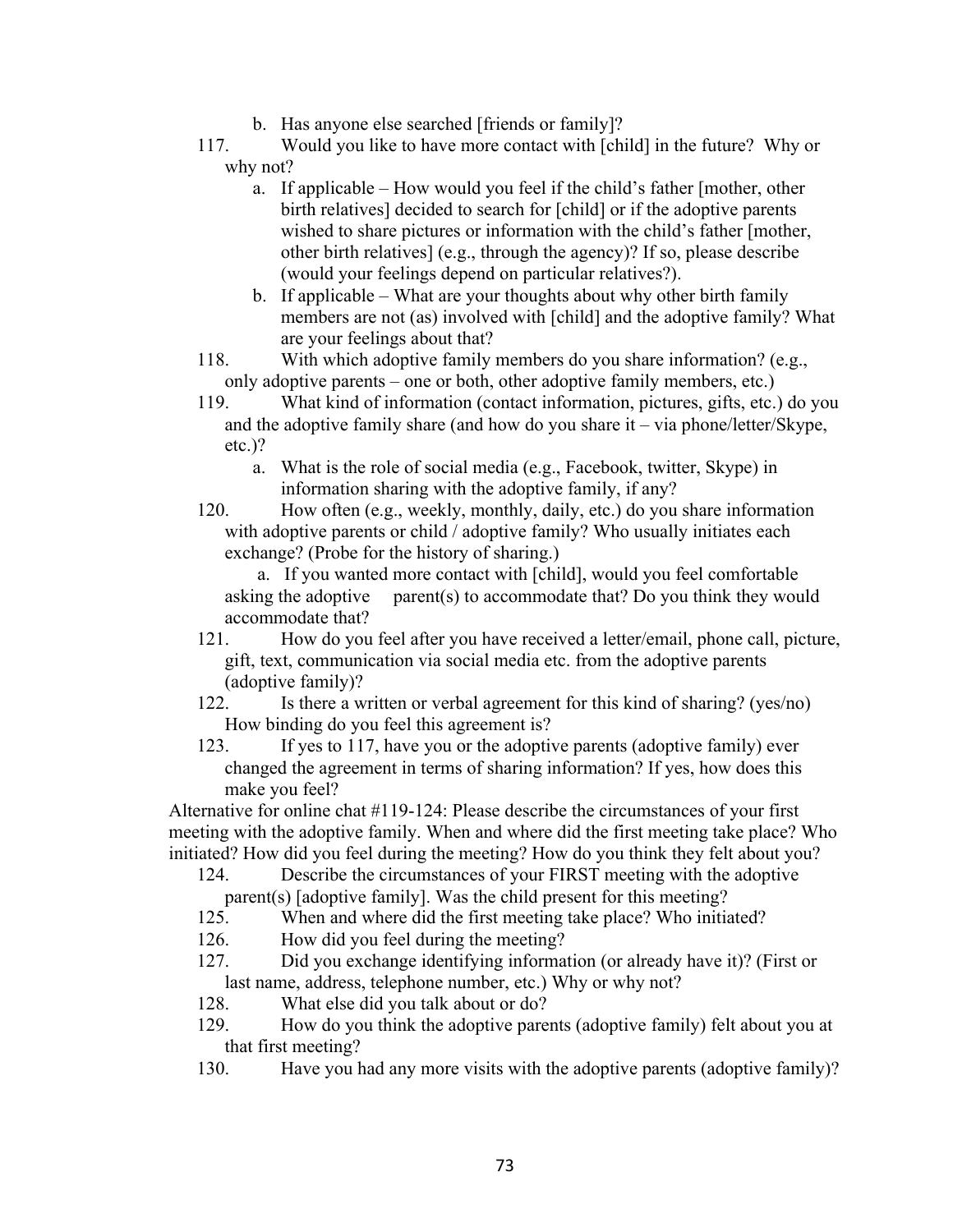b. Has anyone else searched [friends or family]?

117. Would you like to have more contact with [child] in the future? Why or why not?

   a. If applicable – How would you feel if the child's father [mother, other birth relatives] decided to search for [child] or if the adoptive parents wished to share pictures or information with the child's father [mother, other birth relatives] (e.g., through the agency)? If so, please describe (would your feelings depend on particular relatives?).

   b. If applicable – What are your thoughts about why other birth family members are not (as) involved with [child] and the adoptive family? What are your feelings about that?

118. With which adoptive family members do you share information? (e.g., only adoptive parents – one or both, other adoptive family members, etc.)

119. What kind of information (contact information, pictures, gifts, etc.) do you and the adoptive family share (and how do you share it – via phone/letter/Skype, etc.)?

   a. What is the role of social media (e.g., Facebook, twitter, Skype) in information sharing with the adoptive family, if any?

120. How often (e.g., weekly, monthly, daily, etc.) do you share information with adoptive parents or child / adoptive family? Who usually initiates each exchange? (Probe for the history of sharing.)

   a. If you wanted more contact with [child], would you feel comfortable asking the adoptive parent(s) to accommodate that? Do you think they would accommodate that?

121. How do you feel after you have received a letter/email, phone call, picture, gift, text, communication via social media etc. from the adoptive parents (adoptive family)?

122. Is there a written or verbal agreement for this kind of sharing? (yes/no) How binding do you feel this agreement is?

123. If yes to 117, have you or the adoptive parents (adoptive family) ever changed the agreement in terms of sharing information? If yes, how does this make you feel?

Alternative for online chat #119-124: Please describe the circumstances of your first meeting with the adoptive family. When and where did the first meeting take place? Who initiated? How did you feel during the meeting? How do you think they felt about you?

124. Describe the circumstances of your FIRST meeting with the adoptive parent(s) [adoptive family]. Was the child present for this meeting?

125. When and where did the first meeting take place? Who initiated?

126. How did you feel during the meeting?

127. Did you exchange identifying information (or already have it)? (First or last name, address, telephone number, etc.) Why or why not?

128. What else did you talk about or do?

129. How do you think the adoptive parents (adoptive family) felt about you at that first meeting?

130. Have you had any more visits with the adoptive parents (adoptive family)?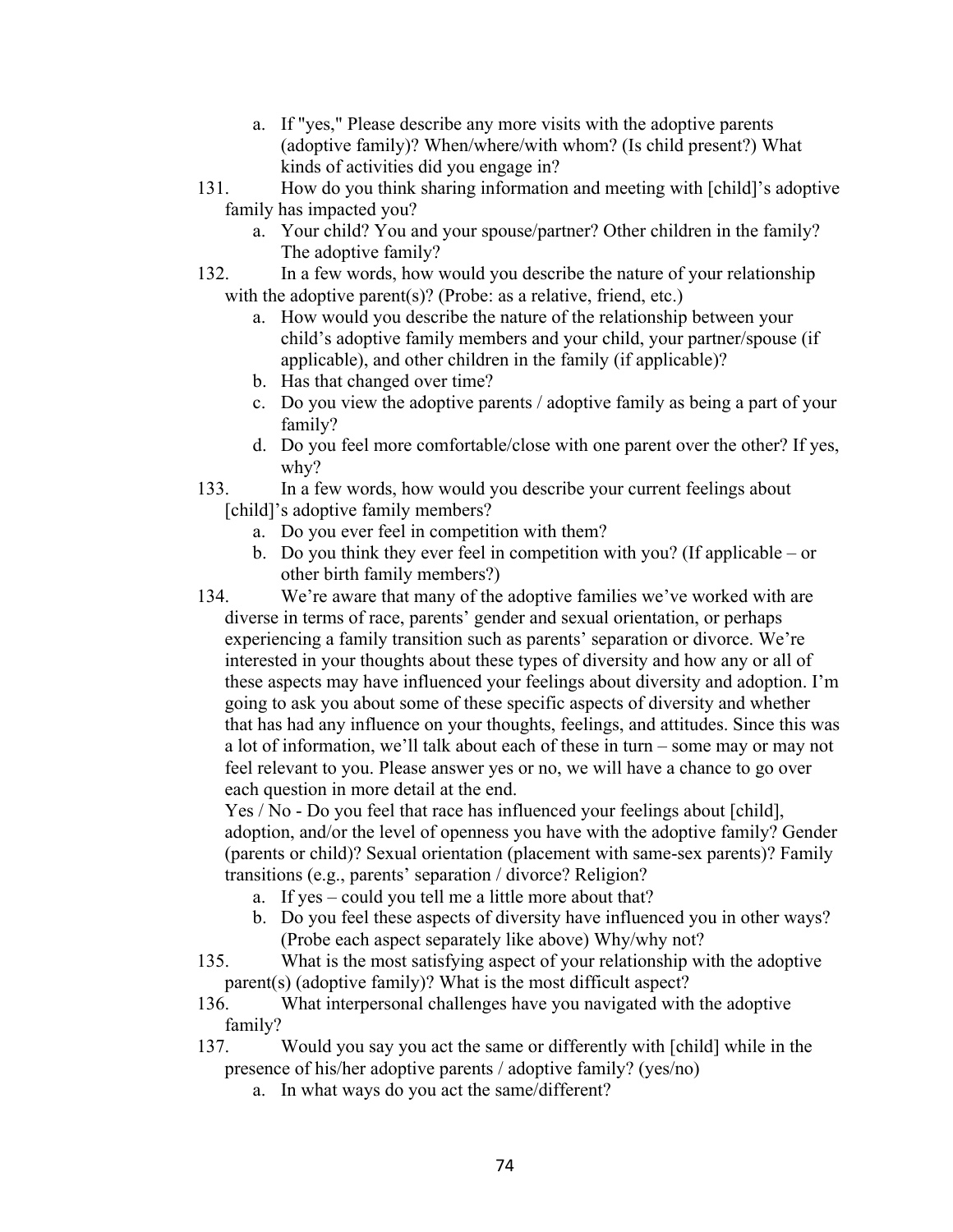a. If "yes," Please describe any more visits with the adoptive parents (adoptive family)? When/where/with whom? (Is child present?) What kinds of activities did you engage in?

131. How do you think sharing information and meeting with [child]'s adoptive family has impacted you?
   a. Your child? You and your spouse/partner? Other children in the family? The adoptive family?

132. In a few words, how would you describe the nature of your relationship with the adoptive parent(s)? (Probe: as a relative, friend, etc.)
   a. How would you describe the nature of the relationship between your child's adoptive family members and your child, your partner/spouse (if applicable), and other children in the family (if applicable)?
   b. Has that changed over time?
   c. Do you view the adoptive parents / adoptive family as being a part of your family?
   d. Do you feel more comfortable/close with one parent over the other? If yes, why?

133. In a few words, how would you describe your current feelings about [child]'s adoptive family members?
   a. Do you ever feel in competition with them?
   b. Do you think they ever feel in competition with you? (If applicable – or other birth family members?)

134. We're aware that many of the adoptive families we've worked with are diverse in terms of race, parents' gender and sexual orientation, or perhaps experiencing a family transition such as parents' separation or divorce. We're interested in your thoughts about these types of diversity and how any or all of these aspects may have influenced your feelings about diversity and adoption. I'm going to ask you about some of these specific aspects of diversity and whether that has had any influence on your thoughts, feelings, and attitudes. Since this was a lot of information, we'll talk about each of these in turn – some may or may not feel relevant to you. Please answer yes or no, we will have a chance to go over each question in more detail at the end.

   Yes / No - Do you feel that race has influenced your feelings about [child], adoption, and/or the level of openness you have with the adoptive family? Gender (parents or child)? Sexual orientation (placement with same-sex parents)? Family transitions (e.g., parents' separation / divorce? Religion?
   a. If yes – could you tell me a little more about that?
   b. Do you feel these aspects of diversity have influenced you in other ways? (Probe each aspect separately like above) Why/why not?

135. What is the most satisfying aspect of your relationship with the adoptive parent(s) (adoptive family)? What is the most difficult aspect?

136. What interpersonal challenges have you navigated with the adoptive family?

137. Would you say you act the same or differently with [child] while in the presence of his/her adoptive parents / adoptive family? (yes/no)
   a. In what ways do you act the same/different?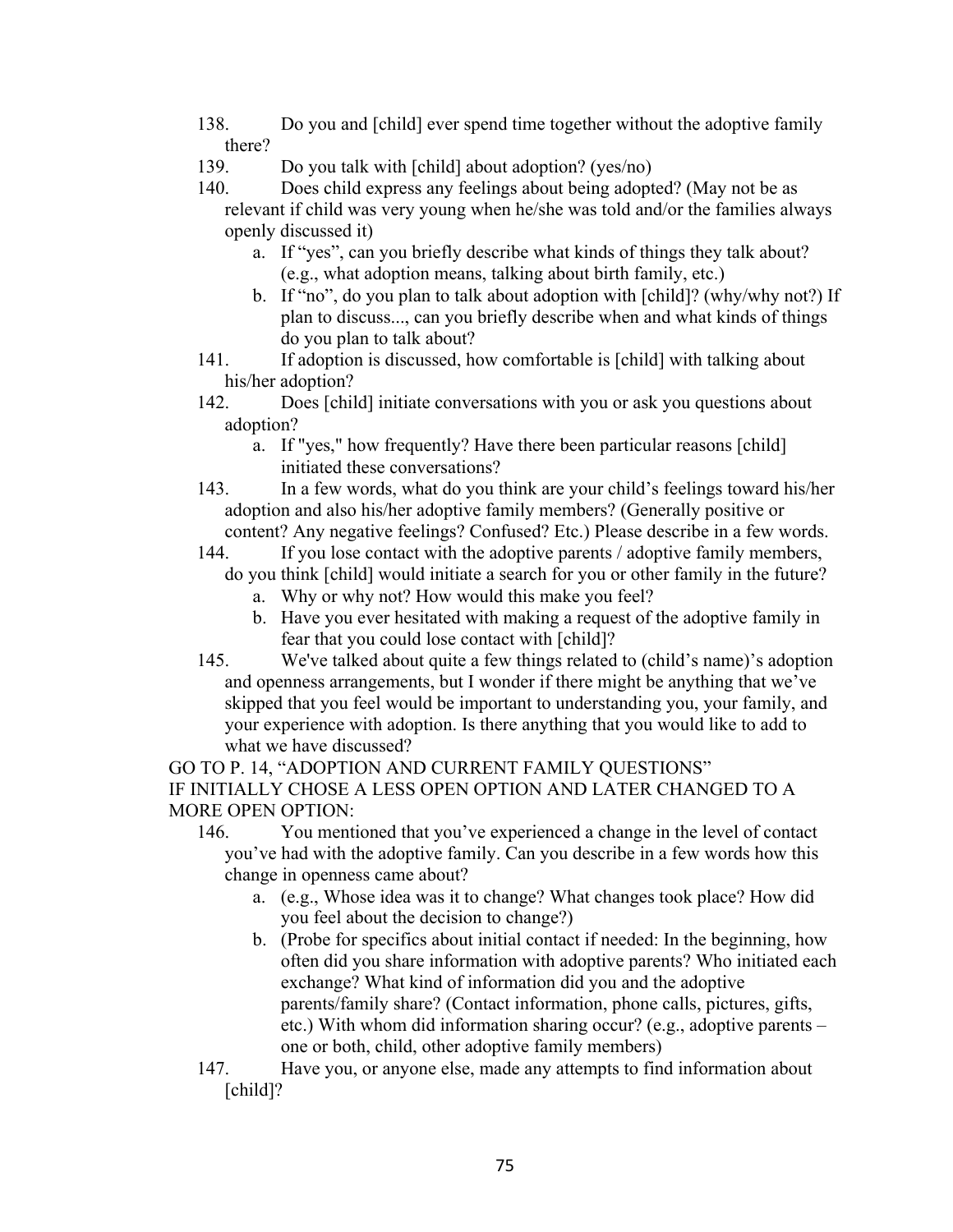138. Do you and [child] ever spend time together without the adoptive family there?
139. Do you talk with [child] about adoption? (yes/no)
140. Does child express any feelings about being adopted? (May not be as relevant if child was very young when he/she was told and/or the families always openly discussed it)
    a. If "yes", can you briefly describe what kinds of things they talk about? (e.g., what adoption means, talking about birth family, etc.)
    b. If "no", do you plan to talk about adoption with [child]? (why/why not?) If plan to discuss..., can you briefly describe when and what kinds of things do you plan to talk about?
141. If adoption is discussed, how comfortable is [child] with talking about his/her adoption?
142. Does [child] initiate conversations with you or ask you questions about adoption?
    a. If "yes," how frequently? Have there been particular reasons [child] initiated these conversations?
143. In a few words, what do you think are your child's feelings toward his/her adoption and also his/her adoptive family members? (Generally positive or content? Any negative feelings? Confused? Etc.) Please describe in a few words.
144. If you lose contact with the adoptive parents / adoptive family members, do you think [child] would initiate a search for you or other family in the future?
    a. Why or why not? How would this make you feel?
    b. Have you ever hesitated with making a request of the adoptive family in fear that you could lose contact with [child]?
145. We've talked about quite a few things related to (child's name)'s adoption and openness arrangements, but I wonder if there might be anything that we've skipped that you feel would be important to understanding you, your family, and your experience with adoption. Is there anything that you would like to add to what we have discussed?

GO TO P. 14, "ADOPTION AND CURRENT FAMILY QUESTIONS"
IF INITIALLY CHOSE A LESS OPEN OPTION AND LATER CHANGED TO A MORE OPEN OPTION:

146. You mentioned that you've experienced a change in the level of contact you've had with the adoptive family. Can you describe in a few words how this change in openness came about?
    a. (e.g., Whose idea was it to change? What changes took place? How did you feel about the decision to change?)
    b. (Probe for specifics about initial contact if needed: In the beginning, how often did you share information with adoptive parents? Who initiated each exchange? What kind of information did you and the adoptive parents/family share? (Contact information, phone calls, pictures, gifts, etc.) With whom did information sharing occur? (e.g., adoptive parents – one or both, child, other adoptive family members)
147. Have you, or anyone else, made any attempts to find information about [child]?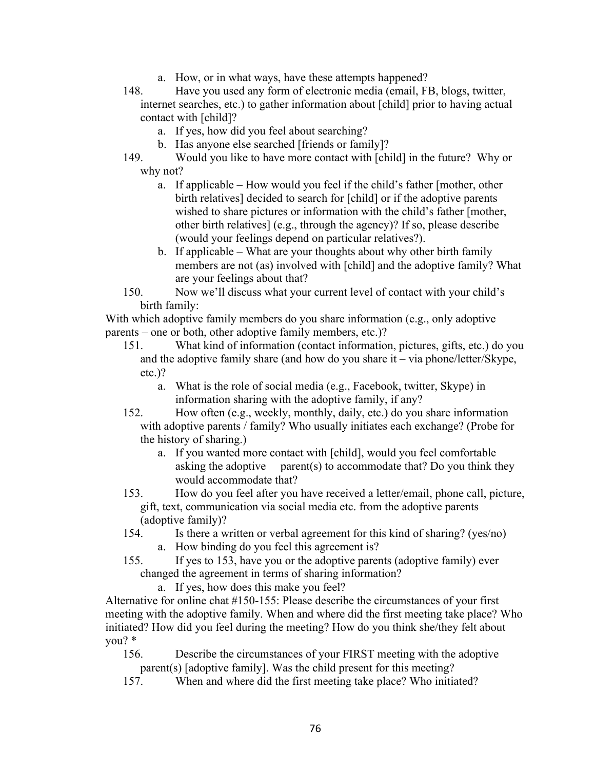a. How, or in what ways, have these attempts happened?

148. Have you used any form of electronic media (email, FB, blogs, twitter, internet searches, etc.) to gather information about [child] prior to having actual contact with [child]?
   a. If yes, how did you feel about searching?
   b. Has anyone else searched [friends or family]?

149. Would you like to have more contact with [child] in the future? Why or why not?
   a. If applicable – How would you feel if the child's father [mother, other birth relatives] decided to search for [child] or if the adoptive parents wished to share pictures or information with the child's father [mother, other birth relatives] (e.g., through the agency)? If so, please describe (would your feelings depend on particular relatives?).
   b. If applicable – What are your thoughts about why other birth family members are not (as) involved with [child] and the adoptive family? What are your feelings about that?

150. Now we'll discuss what your current level of contact with your child's birth family:

With which adoptive family members do you share information (e.g., only adoptive parents – one or both, other adoptive family members, etc.)?

151. What kind of information (contact information, pictures, gifts, etc.) do you and the adoptive family share (and how do you share it – via phone/letter/Skype, etc.)?
   a. What is the role of social media (e.g., Facebook, twitter, Skype) in information sharing with the adoptive family, if any?

152. How often (e.g., weekly, monthly, daily, etc.) do you share information with adoptive parents / family? Who usually initiates each exchange? (Probe for the history of sharing.)
   a. If you wanted more contact with [child], would you feel comfortable asking the adoptive parent(s) to accommodate that? Do you think they would accommodate that?

153. How do you feel after you have received a letter/email, phone call, picture, gift, text, communication via social media etc. from the adoptive parents (adoptive family)?

154. Is there a written or verbal agreement for this kind of sharing? (yes/no)
   a. How binding do you feel this agreement is?

155. If yes to 153, have you or the adoptive parents (adoptive family) ever changed the agreement in terms of sharing information?
   a. If yes, how does this make you feel?

Alternative for online chat #150-155: Please describe the circumstances of your first meeting with the adoptive family. When and where did the first meeting take place? Who initiated? How did you feel during the meeting? How do you think she/they felt about you? *

156. Describe the circumstances of your FIRST meeting with the adoptive parent(s) [adoptive family]. Was the child present for this meeting?

157. When and where did the first meeting take place? Who initiated?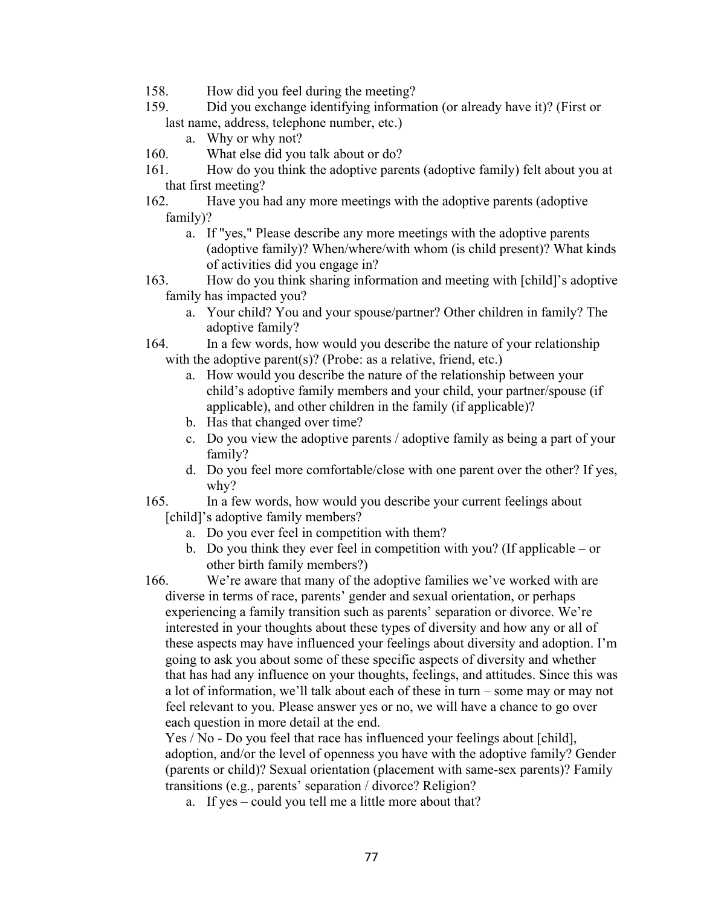158. How did you feel during the meeting?

159. Did you exchange identifying information (or already have it)? (First or last name, address, telephone number, etc.)

    a. Why or why not?

160. What else did you talk about or do?

161. How do you think the adoptive parents (adoptive family) felt about you at that first meeting?

162. Have you had any more meetings with the adoptive parents (adoptive family)?

    a. If "yes," Please describe any more meetings with the adoptive parents (adoptive family)? When/where/with whom (is child present)? What kinds of activities did you engage in?

163. How do you think sharing information and meeting with [child]'s adoptive family has impacted you?

    a. Your child? You and your spouse/partner? Other children in family? The adoptive family?

164. In a few words, how would you describe the nature of your relationship with the adoptive parent(s)? (Probe: as a relative, friend, etc.)

    a. How would you describe the nature of the relationship between your child's adoptive family members and your child, your partner/spouse (if applicable), and other children in the family (if applicable)?
    b. Has that changed over time?
    c. Do you view the adoptive parents / adoptive family as being a part of your family?
    d. Do you feel more comfortable/close with one parent over the other? If yes, why?

165. In a few words, how would you describe your current feelings about [child]'s adoptive family members?

    a. Do you ever feel in competition with them?
    b. Do you think they ever feel in competition with you? (If applicable – or other birth family members?)

166. We're aware that many of the adoptive families we've worked with are diverse in terms of race, parents' gender and sexual orientation, or perhaps experiencing a family transition such as parents' separation or divorce. We're interested in your thoughts about these types of diversity and how any or all of these aspects may have influenced your feelings about diversity and adoption. I'm going to ask you about some of these specific aspects of diversity and whether that has had any influence on your thoughts, feelings, and attitudes. Since this was a lot of information, we'll talk about each of these in turn – some may or may not feel relevant to you. Please answer yes or no, we will have a chance to go over each question in more detail at the end.

    Yes / No - Do you feel that race has influenced your feelings about [child], adoption, and/or the level of openness you have with the adoptive family? Gender (parents or child)? Sexual orientation (placement with same-sex parents)? Family transitions (e.g., parents' separation / divorce? Religion?

    a. If yes – could you tell me a little more about that?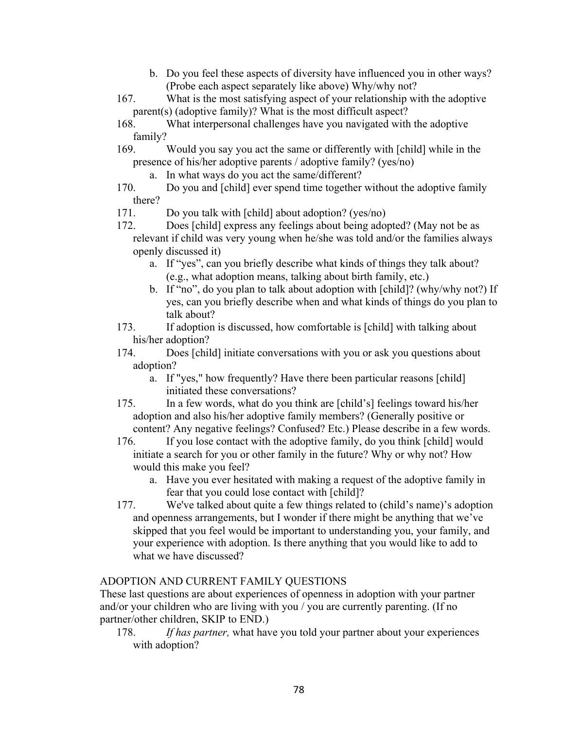b. Do you feel these aspects of diversity have influenced you in other ways? (Probe each aspect separately like above) Why/why not?

167. What is the most satisfying aspect of your relationship with the adoptive parent(s) (adoptive family)? What is the most difficult aspect?

168. What interpersonal challenges have you navigated with the adoptive family?

169. Would you say you act the same or differently with [child] while in the presence of his/her adoptive parents / adoptive family? (yes/no)
   a. In what ways do you act the same/different?

170. Do you and [child] ever spend time together without the adoptive family there?

171. Do you talk with [child] about adoption? (yes/no)

172. Does [child] express any feelings about being adopted? (May not be as relevant if child was very young when he/she was told and/or the families always openly discussed it)
   a. If "yes", can you briefly describe what kinds of things they talk about? (e.g., what adoption means, talking about birth family, etc.)
   b. If "no", do you plan to talk about adoption with [child]? (why/why not?) If yes, can you briefly describe when and what kinds of things do you plan to talk about?

173. If adoption is discussed, how comfortable is [child] with talking about his/her adoption?

174. Does [child] initiate conversations with you or ask you questions about adoption?
   a. If "yes," how frequently? Have there been particular reasons [child] initiated these conversations?

175. In a few words, what do you think are [child's] feelings toward his/her adoption and also his/her adoptive family members? (Generally positive or content? Any negative feelings? Confused? Etc.) Please describe in a few words.

176. If you lose contact with the adoptive family, do you think [child] would initiate a search for you or other family in the future? Why or why not? How would this make you feel?
   a. Have you ever hesitated with making a request of the adoptive family in fear that you could lose contact with [child]?

177. We've talked about quite a few things related to (child's name)'s adoption and openness arrangements, but I wonder if there might be anything that we've skipped that you feel would be important to understanding you, your family, and your experience with adoption. Is there anything that you would like to add to what we have discussed?

ADOPTION AND CURRENT FAMILY QUESTIONS

These last questions are about experiences of openness in adoption with your partner and/or your children who are living with you / you are currently parenting. (If no partner/other children, SKIP to END.)

178. *If has partner,* what have you told your partner about your experiences with adoption?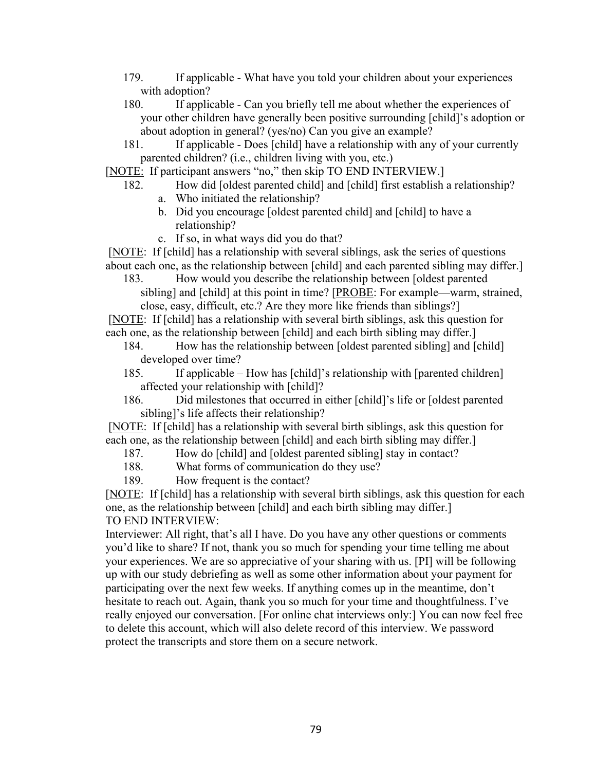179. If applicable - What have you told your children about your experiences with adoption?

180. If applicable - Can you briefly tell me about whether the experiences of your other children have generally been positive surrounding [child]'s adoption or about adoption in general? (yes/no) Can you give an example?

181. If applicable - Does [child] have a relationship with any of your currently parented children? (i.e., children living with you, etc.)

[NOTE: If participant answers "no," then skip TO END INTERVIEW.]

182. How did [oldest parented child] and [child] first establish a relationship?
   a. Who initiated the relationship?
   b. Did you encourage [oldest parented child] and [child] to have a relationship?
   c. If so, in what ways did you do that?

[NOTE: If [child] has a relationship with several siblings, ask the series of questions about each one, as the relationship between [child] and each parented sibling may differ.]

183. How would you describe the relationship between [oldest parented sibling] and [child] at this point in time? [PROBE: For example—warm, strained, close, easy, difficult, etc.? Are they more like friends than siblings?]

[NOTE: If [child] has a relationship with several birth siblings, ask this question for each one, as the relationship between [child] and each birth sibling may differ.]

184. How has the relationship between [oldest parented sibling] and [child] developed over time?

185. If applicable – How has [child]'s relationship with [parented children] affected your relationship with [child]?

186. Did milestones that occurred in either [child]'s life or [oldest parented sibling]'s life affects their relationship?

[NOTE: If [child] has a relationship with several birth siblings, ask this question for each one, as the relationship between [child] and each birth sibling may differ.]

187. How do [child] and [oldest parented sibling] stay in contact?

188. What forms of communication do they use?

189. How frequent is the contact?

[NOTE: If [child] has a relationship with several birth siblings, ask this question for each one, as the relationship between [child] and each birth sibling may differ.]

TO END INTERVIEW:

Interviewer: All right, that's all I have. Do you have any other questions or comments you'd like to share? If not, thank you so much for spending your time telling me about your experiences. We are so appreciative of your sharing with us. [PI] will be following up with our study debriefing as well as some other information about your payment for participating over the next few weeks. If anything comes up in the meantime, don't hesitate to reach out. Again, thank you so much for your time and thoughtfulness. I've really enjoyed our conversation. [For online chat interviews only:] You can now feel free to delete this account, which will also delete record of this interview. We password protect the transcripts and store them on a secure network.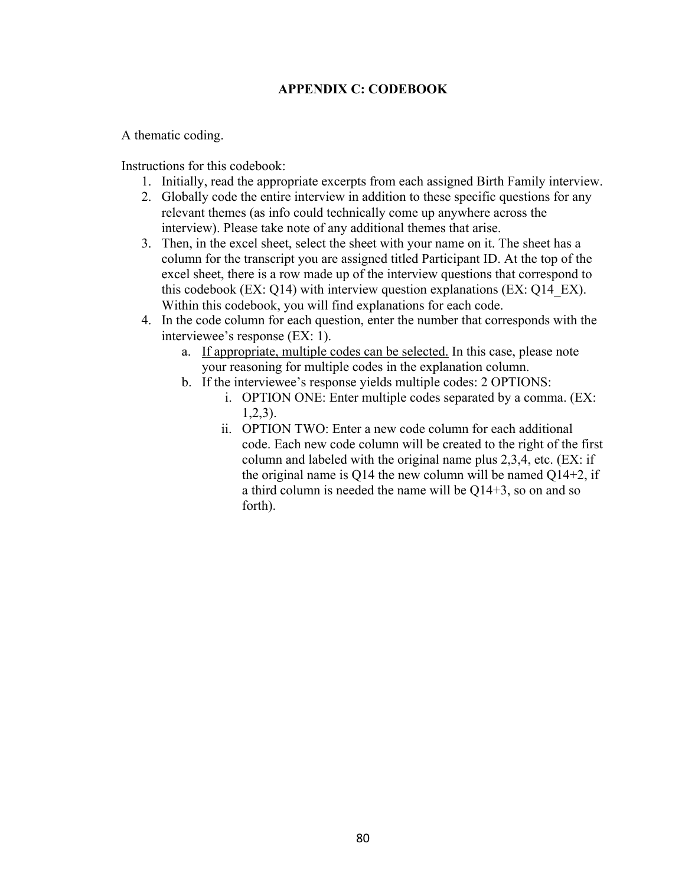# APPENDIX C: CODEBOOK

A thematic coding.

Instructions for this codebook:

1. Initially, read the appropriate excerpts from each assigned Birth Family interview.
2. Globally code the entire interview in addition to these specific questions for any relevant themes (as info could technically come up anywhere across the interview). Please take note of any additional themes that arise.
3. Then, in the excel sheet, select the sheet with your name on it. The sheet has a column for the transcript you are assigned titled Participant ID. At the top of the excel sheet, there is a row made up of the interview questions that correspond to this codebook (EX: Q14) with interview question explanations (EX: Q14_EX). Within this codebook, you will find explanations for each code.
4. In the code column for each question, enter the number that corresponds with the interviewee's response (EX: 1).
   a. <u>If appropriate, multiple codes can be selected.</u> In this case, please note your reasoning for multiple codes in the explanation column.
   b. If the interviewee's response yields multiple codes: 2 OPTIONS:
      i. OPTION ONE: Enter multiple codes separated by a comma. (EX: 1,2,3).
      ii. OPTION TWO: Enter a new code column for each additional code. Each new code column will be created to the right of the first column and labeled with the original name plus 2,3,4, etc. (EX: if the original name is Q14 the new column will be named Q14+2, if a third column is needed the name will be Q14+3, so on and so forth).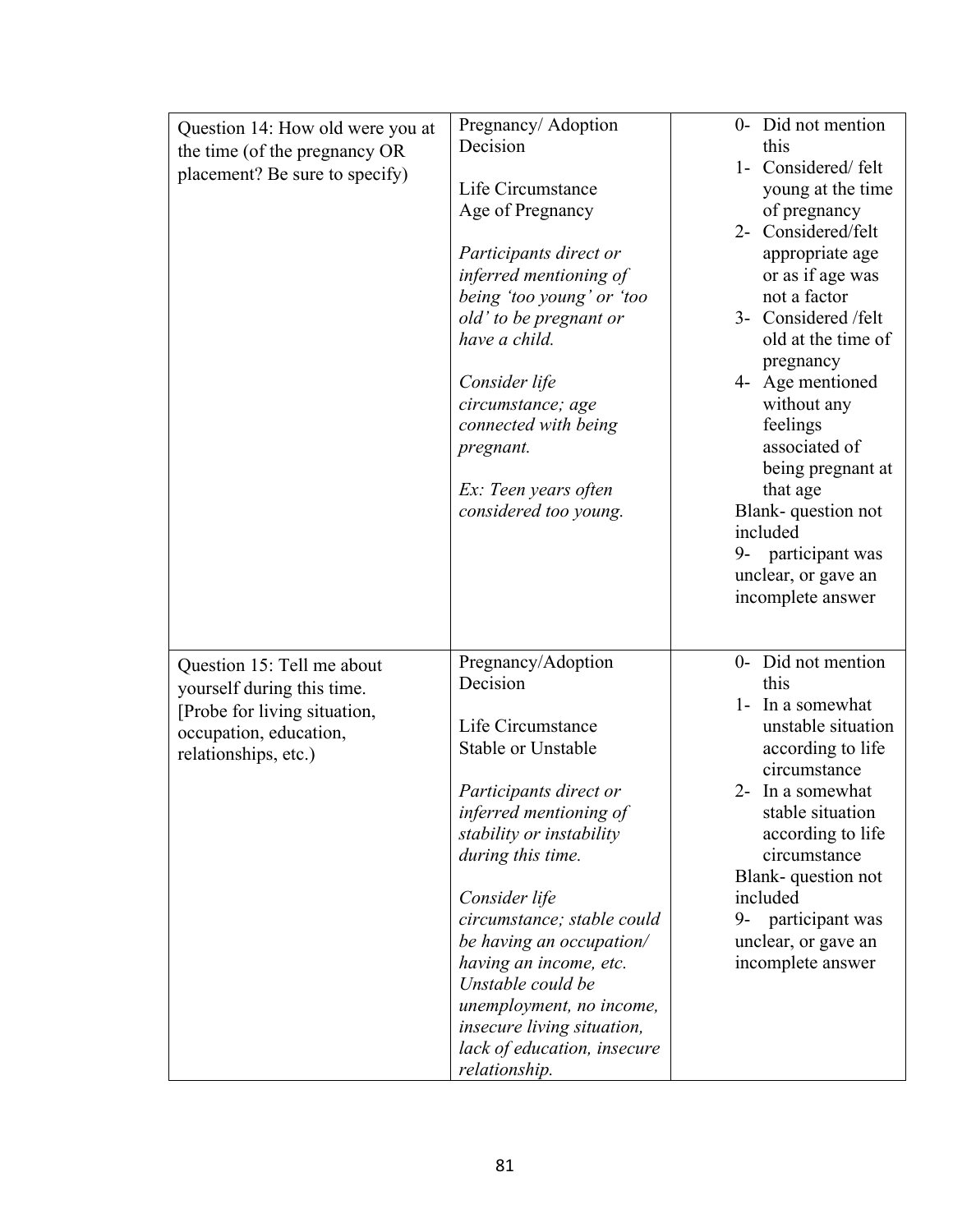| | | |
|---|---|---|
| Question 14: How old were you at the time (of the pregnancy OR placement? Be sure to specify) | Pregnancy/ Adoption Decision<br><br>Life Circumstance<br>Age of Pregnancy<br><br>*Participants direct or inferred mentioning of being 'too young' or 'too old' to be pregnant or have a child.*<br><br>*Consider life circumstance; age connected with being pregnant.*<br><br>*Ex: Teen years often considered too young.* | 0- Did not mention this<br>1- Considered/ felt young at the time of pregnancy<br>2- Considered/felt appropriate age or as if age was not a factor<br>3- Considered /felt old at the time of pregnancy<br>4- Age mentioned without any feelings associated of being pregnant at that age<br>Blank- question not included<br>9- participant was unclear, or gave an incomplete answer |
| Question 15: Tell me about yourself during this time. [Probe for living situation, occupation, education, relationships, etc.) | Pregnancy/Adoption Decision<br><br>Life Circumstance<br>Stable or Unstable<br><br>*Participants direct or inferred mentioning of stability or instability during this time.*<br><br>*Consider life circumstance; stable could be having an occupation/ having an income, etc. Unstable could be unemployment, no income, insecure living situation, lack of education, insecure relationship.* | 0- Did not mention this<br>1- In a somewhat unstable situation according to life circumstance<br>2- In a somewhat stable situation according to life circumstance<br>Blank- question not included<br>9- participant was unclear, or gave an incomplete answer |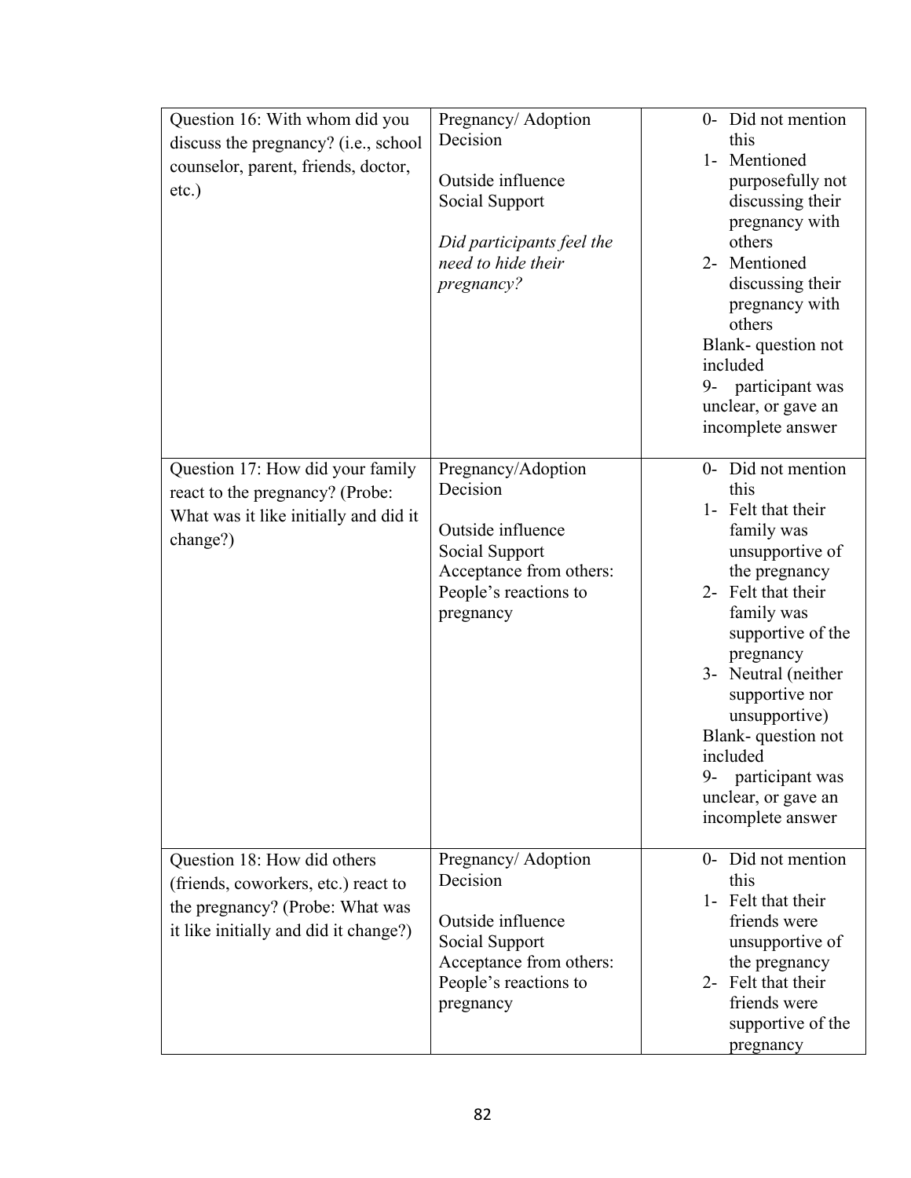| | | |
|---|---|---|
| Question 16: With whom did you discuss the pregnancy? (i.e., school counselor, parent, friends, doctor, etc.) | Pregnancy/ Adoption Decision<br><br>Outside influence<br>Social Support<br><br>*Did participants feel the need to hide their pregnancy?* | 0- Did not mention this<br>1- Mentioned purposefully not discussing their pregnancy with others<br>2- Mentioned discussing their pregnancy with others<br>Blank- question not included<br>9- participant was unclear, or gave an incomplete answer |
| Question 17: How did your family react to the pregnancy? (Probe: What was it like initially and did it change?) | Pregnancy/Adoption Decision<br><br>Outside influence<br>Social Support<br>Acceptance from others: People's reactions to pregnancy | 0- Did not mention this<br>1- Felt that their family was unsupportive of the pregnancy<br>2- Felt that their family was supportive of the pregnancy<br>3- Neutral (neither supportive nor unsupportive)<br>Blank- question not included<br>9- participant was unclear, or gave an incomplete answer |
| Question 18: How did others (friends, coworkers, etc.) react to the pregnancy? (Probe: What was it like initially and did it change?) | Pregnancy/ Adoption Decision<br><br>Outside influence<br>Social Support<br>Acceptance from others: People's reactions to pregnancy | 0- Did not mention this<br>1- Felt that their friends were unsupportive of the pregnancy<br>2- Felt that their friends were supportive of the pregnancy |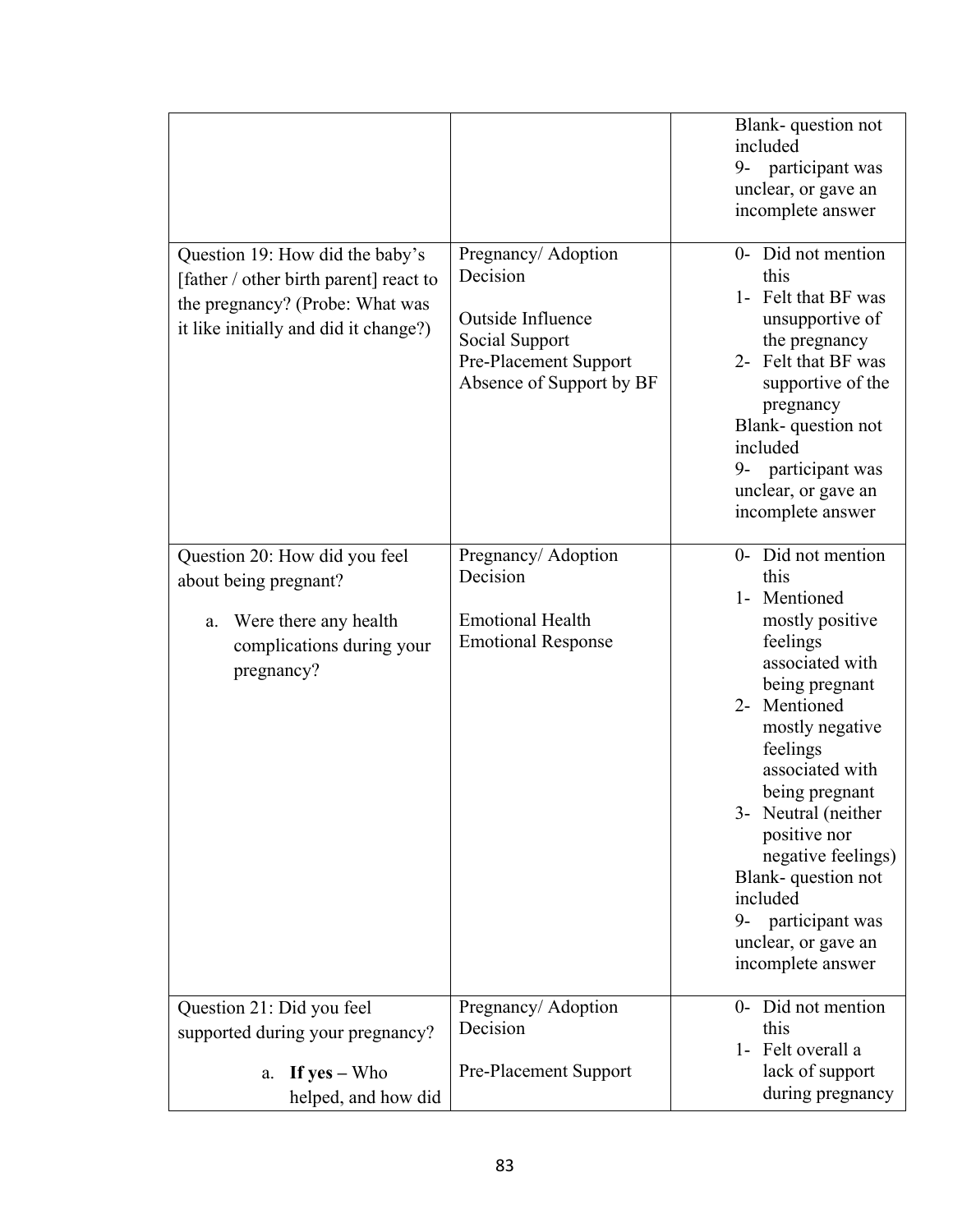| | | |
|---|---|---|
| | | Blank- question not included<br>9- participant was unclear, or gave an incomplete answer |
| Question 19: How did the baby's [father / other birth parent] react to the pregnancy? (Probe: What was it like initially and did it change?) | Pregnancy/ Adoption Decision<br><br>Outside Influence<br>Social Support<br>Pre-Placement Support<br>Absence of Support by BF | 0- Did not mention this<br>1- Felt that BF was unsupportive of the pregnancy<br>2- Felt that BF was supportive of the pregnancy<br>Blank- question not included<br>9- participant was unclear, or gave an incomplete answer |
| Question 20: How did you feel about being pregnant?<br><br>a. Were there any health complications during your pregnancy? | Pregnancy/ Adoption Decision<br><br>Emotional Health<br>Emotional Response | 0- Did not mention this<br>1- Mentioned mostly positive feelings associated with being pregnant<br>2- Mentioned mostly negative feelings associated with being pregnant<br>3- Neutral (neither positive nor negative feelings)<br>Blank- question not included<br>9- participant was unclear, or gave an incomplete answer |
| Question 21: Did you feel supported during your pregnancy?<br><br>a. **If yes** – Who helped, and how did | Pregnancy/ Adoption Decision<br><br>Pre-Placement Support | 0- Did not mention this<br>1- Felt overall a lack of support during pregnancy |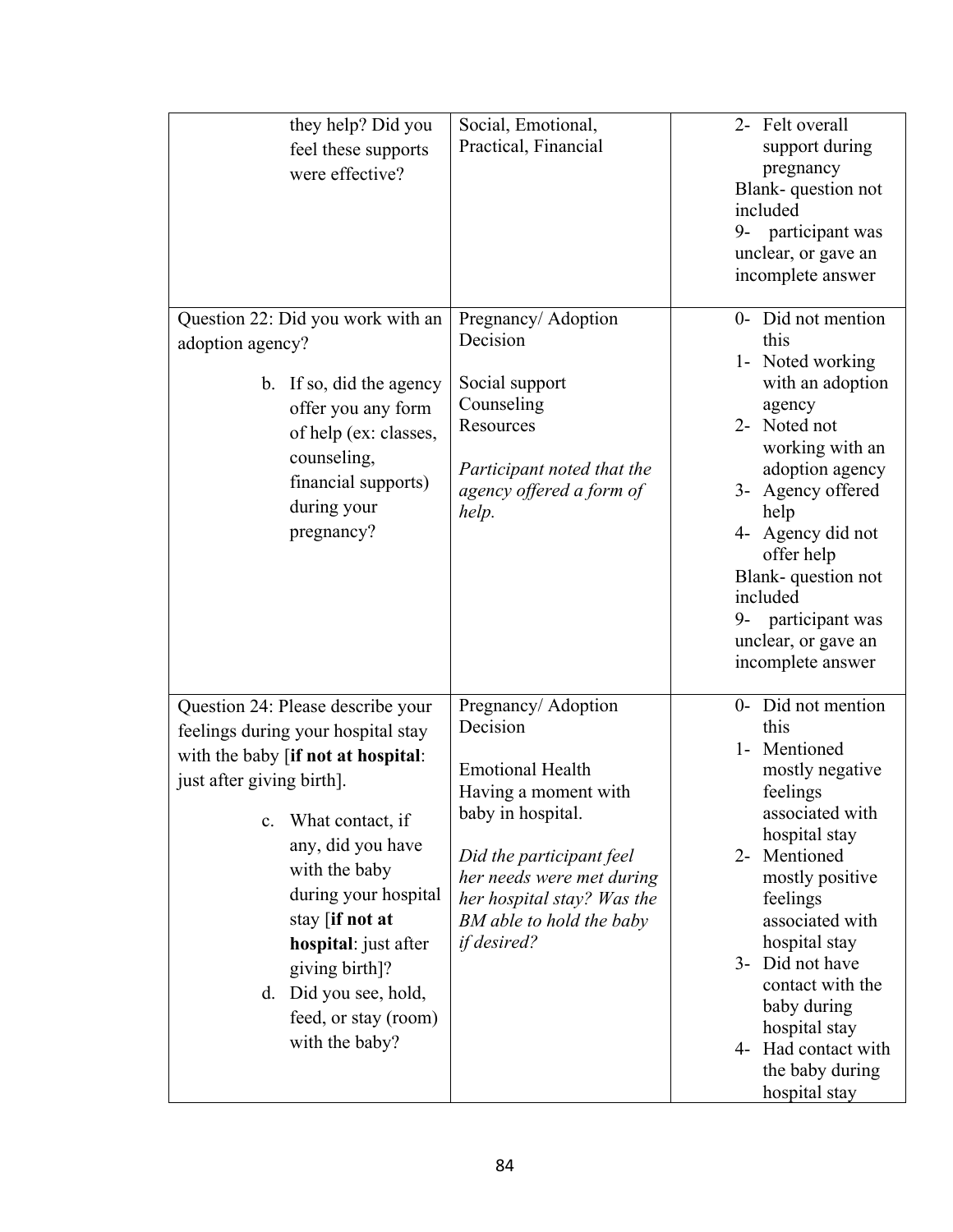| | | |
|---|---|---|
| they help? Did you feel these supports were effective? | Social, Emotional, Practical, Financial | 2- Felt overall support during pregnancy<br>Blank- question not included<br>9- participant was unclear, or gave an incomplete answer |
| Question 22: Did you work with an adoption agency?<br>b. If so, did the agency offer you any form of help (ex: classes, counseling, financial supports) during your pregnancy? | Pregnancy/ Adoption Decision<br><br>Social support<br>Counseling<br>Resources<br><br>*Participant noted that the agency offered a form of help.* | 0- Did not mention this<br>1- Noted working with an adoption agency<br>2- Noted not working with an adoption agency<br>3- Agency offered help<br>4- Agency did not offer help<br>Blank- question not included<br>9- participant was unclear, or gave an incomplete answer |
| Question 24: Please describe your feelings during your hospital stay with the baby [**if not at hospital**: just after giving birth].<br>c. What contact, if any, did you have with the baby during your hospital stay [**if not at hospital**: just after giving birth]?<br>d. Did you see, hold, feed, or stay (room) with the baby? | Pregnancy/ Adoption Decision<br><br>Emotional Health<br>Having a moment with baby in hospital.<br><br>*Did the participant feel her needs were met during her hospital stay? Was the BM able to hold the baby if desired?* | 0- Did not mention this<br>1- Mentioned mostly negative feelings associated with hospital stay<br>2- Mentioned mostly positive feelings associated with hospital stay<br>3- Did not have contact with the baby during hospital stay<br>4- Had contact with the baby during hospital stay |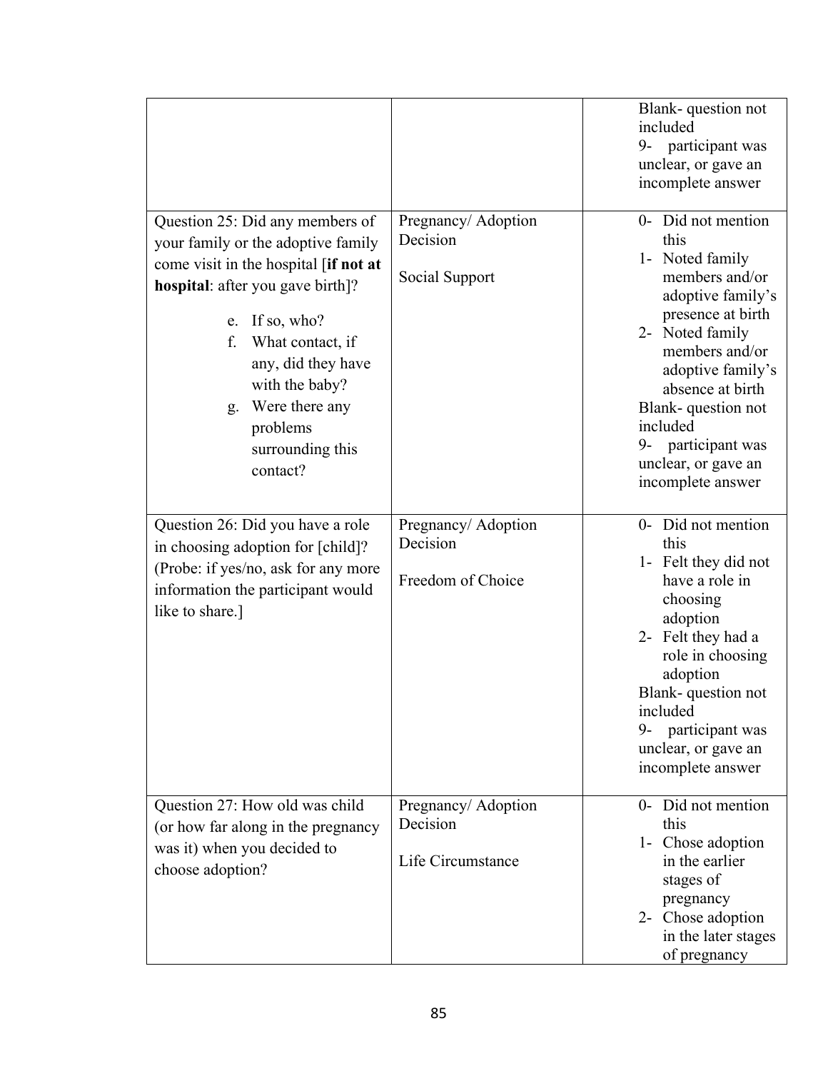| | | |
|---|---|---|
| | | Blank- question not included<br>9- participant was unclear, or gave an incomplete answer |
| Question 25: Did any members of your family or the adoptive family come visit in the hospital [**if not at hospital**: after you gave birth]?<br>e. If so, who?<br>f. What contact, if any, did they have with the baby?<br>g. Were there any problems surrounding this contact? | Pregnancy/ Adoption Decision<br><br>Social Support | 0- Did not mention this<br>1- Noted family members and/or adoptive family's presence at birth<br>2- Noted family members and/or adoptive family's absence at birth<br>Blank- question not included<br>9- participant was unclear, or gave an incomplete answer |
| Question 26: Did you have a role in choosing adoption for [child]? (Probe: if yes/no, ask for any more information the participant would like to share.] | Pregnancy/ Adoption Decision<br><br>Freedom of Choice | 0- Did not mention this<br>1- Felt they did not have a role in choosing adoption<br>2- Felt they had a role in choosing adoption<br>Blank- question not included<br>9- participant was unclear, or gave an incomplete answer |
| Question 27: How old was child (or how far along in the pregnancy was it) when you decided to choose adoption? | Pregnancy/ Adoption Decision<br><br>Life Circumstance | 0- Did not mention this<br>1- Chose adoption in the earlier stages of pregnancy<br>2- Chose adoption in the later stages of pregnancy |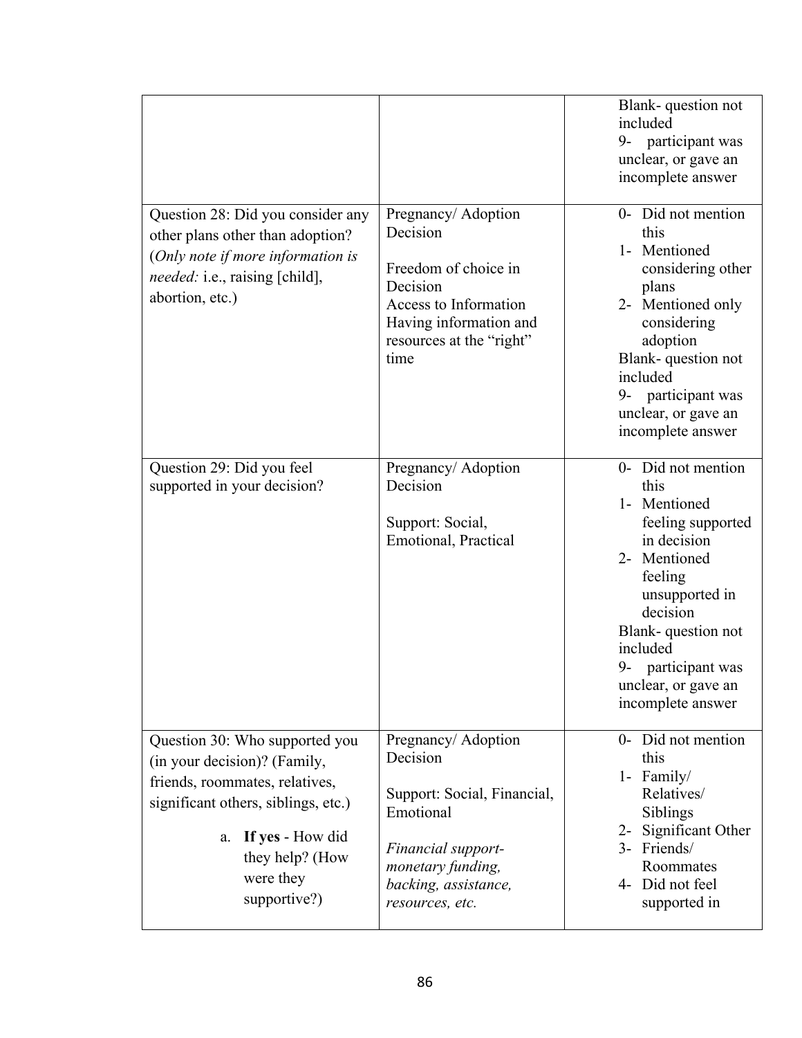| | | |
|---|---|---|
| | | Blank- question not included<br>9- participant was unclear, or gave an incomplete answer |
| Question 28: Did you consider any other plans other than adoption? (*Only note if more information is needed:* i.e., raising [child], abortion, etc.) | Pregnancy/ Adoption Decision<br><br>Freedom of choice in Decision<br>Access to Information<br>Having information and resources at the "right" time | 0- Did not mention this<br>1- Mentioned considering other plans<br>2- Mentioned only considering adoption<br>Blank- question not included<br>9- participant was unclear, or gave an incomplete answer |
| Question 29: Did you feel supported in your decision? | Pregnancy/ Adoption Decision<br><br>Support: Social, Emotional, Practical | 0- Did not mention this<br>1- Mentioned feeling supported in decision<br>2- Mentioned feeling unsupported in decision<br>Blank- question not included<br>9- participant was unclear, or gave an incomplete answer |
| Question 30: Who supported you (in your decision)? (Family, friends, roommates, relatives, significant others, siblings, etc.)<br>a. **If yes** - How did they help? (How were they supportive?) | Pregnancy/ Adoption Decision<br><br>Support: Social, Financial, Emotional<br><br>*Financial support- monetary funding, backing, assistance, resources, etc.* | 0- Did not mention this<br>1- Family/ Relatives/ Siblings<br>2- Significant Other<br>3- Friends/ Roommates<br>4- Did not feel supported in |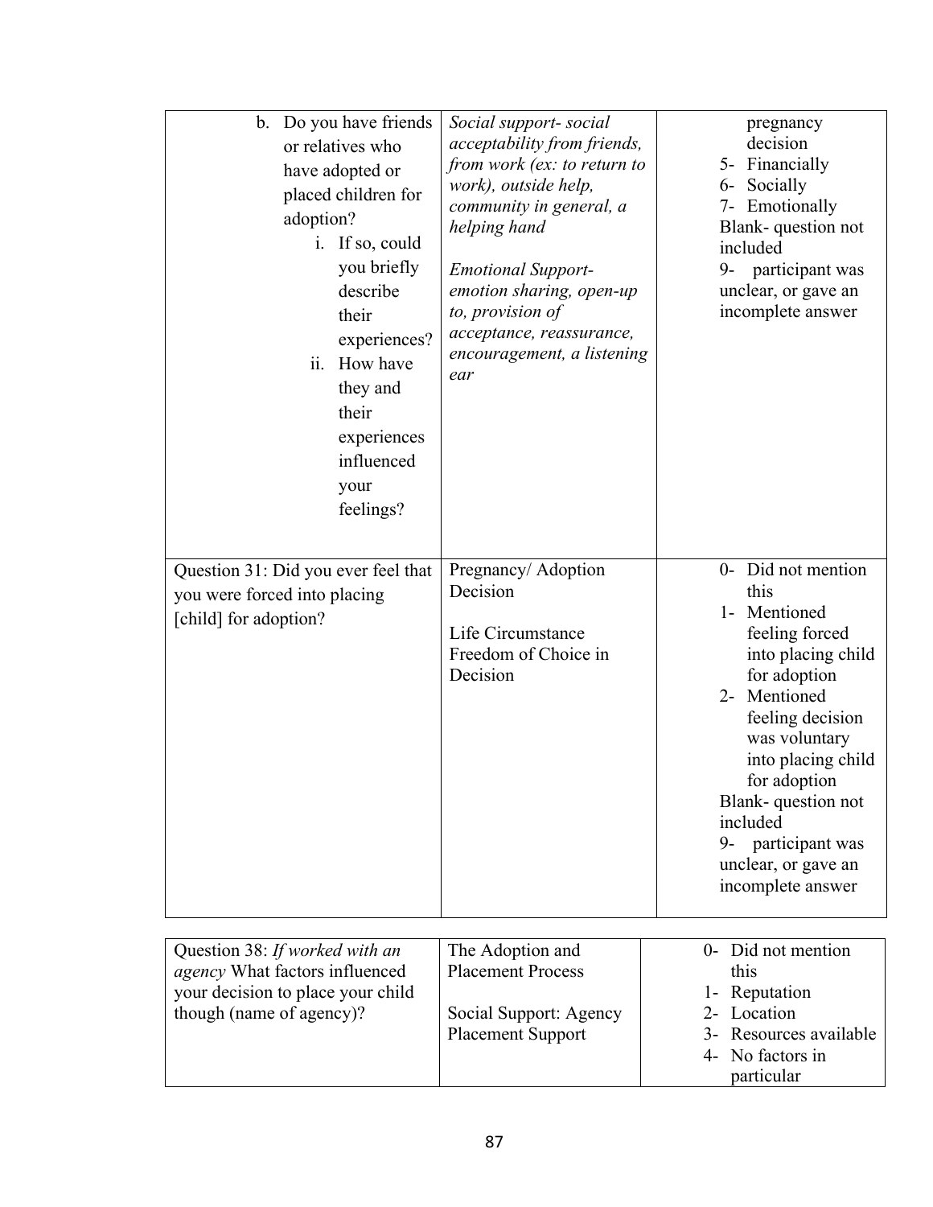| | | |
|---|---|---|
| b. Do you have friends or relatives who have adopted or placed children for adoption?<br>i. If so, could you briefly describe their experiences?<br>ii. How have they and their experiences influenced your feelings? | *Social support- social acceptability from friends, from work (ex: to return to work), outside help, community in general, a helping hand*<br><br>*Emotional Support- emotion sharing, open-up to, provision of acceptance, reassurance, encouragement, a listening ear* | pregnancy decision<br>5- Financially<br>6- Socially<br>7- Emotionally<br>Blank- question not included<br>9- participant was unclear, or gave an incomplete answer |
| Question 31: Did you ever feel that you were forced into placing [child] for adoption? | Pregnancy/ Adoption Decision<br><br>Life Circumstance Freedom of Choice in Decision | 0- Did not mention this<br>1- Mentioned feeling forced into placing child for adoption<br>2- Mentioned feeling decision was voluntary into placing child for adoption<br>Blank- question not included<br>9- participant was unclear, or gave an incomplete answer |

| | | |
|---|---|---|
| Question 38: *If worked with an agency* What factors influenced your decision to place your child though (name of agency)? | The Adoption and Placement Process<br><br>Social Support: Agency Placement Support | 0- Did not mention this<br>1- Reputation<br>2- Location<br>3- Resources available<br>4- No factors in particular |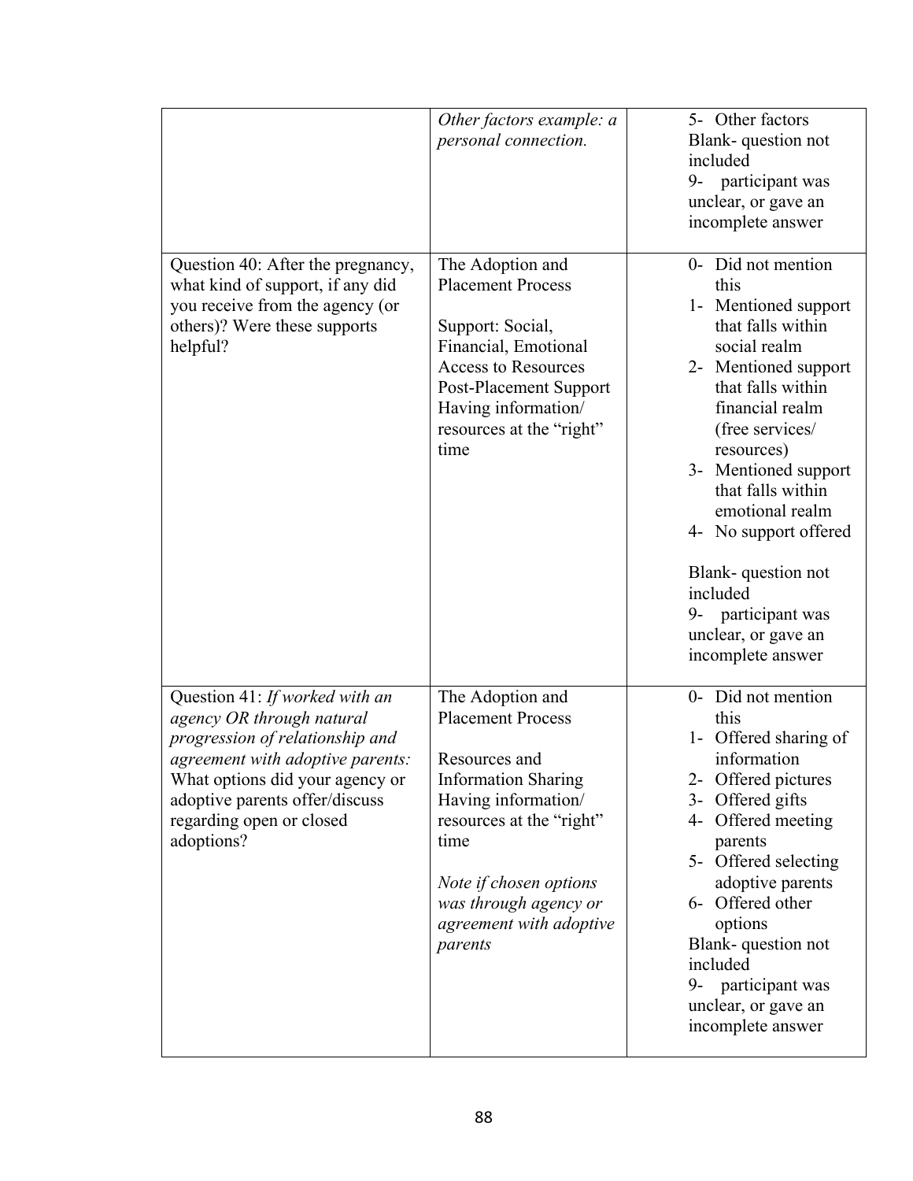|  |  |  |
|---|---|---|
|  | *Other factors example: a personal connection.* | 5- Other factors<br>Blank- question not included<br>9- participant was unclear, or gave an incomplete answer |
| Question 40: After the pregnancy, what kind of support, if any did you receive from the agency (or others)? Were these supports helpful? | The Adoption and Placement Process<br><br>Support: Social, Financial, Emotional<br>Access to Resources<br>Post-Placement Support<br>Having information/ resources at the "right" time | 0- Did not mention this<br>1- Mentioned support that falls within social realm<br>2- Mentioned support that falls within financial realm (free services/ resources)<br>3- Mentioned support that falls within emotional realm<br>4- No support offered<br><br>Blank- question not included<br>9- participant was unclear, or gave an incomplete answer |
| Question 41: *If worked with an agency OR through natural progression of relationship and agreement with adoptive parents:* What options did your agency or adoptive parents offer/discuss regarding open or closed adoptions? | The Adoption and Placement Process<br><br>Resources and Information Sharing<br>Having information/ resources at the "right" time<br><br>*Note if chosen options was through agency or agreement with adoptive parents* | 0- Did not mention this<br>1- Offered sharing of information<br>2- Offered pictures<br>3- Offered gifts<br>4- Offered meeting parents<br>5- Offered selecting adoptive parents<br>6- Offered other options<br>Blank- question not included<br>9- participant was unclear, or gave an incomplete answer |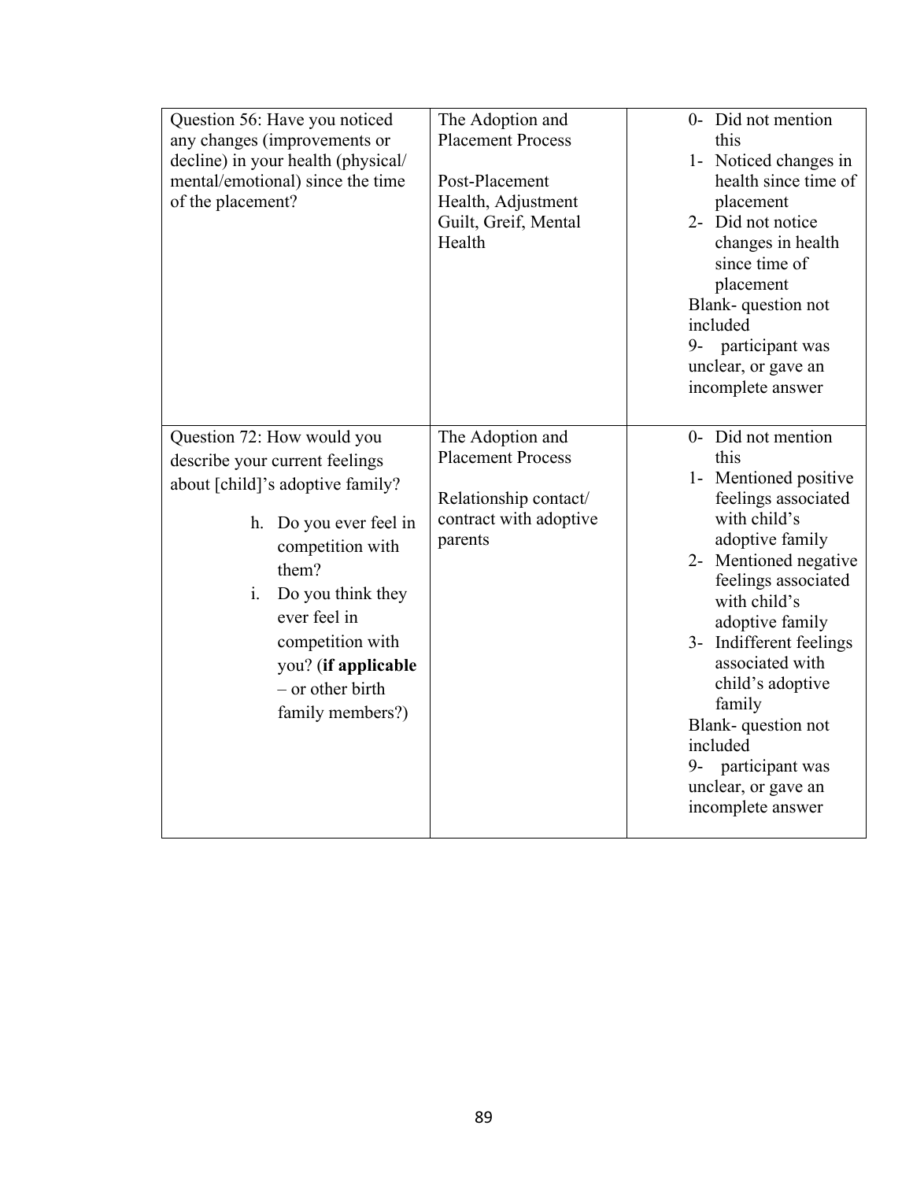| | | |
|---|---|---|
| Question 56: Have you noticed any changes (improvements or decline) in your health (physical/ mental/emotional) since the time of the placement? | The Adoption and Placement Process<br><br>Post-Placement Health, Adjustment Guilt, Greif, Mental Health | 0- Did not mention this<br>1- Noticed changes in health since time of placement<br>2- Did not notice changes in health since time of placement<br>Blank- question not included<br>9- participant was unclear, or gave an incomplete answer |
| Question 72: How would you describe your current feelings about [child]'s adoptive family?<br><br>h. Do you ever feel in competition with them?<br>i. Do you think they ever feel in competition with you? (**if applicable** – or other birth family members?) | The Adoption and Placement Process<br><br>Relationship contact/ contract with adoptive parents | 0- Did not mention this<br>1- Mentioned positive feelings associated with child's adoptive family<br>2- Mentioned negative feelings associated with child's adoptive family<br>3- Indifferent feelings associated with child's adoptive family<br>Blank- question not included<br>9- participant was unclear, or gave an incomplete answer |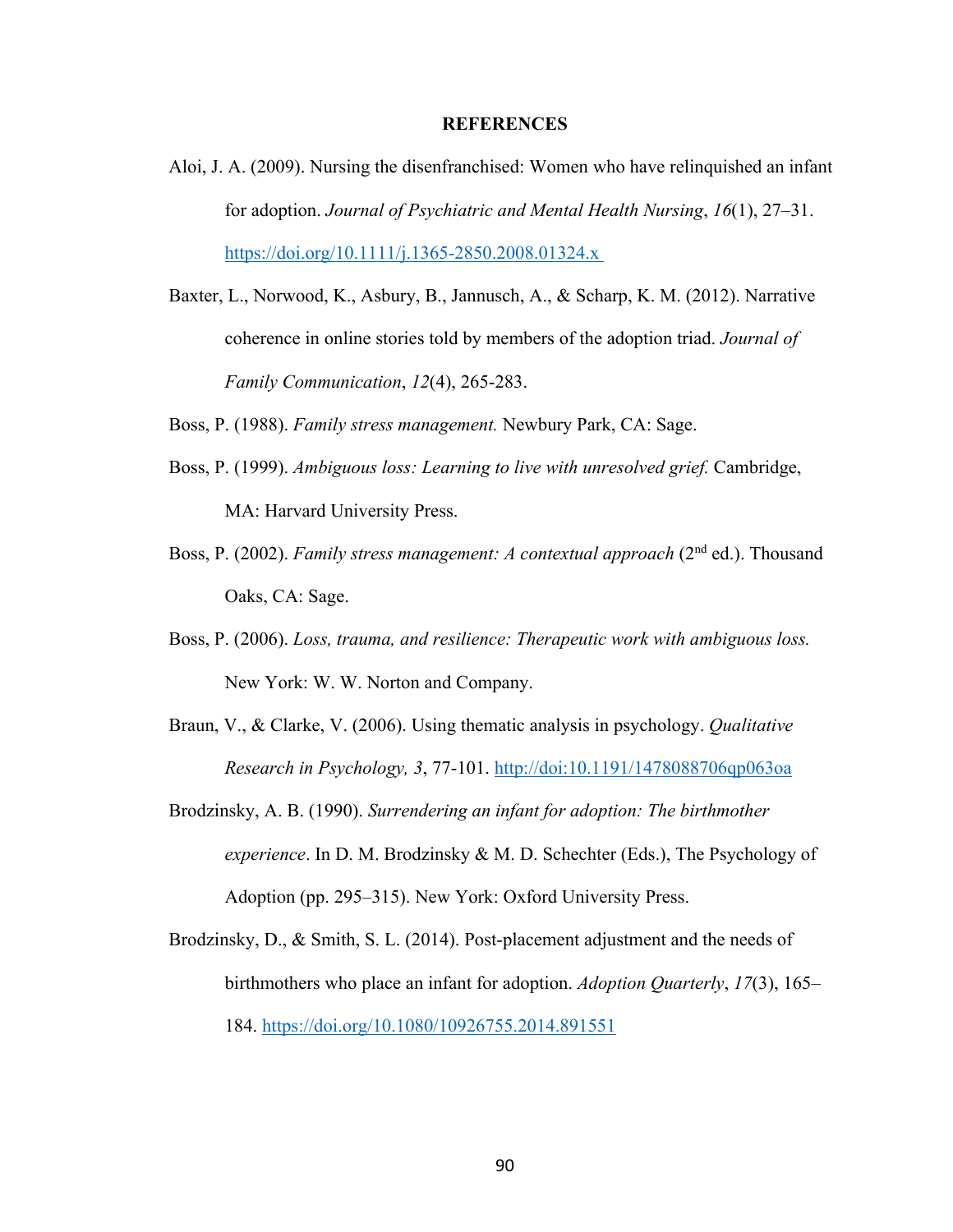# REFERENCES

Aloi, J. A. (2009). Nursing the disenfranchised: Women who have relinquished an infant for adoption. *Journal of Psychiatric and Mental Health Nursing*, *16*(1), 27–31. https://doi.org/10.1111/j.1365-2850.2008.01324.x

Baxter, L., Norwood, K., Asbury, B., Jannusch, A., & Scharp, K. M. (2012). Narrative coherence in online stories told by members of the adoption triad. *Journal of Family Communication*, *12*(4), 265-283.

Boss, P. (1988). *Family stress management.* Newbury Park, CA: Sage.

Boss, P. (1999). *Ambiguous loss: Learning to live with unresolved grief.* Cambridge, MA: Harvard University Press.

Boss, P. (2002). *Family stress management: A contextual approach* (2nd ed.). Thousand Oaks, CA: Sage.

Boss, P. (2006). *Loss, trauma, and resilience: Therapeutic work with ambiguous loss.* New York: W. W. Norton and Company.

Braun, V., & Clarke, V. (2006). Using thematic analysis in psychology. *Qualitative Research in Psychology, 3*, 77-101. http://doi:10.1191/1478088706qp063oa

Brodzinsky, A. B. (1990). *Surrendering an infant for adoption: The birthmother experience*. In D. M. Brodzinsky & M. D. Schechter (Eds.), The Psychology of Adoption (pp. 295–315). New York: Oxford University Press.

Brodzinsky, D., & Smith, S. L. (2014). Post-placement adjustment and the needs of birthmothers who place an infant for adoption. *Adoption Quarterly*, *17*(3), 165–184. https://doi.org/10.1080/10926755.2014.891551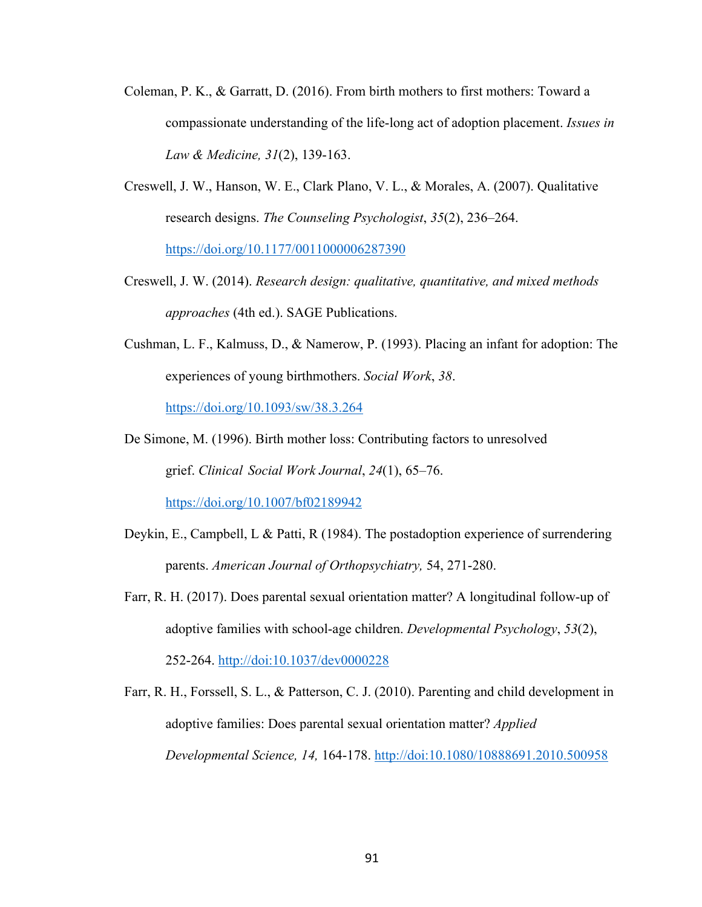Coleman, P. K., & Garratt, D. (2016). From birth mothers to first mothers: Toward a compassionate understanding of the life-long act of adoption placement. *Issues in Law & Medicine, 31*(2), 139-163.

Creswell, J. W., Hanson, W. E., Clark Plano, V. L., & Morales, A. (2007). Qualitative research designs. *The Counseling Psychologist*, *35*(2), 236–264. https://doi.org/10.1177/0011000006287390

Creswell, J. W. (2014). *Research design: qualitative, quantitative, and mixed methods approaches* (4th ed.). SAGE Publications.

Cushman, L. F., Kalmuss, D., & Namerow, P. (1993). Placing an infant for adoption: The experiences of young birthmothers. *Social Work*, *38*. https://doi.org/10.1093/sw/38.3.264

De Simone, M. (1996). Birth mother loss: Contributing factors to unresolved grief. *Clinical Social Work Journal*, *24*(1), 65–76. https://doi.org/10.1007/bf02189942

Deykin, E., Campbell, L & Patti, R (1984). The postadoption experience of surrendering parents. *American Journal of Orthopsychiatry,* 54, 271-280.

Farr, R. H. (2017). Does parental sexual orientation matter? A longitudinal follow-up of adoptive families with school-age children. *Developmental Psychology*, *53*(2), 252-264. http://doi:10.1037/dev0000228

Farr, R. H., Forssell, S. L., & Patterson, C. J. (2010). Parenting and child development in adoptive families: Does parental sexual orientation matter? *Applied Developmental Science, 14,* 164-178. http://doi:10.1080/10888691.2010.500958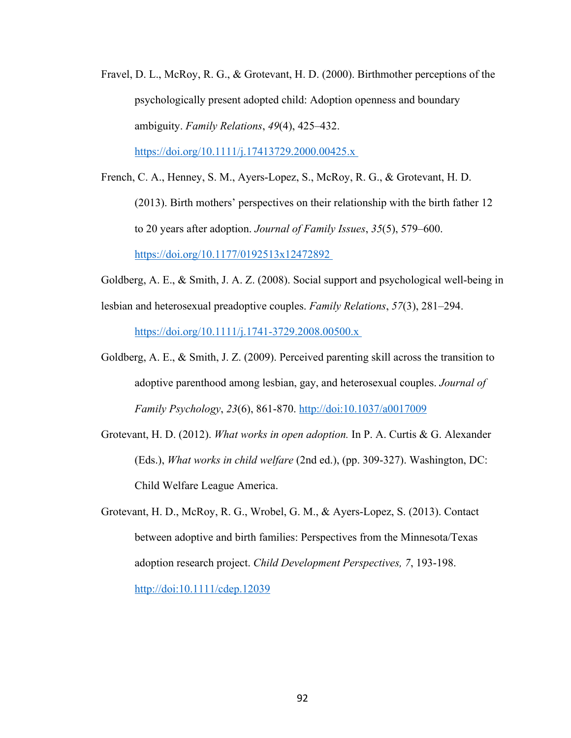Fravel, D. L., McRoy, R. G., & Grotevant, H. D. (2000). Birthmother perceptions of the psychologically present adopted child: Adoption openness and boundary ambiguity. *Family Relations*, *49*(4), 425–432. https://doi.org/10.1111/j.17413729.2000.00425.x

French, C. A., Henney, S. M., Ayers-Lopez, S., McRoy, R. G., & Grotevant, H. D. (2013). Birth mothers' perspectives on their relationship with the birth father 12 to 20 years after adoption. *Journal of Family Issues*, *35*(5), 579–600. https://doi.org/10.1177/0192513x12472892

Goldberg, A. E., & Smith, J. A. Z. (2008). Social support and psychological well-being in lesbian and heterosexual preadoptive couples. *Family Relations*, *57*(3), 281–294. https://doi.org/10.1111/j.1741-3729.2008.00500.x

Goldberg, A. E., & Smith, J. Z. (2009). Perceived parenting skill across the transition to adoptive parenthood among lesbian, gay, and heterosexual couples. *Journal of Family Psychology*, *23*(6), 861-870. http://doi:10.1037/a0017009

Grotevant, H. D. (2012). *What works in open adoption.* In P. A. Curtis & G. Alexander (Eds.), *What works in child welfare* (2nd ed.), (pp. 309-327). Washington, DC: Child Welfare League America.

Grotevant, H. D., McRoy, R. G., Wrobel, G. M., & Ayers-Lopez, S. (2013). Contact between adoptive and birth families: Perspectives from the Minnesota/Texas adoption research project. *Child Development Perspectives, 7*, 193-198. http://doi:10.1111/cdep.12039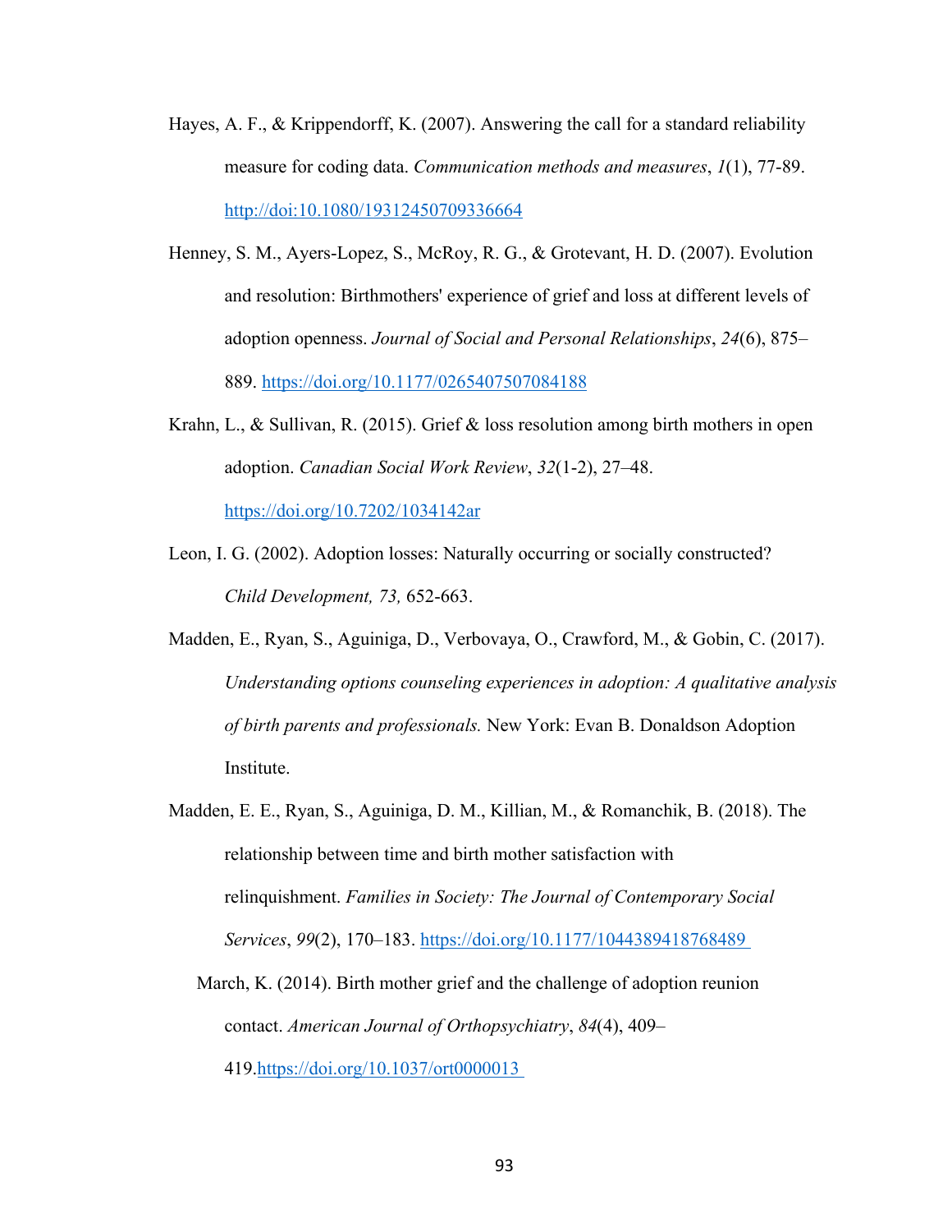Hayes, A. F., & Krippendorff, K. (2007). Answering the call for a standard reliability measure for coding data. *Communication methods and measures*, *1*(1), 77-89. http://doi:10.1080/19312450709336664

Henney, S. M., Ayers-Lopez, S., McRoy, R. G., & Grotevant, H. D. (2007). Evolution and resolution: Birthmothers' experience of grief and loss at different levels of adoption openness. *Journal of Social and Personal Relationships*, *24*(6), 875–889. https://doi.org/10.1177/0265407507084188

Krahn, L., & Sullivan, R. (2015). Grief & loss resolution among birth mothers in open adoption. *Canadian Social Work Review*, *32*(1-2), 27–48. https://doi.org/10.7202/1034142ar

Leon, I. G. (2002). Adoption losses: Naturally occurring or socially constructed? *Child Development, 73,* 652-663.

Madden, E., Ryan, S., Aguiniga, D., Verbovaya, O., Crawford, M., & Gobin, C. (2017). *Understanding options counseling experiences in adoption: A qualitative analysis of birth parents and professionals.* New York: Evan B. Donaldson Adoption Institute.

Madden, E. E., Ryan, S., Aguiniga, D. M., Killian, M., & Romanchik, B. (2018). The relationship between time and birth mother satisfaction with relinquishment. *Families in Society: The Journal of Contemporary Social Services*, *99*(2), 170–183. https://doi.org/10.1177/1044389418768489

March, K. (2014). Birth mother grief and the challenge of adoption reunion contact. *American Journal of Orthopsychiatry*, *84*(4), 409–419.https://doi.org/10.1037/ort0000013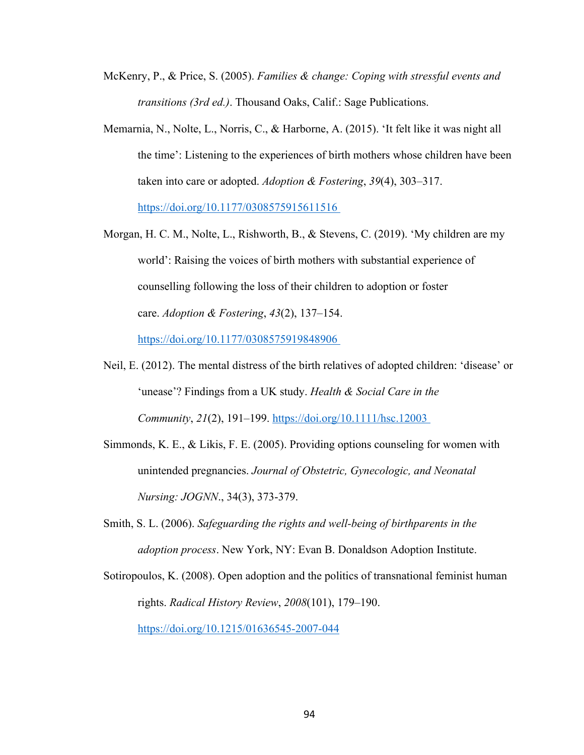McKenry, P., & Price, S. (2005). *Families & change: Coping with stressful events and transitions (3rd ed.)*. Thousand Oaks, Calif.: Sage Publications.

Memarnia, N., Nolte, L., Norris, C., & Harborne, A. (2015). 'It felt like it was night all the time': Listening to the experiences of birth mothers whose children have been taken into care or adopted. *Adoption & Fostering*, *39*(4), 303–317. https://doi.org/10.1177/0308575915611516

Morgan, H. C. M., Nolte, L., Rishworth, B., & Stevens, C. (2019). 'My children are my world': Raising the voices of birth mothers with substantial experience of counselling following the loss of their children to adoption or foster care. *Adoption & Fostering*, *43*(2), 137–154. https://doi.org/10.1177/0308575919848906

Neil, E. (2012). The mental distress of the birth relatives of adopted children: 'disease' or 'unease'? Findings from a UK study. *Health & Social Care in the Community*, *21*(2), 191–199. https://doi.org/10.1111/hsc.12003

Simmonds, K. E., & Likis, F. E. (2005). Providing options counseling for women with unintended pregnancies. *Journal of Obstetric, Gynecologic, and Neonatal Nursing: JOGNN*., 34(3), 373-379.

Smith, S. L. (2006). *Safeguarding the rights and well-being of birthparents in the adoption process*. New York, NY: Evan B. Donaldson Adoption Institute.

Sotiropoulos, K. (2008). Open adoption and the politics of transnational feminist human rights. *Radical History Review*, *2008*(101), 179–190. https://doi.org/10.1215/01636545-2007-044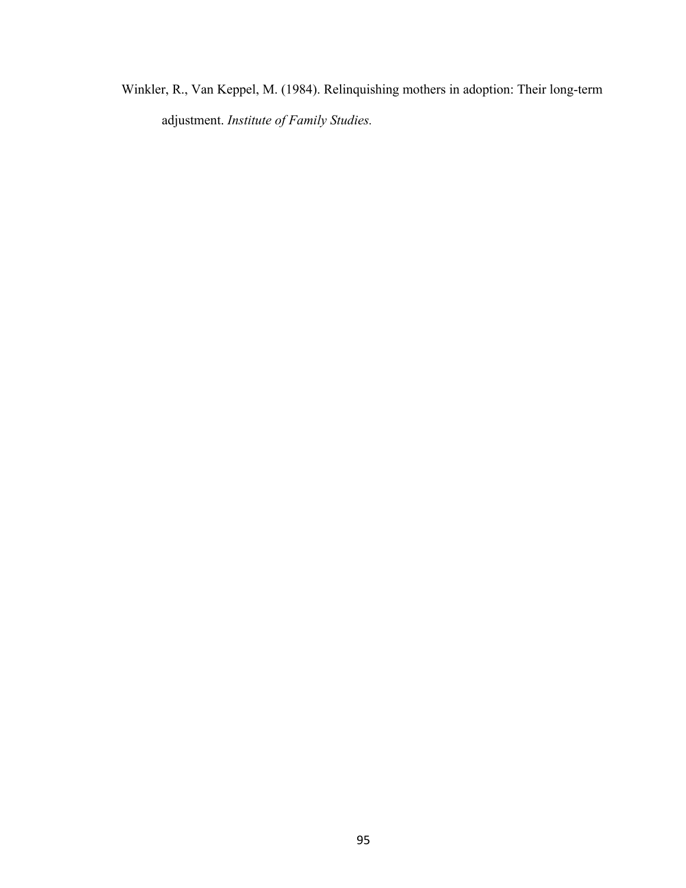Winkler, R., Van Keppel, M. (1984). Relinquishing mothers in adoption: Their long-term adjustment. *Institute of Family Studies.*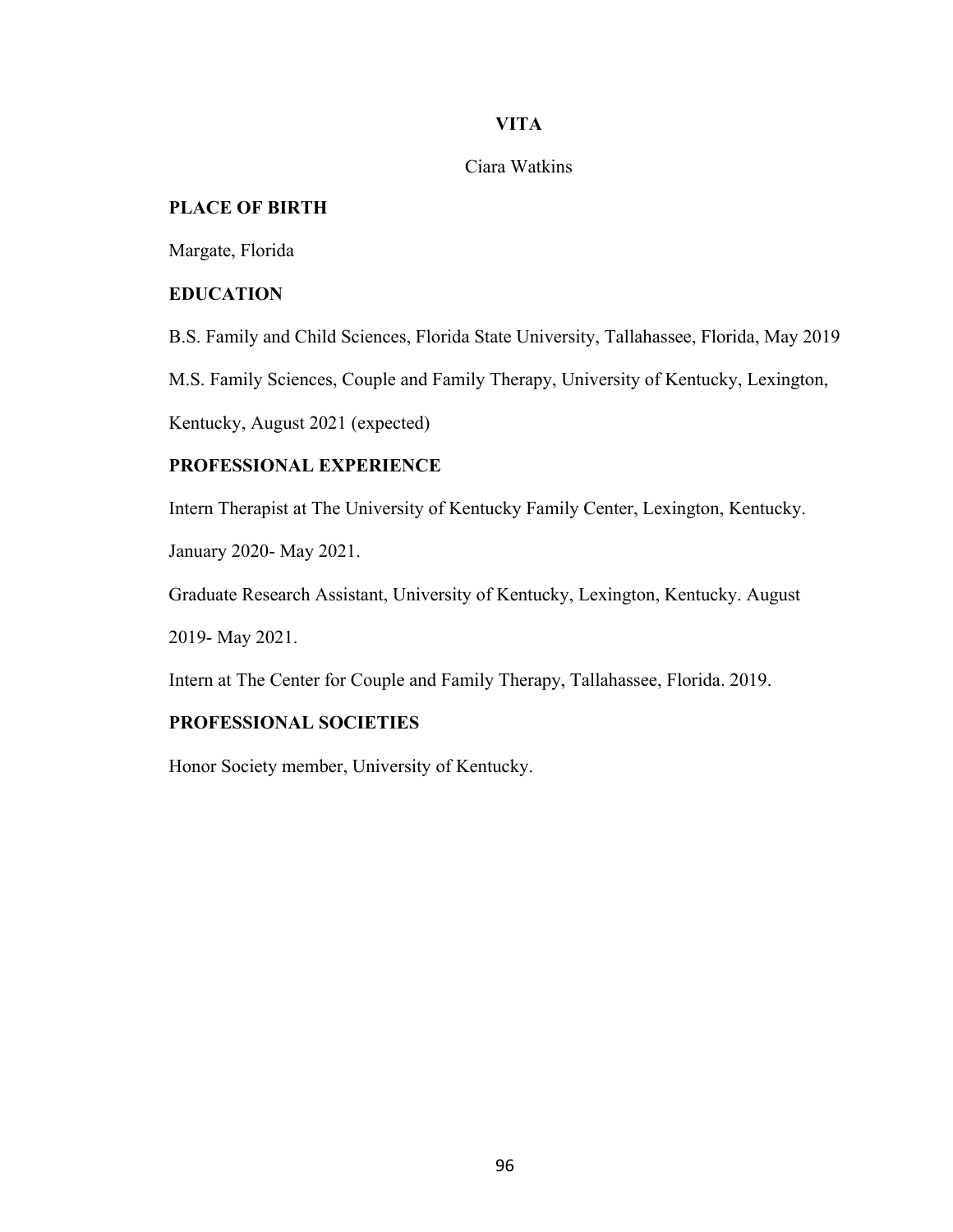# VITA

Ciara Watkins

## PLACE OF BIRTH

Margate, Florida

## EDUCATION

B.S. Family and Child Sciences, Florida State University, Tallahassee, Florida, May 2019

M.S. Family Sciences, Couple and Family Therapy, University of Kentucky, Lexington, Kentucky, August 2021 (expected)

## PROFESSIONAL EXPERIENCE

Intern Therapist at The University of Kentucky Family Center, Lexington, Kentucky. January 2020- May 2021.

Graduate Research Assistant, University of Kentucky, Lexington, Kentucky. August 2019- May 2021.

Intern at The Center for Couple and Family Therapy, Tallahassee, Florida. 2019.

## PROFESSIONAL SOCIETIES

Honor Society member, University of Kentucky.